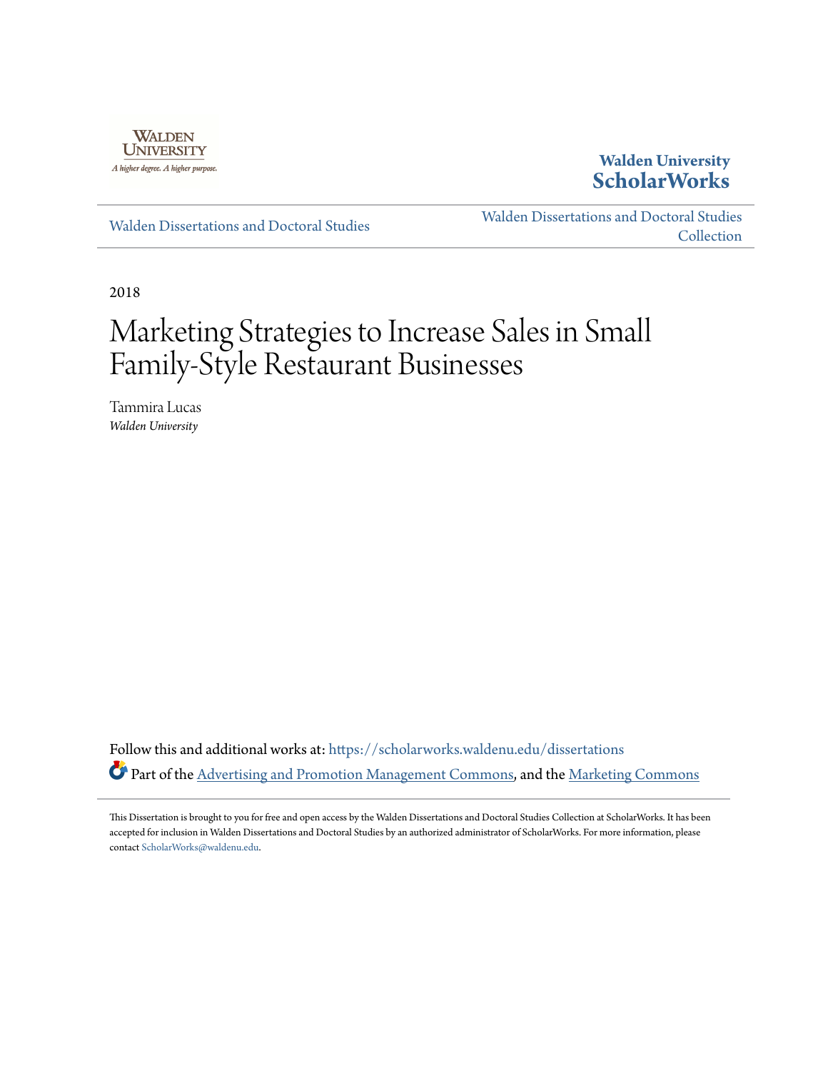Walden University ScholarWorks

Walden Dissertations and Doctoral Studies

Walden Dissertations and Doctoral Studies Collection

2018

# Marketing Strategies to Increase Sales in Small Family-Style Restaurant Businesses

Tammira Lucas
*Walden University*

Follow this and additional works at: https://scholarworks.waldenu.edu/dissertations

Part of the Advertising and Promotion Management Commons, and the Marketing Commons

This Dissertation is brought to you for free and open access by the Walden Dissertations and Doctoral Studies Collection at ScholarWorks. It has been accepted for inclusion in Walden Dissertations and Doctoral Studies by an authorized administrator of ScholarWorks. For more information, please contact ScholarWorks@waldenu.edu.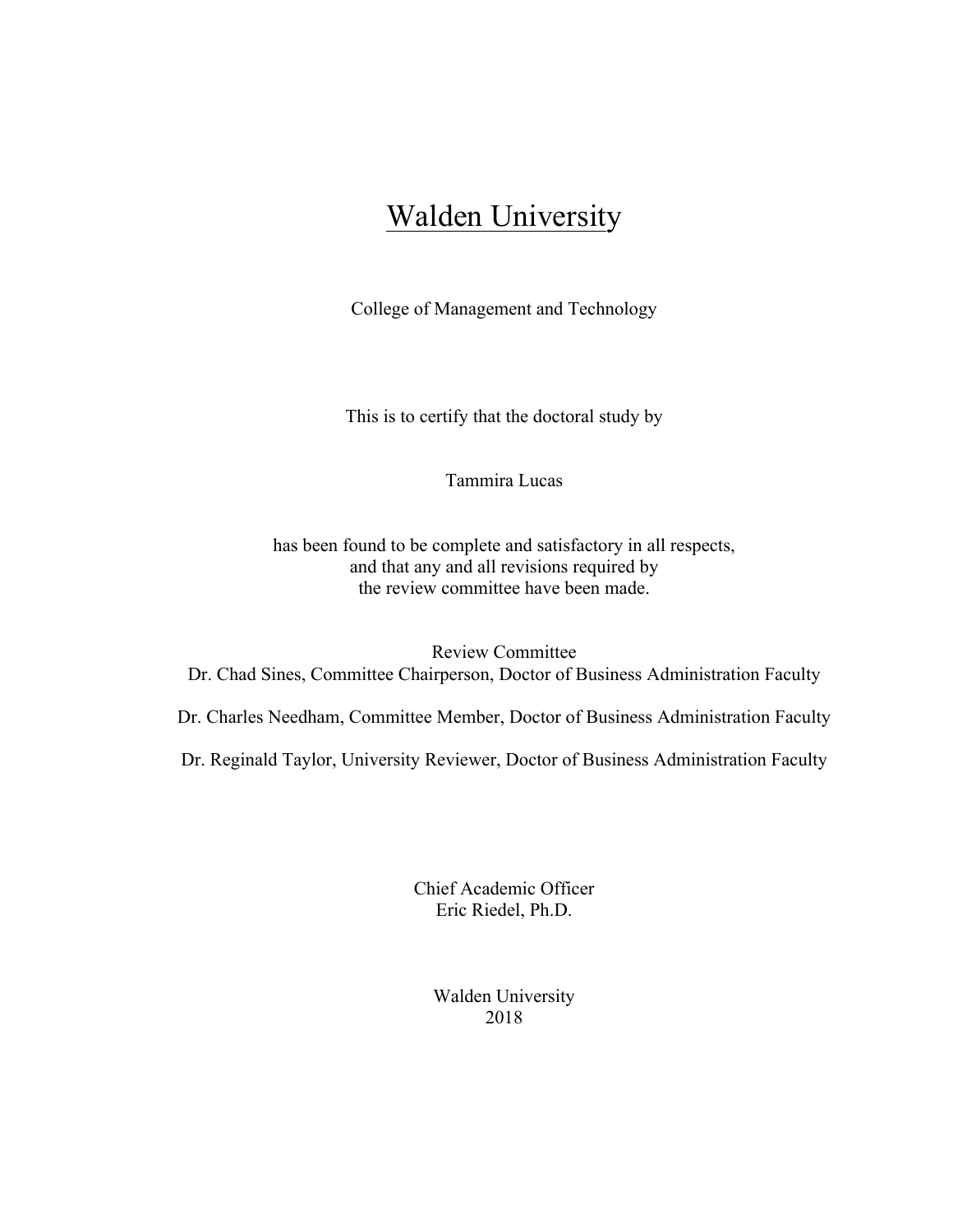# Walden University

College of Management and Technology

This is to certify that the doctoral study by

Tammira Lucas

has been found to be complete and satisfactory in all respects,
and that any and all revisions required by
the review committee have been made.

Review Committee
Dr. Chad Sines, Committee Chairperson, Doctor of Business Administration Faculty

Dr. Charles Needham, Committee Member, Doctor of Business Administration Faculty

Dr. Reginald Taylor, University Reviewer, Doctor of Business Administration Faculty

Chief Academic Officer
Eric Riedel, Ph.D.

Walden University
2018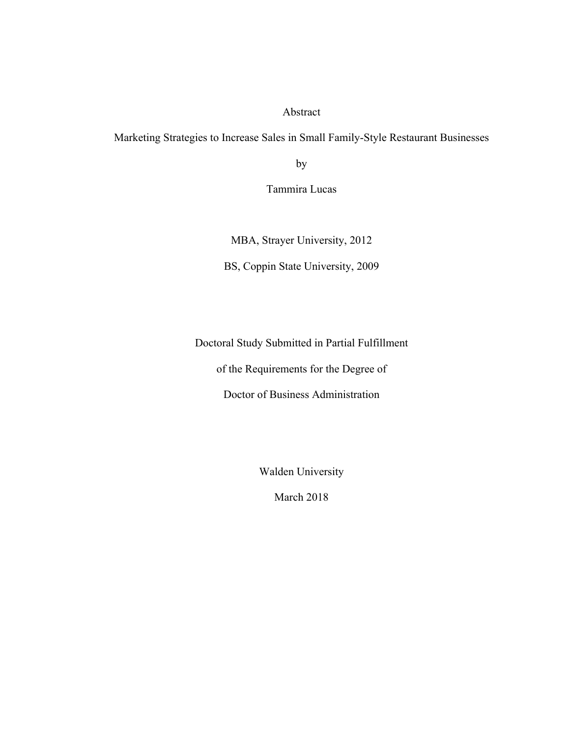Abstract

Marketing Strategies to Increase Sales in Small Family-Style Restaurant Businesses

by

Tammira Lucas

MBA, Strayer University, 2012

BS, Coppin State University, 2009

Doctoral Study Submitted in Partial Fulfillment

of the Requirements for the Degree of

Doctor of Business Administration

Walden University

March 2018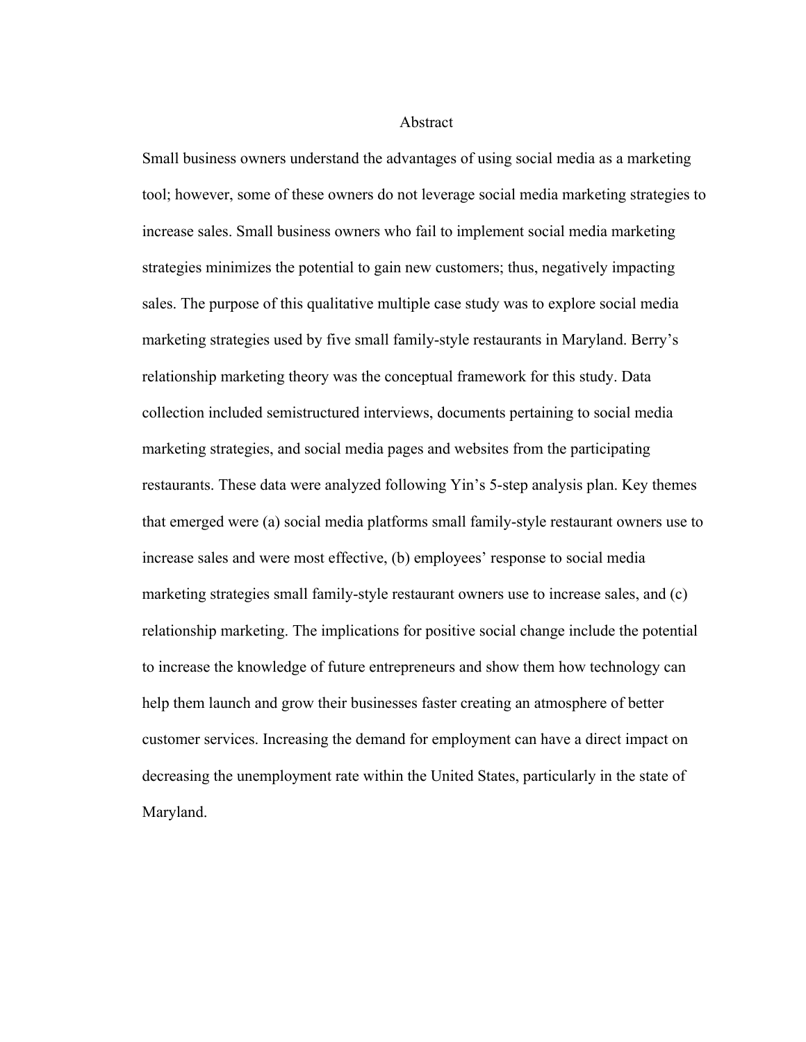# Abstract

Small business owners understand the advantages of using social media as a marketing tool; however, some of these owners do not leverage social media marketing strategies to increase sales. Small business owners who fail to implement social media marketing strategies minimizes the potential to gain new customers; thus, negatively impacting sales. The purpose of this qualitative multiple case study was to explore social media marketing strategies used by five small family-style restaurants in Maryland. Berry's relationship marketing theory was the conceptual framework for this study. Data collection included semistructured interviews, documents pertaining to social media marketing strategies, and social media pages and websites from the participating restaurants. These data were analyzed following Yin's 5-step analysis plan. Key themes that emerged were (a) social media platforms small family-style restaurant owners use to increase sales and were most effective, (b) employees' response to social media marketing strategies small family-style restaurant owners use to increase sales, and (c) relationship marketing. The implications for positive social change include the potential to increase the knowledge of future entrepreneurs and show them how technology can help them launch and grow their businesses faster creating an atmosphere of better customer services. Increasing the demand for employment can have a direct impact on decreasing the unemployment rate within the United States, particularly in the state of Maryland.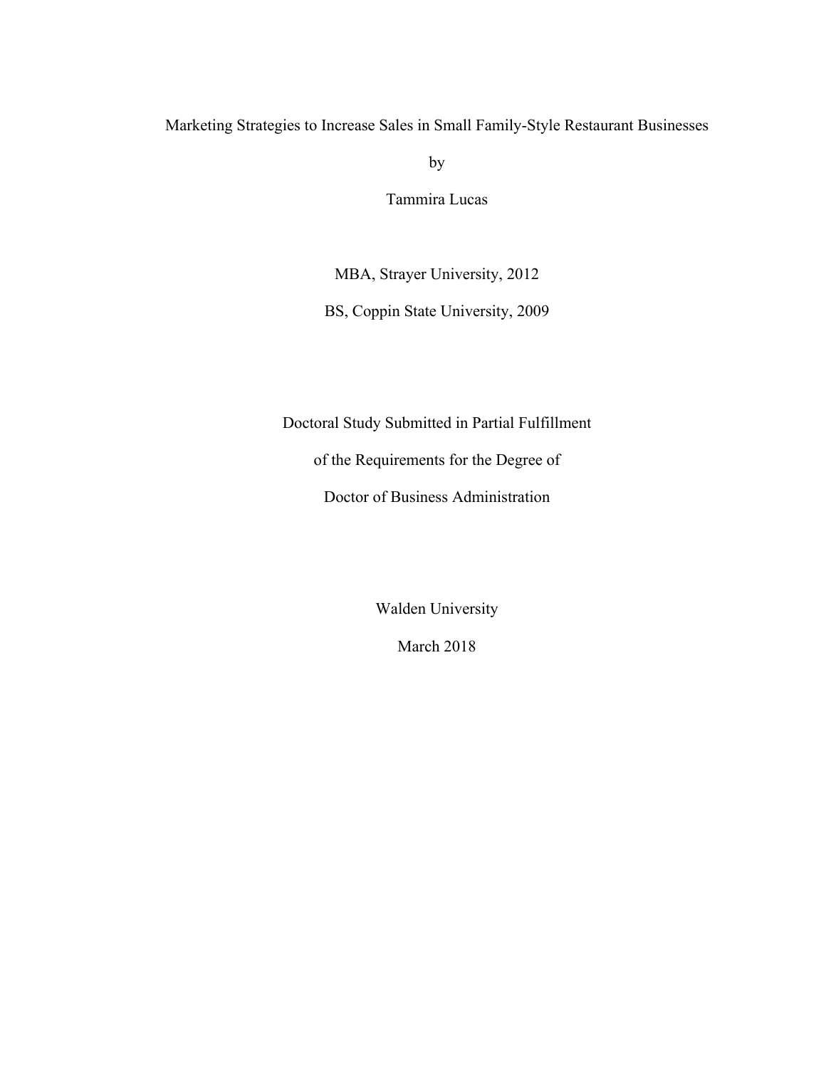Marketing Strategies to Increase Sales in Small Family-Style Restaurant Businesses

by

Tammira Lucas

MBA, Strayer University, 2012

BS, Coppin State University, 2009

Doctoral Study Submitted in Partial Fulfillment

of the Requirements for the Degree of

Doctor of Business Administration

Walden University

March 2018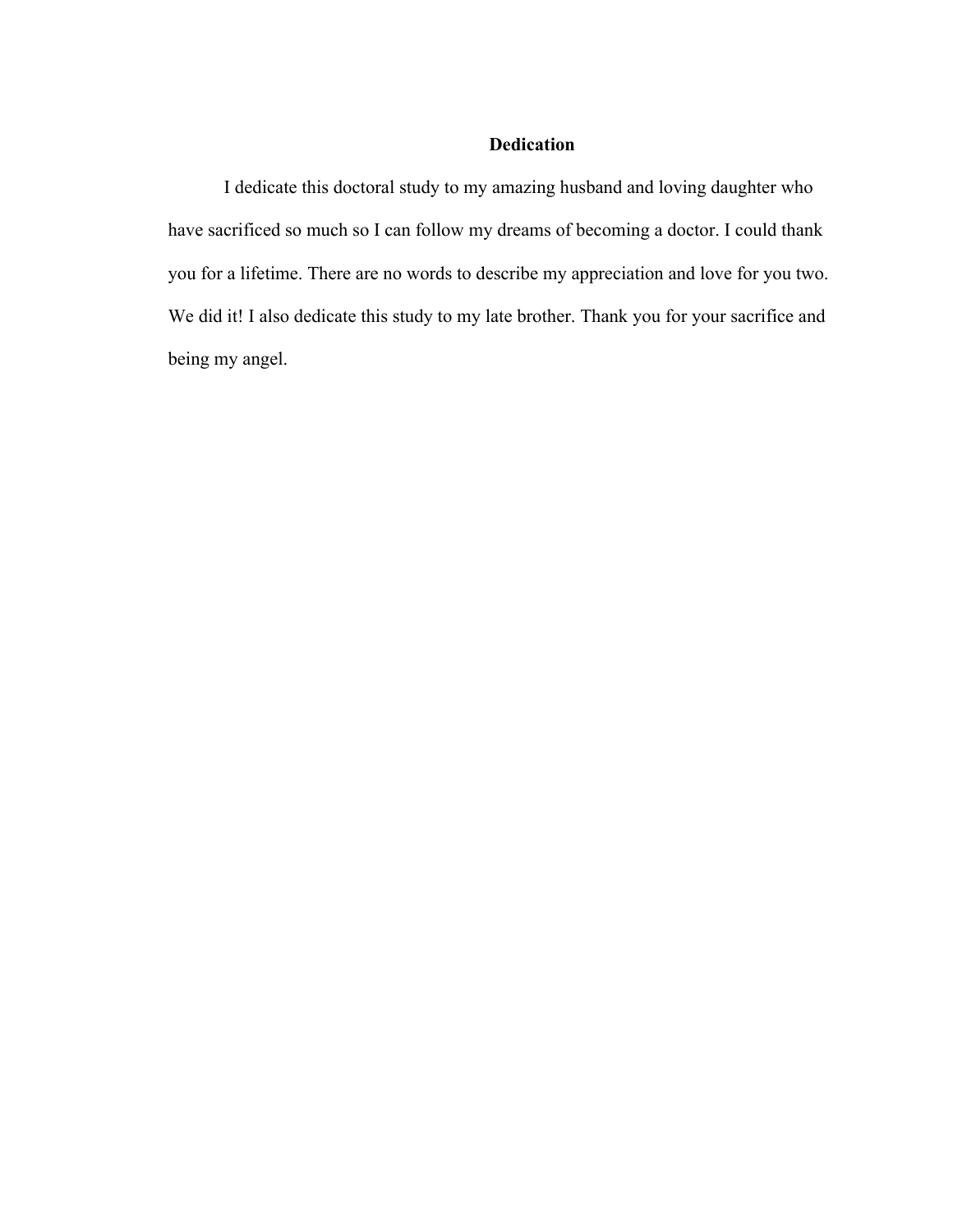# Dedication

I dedicate this doctoral study to my amazing husband and loving daughter who have sacrificed so much so I can follow my dreams of becoming a doctor. I could thank you for a lifetime. There are no words to describe my appreciation and love for you two. We did it! I also dedicate this study to my late brother. Thank you for your sacrifice and being my angel.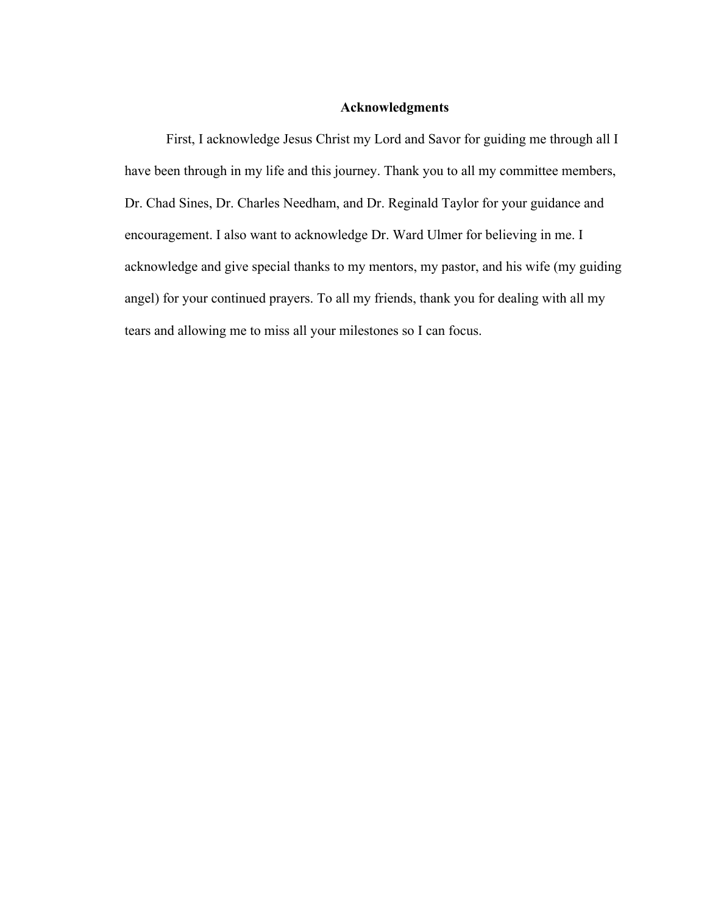## Acknowledgments

First, I acknowledge Jesus Christ my Lord and Savor for guiding me through all I have been through in my life and this journey. Thank you to all my committee members, Dr. Chad Sines, Dr. Charles Needham, and Dr. Reginald Taylor for your guidance and encouragement. I also want to acknowledge Dr. Ward Ulmer for believing in me. I acknowledge and give special thanks to my mentors, my pastor, and his wife (my guiding angel) for your continued prayers. To all my friends, thank you for dealing with all my tears and allowing me to miss all your milestones so I can focus.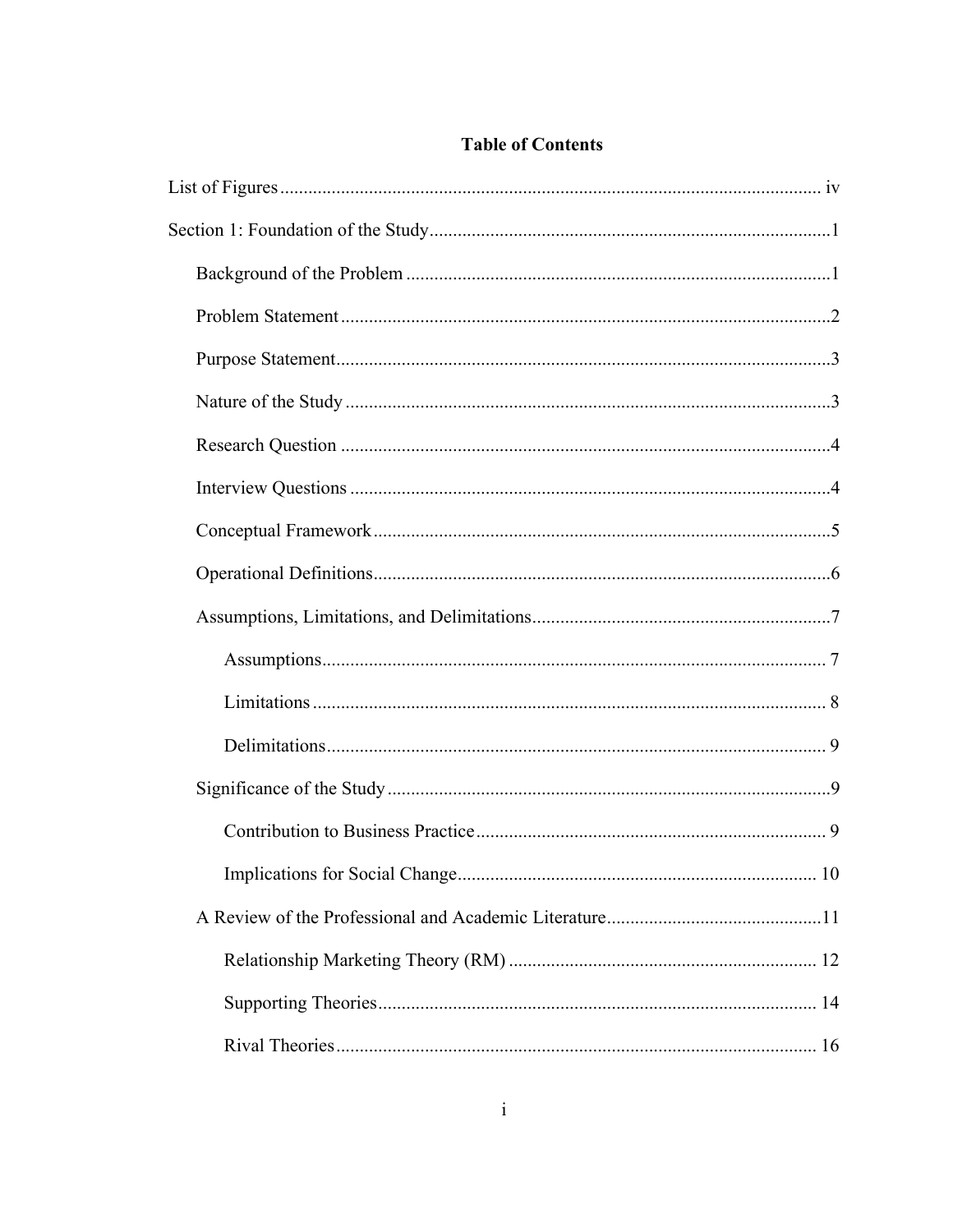## Table of Contents

List of Figures ..................................................................................................................... iv

Section 1: Foundation of the Study .....................................................................................1

- Background of the Problem ..........................................................................................1
- Problem Statement ........................................................................................................2
- Purpose Statement.........................................................................................................3
- Nature of the Study .......................................................................................................3
- Research Question ........................................................................................................4
- Interview Questions ......................................................................................................4
- Conceptual Framework .................................................................................................5
- Operational Definitions.................................................................................................6
- Assumptions, Limitations, and Delimitations...............................................................7
  - Assumptions........................................................................................................... 7
  - Limitations ............................................................................................................. 8
  - Delimitations.......................................................................................................... 9
- Significance of the Study ..............................................................................................9
  - Contribution to Business Practice .......................................................................... 9
  - Implications for Social Change............................................................................ 10
- A Review of the Professional and Academic Literature.............................................11
  - Relationship Marketing Theory (RM) ................................................................. 12
  - Supporting Theories............................................................................................. 14
  - Rival Theories...................................................................................................... 16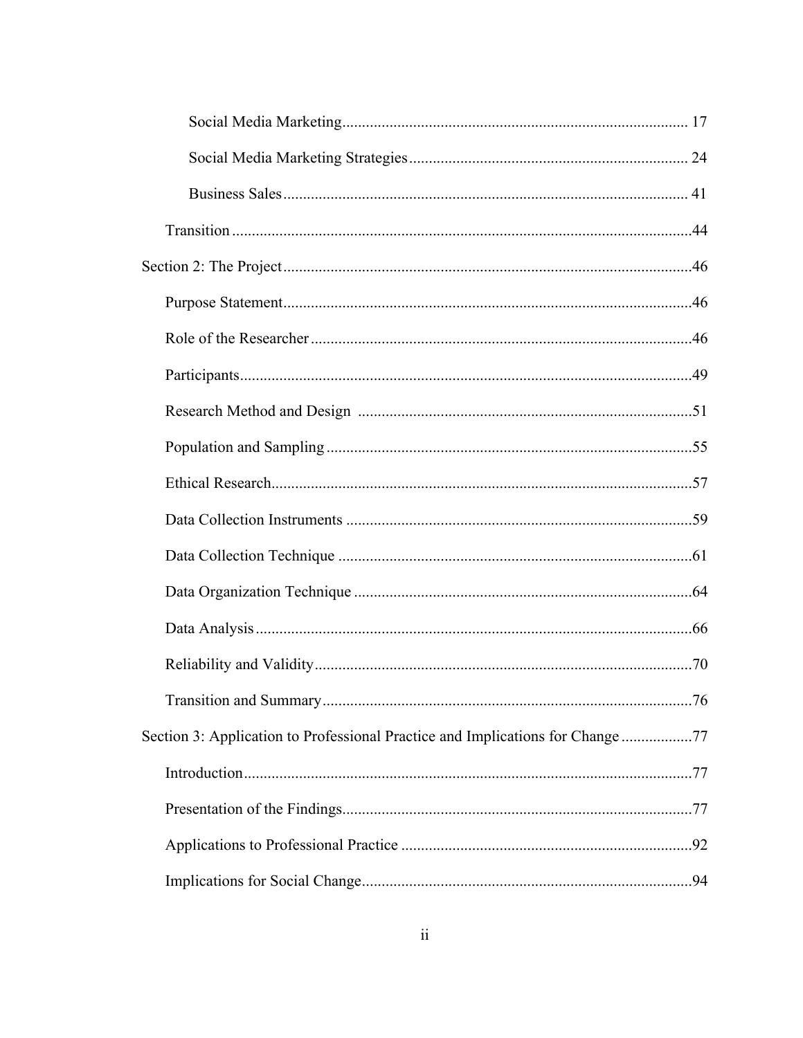Social Media Marketing ........................................................................................ 17

Social Media Marketing Strategies ...................................................................... 24

Business Sales ...................................................................................................... 41

Transition .................................................................................................................... 44

Section 2: The Project ....................................................................................................... 46

Purpose Statement ....................................................................................................... 46

Role of the Researcher ................................................................................................ 46

Participants .................................................................................................................. 49

Research Method and Design ..................................................................................... 51

Population and Sampling ............................................................................................ 55

Ethical Research .......................................................................................................... 57

Data Collection Instruments ....................................................................................... 59

Data Collection Technique .......................................................................................... 61

Data Organization Technique ..................................................................................... 64

Data Analysis .............................................................................................................. 66

Reliability and Validity ............................................................................................... 70

Transition and Summary ............................................................................................. 76

Section 3: Application to Professional Practice and Implications for Change .................. 77

Introduction ................................................................................................................. 77

Presentation of the Findings ........................................................................................ 77

Applications to Professional Practice ......................................................................... 92

Implications for Social Change ................................................................................... 94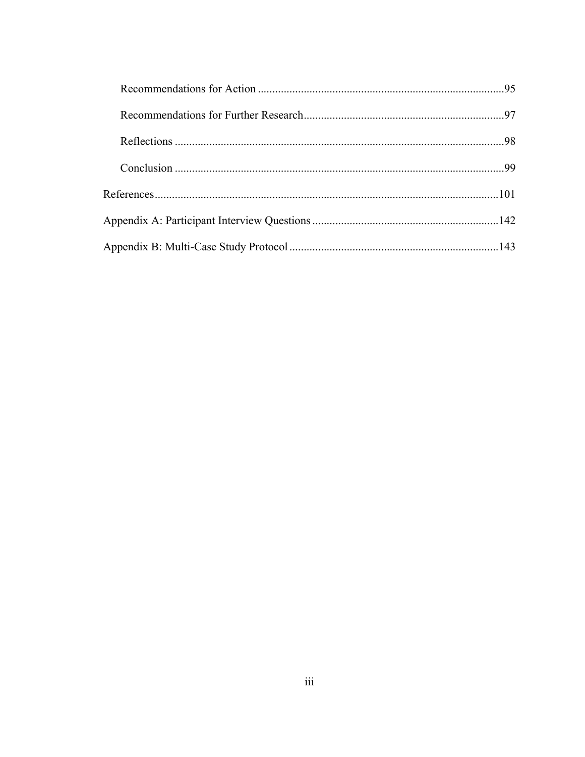Recommendations for Action ....................................................................................95

Recommendations for Further Research....................................................................97

Reflections .................................................................................................................98

Conclusion .................................................................................................................99

References......................................................................................................................101

Appendix A: Participant Interview Questions ...............................................................142

Appendix B: Multi-Case Study Protocol ......................................................................143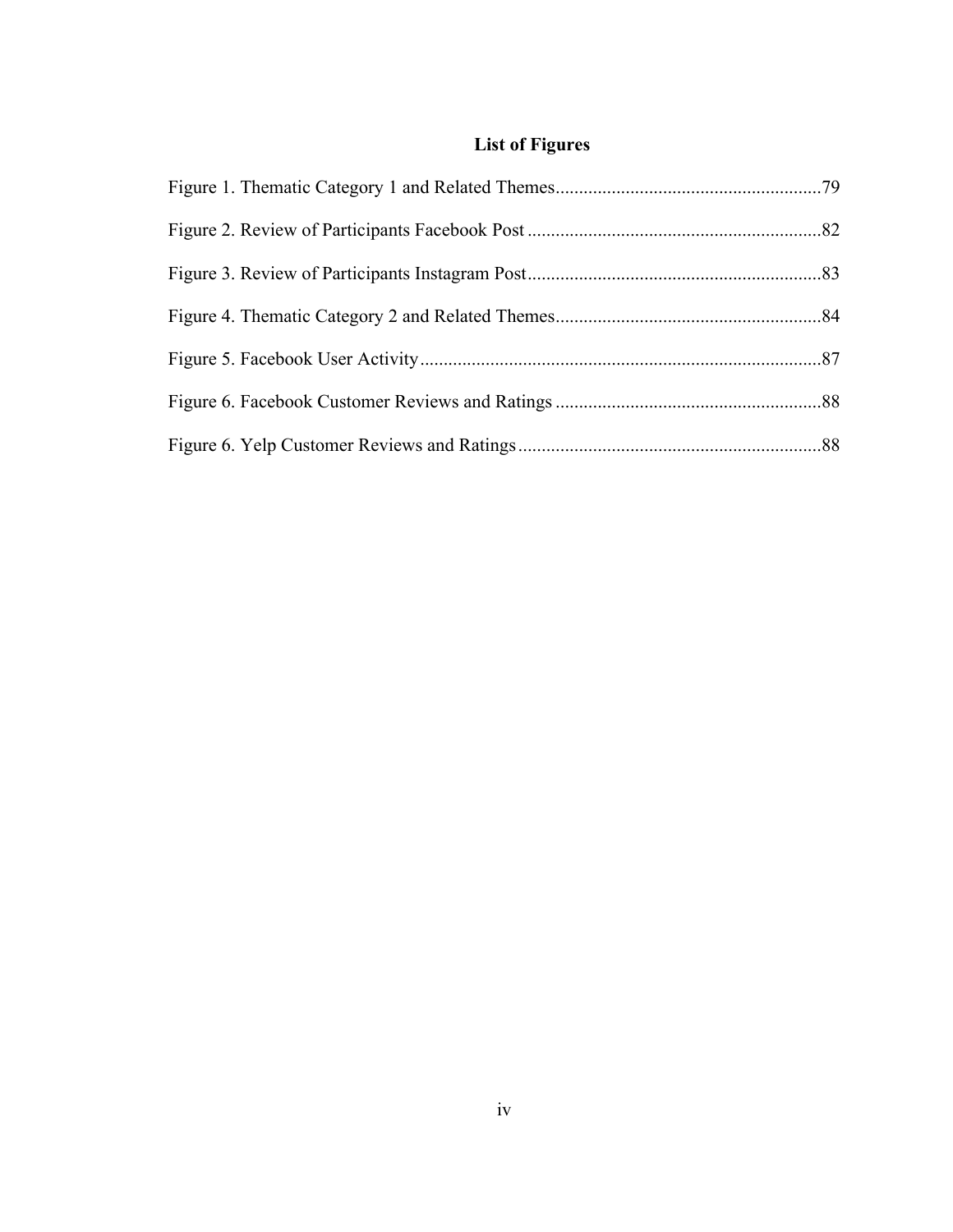# List of Figures

Figure 1. Thematic Category 1 and Related Themes.........................................................79

Figure 2. Review of Participants Facebook Post ...............................................................82

Figure 3. Review of Participants Instagram Post...............................................................83

Figure 4. Thematic Category 2 and Related Themes.........................................................84

Figure 5. Facebook User Activity......................................................................................87

Figure 6. Facebook Customer Reviews and Ratings .........................................................88

Figure 6. Yelp Customer Reviews and Ratings.................................................................88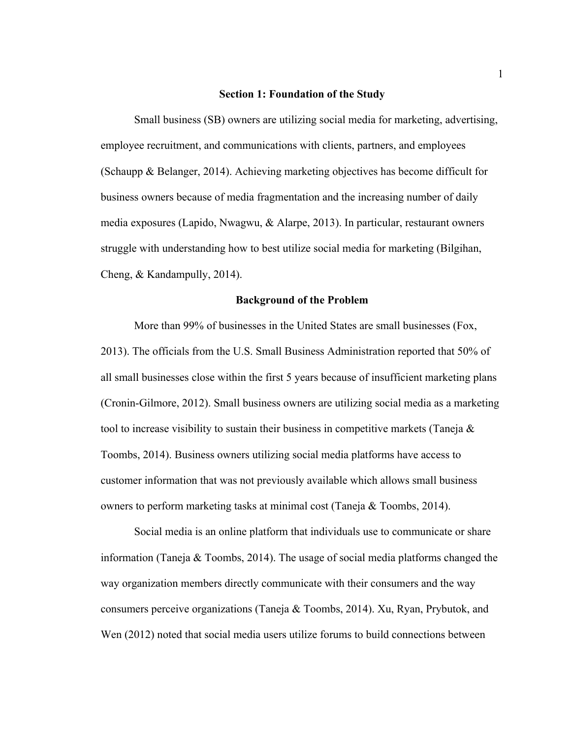## Section 1: Foundation of the Study

Small business (SB) owners are utilizing social media for marketing, advertising, employee recruitment, and communications with clients, partners, and employees (Schaupp & Belanger, 2014). Achieving marketing objectives has become difficult for business owners because of media fragmentation and the increasing number of daily media exposures (Lapido, Nwagwu, & Alarpe, 2013). In particular, restaurant owners struggle with understanding how to best utilize social media for marketing (Bilgihan, Cheng, & Kandampully, 2014).

### Background of the Problem

More than 99% of businesses in the United States are small businesses (Fox, 2013). The officials from the U.S. Small Business Administration reported that 50% of all small businesses close within the first 5 years because of insufficient marketing plans (Cronin-Gilmore, 2012). Small business owners are utilizing social media as a marketing tool to increase visibility to sustain their business in competitive markets (Taneja & Toombs, 2014). Business owners utilizing social media platforms have access to customer information that was not previously available which allows small business owners to perform marketing tasks at minimal cost (Taneja & Toombs, 2014).

Social media is an online platform that individuals use to communicate or share information (Taneja & Toombs, 2014). The usage of social media platforms changed the way organization members directly communicate with their consumers and the way consumers perceive organizations (Taneja & Toombs, 2014). Xu, Ryan, Prybutok, and Wen (2012) noted that social media users utilize forums to build connections between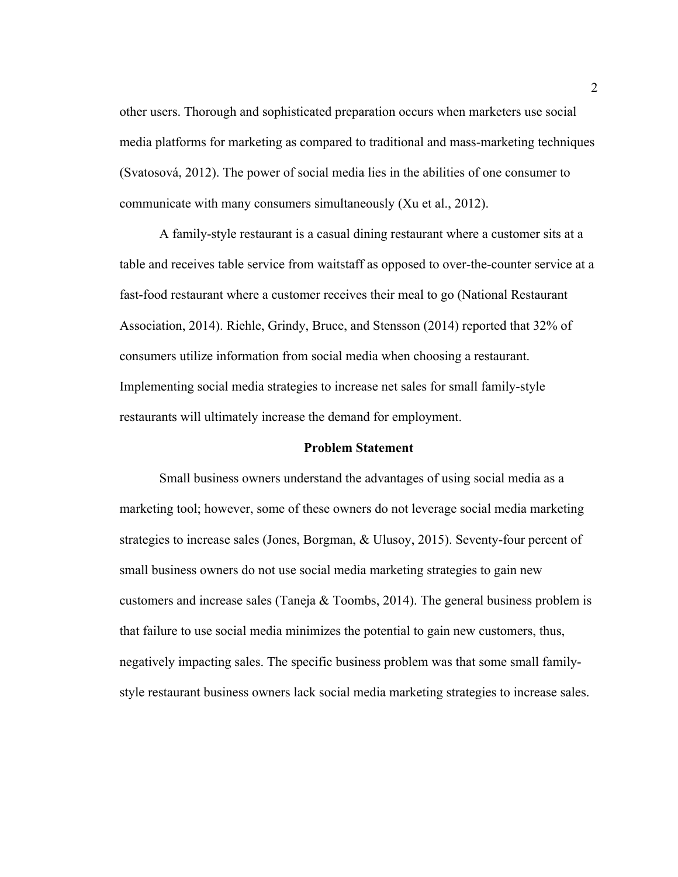other users. Thorough and sophisticated preparation occurs when marketers use social media platforms for marketing as compared to traditional and mass-marketing techniques (Svatosová, 2012). The power of social media lies in the abilities of one consumer to communicate with many consumers simultaneously (Xu et al., 2012).

A family-style restaurant is a casual dining restaurant where a customer sits at a table and receives table service from waitstaff as opposed to over-the-counter service at a fast-food restaurant where a customer receives their meal to go (National Restaurant Association, 2014). Riehle, Grindy, Bruce, and Stensson (2014) reported that 32% of consumers utilize information from social media when choosing a restaurant. Implementing social media strategies to increase net sales for small family-style restaurants will ultimately increase the demand for employment.

## Problem Statement

Small business owners understand the advantages of using social media as a marketing tool; however, some of these owners do not leverage social media marketing strategies to increase sales (Jones, Borgman, & Ulusoy, 2015). Seventy-four percent of small business owners do not use social media marketing strategies to gain new customers and increase sales (Taneja & Toombs, 2014). The general business problem is that failure to use social media minimizes the potential to gain new customers, thus, negatively impacting sales. The specific business problem was that some small family-style restaurant business owners lack social media marketing strategies to increase sales.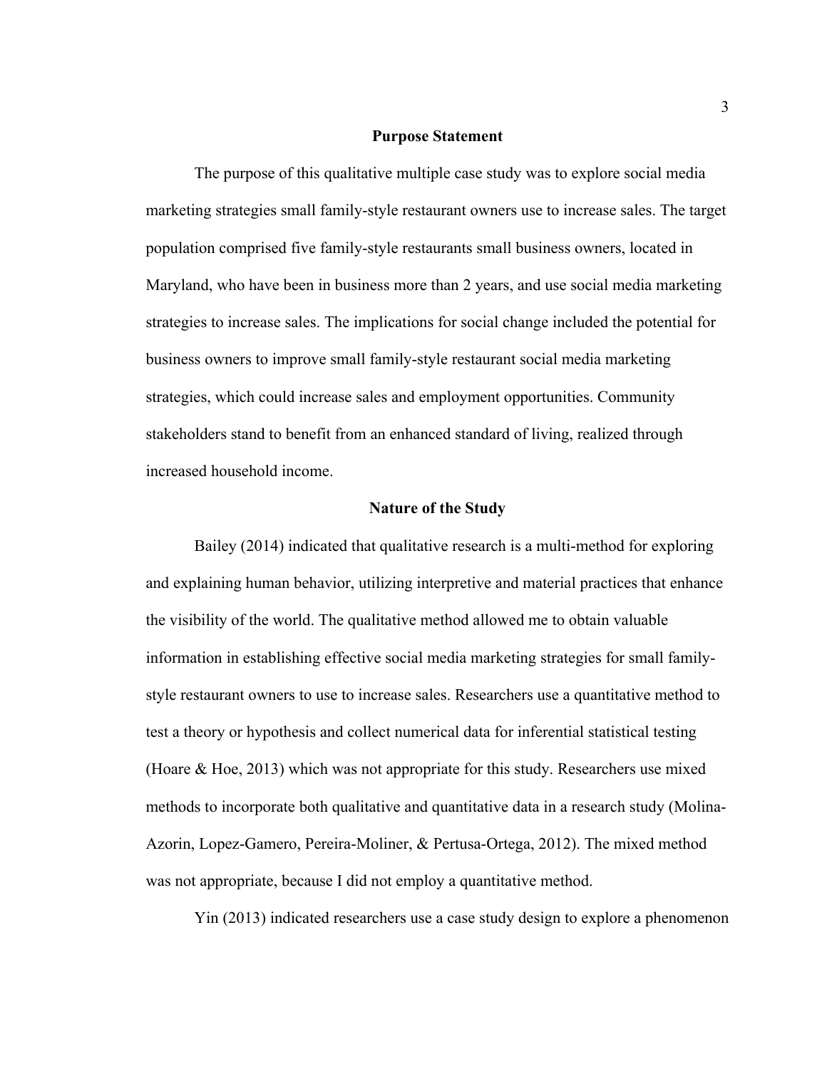## Purpose Statement

The purpose of this qualitative multiple case study was to explore social media marketing strategies small family-style restaurant owners use to increase sales. The target population comprised five family-style restaurants small business owners, located in Maryland, who have been in business more than 2 years, and use social media marketing strategies to increase sales. The implications for social change included the potential for business owners to improve small family-style restaurant social media marketing strategies, which could increase sales and employment opportunities. Community stakeholders stand to benefit from an enhanced standard of living, realized through increased household income.

## Nature of the Study

Bailey (2014) indicated that qualitative research is a multi-method for exploring and explaining human behavior, utilizing interpretive and material practices that enhance the visibility of the world. The qualitative method allowed me to obtain valuable information in establishing effective social media marketing strategies for small family-style restaurant owners to use to increase sales. Researchers use a quantitative method to test a theory or hypothesis and collect numerical data for inferential statistical testing (Hoare & Hoe, 2013) which was not appropriate for this study. Researchers use mixed methods to incorporate both qualitative and quantitative data in a research study (Molina-Azorin, Lopez-Gamero, Pereira-Moliner, & Pertusa-Ortega, 2012). The mixed method was not appropriate, because I did not employ a quantitative method.

Yin (2013) indicated researchers use a case study design to explore a phenomenon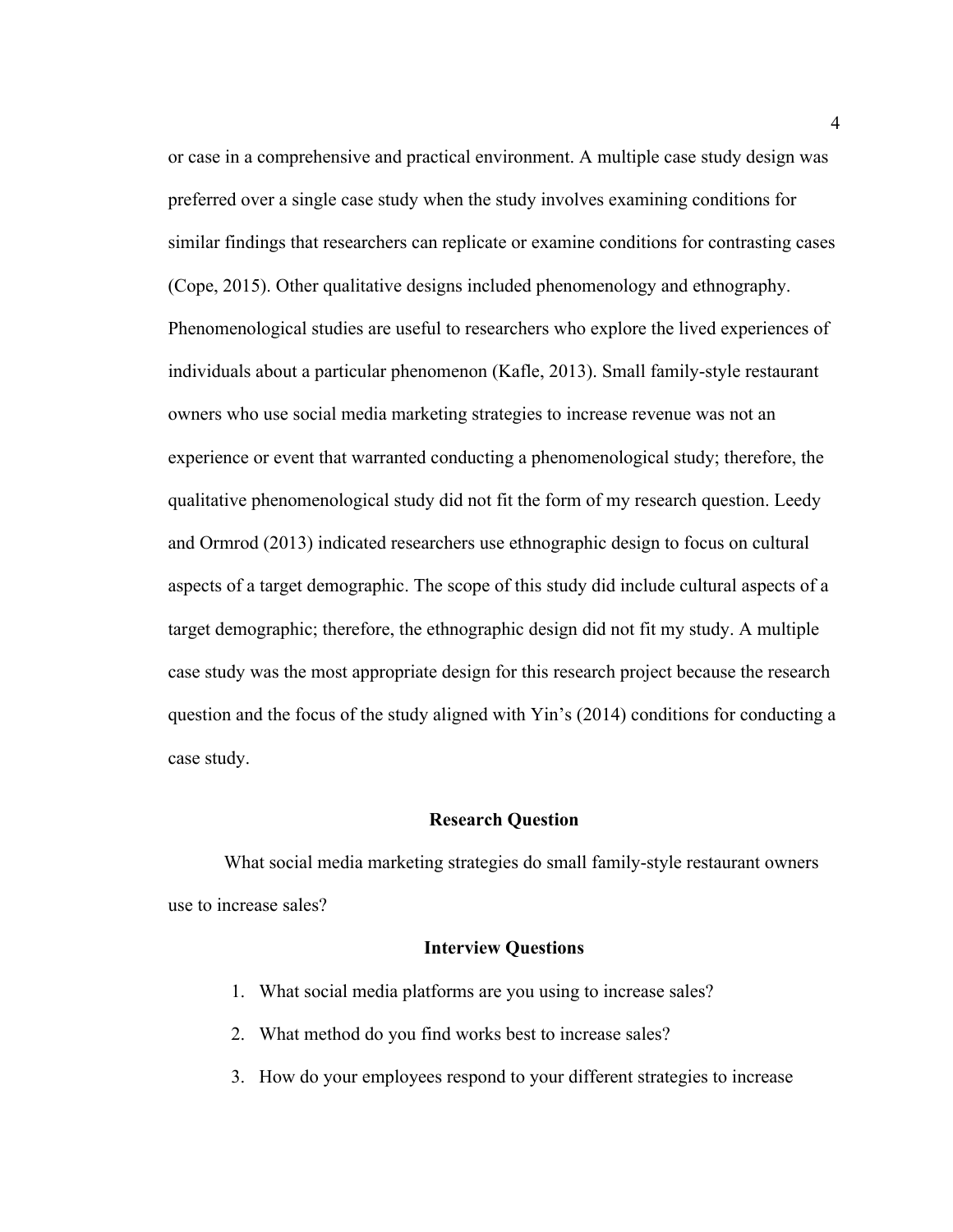or case in a comprehensive and practical environment. A multiple case study design was preferred over a single case study when the study involves examining conditions for similar findings that researchers can replicate or examine conditions for contrasting cases (Cope, 2015). Other qualitative designs included phenomenology and ethnography. Phenomenological studies are useful to researchers who explore the lived experiences of individuals about a particular phenomenon (Kafle, 2013). Small family-style restaurant owners who use social media marketing strategies to increase revenue was not an experience or event that warranted conducting a phenomenological study; therefore, the qualitative phenomenological study did not fit the form of my research question. Leedy and Ormrod (2013) indicated researchers use ethnographic design to focus on cultural aspects of a target demographic. The scope of this study did include cultural aspects of a target demographic; therefore, the ethnographic design did not fit my study. A multiple case study was the most appropriate design for this research project because the research question and the focus of the study aligned with Yin's (2014) conditions for conducting a case study.

## Research Question

What social media marketing strategies do small family-style restaurant owners use to increase sales?

## Interview Questions

1. What social media platforms are you using to increase sales?
2. What method do you find works best to increase sales?
3. How do your employees respond to your different strategies to increase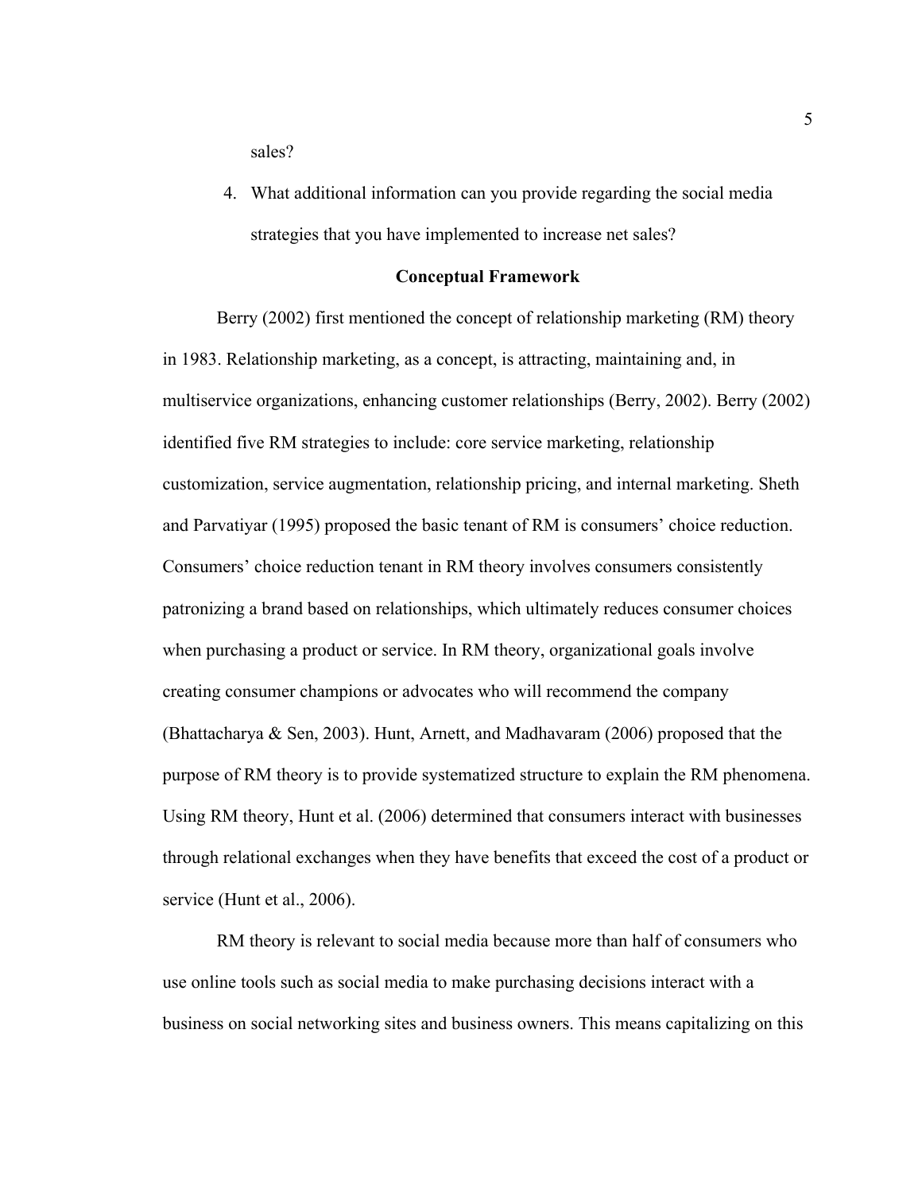sales?

4. What additional information can you provide regarding the social media strategies that you have implemented to increase net sales?

## Conceptual Framework

Berry (2002) first mentioned the concept of relationship marketing (RM) theory in 1983. Relationship marketing, as a concept, is attracting, maintaining and, in multiservice organizations, enhancing customer relationships (Berry, 2002). Berry (2002) identified five RM strategies to include: core service marketing, relationship customization, service augmentation, relationship pricing, and internal marketing. Sheth and Parvatiyar (1995) proposed the basic tenant of RM is consumers' choice reduction. Consumers' choice reduction tenant in RM theory involves consumers consistently patronizing a brand based on relationships, which ultimately reduces consumer choices when purchasing a product or service. In RM theory, organizational goals involve creating consumer champions or advocates who will recommend the company (Bhattacharya & Sen, 2003). Hunt, Arnett, and Madhavaram (2006) proposed that the purpose of RM theory is to provide systematized structure to explain the RM phenomena. Using RM theory, Hunt et al. (2006) determined that consumers interact with businesses through relational exchanges when they have benefits that exceed the cost of a product or service (Hunt et al., 2006).

RM theory is relevant to social media because more than half of consumers who use online tools such as social media to make purchasing decisions interact with a business on social networking sites and business owners. This means capitalizing on this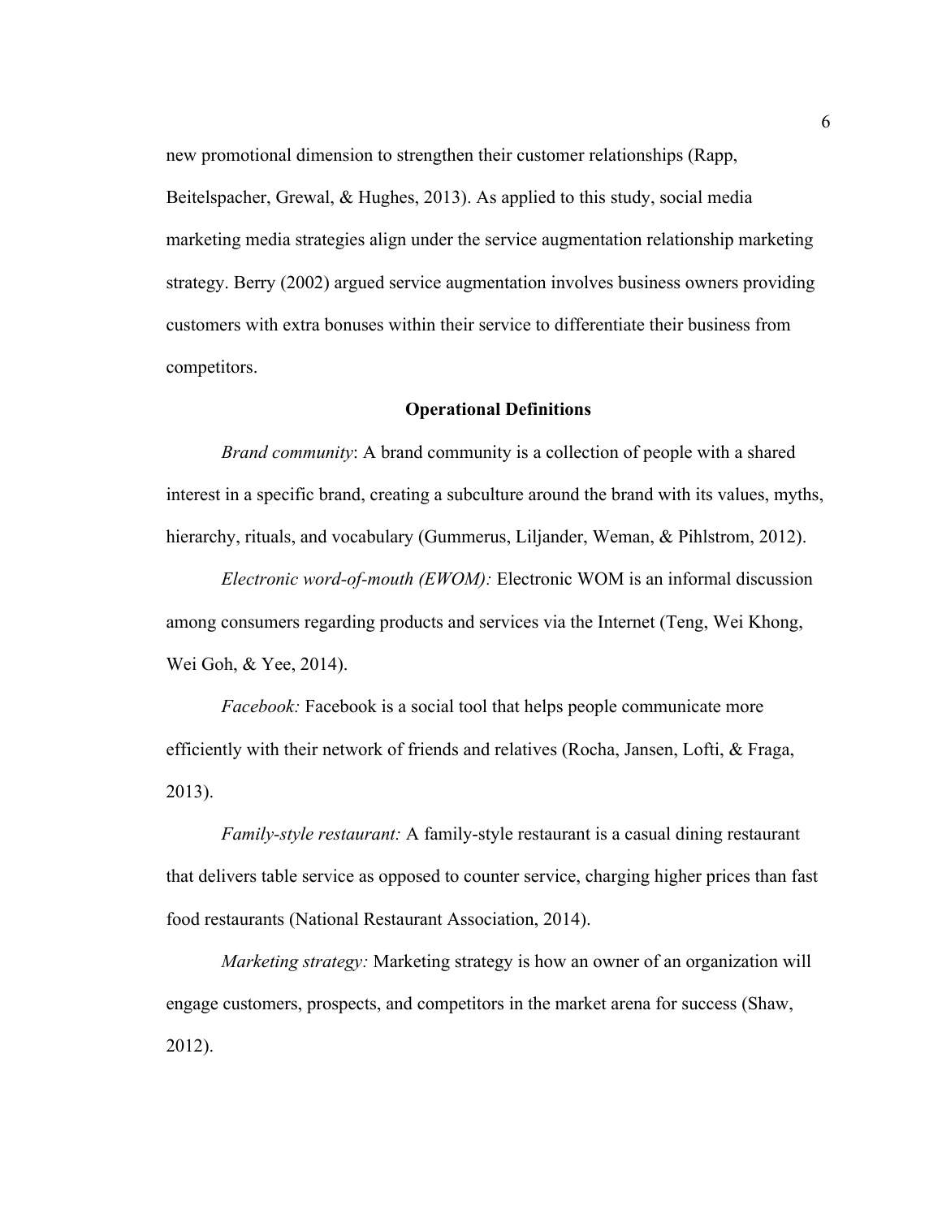new promotional dimension to strengthen their customer relationships (Rapp, Beitelspacher, Grewal, & Hughes, 2013). As applied to this study, social media marketing media strategies align under the service augmentation relationship marketing strategy. Berry (2002) argued service augmentation involves business owners providing customers with extra bonuses within their service to differentiate their business from competitors.

## Operational Definitions

*Brand community*: A brand community is a collection of people with a shared interest in a specific brand, creating a subculture around the brand with its values, myths, hierarchy, rituals, and vocabulary (Gummerus, Liljander, Weman, & Pihlstrom, 2012).

*Electronic word-of-mouth (EWOM):* Electronic WOM is an informal discussion among consumers regarding products and services via the Internet (Teng, Wei Khong, Wei Goh, & Yee, 2014).

*Facebook:* Facebook is a social tool that helps people communicate more efficiently with their network of friends and relatives (Rocha, Jansen, Lofti, & Fraga, 2013).

*Family-style restaurant:* A family-style restaurant is a casual dining restaurant that delivers table service as opposed to counter service, charging higher prices than fast food restaurants (National Restaurant Association, 2014).

*Marketing strategy:* Marketing strategy is how an owner of an organization will engage customers, prospects, and competitors in the market arena for success (Shaw, 2012).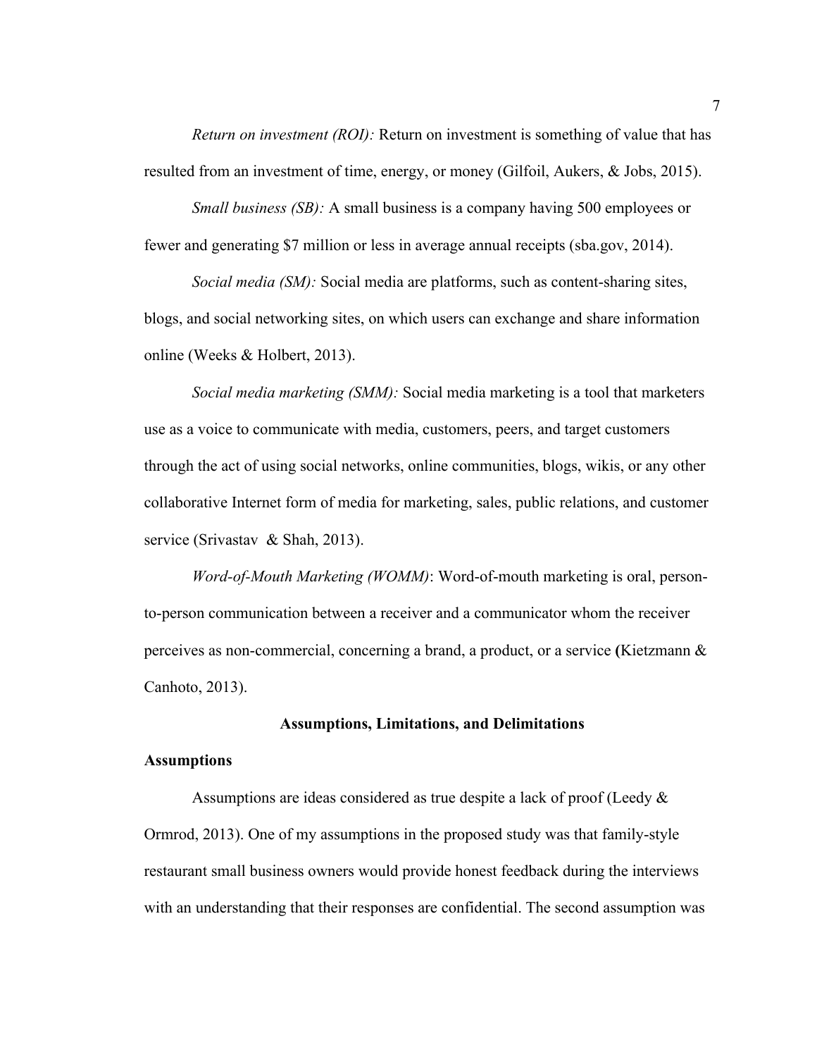*Return on investment (ROI):* Return on investment is something of value that has resulted from an investment of time, energy, or money (Gilfoil, Aukers, & Jobs, 2015).

*Small business (SB):* A small business is a company having 500 employees or fewer and generating $7 million or less in average annual receipts (sba.gov, 2014).

*Social media (SM):* Social media are platforms, such as content-sharing sites, blogs, and social networking sites, on which users can exchange and share information online (Weeks & Holbert, 2013).

*Social media marketing (SMM):* Social media marketing is a tool that marketers use as a voice to communicate with media, customers, peers, and target customers through the act of using social networks, online communities, blogs, wikis, or any other collaborative Internet form of media for marketing, sales, public relations, and customer service (Srivastav & Shah, 2013).

*Word-of-Mouth Marketing (WOMM)*: Word-of-mouth marketing is oral, person-to-person communication between a receiver and a communicator whom the receiver perceives as non-commercial, concerning a brand, a product, or a service **(**Kietzmann & Canhoto, 2013).

## Assumptions, Limitations, and Delimitations

### Assumptions

Assumptions are ideas considered as true despite a lack of proof (Leedy & Ormrod, 2013). One of my assumptions in the proposed study was that family-style restaurant small business owners would provide honest feedback during the interviews with an understanding that their responses are confidential. The second assumption was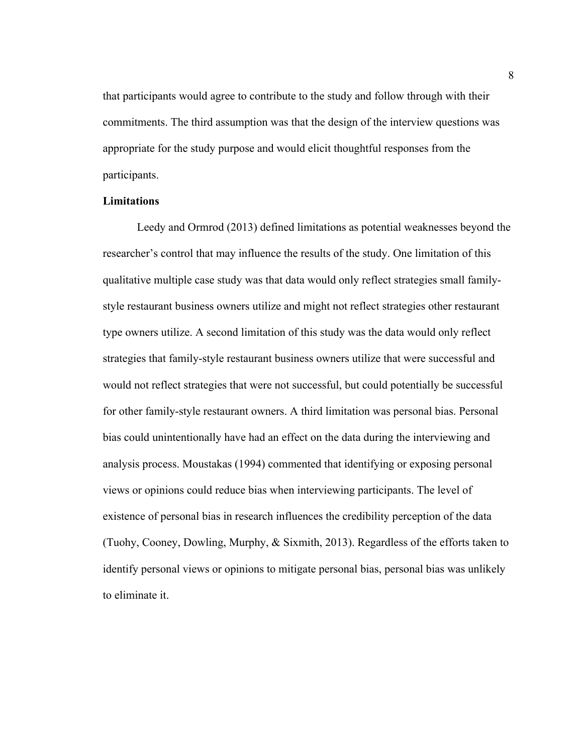that participants would agree to contribute to the study and follow through with their commitments. The third assumption was that the design of the interview questions was appropriate for the study purpose and would elicit thoughtful responses from the participants.

**Limitations**

Leedy and Ormrod (2013) defined limitations as potential weaknesses beyond the researcher's control that may influence the results of the study. One limitation of this qualitative multiple case study was that data would only reflect strategies small family-style restaurant business owners utilize and might not reflect strategies other restaurant type owners utilize. A second limitation of this study was the data would only reflect strategies that family-style restaurant business owners utilize that were successful and would not reflect strategies that were not successful, but could potentially be successful for other family-style restaurant owners. A third limitation was personal bias. Personal bias could unintentionally have had an effect on the data during the interviewing and analysis process. Moustakas (1994) commented that identifying or exposing personal views or opinions could reduce bias when interviewing participants. The level of existence of personal bias in research influences the credibility perception of the data (Tuohy, Cooney, Dowling, Murphy, & Sixmith, 2013). Regardless of the efforts taken to identify personal views or opinions to mitigate personal bias, personal bias was unlikely to eliminate it.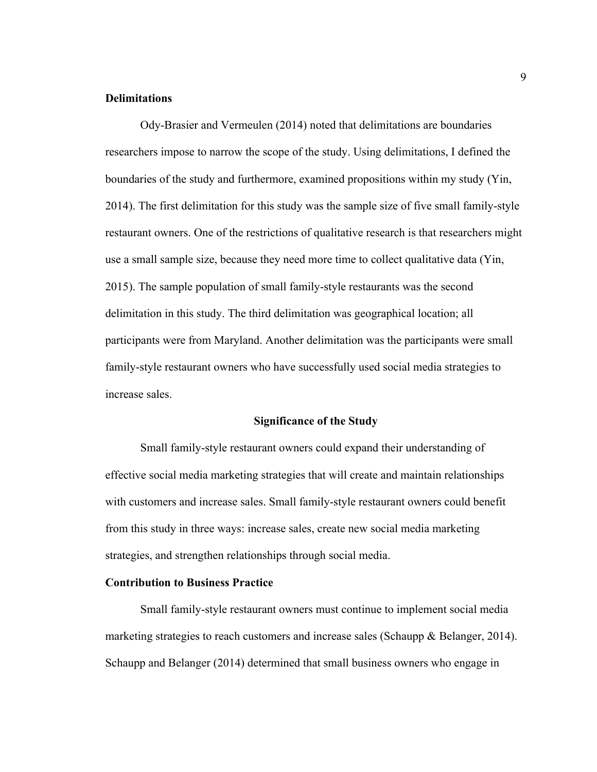### Delimitations

Ody-Brasier and Vermeulen (2014) noted that delimitations are boundaries researchers impose to narrow the scope of the study. Using delimitations, I defined the boundaries of the study and furthermore, examined propositions within my study (Yin, 2014). The first delimitation for this study was the sample size of five small family-style restaurant owners. One of the restrictions of qualitative research is that researchers might use a small sample size, because they need more time to collect qualitative data (Yin, 2015). The sample population of small family-style restaurants was the second delimitation in this study. The third delimitation was geographical location; all participants were from Maryland. Another delimitation was the participants were small family-style restaurant owners who have successfully used social media strategies to increase sales.

## Significance of the Study

Small family-style restaurant owners could expand their understanding of effective social media marketing strategies that will create and maintain relationships with customers and increase sales. Small family-style restaurant owners could benefit from this study in three ways: increase sales, create new social media marketing strategies, and strengthen relationships through social media.

### Contribution to Business Practice

Small family-style restaurant owners must continue to implement social media marketing strategies to reach customers and increase sales (Schaupp & Belanger, 2014). Schaupp and Belanger (2014) determined that small business owners who engage in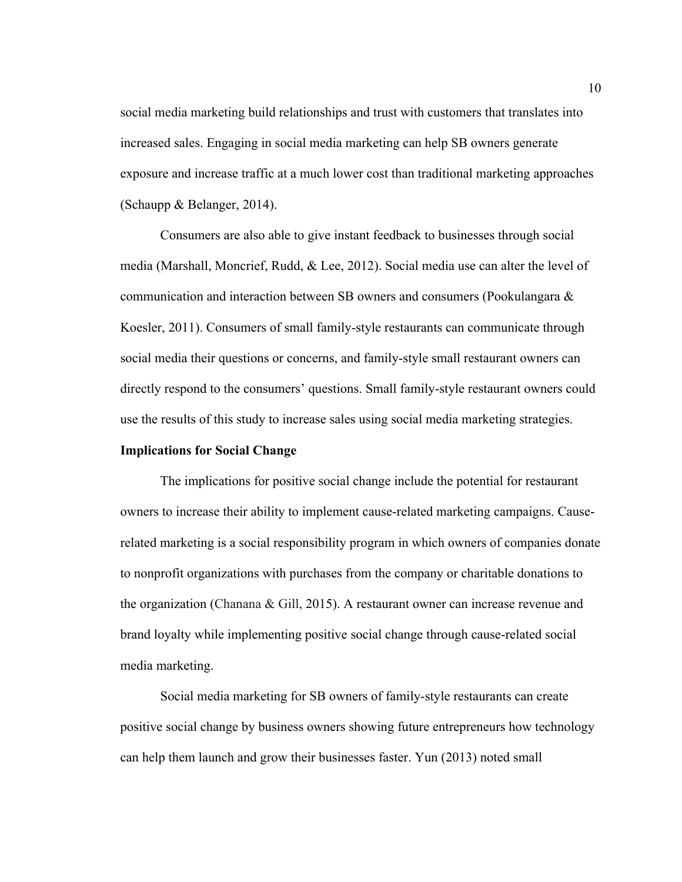social media marketing build relationships and trust with customers that translates into increased sales. Engaging in social media marketing can help SB owners generate exposure and increase traffic at a much lower cost than traditional marketing approaches (Schaupp & Belanger, 2014).

Consumers are also able to give instant feedback to businesses through social media (Marshall, Moncrief, Rudd, & Lee, 2012). Social media use can alter the level of communication and interaction between SB owners and consumers (Pookulangara & Koesler, 2011). Consumers of small family-style restaurants can communicate through social media their questions or concerns, and family-style small restaurant owners can directly respond to the consumers' questions. Small family-style restaurant owners could use the results of this study to increase sales using social media marketing strategies.

**Implications for Social Change**

The implications for positive social change include the potential for restaurant owners to increase their ability to implement cause-related marketing campaigns. Cause-related marketing is a social responsibility program in which owners of companies donate to nonprofit organizations with purchases from the company or charitable donations to the organization (Chanana & Gill, 2015). A restaurant owner can increase revenue and brand loyalty while implementing positive social change through cause-related social media marketing.

Social media marketing for SB owners of family-style restaurants can create positive social change by business owners showing future entrepreneurs how technology can help them launch and grow their businesses faster. Yun (2013) noted small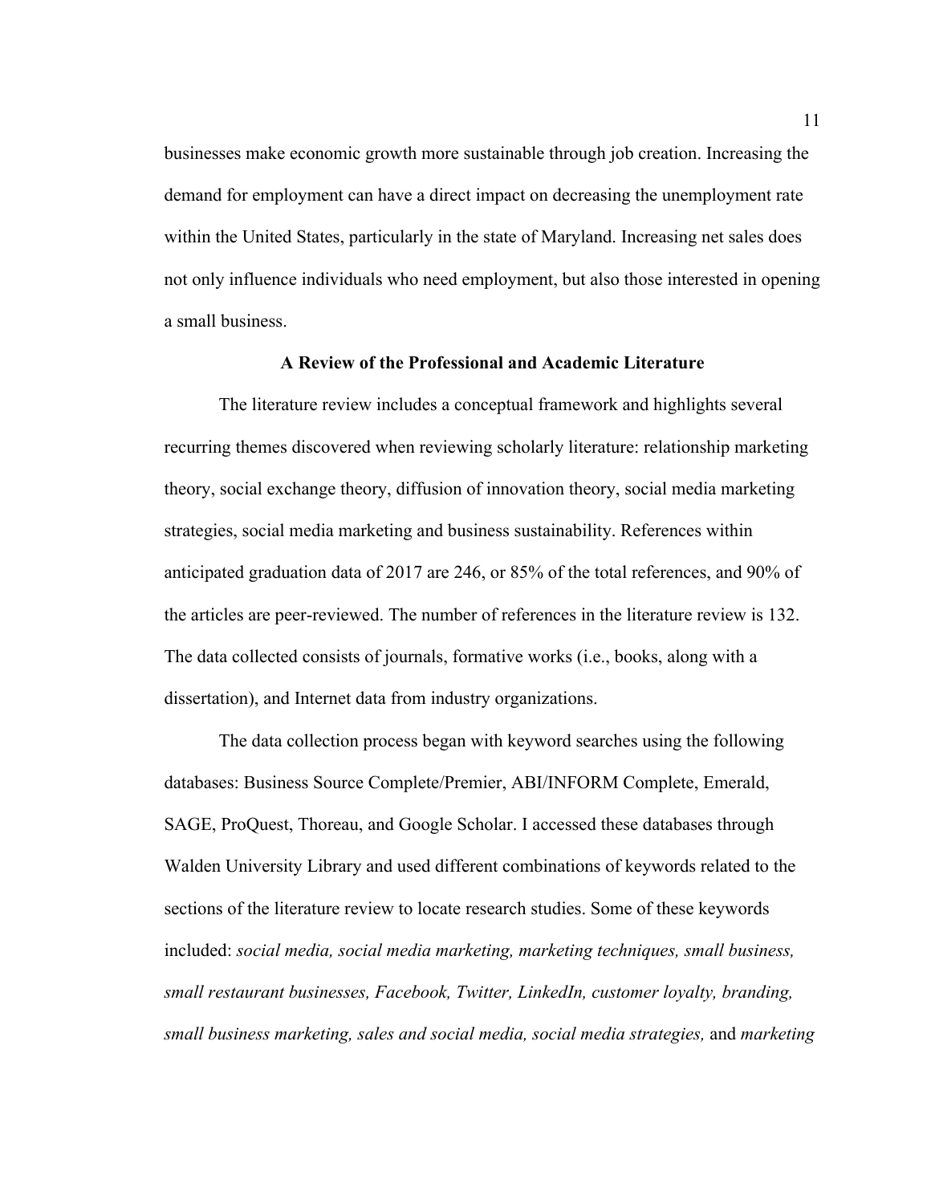businesses make economic growth more sustainable through job creation. Increasing the demand for employment can have a direct impact on decreasing the unemployment rate within the United States, particularly in the state of Maryland. Increasing net sales does not only influence individuals who need employment, but also those interested in opening a small business.

## A Review of the Professional and Academic Literature

The literature review includes a conceptual framework and highlights several recurring themes discovered when reviewing scholarly literature: relationship marketing theory, social exchange theory, diffusion of innovation theory, social media marketing strategies, social media marketing and business sustainability. References within anticipated graduation data of 2017 are 246, or 85% of the total references, and 90% of the articles are peer-reviewed. The number of references in the literature review is 132. The data collected consists of journals, formative works (i.e., books, along with a dissertation), and Internet data from industry organizations.

The data collection process began with keyword searches using the following databases: Business Source Complete/Premier, ABI/INFORM Complete, Emerald, SAGE, ProQuest, Thoreau, and Google Scholar. I accessed these databases through Walden University Library and used different combinations of keywords related to the sections of the literature review to locate research studies. Some of these keywords included: *social media, social media marketing, marketing techniques, small business, small restaurant businesses, Facebook, Twitter, LinkedIn, customer loyalty, branding, small business marketing, sales and social media, social media strategies,* and *marketing*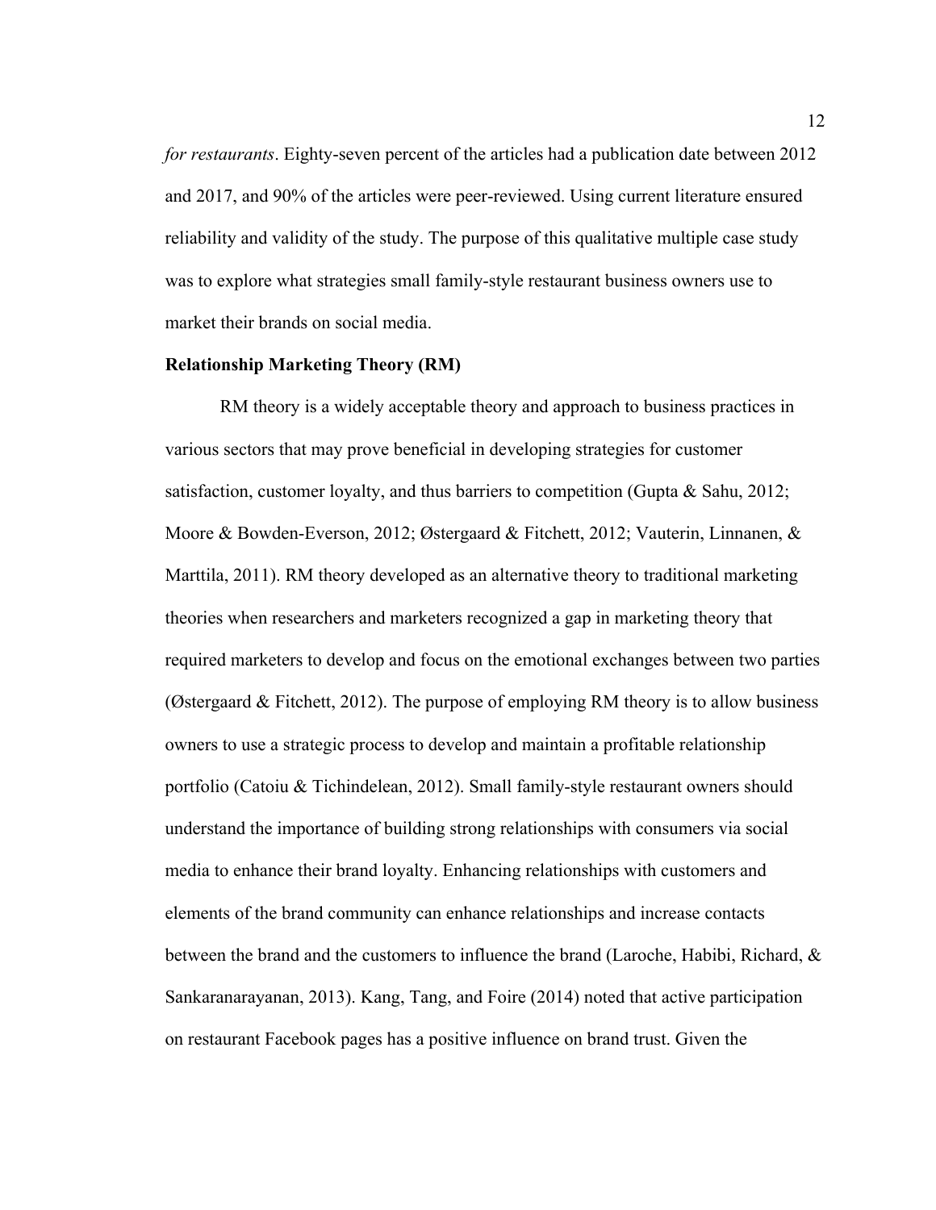*for restaurants*. Eighty-seven percent of the articles had a publication date between 2012 and 2017, and 90% of the articles were peer-reviewed. Using current literature ensured reliability and validity of the study. The purpose of this qualitative multiple case study was to explore what strategies small family-style restaurant business owners use to market their brands on social media.

**Relationship Marketing Theory (RM)**

RM theory is a widely acceptable theory and approach to business practices in various sectors that may prove beneficial in developing strategies for customer satisfaction, customer loyalty, and thus barriers to competition (Gupta & Sahu, 2012; Moore & Bowden-Everson, 2012; Østergaard & Fitchett, 2012; Vauterin, Linnanen, & Marttila, 2011). RM theory developed as an alternative theory to traditional marketing theories when researchers and marketers recognized a gap in marketing theory that required marketers to develop and focus on the emotional exchanges between two parties (Østergaard & Fitchett, 2012). The purpose of employing RM theory is to allow business owners to use a strategic process to develop and maintain a profitable relationship portfolio (Catoiu & Tichindelean, 2012). Small family-style restaurant owners should understand the importance of building strong relationships with consumers via social media to enhance their brand loyalty. Enhancing relationships with customers and elements of the brand community can enhance relationships and increase contacts between the brand and the customers to influence the brand (Laroche, Habibi, Richard, & Sankaranarayanan, 2013). Kang, Tang, and Foire (2014) noted that active participation on restaurant Facebook pages has a positive influence on brand trust. Given the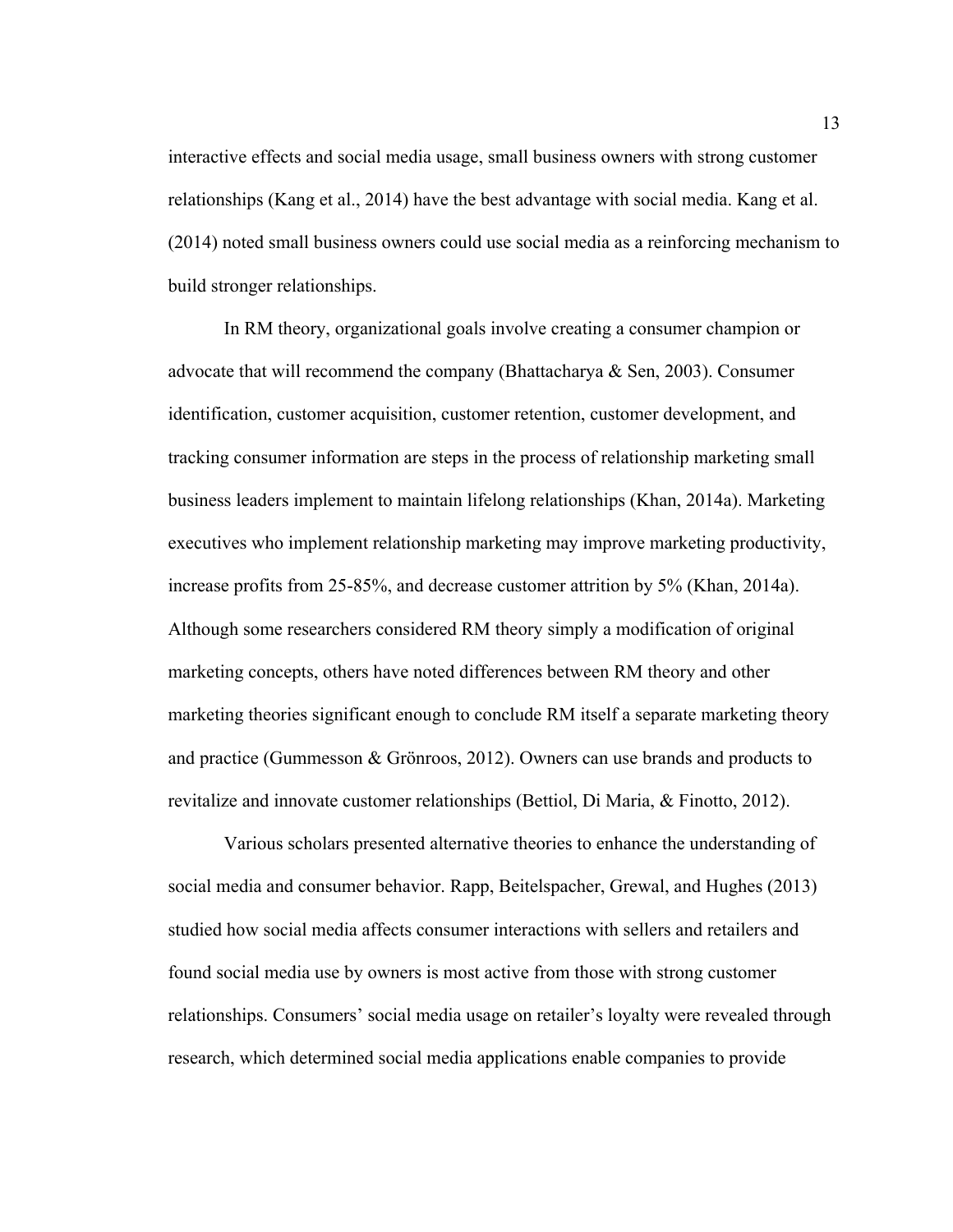interactive effects and social media usage, small business owners with strong customer relationships (Kang et al., 2014) have the best advantage with social media. Kang et al. (2014) noted small business owners could use social media as a reinforcing mechanism to build stronger relationships.

In RM theory, organizational goals involve creating a consumer champion or advocate that will recommend the company (Bhattacharya & Sen, 2003). Consumer identification, customer acquisition, customer retention, customer development, and tracking consumer information are steps in the process of relationship marketing small business leaders implement to maintain lifelong relationships (Khan, 2014a). Marketing executives who implement relationship marketing may improve marketing productivity, increase profits from 25-85%, and decrease customer attrition by 5% (Khan, 2014a). Although some researchers considered RM theory simply a modification of original marketing concepts, others have noted differences between RM theory and other marketing theories significant enough to conclude RM itself a separate marketing theory and practice (Gummesson & Grönroos, 2012). Owners can use brands and products to revitalize and innovate customer relationships (Bettiol, Di Maria, & Finotto, 2012).

Various scholars presented alternative theories to enhance the understanding of social media and consumer behavior. Rapp, Beitelspacher, Grewal, and Hughes (2013) studied how social media affects consumer interactions with sellers and retailers and found social media use by owners is most active from those with strong customer relationships. Consumers' social media usage on retailer's loyalty were revealed through research, which determined social media applications enable companies to provide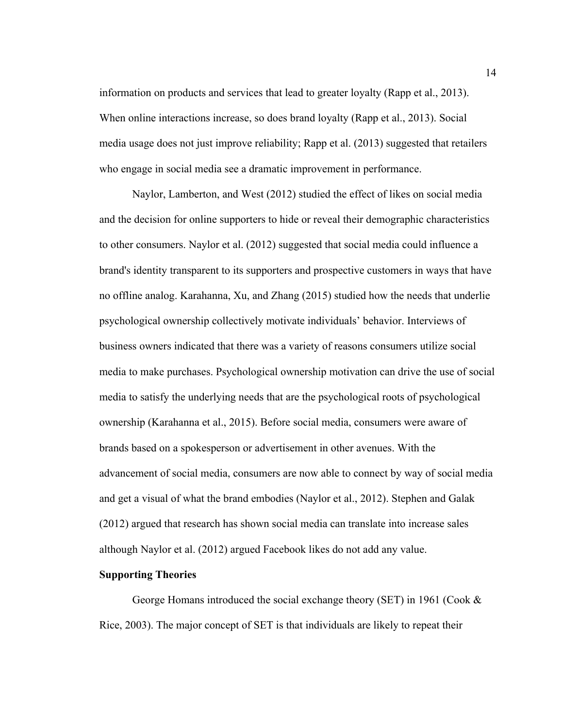information on products and services that lead to greater loyalty (Rapp et al., 2013). When online interactions increase, so does brand loyalty (Rapp et al., 2013). Social media usage does not just improve reliability; Rapp et al. (2013) suggested that retailers who engage in social media see a dramatic improvement in performance.

Naylor, Lamberton, and West (2012) studied the effect of likes on social media and the decision for online supporters to hide or reveal their demographic characteristics to other consumers. Naylor et al. (2012) suggested that social media could influence a brand's identity transparent to its supporters and prospective customers in ways that have no offline analog. Karahanna, Xu, and Zhang (2015) studied how the needs that underlie psychological ownership collectively motivate individuals' behavior. Interviews of business owners indicated that there was a variety of reasons consumers utilize social media to make purchases. Psychological ownership motivation can drive the use of social media to satisfy the underlying needs that are the psychological roots of psychological ownership (Karahanna et al., 2015). Before social media, consumers were aware of brands based on a spokesperson or advertisement in other avenues. With the advancement of social media, consumers are now able to connect by way of social media and get a visual of what the brand embodies (Naylor et al., 2012). Stephen and Galak (2012) argued that research has shown social media can translate into increase sales although Naylor et al. (2012) argued Facebook likes do not add any value.

**Supporting Theories**

George Homans introduced the social exchange theory (SET) in 1961 (Cook & Rice, 2003). The major concept of SET is that individuals are likely to repeat their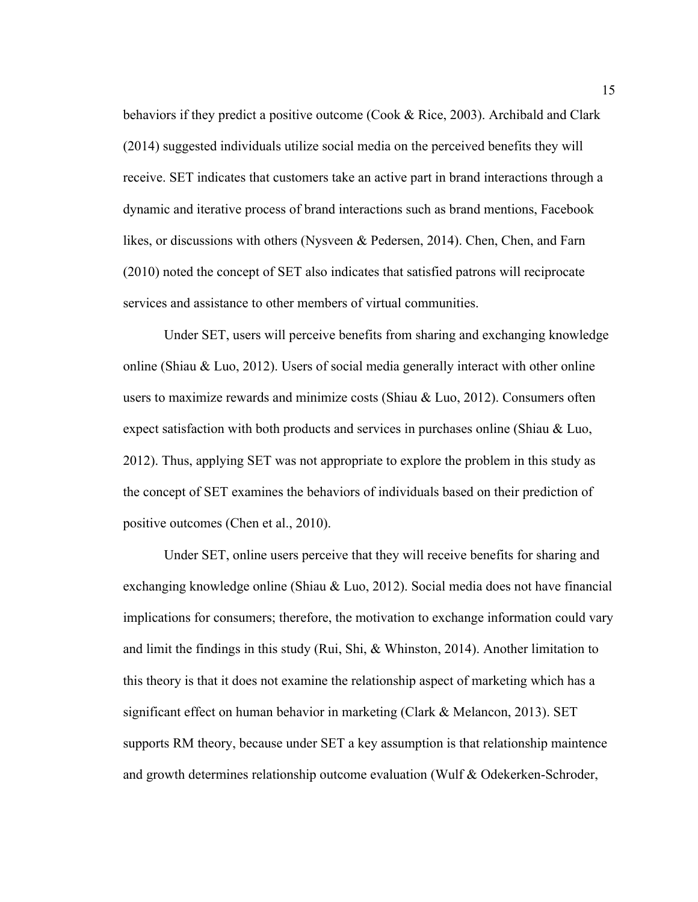behaviors if they predict a positive outcome (Cook & Rice, 2003). Archibald and Clark (2014) suggested individuals utilize social media on the perceived benefits they will receive. SET indicates that customers take an active part in brand interactions through a dynamic and iterative process of brand interactions such as brand mentions, Facebook likes, or discussions with others (Nysveen & Pedersen, 2014). Chen, Chen, and Farn (2010) noted the concept of SET also indicates that satisfied patrons will reciprocate services and assistance to other members of virtual communities.

Under SET, users will perceive benefits from sharing and exchanging knowledge online (Shiau & Luo, 2012). Users of social media generally interact with other online users to maximize rewards and minimize costs (Shiau & Luo, 2012). Consumers often expect satisfaction with both products and services in purchases online (Shiau & Luo, 2012). Thus, applying SET was not appropriate to explore the problem in this study as the concept of SET examines the behaviors of individuals based on their prediction of positive outcomes (Chen et al., 2010).

Under SET, online users perceive that they will receive benefits for sharing and exchanging knowledge online (Shiau & Luo, 2012). Social media does not have financial implications for consumers; therefore, the motivation to exchange information could vary and limit the findings in this study (Rui, Shi, & Whinston, 2014). Another limitation to this theory is that it does not examine the relationship aspect of marketing which has a significant effect on human behavior in marketing (Clark & Melancon, 2013). SET supports RM theory, because under SET a key assumption is that relationship maintence and growth determines relationship outcome evaluation (Wulf & Odekerken-Schroder,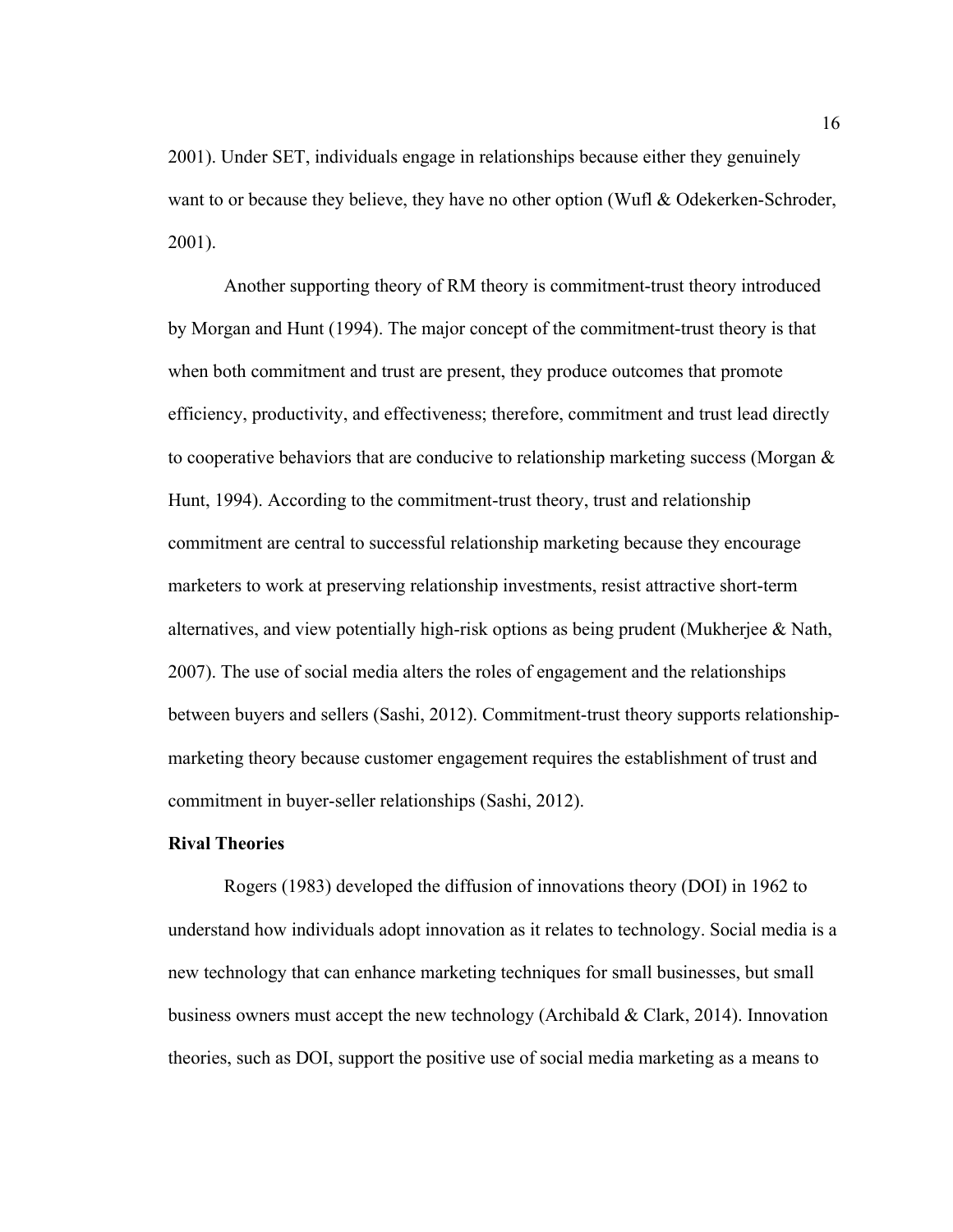2001). Under SET, individuals engage in relationships because either they genuinely want to or because they believe, they have no other option (Wufl & Odekerken-Schroder, 2001).

Another supporting theory of RM theory is commitment-trust theory introduced by Morgan and Hunt (1994). The major concept of the commitment-trust theory is that when both commitment and trust are present, they produce outcomes that promote efficiency, productivity, and effectiveness; therefore, commitment and trust lead directly to cooperative behaviors that are conducive to relationship marketing success (Morgan & Hunt, 1994). According to the commitment-trust theory, trust and relationship commitment are central to successful relationship marketing because they encourage marketers to work at preserving relationship investments, resist attractive short-term alternatives, and view potentially high-risk options as being prudent (Mukherjee & Nath, 2007). The use of social media alters the roles of engagement and the relationships between buyers and sellers (Sashi, 2012). Commitment-trust theory supports relationship-marketing theory because customer engagement requires the establishment of trust and commitment in buyer-seller relationships (Sashi, 2012).

**Rival Theories**

Rogers (1983) developed the diffusion of innovations theory (DOI) in 1962 to understand how individuals adopt innovation as it relates to technology. Social media is a new technology that can enhance marketing techniques for small businesses, but small business owners must accept the new technology (Archibald & Clark, 2014). Innovation theories, such as DOI, support the positive use of social media marketing as a means to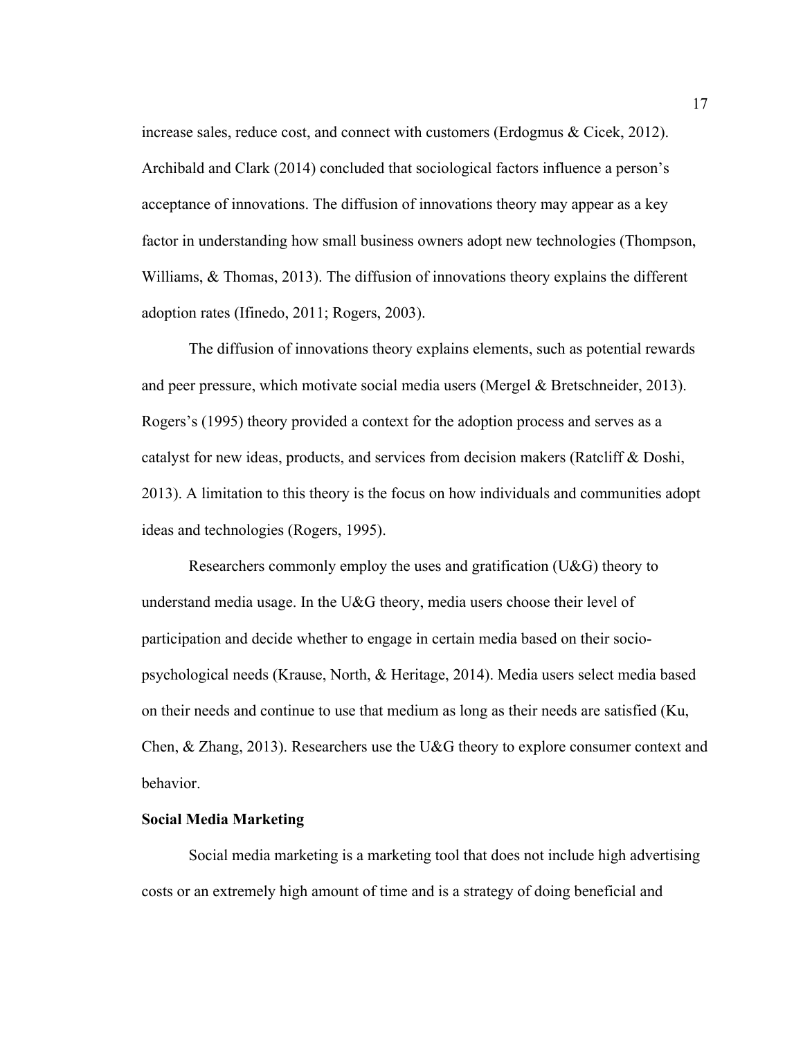increase sales, reduce cost, and connect with customers (Erdogmus & Cicek, 2012). Archibald and Clark (2014) concluded that sociological factors influence a person's acceptance of innovations. The diffusion of innovations theory may appear as a key factor in understanding how small business owners adopt new technologies (Thompson, Williams, & Thomas, 2013). The diffusion of innovations theory explains the different adoption rates (Ifinedo, 2011; Rogers, 2003).

The diffusion of innovations theory explains elements, such as potential rewards and peer pressure, which motivate social media users (Mergel & Bretschneider, 2013). Rogers's (1995) theory provided a context for the adoption process and serves as a catalyst for new ideas, products, and services from decision makers (Ratcliff & Doshi, 2013). A limitation to this theory is the focus on how individuals and communities adopt ideas and technologies (Rogers, 1995).

Researchers commonly employ the uses and gratification (U&G) theory to understand media usage. In the U&G theory, media users choose their level of participation and decide whether to engage in certain media based on their socio-psychological needs (Krause, North, & Heritage, 2014). Media users select media based on their needs and continue to use that medium as long as their needs are satisfied (Ku, Chen, & Zhang, 2013). Researchers use the U&G theory to explore consumer context and behavior.

**Social Media Marketing**

Social media marketing is a marketing tool that does not include high advertising costs or an extremely high amount of time and is a strategy of doing beneficial and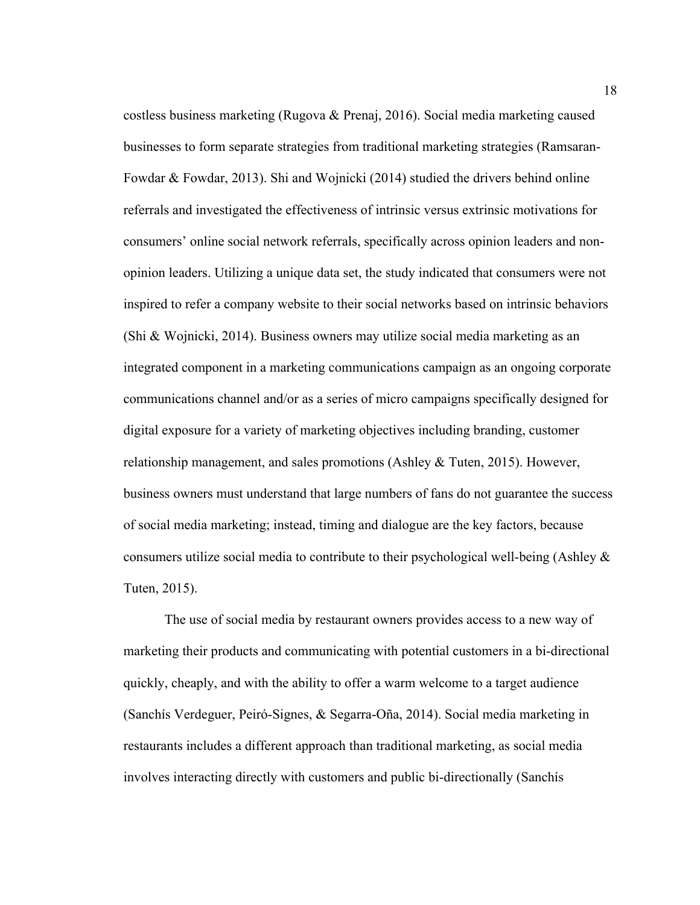costless business marketing (Rugova & Prenaj, 2016). Social media marketing caused businesses to form separate strategies from traditional marketing strategies (Ramsaran-Fowdar & Fowdar, 2013). Shi and Wojnicki (2014) studied the drivers behind online referrals and investigated the effectiveness of intrinsic versus extrinsic motivations for consumers' online social network referrals, specifically across opinion leaders and non-opinion leaders. Utilizing a unique data set, the study indicated that consumers were not inspired to refer a company website to their social networks based on intrinsic behaviors (Shi & Wojnicki, 2014). Business owners may utilize social media marketing as an integrated component in a marketing communications campaign as an ongoing corporate communications channel and/or as a series of micro campaigns specifically designed for digital exposure for a variety of marketing objectives including branding, customer relationship management, and sales promotions (Ashley & Tuten, 2015). However, business owners must understand that large numbers of fans do not guarantee the success of social media marketing; instead, timing and dialogue are the key factors, because consumers utilize social media to contribute to their psychological well-being (Ashley & Tuten, 2015).

The use of social media by restaurant owners provides access to a new way of marketing their products and communicating with potential customers in a bi-directional quickly, cheaply, and with the ability to offer a warm welcome to a target audience (Sanchís Verdeguer, Peiró-Signes, & Segarra-Oña, 2014). Social media marketing in restaurants includes a different approach than traditional marketing, as social media involves interacting directly with customers and public bi-directionally (Sanchís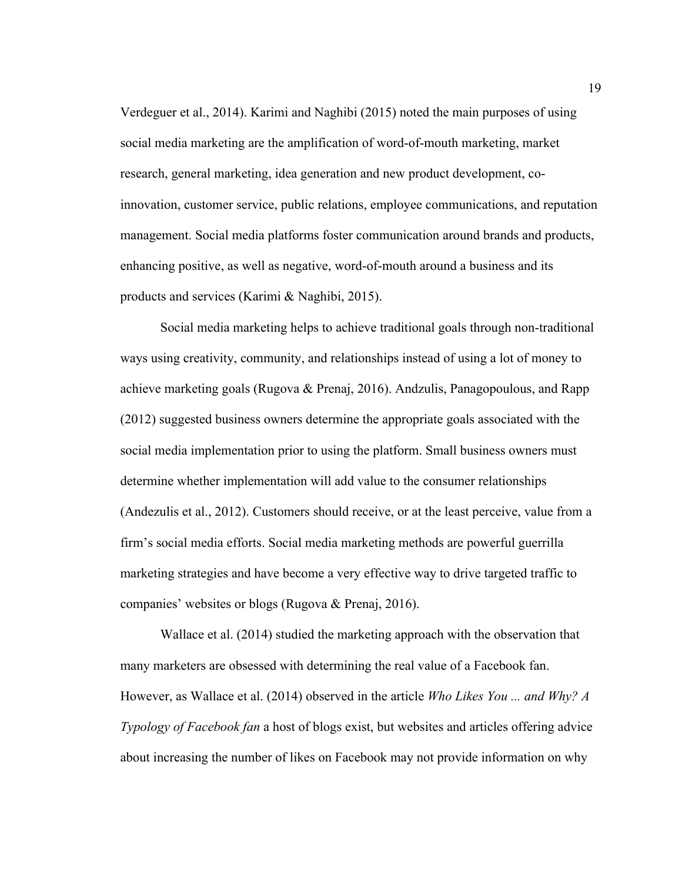Verdeguer et al., 2014). Karimi and Naghibi (2015) noted the main purposes of using social media marketing are the amplification of word-of-mouth marketing, market research, general marketing, idea generation and new product development, co-innovation, customer service, public relations, employee communications, and reputation management. Social media platforms foster communication around brands and products, enhancing positive, as well as negative, word-of-mouth around a business and its products and services (Karimi & Naghibi, 2015).

Social media marketing helps to achieve traditional goals through non-traditional ways using creativity, community, and relationships instead of using a lot of money to achieve marketing goals (Rugova & Prenaj, 2016). Andzulis, Panagopoulous, and Rapp (2012) suggested business owners determine the appropriate goals associated with the social media implementation prior to using the platform. Small business owners must determine whether implementation will add value to the consumer relationships (Andezulis et al., 2012). Customers should receive, or at the least perceive, value from a firm's social media efforts. Social media marketing methods are powerful guerrilla marketing strategies and have become a very effective way to drive targeted traffic to companies' websites or blogs (Rugova & Prenaj, 2016).

Wallace et al. (2014) studied the marketing approach with the observation that many marketers are obsessed with determining the real value of a Facebook fan. However, as Wallace et al. (2014) observed in the article *Who Likes You ... and Why? A Typology of Facebook fan* a host of blogs exist, but websites and articles offering advice about increasing the number of likes on Facebook may not provide information on why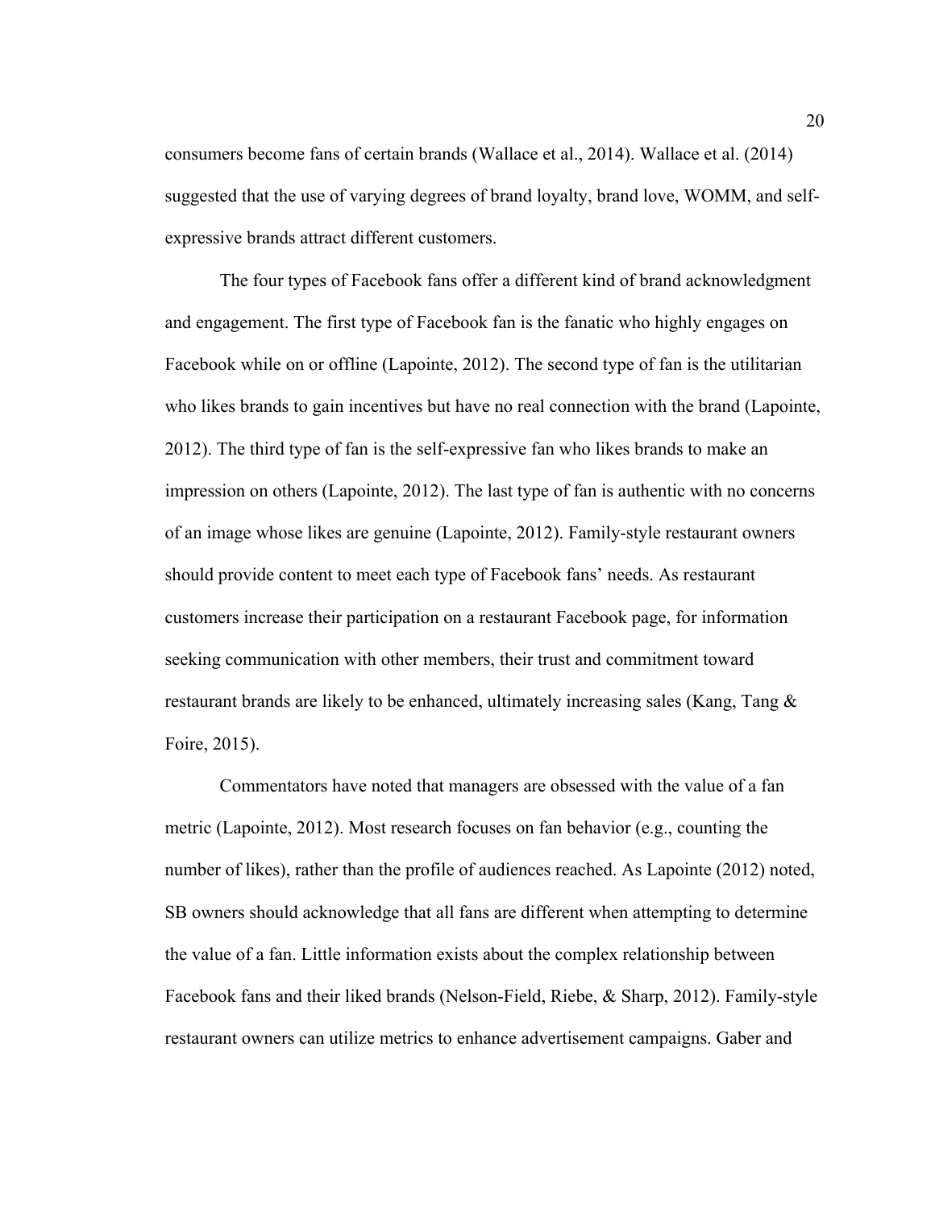consumers become fans of certain brands (Wallace et al., 2014). Wallace et al. (2014) suggested that the use of varying degrees of brand loyalty, brand love, WOMM, and self-expressive brands attract different customers.

The four types of Facebook fans offer a different kind of brand acknowledgment and engagement. The first type of Facebook fan is the fanatic who highly engages on Facebook while on or offline (Lapointe, 2012). The second type of fan is the utilitarian who likes brands to gain incentives but have no real connection with the brand (Lapointe, 2012). The third type of fan is the self-expressive fan who likes brands to make an impression on others (Lapointe, 2012). The last type of fan is authentic with no concerns of an image whose likes are genuine (Lapointe, 2012). Family-style restaurant owners should provide content to meet each type of Facebook fans' needs. As restaurant customers increase their participation on a restaurant Facebook page, for information seeking communication with other members, their trust and commitment toward restaurant brands are likely to be enhanced, ultimately increasing sales (Kang, Tang & Foire, 2015).

Commentators have noted that managers are obsessed with the value of a fan metric (Lapointe, 2012). Most research focuses on fan behavior (e.g., counting the number of likes), rather than the profile of audiences reached. As Lapointe (2012) noted, SB owners should acknowledge that all fans are different when attempting to determine the value of a fan. Little information exists about the complex relationship between Facebook fans and their liked brands (Nelson-Field, Riebe, & Sharp, 2012). Family-style restaurant owners can utilize metrics to enhance advertisement campaigns. Gaber and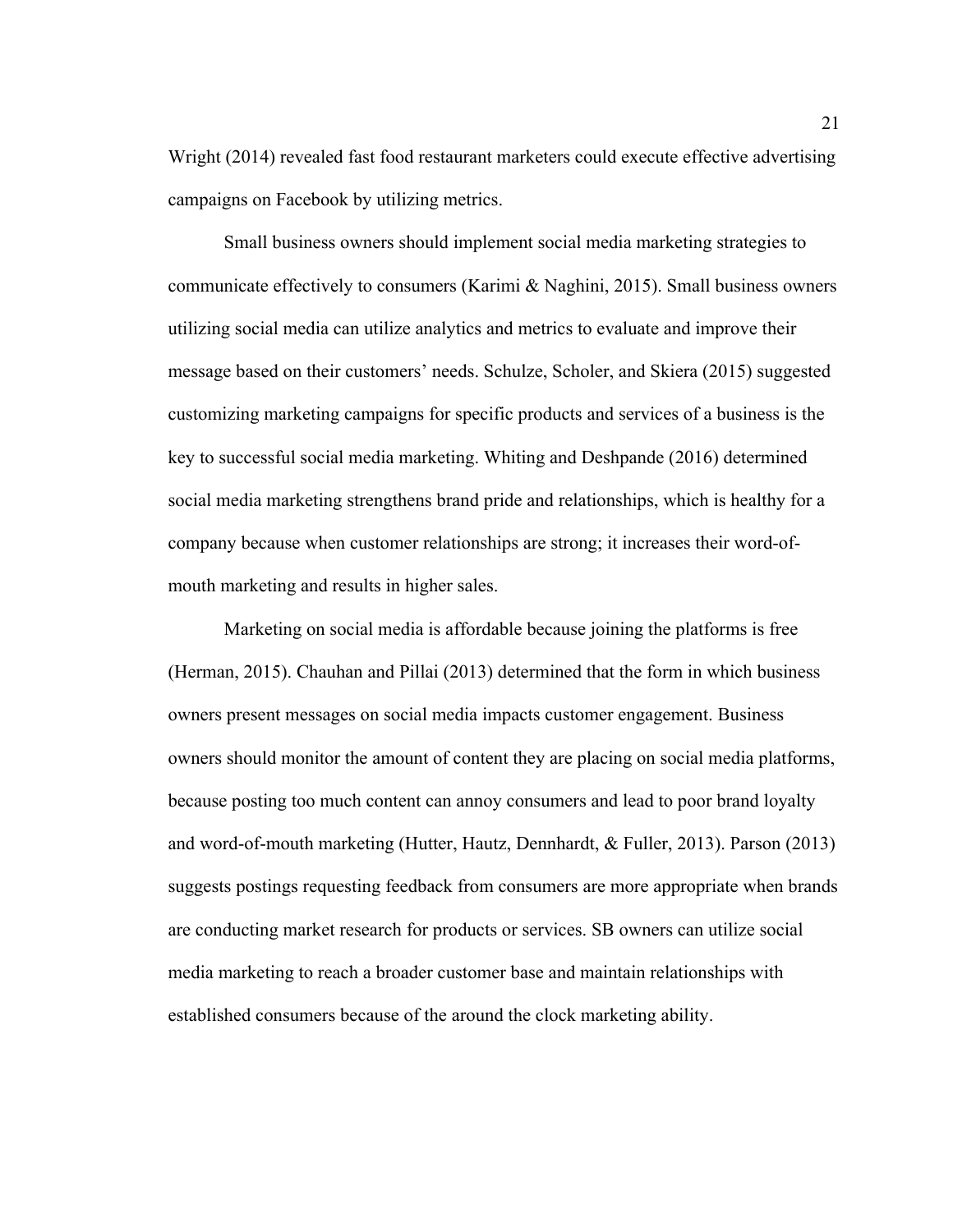Wright (2014) revealed fast food restaurant marketers could execute effective advertising campaigns on Facebook by utilizing metrics.

Small business owners should implement social media marketing strategies to communicate effectively to consumers (Karimi & Naghini, 2015). Small business owners utilizing social media can utilize analytics and metrics to evaluate and improve their message based on their customers' needs. Schulze, Scholer, and Skiera (2015) suggested customizing marketing campaigns for specific products and services of a business is the key to successful social media marketing. Whiting and Deshpande (2016) determined social media marketing strengthens brand pride and relationships, which is healthy for a company because when customer relationships are strong; it increases their word-of-mouth marketing and results in higher sales.

Marketing on social media is affordable because joining the platforms is free (Herman, 2015). Chauhan and Pillai (2013) determined that the form in which business owners present messages on social media impacts customer engagement. Business owners should monitor the amount of content they are placing on social media platforms, because posting too much content can annoy consumers and lead to poor brand loyalty and word-of-mouth marketing (Hutter, Hautz, Dennhardt, & Fuller, 2013). Parson (2013) suggests postings requesting feedback from consumers are more appropriate when brands are conducting market research for products or services. SB owners can utilize social media marketing to reach a broader customer base and maintain relationships with established consumers because of the around the clock marketing ability.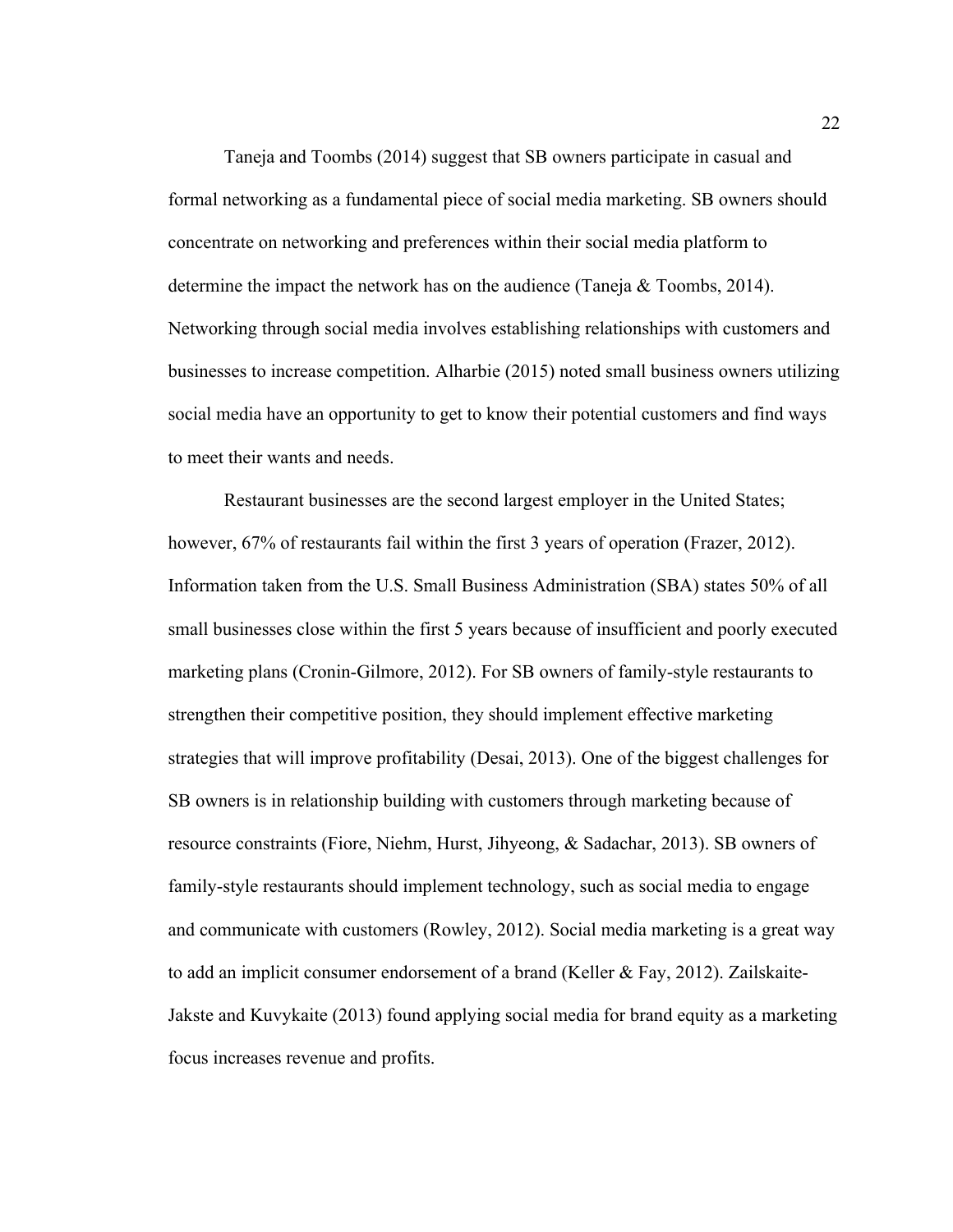Taneja and Toombs (2014) suggest that SB owners participate in casual and formal networking as a fundamental piece of social media marketing. SB owners should concentrate on networking and preferences within their social media platform to determine the impact the network has on the audience (Taneja & Toombs, 2014). Networking through social media involves establishing relationships with customers and businesses to increase competition. Alharbie (2015) noted small business owners utilizing social media have an opportunity to get to know their potential customers and find ways to meet their wants and needs.

Restaurant businesses are the second largest employer in the United States; however, 67% of restaurants fail within the first 3 years of operation (Frazer, 2012). Information taken from the U.S. Small Business Administration (SBA) states 50% of all small businesses close within the first 5 years because of insufficient and poorly executed marketing plans (Cronin-Gilmore, 2012). For SB owners of family-style restaurants to strengthen their competitive position, they should implement effective marketing strategies that will improve profitability (Desai, 2013). One of the biggest challenges for SB owners is in relationship building with customers through marketing because of resource constraints (Fiore, Niehm, Hurst, Jihyeong, & Sadachar, 2013). SB owners of family-style restaurants should implement technology, such as social media to engage and communicate with customers (Rowley, 2012). Social media marketing is a great way to add an implicit consumer endorsement of a brand (Keller & Fay, 2012). Zailskaite-Jakste and Kuvykaite (2013) found applying social media for brand equity as a marketing focus increases revenue and profits.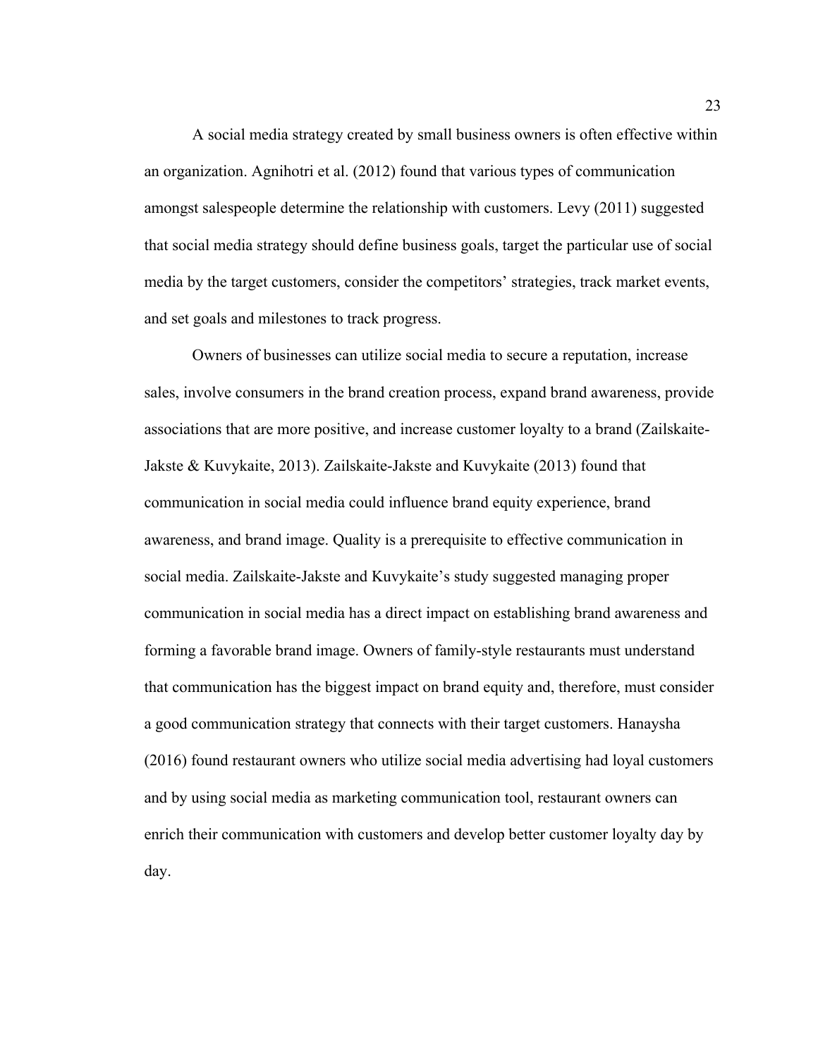A social media strategy created by small business owners is often effective within an organization. Agnihotri et al. (2012) found that various types of communication amongst salespeople determine the relationship with customers. Levy (2011) suggested that social media strategy should define business goals, target the particular use of social media by the target customers, consider the competitors' strategies, track market events, and set goals and milestones to track progress.

Owners of businesses can utilize social media to secure a reputation, increase sales, involve consumers in the brand creation process, expand brand awareness, provide associations that are more positive, and increase customer loyalty to a brand (Zailskaite-Jakste & Kuvykaite, 2013). Zailskaite-Jakste and Kuvykaite (2013) found that communication in social media could influence brand equity experience, brand awareness, and brand image. Quality is a prerequisite to effective communication in social media. Zailskaite-Jakste and Kuvykaite's study suggested managing proper communication in social media has a direct impact on establishing brand awareness and forming a favorable brand image. Owners of family-style restaurants must understand that communication has the biggest impact on brand equity and, therefore, must consider a good communication strategy that connects with their target customers. Hanaysha (2016) found restaurant owners who utilize social media advertising had loyal customers and by using social media as marketing communication tool, restaurant owners can enrich their communication with customers and develop better customer loyalty day by day.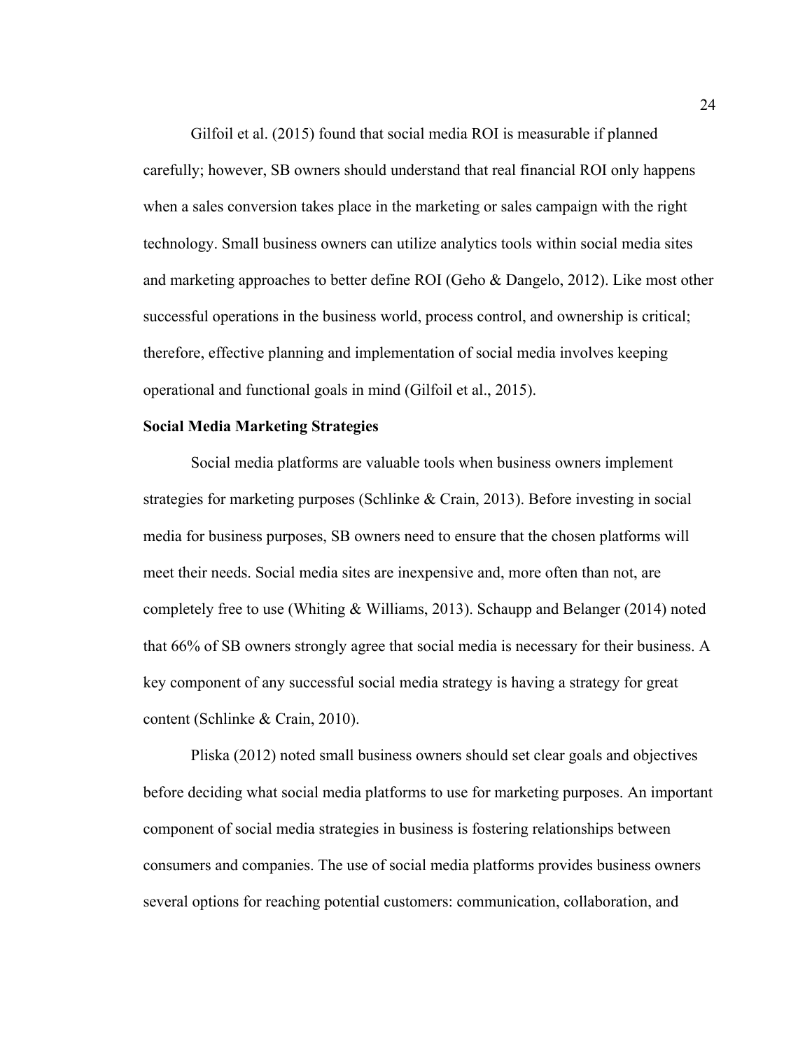Gilfoil et al. (2015) found that social media ROI is measurable if planned carefully; however, SB owners should understand that real financial ROI only happens when a sales conversion takes place in the marketing or sales campaign with the right technology. Small business owners can utilize analytics tools within social media sites and marketing approaches to better define ROI (Geho & Dangelo, 2012). Like most other successful operations in the business world, process control, and ownership is critical; therefore, effective planning and implementation of social media involves keeping operational and functional goals in mind (Gilfoil et al., 2015).

**Social Media Marketing Strategies**

Social media platforms are valuable tools when business owners implement strategies for marketing purposes (Schlinke & Crain, 2013). Before investing in social media for business purposes, SB owners need to ensure that the chosen platforms will meet their needs. Social media sites are inexpensive and, more often than not, are completely free to use (Whiting & Williams, 2013). Schaupp and Belanger (2014) noted that 66% of SB owners strongly agree that social media is necessary for their business. A key component of any successful social media strategy is having a strategy for great content (Schlinke & Crain, 2010).

Pliska (2012) noted small business owners should set clear goals and objectives before deciding what social media platforms to use for marketing purposes. An important component of social media strategies in business is fostering relationships between consumers and companies. The use of social media platforms provides business owners several options for reaching potential customers: communication, collaboration, and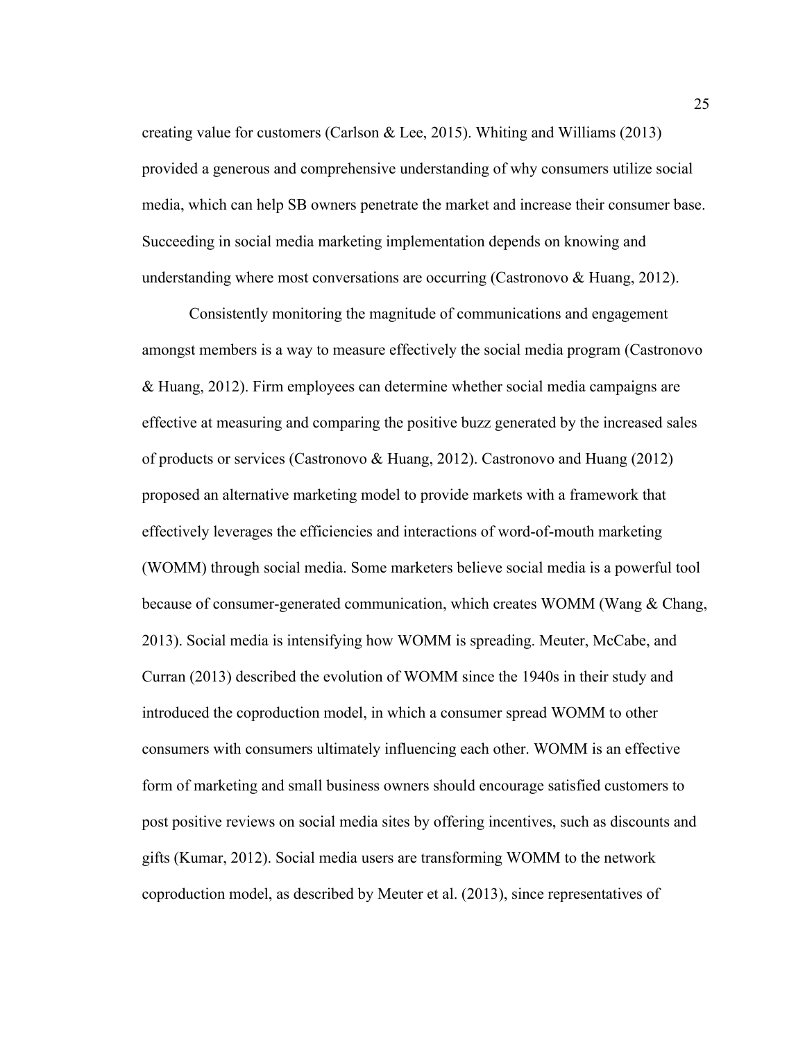creating value for customers (Carlson & Lee, 2015). Whiting and Williams (2013) provided a generous and comprehensive understanding of why consumers utilize social media, which can help SB owners penetrate the market and increase their consumer base. Succeeding in social media marketing implementation depends on knowing and understanding where most conversations are occurring (Castronovo & Huang, 2012).

Consistently monitoring the magnitude of communications and engagement amongst members is a way to measure effectively the social media program (Castronovo & Huang, 2012). Firm employees can determine whether social media campaigns are effective at measuring and comparing the positive buzz generated by the increased sales of products or services (Castronovo & Huang, 2012). Castronovo and Huang (2012) proposed an alternative marketing model to provide markets with a framework that effectively leverages the efficiencies and interactions of word-of-mouth marketing (WOMM) through social media. Some marketers believe social media is a powerful tool because of consumer-generated communication, which creates WOMM (Wang & Chang, 2013). Social media is intensifying how WOMM is spreading. Meuter, McCabe, and Curran (2013) described the evolution of WOMM since the 1940s in their study and introduced the coproduction model, in which a consumer spread WOMM to other consumers with consumers ultimately influencing each other. WOMM is an effective form of marketing and small business owners should encourage satisfied customers to post positive reviews on social media sites by offering incentives, such as discounts and gifts (Kumar, 2012). Social media users are transforming WOMM to the network coproduction model, as described by Meuter et al. (2013), since representatives of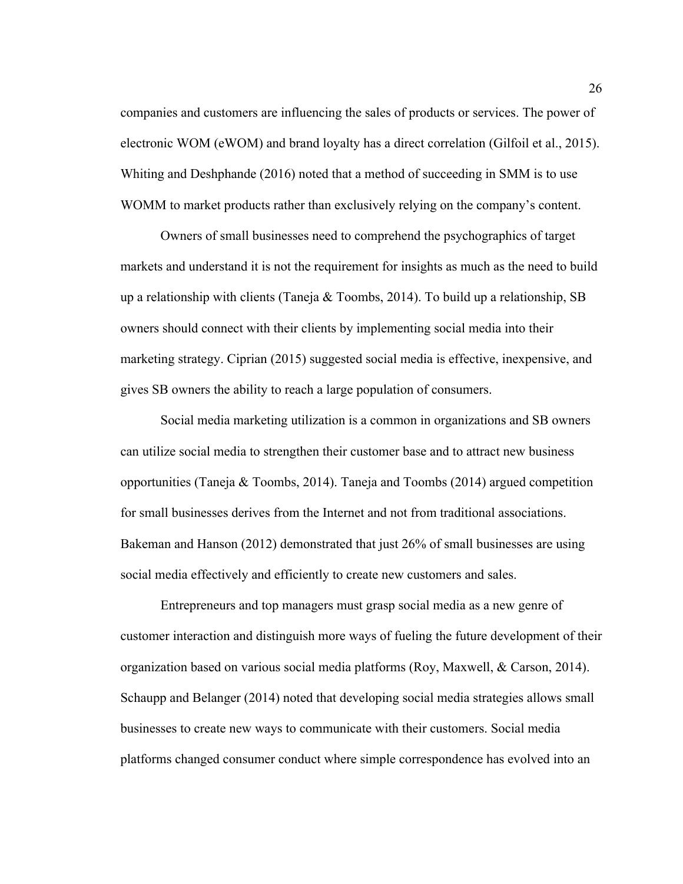companies and customers are influencing the sales of products or services. The power of electronic WOM (eWOM) and brand loyalty has a direct correlation (Gilfoil et al., 2015). Whiting and Deshphande (2016) noted that a method of succeeding in SMM is to use WOMM to market products rather than exclusively relying on the company's content.

Owners of small businesses need to comprehend the psychographics of target markets and understand it is not the requirement for insights as much as the need to build up a relationship with clients (Taneja & Toombs, 2014). To build up a relationship, SB owners should connect with their clients by implementing social media into their marketing strategy. Ciprian (2015) suggested social media is effective, inexpensive, and gives SB owners the ability to reach a large population of consumers.

Social media marketing utilization is a common in organizations and SB owners can utilize social media to strengthen their customer base and to attract new business opportunities (Taneja & Toombs, 2014). Taneja and Toombs (2014) argued competition for small businesses derives from the Internet and not from traditional associations. Bakeman and Hanson (2012) demonstrated that just 26% of small businesses are using social media effectively and efficiently to create new customers and sales.

Entrepreneurs and top managers must grasp social media as a new genre of customer interaction and distinguish more ways of fueling the future development of their organization based on various social media platforms (Roy, Maxwell, & Carson, 2014). Schaupp and Belanger (2014) noted that developing social media strategies allows small businesses to create new ways to communicate with their customers. Social media platforms changed consumer conduct where simple correspondence has evolved into an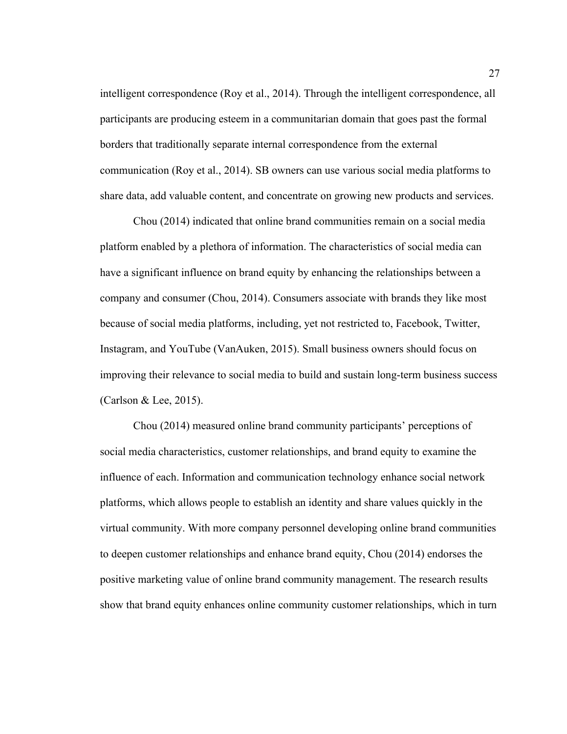intelligent correspondence (Roy et al., 2014). Through the intelligent correspondence, all participants are producing esteem in a communitarian domain that goes past the formal borders that traditionally separate internal correspondence from the external communication (Roy et al., 2014). SB owners can use various social media platforms to share data, add valuable content, and concentrate on growing new products and services.

Chou (2014) indicated that online brand communities remain on a social media platform enabled by a plethora of information. The characteristics of social media can have a significant influence on brand equity by enhancing the relationships between a company and consumer (Chou, 2014). Consumers associate with brands they like most because of social media platforms, including, yet not restricted to, Facebook, Twitter, Instagram, and YouTube (VanAuken, 2015). Small business owners should focus on improving their relevance to social media to build and sustain long-term business success (Carlson & Lee, 2015).

Chou (2014) measured online brand community participants' perceptions of social media characteristics, customer relationships, and brand equity to examine the influence of each. Information and communication technology enhance social network platforms, which allows people to establish an identity and share values quickly in the virtual community. With more company personnel developing online brand communities to deepen customer relationships and enhance brand equity, Chou (2014) endorses the positive marketing value of online brand community management. The research results show that brand equity enhances online community customer relationships, which in turn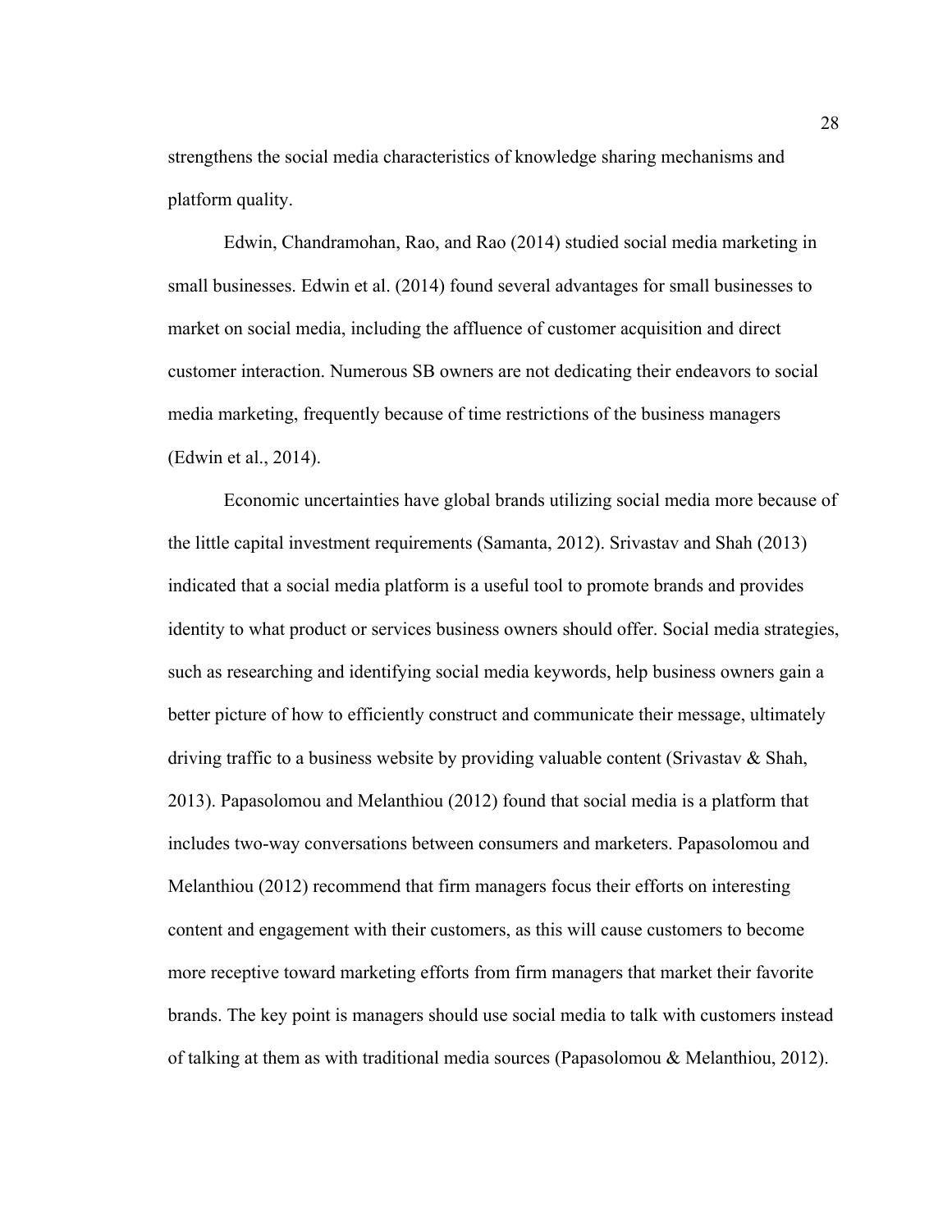strengthens the social media characteristics of knowledge sharing mechanisms and platform quality.

Edwin, Chandramohan, Rao, and Rao (2014) studied social media marketing in small businesses. Edwin et al. (2014) found several advantages for small businesses to market on social media, including the affluence of customer acquisition and direct customer interaction. Numerous SB owners are not dedicating their endeavors to social media marketing, frequently because of time restrictions of the business managers (Edwin et al., 2014).

Economic uncertainties have global brands utilizing social media more because of the little capital investment requirements (Samanta, 2012). Srivastav and Shah (2013) indicated that a social media platform is a useful tool to promote brands and provides identity to what product or services business owners should offer. Social media strategies, such as researching and identifying social media keywords, help business owners gain a better picture of how to efficiently construct and communicate their message, ultimately driving traffic to a business website by providing valuable content (Srivastav & Shah, 2013). Papasolomou and Melanthiou (2012) found that social media is a platform that includes two-way conversations between consumers and marketers. Papasolomou and Melanthiou (2012) recommend that firm managers focus their efforts on interesting content and engagement with their customers, as this will cause customers to become more receptive toward marketing efforts from firm managers that market their favorite brands. The key point is managers should use social media to talk with customers instead of talking at them as with traditional media sources (Papasolomou & Melanthiou, 2012).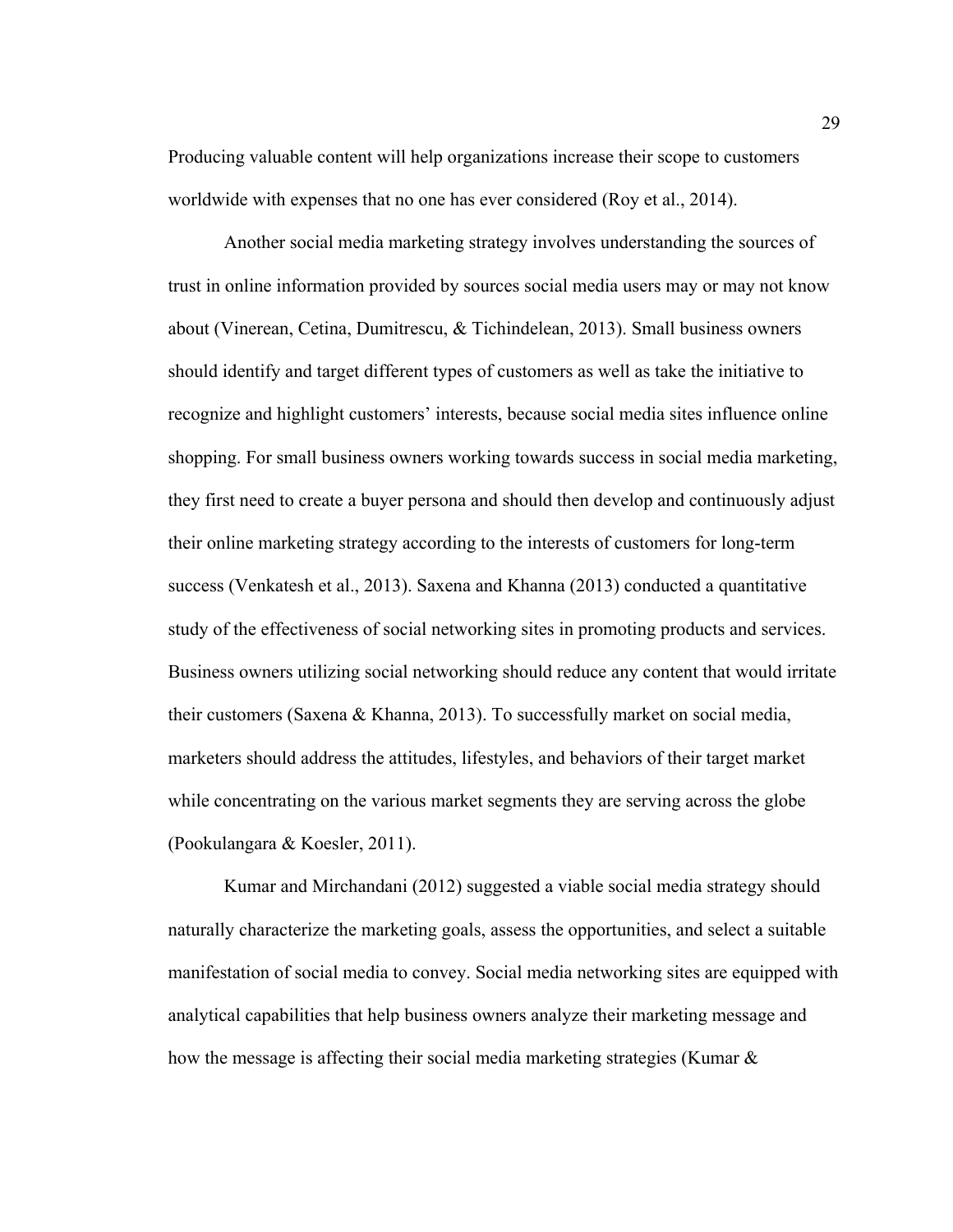Producing valuable content will help organizations increase their scope to customers worldwide with expenses that no one has ever considered (Roy et al., 2014).

Another social media marketing strategy involves understanding the sources of trust in online information provided by sources social media users may or may not know about (Vinerean, Cetina, Dumitrescu, & Tichindelean, 2013). Small business owners should identify and target different types of customers as well as take the initiative to recognize and highlight customers' interests, because social media sites influence online shopping. For small business owners working towards success in social media marketing, they first need to create a buyer persona and should then develop and continuously adjust their online marketing strategy according to the interests of customers for long-term success (Venkatesh et al., 2013). Saxena and Khanna (2013) conducted a quantitative study of the effectiveness of social networking sites in promoting products and services. Business owners utilizing social networking should reduce any content that would irritate their customers (Saxena & Khanna, 2013). To successfully market on social media, marketers should address the attitudes, lifestyles, and behaviors of their target market while concentrating on the various market segments they are serving across the globe (Pookulangara & Koesler, 2011).

Kumar and Mirchandani (2012) suggested a viable social media strategy should naturally characterize the marketing goals, assess the opportunities, and select a suitable manifestation of social media to convey. Social media networking sites are equipped with analytical capabilities that help business owners analyze their marketing message and how the message is affecting their social media marketing strategies (Kumar &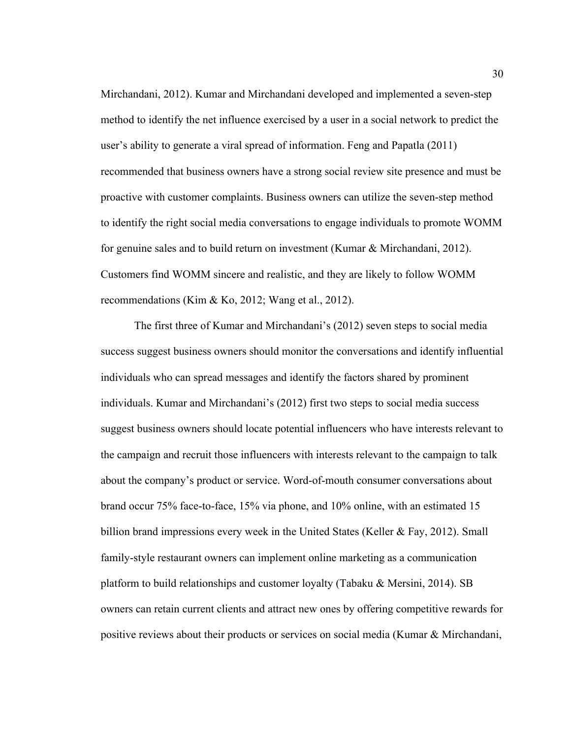Mirchandani, 2012). Kumar and Mirchandani developed and implemented a seven-step method to identify the net influence exercised by a user in a social network to predict the user's ability to generate a viral spread of information. Feng and Papatla (2011) recommended that business owners have a strong social review site presence and must be proactive with customer complaints. Business owners can utilize the seven-step method to identify the right social media conversations to engage individuals to promote WOMM for genuine sales and to build return on investment (Kumar & Mirchandani, 2012). Customers find WOMM sincere and realistic, and they are likely to follow WOMM recommendations (Kim & Ko, 2012; Wang et al., 2012).

The first three of Kumar and Mirchandani's (2012) seven steps to social media success suggest business owners should monitor the conversations and identify influential individuals who can spread messages and identify the factors shared by prominent individuals. Kumar and Mirchandani's (2012) first two steps to social media success suggest business owners should locate potential influencers who have interests relevant to the campaign and recruit those influencers with interests relevant to the campaign to talk about the company's product or service. Word-of-mouth consumer conversations about brand occur 75% face-to-face, 15% via phone, and 10% online, with an estimated 15 billion brand impressions every week in the United States (Keller & Fay, 2012). Small family-style restaurant owners can implement online marketing as a communication platform to build relationships and customer loyalty (Tabaku & Mersini, 2014). SB owners can retain current clients and attract new ones by offering competitive rewards for positive reviews about their products or services on social media (Kumar & Mirchandani,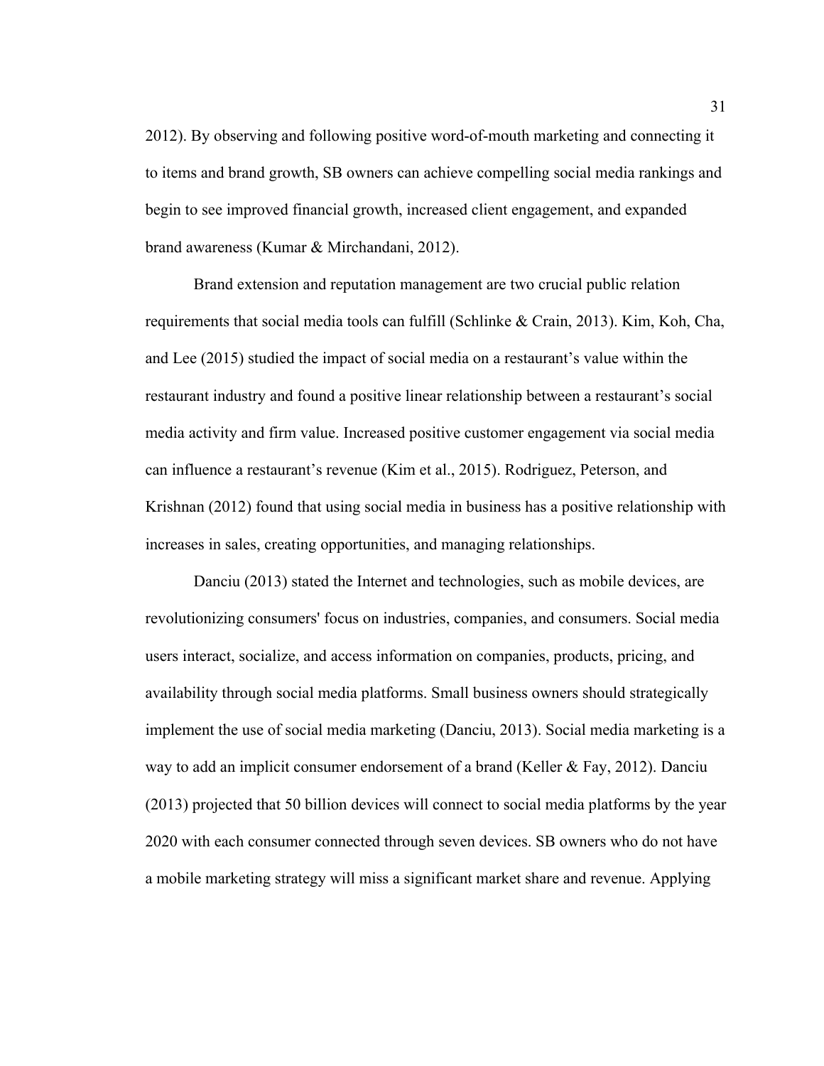2012). By observing and following positive word-of-mouth marketing and connecting it to items and brand growth, SB owners can achieve compelling social media rankings and begin to see improved financial growth, increased client engagement, and expanded brand awareness (Kumar & Mirchandani, 2012).

Brand extension and reputation management are two crucial public relation requirements that social media tools can fulfill (Schlinke & Crain, 2013). Kim, Koh, Cha, and Lee (2015) studied the impact of social media on a restaurant's value within the restaurant industry and found a positive linear relationship between a restaurant's social media activity and firm value. Increased positive customer engagement via social media can influence a restaurant's revenue (Kim et al., 2015). Rodriguez, Peterson, and Krishnan (2012) found that using social media in business has a positive relationship with increases in sales, creating opportunities, and managing relationships.

Danciu (2013) stated the Internet and technologies, such as mobile devices, are revolutionizing consumers' focus on industries, companies, and consumers. Social media users interact, socialize, and access information on companies, products, pricing, and availability through social media platforms. Small business owners should strategically implement the use of social media marketing (Danciu, 2013). Social media marketing is a way to add an implicit consumer endorsement of a brand (Keller & Fay, 2012). Danciu (2013) projected that 50 billion devices will connect to social media platforms by the year 2020 with each consumer connected through seven devices. SB owners who do not have a mobile marketing strategy will miss a significant market share and revenue. Applying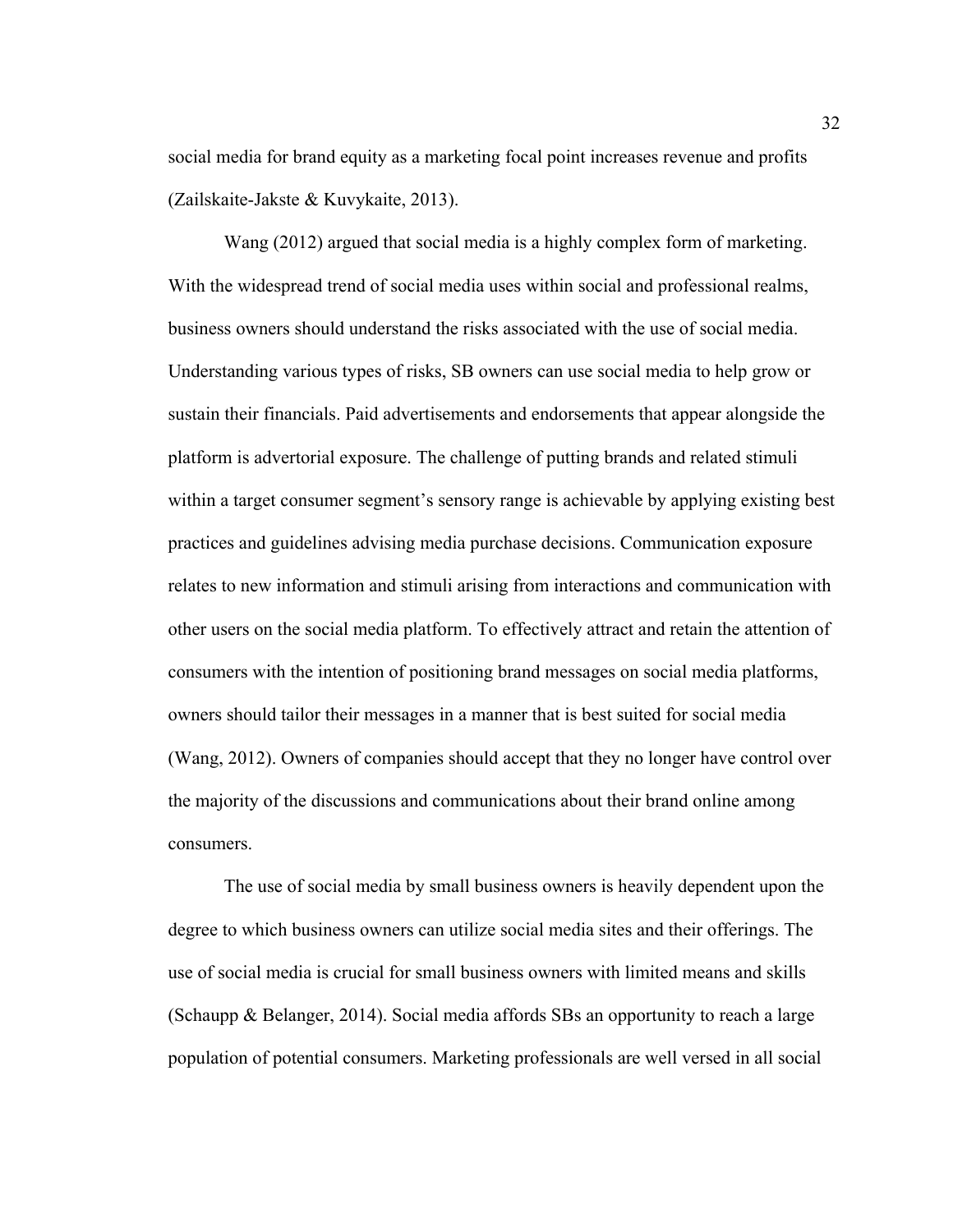social media for brand equity as a marketing focal point increases revenue and profits (Zailskaite-Jakste & Kuvykaite, 2013).

Wang (2012) argued that social media is a highly complex form of marketing. With the widespread trend of social media uses within social and professional realms, business owners should understand the risks associated with the use of social media. Understanding various types of risks, SB owners can use social media to help grow or sustain their financials. Paid advertisements and endorsements that appear alongside the platform is advertorial exposure. The challenge of putting brands and related stimuli within a target consumer segment's sensory range is achievable by applying existing best practices and guidelines advising media purchase decisions. Communication exposure relates to new information and stimuli arising from interactions and communication with other users on the social media platform. To effectively attract and retain the attention of consumers with the intention of positioning brand messages on social media platforms, owners should tailor their messages in a manner that is best suited for social media (Wang, 2012). Owners of companies should accept that they no longer have control over the majority of the discussions and communications about their brand online among consumers.

The use of social media by small business owners is heavily dependent upon the degree to which business owners can utilize social media sites and their offerings. The use of social media is crucial for small business owners with limited means and skills (Schaupp & Belanger, 2014). Social media affords SBs an opportunity to reach a large population of potential consumers. Marketing professionals are well versed in all social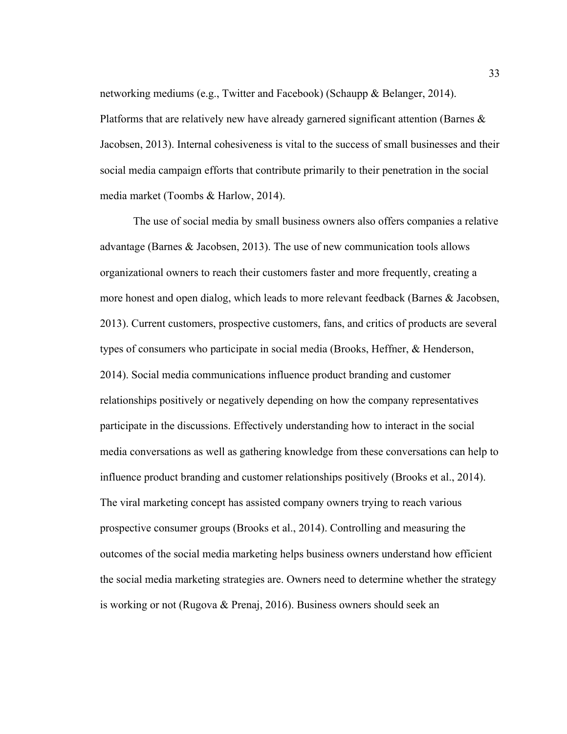networking mediums (e.g., Twitter and Facebook) (Schaupp & Belanger, 2014). Platforms that are relatively new have already garnered significant attention (Barnes & Jacobsen, 2013). Internal cohesiveness is vital to the success of small businesses and their social media campaign efforts that contribute primarily to their penetration in the social media market (Toombs & Harlow, 2014).

The use of social media by small business owners also offers companies a relative advantage (Barnes & Jacobsen, 2013). The use of new communication tools allows organizational owners to reach their customers faster and more frequently, creating a more honest and open dialog, which leads to more relevant feedback (Barnes & Jacobsen, 2013). Current customers, prospective customers, fans, and critics of products are several types of consumers who participate in social media (Brooks, Heffner, & Henderson, 2014). Social media communications influence product branding and customer relationships positively or negatively depending on how the company representatives participate in the discussions. Effectively understanding how to interact in the social media conversations as well as gathering knowledge from these conversations can help to influence product branding and customer relationships positively (Brooks et al., 2014). The viral marketing concept has assisted company owners trying to reach various prospective consumer groups (Brooks et al., 2014). Controlling and measuring the outcomes of the social media marketing helps business owners understand how efficient the social media marketing strategies are. Owners need to determine whether the strategy is working or not (Rugova & Prenaj, 2016). Business owners should seek an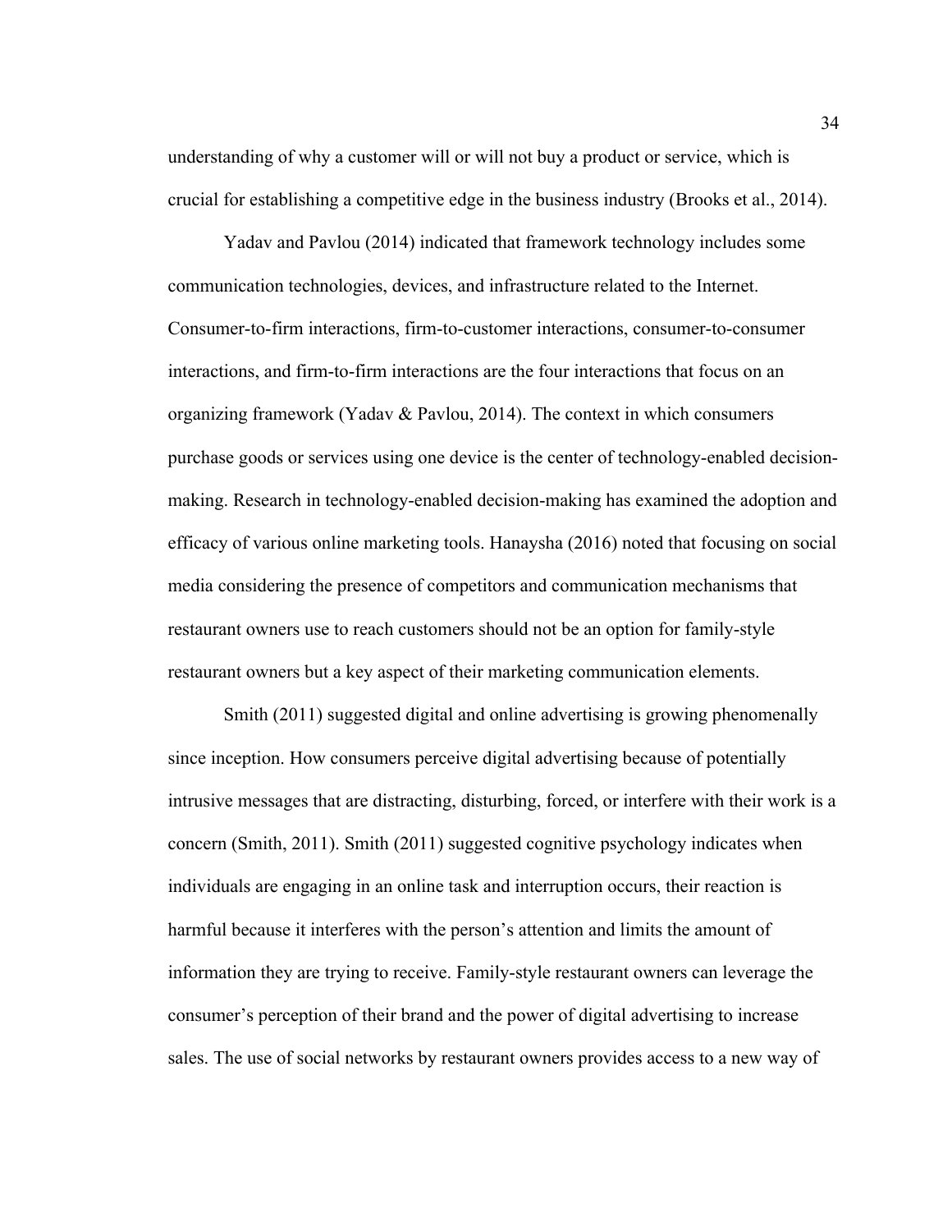understanding of why a customer will or will not buy a product or service, which is crucial for establishing a competitive edge in the business industry (Brooks et al., 2014).

Yadav and Pavlou (2014) indicated that framework technology includes some communication technologies, devices, and infrastructure related to the Internet. Consumer-to-firm interactions, firm-to-customer interactions, consumer-to-consumer interactions, and firm-to-firm interactions are the four interactions that focus on an organizing framework (Yadav & Pavlou, 2014). The context in which consumers purchase goods or services using one device is the center of technology-enabled decision-making. Research in technology-enabled decision-making has examined the adoption and efficacy of various online marketing tools. Hanaysha (2016) noted that focusing on social media considering the presence of competitors and communication mechanisms that restaurant owners use to reach customers should not be an option for family-style restaurant owners but a key aspect of their marketing communication elements.

Smith (2011) suggested digital and online advertising is growing phenomenally since inception. How consumers perceive digital advertising because of potentially intrusive messages that are distracting, disturbing, forced, or interfere with their work is a concern (Smith, 2011). Smith (2011) suggested cognitive psychology indicates when individuals are engaging in an online task and interruption occurs, their reaction is harmful because it interferes with the person's attention and limits the amount of information they are trying to receive. Family-style restaurant owners can leverage the consumer's perception of their brand and the power of digital advertising to increase sales. The use of social networks by restaurant owners provides access to a new way of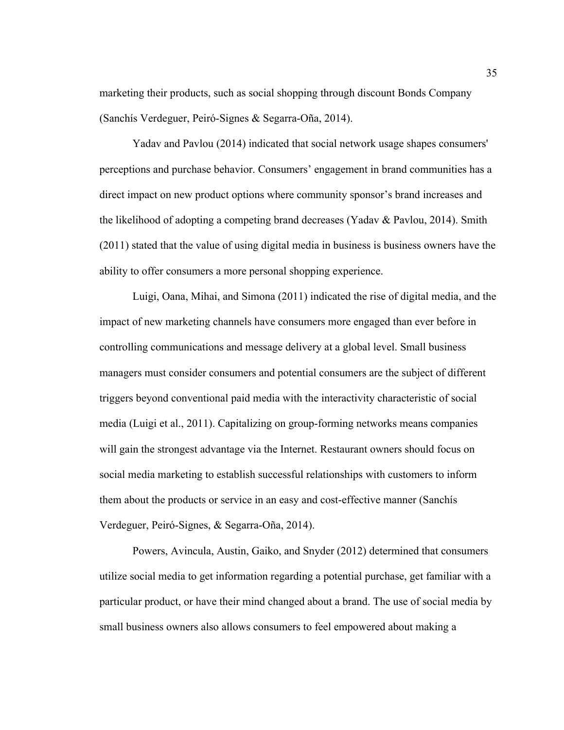marketing their products, such as social shopping through discount Bonds Company (Sanchís Verdeguer, Peiró-Signes & Segarra-Oña, 2014).

Yadav and Pavlou (2014) indicated that social network usage shapes consumers' perceptions and purchase behavior. Consumers' engagement in brand communities has a direct impact on new product options where community sponsor's brand increases and the likelihood of adopting a competing brand decreases (Yadav & Pavlou, 2014). Smith (2011) stated that the value of using digital media in business is business owners have the ability to offer consumers a more personal shopping experience.

Luigi, Oana, Mihai, and Simona (2011) indicated the rise of digital media, and the impact of new marketing channels have consumers more engaged than ever before in controlling communications and message delivery at a global level. Small business managers must consider consumers and potential consumers are the subject of different triggers beyond conventional paid media with the interactivity characteristic of social media (Luigi et al., 2011). Capitalizing on group-forming networks means companies will gain the strongest advantage via the Internet. Restaurant owners should focus on social media marketing to establish successful relationships with customers to inform them about the products or service in an easy and cost-effective manner (Sanchís Verdeguer, Peiró-Signes, & Segarra-Oña, 2014).

Powers, Avincula, Austin, Gaiko, and Snyder (2012) determined that consumers utilize social media to get information regarding a potential purchase, get familiar with a particular product, or have their mind changed about a brand. The use of social media by small business owners also allows consumers to feel empowered about making a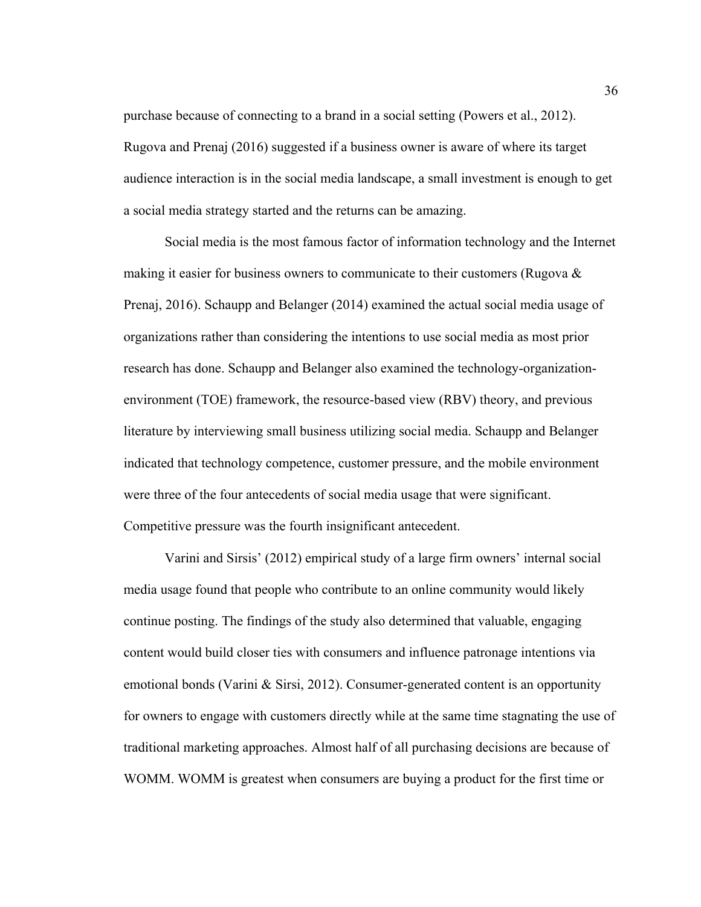purchase because of connecting to a brand in a social setting (Powers et al., 2012). Rugova and Prenaj (2016) suggested if a business owner is aware of where its target audience interaction is in the social media landscape, a small investment is enough to get a social media strategy started and the returns can be amazing.

Social media is the most famous factor of information technology and the Internet making it easier for business owners to communicate to their customers (Rugova & Prenaj, 2016). Schaupp and Belanger (2014) examined the actual social media usage of organizations rather than considering the intentions to use social media as most prior research has done. Schaupp and Belanger also examined the technology-organization-environment (TOE) framework, the resource-based view (RBV) theory, and previous literature by interviewing small business utilizing social media. Schaupp and Belanger indicated that technology competence, customer pressure, and the mobile environment were three of the four antecedents of social media usage that were significant. Competitive pressure was the fourth insignificant antecedent.

Varini and Sirsis' (2012) empirical study of a large firm owners' internal social media usage found that people who contribute to an online community would likely continue posting. The findings of the study also determined that valuable, engaging content would build closer ties with consumers and influence patronage intentions via emotional bonds (Varini & Sirsi, 2012). Consumer-generated content is an opportunity for owners to engage with customers directly while at the same time stagnating the use of traditional marketing approaches. Almost half of all purchasing decisions are because of WOMM. WOMM is greatest when consumers are buying a product for the first time or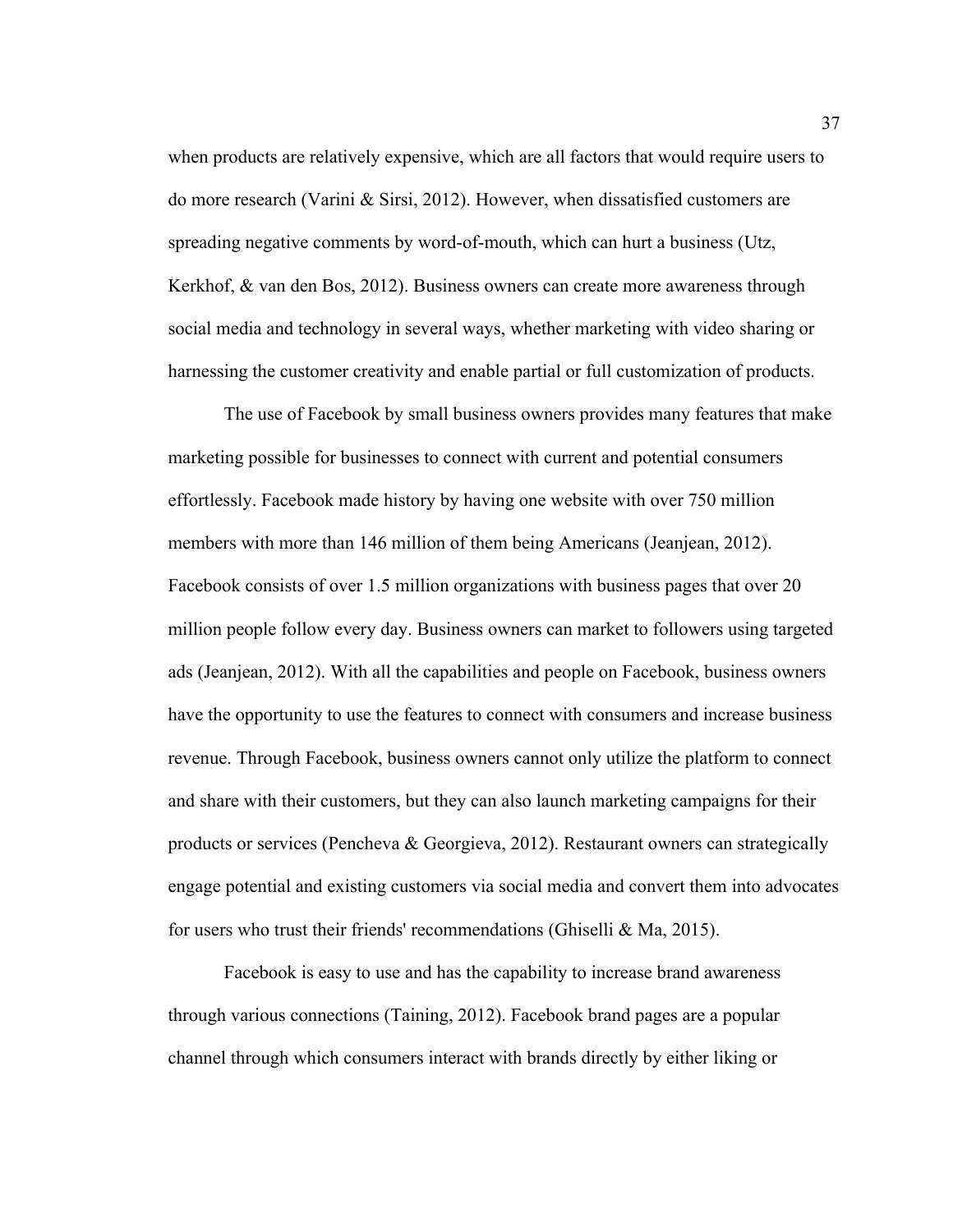when products are relatively expensive, which are all factors that would require users to do more research (Varini & Sirsi, 2012). However, when dissatisfied customers are spreading negative comments by word-of-mouth, which can hurt a business (Utz, Kerkhof, & van den Bos, 2012). Business owners can create more awareness through social media and technology in several ways, whether marketing with video sharing or harnessing the customer creativity and enable partial or full customization of products.

The use of Facebook by small business owners provides many features that make marketing possible for businesses to connect with current and potential consumers effortlessly. Facebook made history by having one website with over 750 million members with more than 146 million of them being Americans (Jeanjean, 2012). Facebook consists of over 1.5 million organizations with business pages that over 20 million people follow every day. Business owners can market to followers using targeted ads (Jeanjean, 2012). With all the capabilities and people on Facebook, business owners have the opportunity to use the features to connect with consumers and increase business revenue. Through Facebook, business owners cannot only utilize the platform to connect and share with their customers, but they can also launch marketing campaigns for their products or services (Pencheva & Georgieva, 2012). Restaurant owners can strategically engage potential and existing customers via social media and convert them into advocates for users who trust their friends' recommendations (Ghiselli & Ma, 2015).

Facebook is easy to use and has the capability to increase brand awareness through various connections (Taining, 2012). Facebook brand pages are a popular channel through which consumers interact with brands directly by either liking or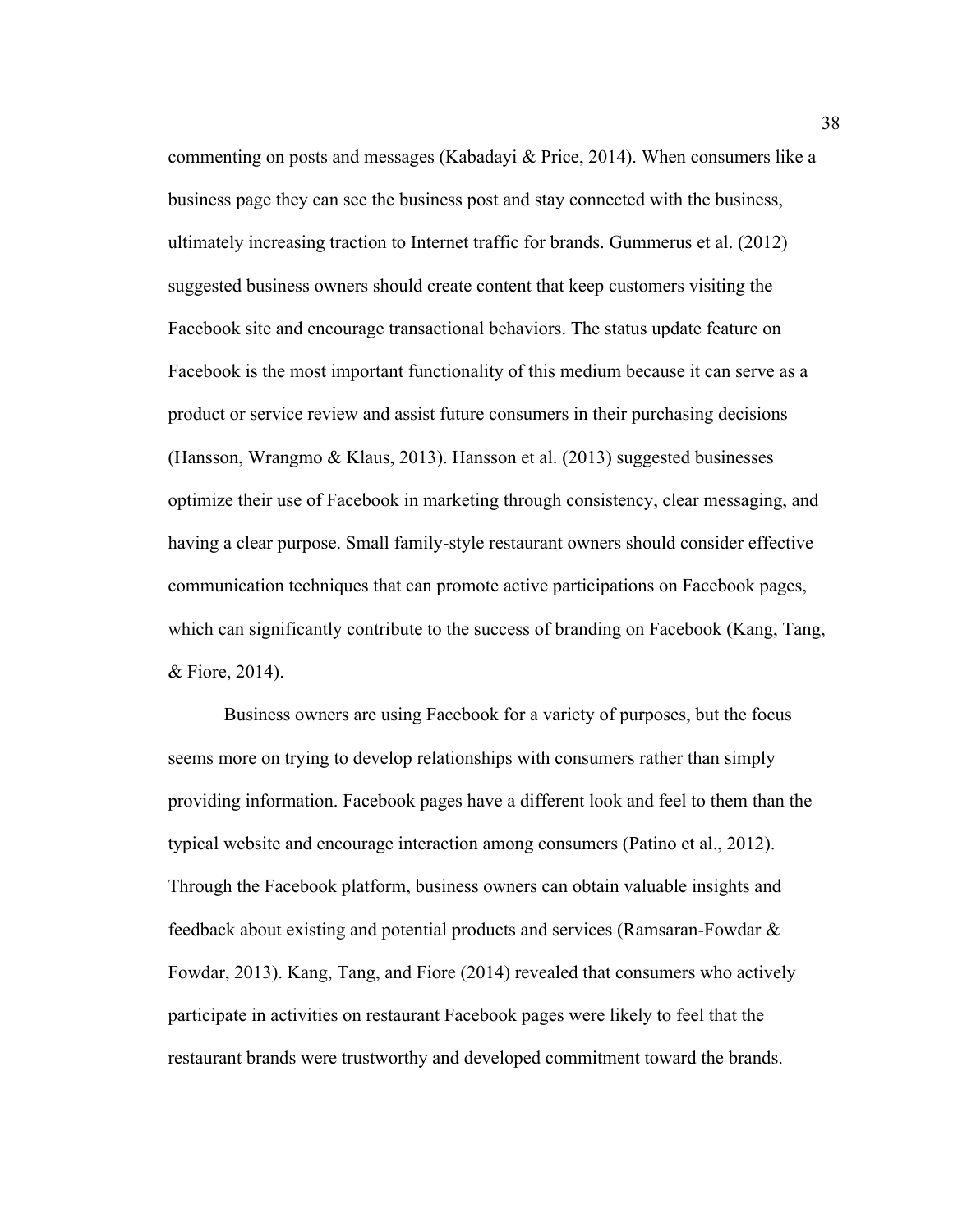commenting on posts and messages (Kabadayi & Price, 2014). When consumers like a business page they can see the business post and stay connected with the business, ultimately increasing traction to Internet traffic for brands. Gummerus et al. (2012) suggested business owners should create content that keep customers visiting the Facebook site and encourage transactional behaviors. The status update feature on Facebook is the most important functionality of this medium because it can serve as a product or service review and assist future consumers in their purchasing decisions (Hansson, Wrangmo & Klaus, 2013). Hansson et al. (2013) suggested businesses optimize their use of Facebook in marketing through consistency, clear messaging, and having a clear purpose. Small family-style restaurant owners should consider effective communication techniques that can promote active participations on Facebook pages, which can significantly contribute to the success of branding on Facebook (Kang, Tang, & Fiore, 2014).

Business owners are using Facebook for a variety of purposes, but the focus seems more on trying to develop relationships with consumers rather than simply providing information. Facebook pages have a different look and feel to them than the typical website and encourage interaction among consumers (Patino et al., 2012). Through the Facebook platform, business owners can obtain valuable insights and feedback about existing and potential products and services (Ramsaran-Fowdar & Fowdar, 2013). Kang, Tang, and Fiore (2014) revealed that consumers who actively participate in activities on restaurant Facebook pages were likely to feel that the restaurant brands were trustworthy and developed commitment toward the brands.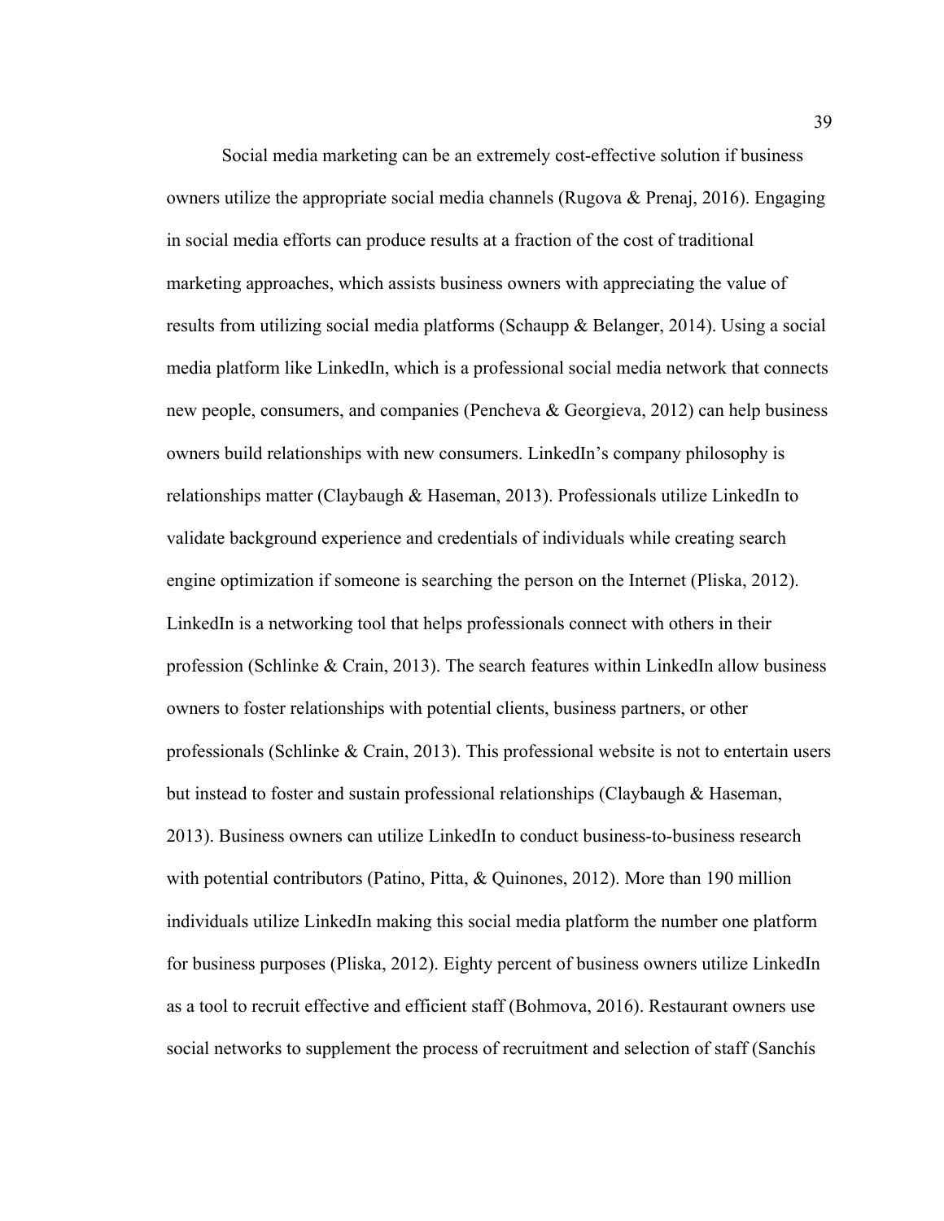Social media marketing can be an extremely cost-effective solution if business owners utilize the appropriate social media channels (Rugova & Prenaj, 2016). Engaging in social media efforts can produce results at a fraction of the cost of traditional marketing approaches, which assists business owners with appreciating the value of results from utilizing social media platforms (Schaupp & Belanger, 2014). Using a social media platform like LinkedIn, which is a professional social media network that connects new people, consumers, and companies (Pencheva & Georgieva, 2012) can help business owners build relationships with new consumers. LinkedIn's company philosophy is relationships matter (Claybaugh & Haseman, 2013). Professionals utilize LinkedIn to validate background experience and credentials of individuals while creating search engine optimization if someone is searching the person on the Internet (Pliska, 2012). LinkedIn is a networking tool that helps professionals connect with others in their profession (Schlinke & Crain, 2013). The search features within LinkedIn allow business owners to foster relationships with potential clients, business partners, or other professionals (Schlinke & Crain, 2013). This professional website is not to entertain users but instead to foster and sustain professional relationships (Claybaugh & Haseman, 2013). Business owners can utilize LinkedIn to conduct business-to-business research with potential contributors (Patino, Pitta, & Quinones, 2012). More than 190 million individuals utilize LinkedIn making this social media platform the number one platform for business purposes (Pliska, 2012). Eighty percent of business owners utilize LinkedIn as a tool to recruit effective and efficient staff (Bohmova, 2016). Restaurant owners use social networks to supplement the process of recruitment and selection of staff (Sanchís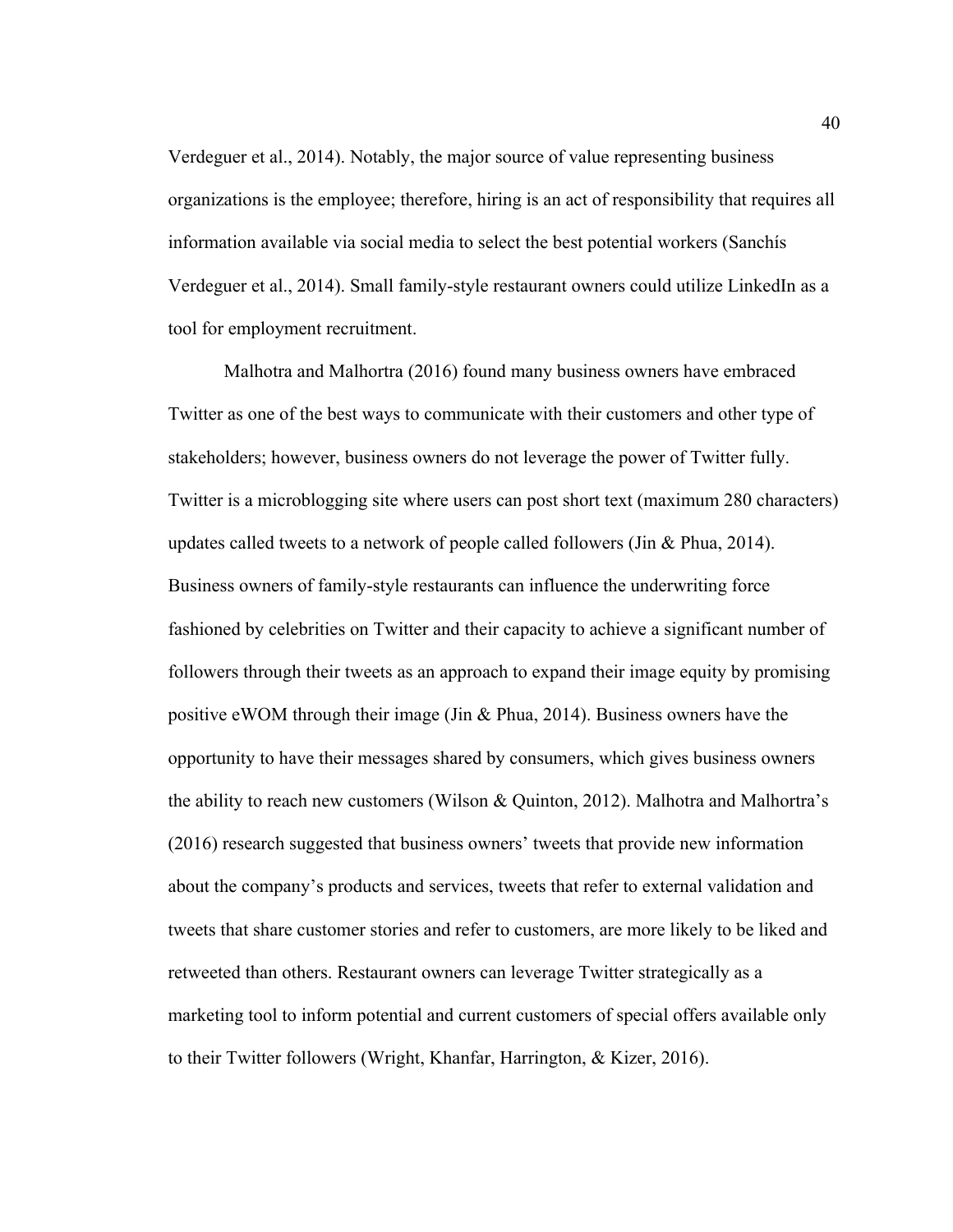Verdeguer et al., 2014). Notably, the major source of value representing business organizations is the employee; therefore, hiring is an act of responsibility that requires all information available via social media to select the best potential workers (Sanchís Verdeguer et al., 2014). Small family-style restaurant owners could utilize LinkedIn as a tool for employment recruitment.

Malhotra and Malhortra (2016) found many business owners have embraced Twitter as one of the best ways to communicate with their customers and other type of stakeholders; however, business owners do not leverage the power of Twitter fully. Twitter is a microblogging site where users can post short text (maximum 280 characters) updates called tweets to a network of people called followers (Jin & Phua, 2014). Business owners of family-style restaurants can influence the underwriting force fashioned by celebrities on Twitter and their capacity to achieve a significant number of followers through their tweets as an approach to expand their image equity by promising positive eWOM through their image (Jin & Phua, 2014). Business owners have the opportunity to have their messages shared by consumers, which gives business owners the ability to reach new customers (Wilson & Quinton, 2012). Malhotra and Malhortra's (2016) research suggested that business owners' tweets that provide new information about the company's products and services, tweets that refer to external validation and tweets that share customer stories and refer to customers, are more likely to be liked and retweeted than others. Restaurant owners can leverage Twitter strategically as a marketing tool to inform potential and current customers of special offers available only to their Twitter followers (Wright, Khanfar, Harrington, & Kizer, 2016).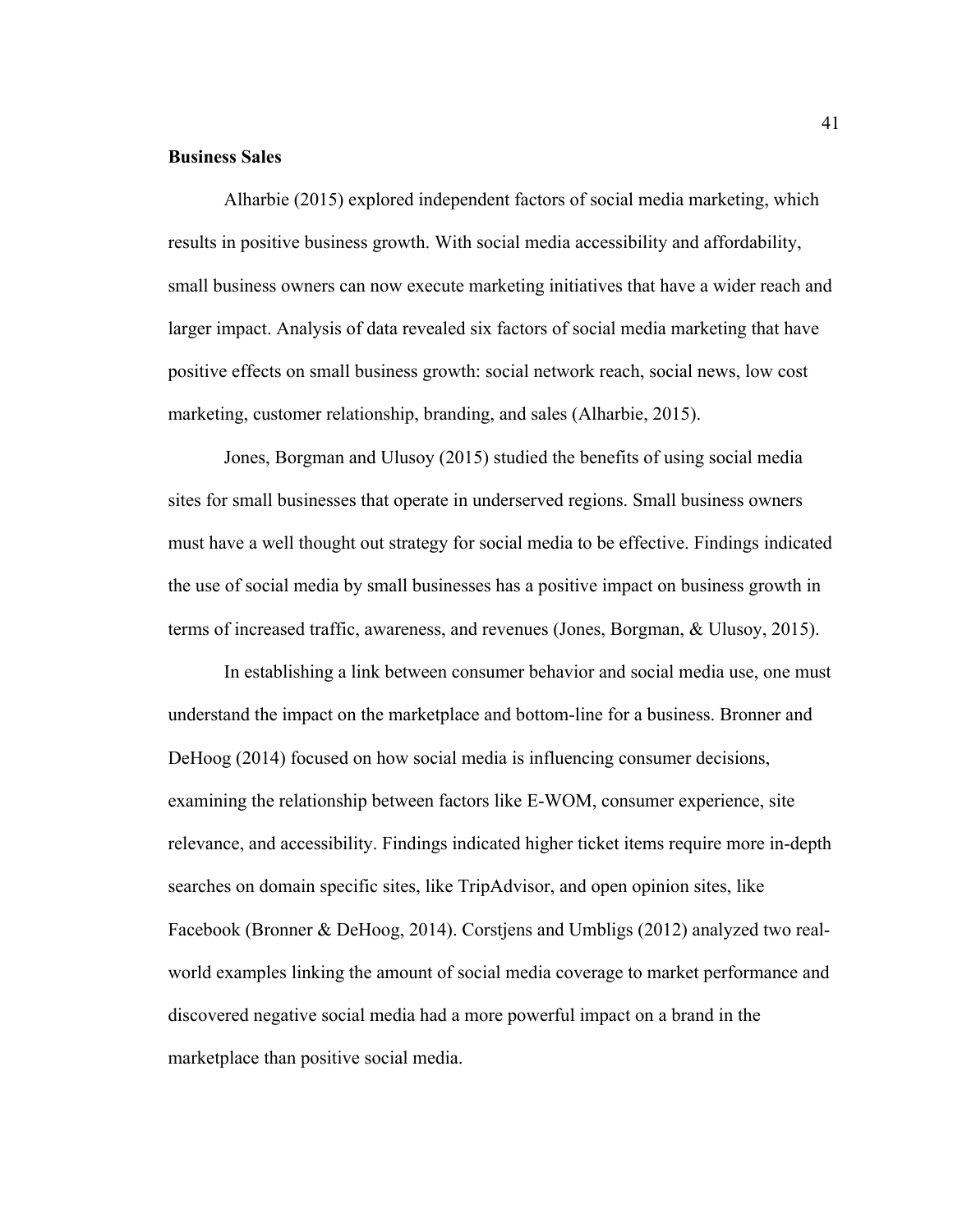**Business Sales**

Alharbie (2015) explored independent factors of social media marketing, which results in positive business growth. With social media accessibility and affordability, small business owners can now execute marketing initiatives that have a wider reach and larger impact. Analysis of data revealed six factors of social media marketing that have positive effects on small business growth: social network reach, social news, low cost marketing, customer relationship, branding, and sales (Alharbie, 2015).

Jones, Borgman and Ulusoy (2015) studied the benefits of using social media sites for small businesses that operate in underserved regions. Small business owners must have a well thought out strategy for social media to be effective. Findings indicated the use of social media by small businesses has a positive impact on business growth in terms of increased traffic, awareness, and revenues (Jones, Borgman, & Ulusoy, 2015).

In establishing a link between consumer behavior and social media use, one must understand the impact on the marketplace and bottom-line for a business. Bronner and DeHoog (2014) focused on how social media is influencing consumer decisions, examining the relationship between factors like E-WOM, consumer experience, site relevance, and accessibility. Findings indicated higher ticket items require more in-depth searches on domain specific sites, like TripAdvisor, and open opinion sites, like Facebook (Bronner & DeHoog, 2014). Corstjens and Umbligs (2012) analyzed two real-world examples linking the amount of social media coverage to market performance and discovered negative social media had a more powerful impact on a brand in the marketplace than positive social media.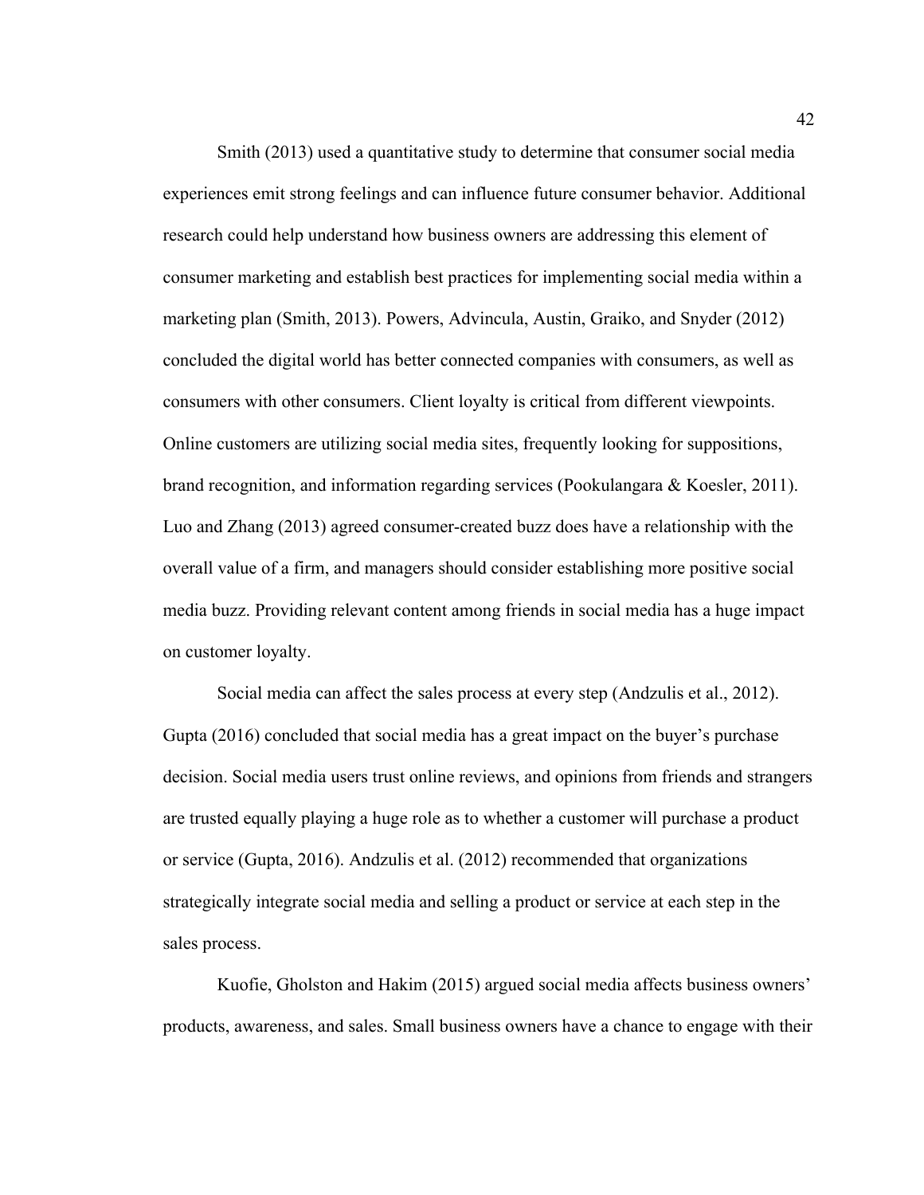Smith (2013) used a quantitative study to determine that consumer social media experiences emit strong feelings and can influence future consumer behavior. Additional research could help understand how business owners are addressing this element of consumer marketing and establish best practices for implementing social media within a marketing plan (Smith, 2013). Powers, Advincula, Austin, Graiko, and Snyder (2012) concluded the digital world has better connected companies with consumers, as well as consumers with other consumers. Client loyalty is critical from different viewpoints. Online customers are utilizing social media sites, frequently looking for suppositions, brand recognition, and information regarding services (Pookulangara & Koesler, 2011). Luo and Zhang (2013) agreed consumer-created buzz does have a relationship with the overall value of a firm, and managers should consider establishing more positive social media buzz. Providing relevant content among friends in social media has a huge impact on customer loyalty.

Social media can affect the sales process at every step (Andzulis et al., 2012). Gupta (2016) concluded that social media has a great impact on the buyer's purchase decision. Social media users trust online reviews, and opinions from friends and strangers are trusted equally playing a huge role as to whether a customer will purchase a product or service (Gupta, 2016). Andzulis et al. (2012) recommended that organizations strategically integrate social media and selling a product or service at each step in the sales process.

Kuofie, Gholston and Hakim (2015) argued social media affects business owners' products, awareness, and sales. Small business owners have a chance to engage with their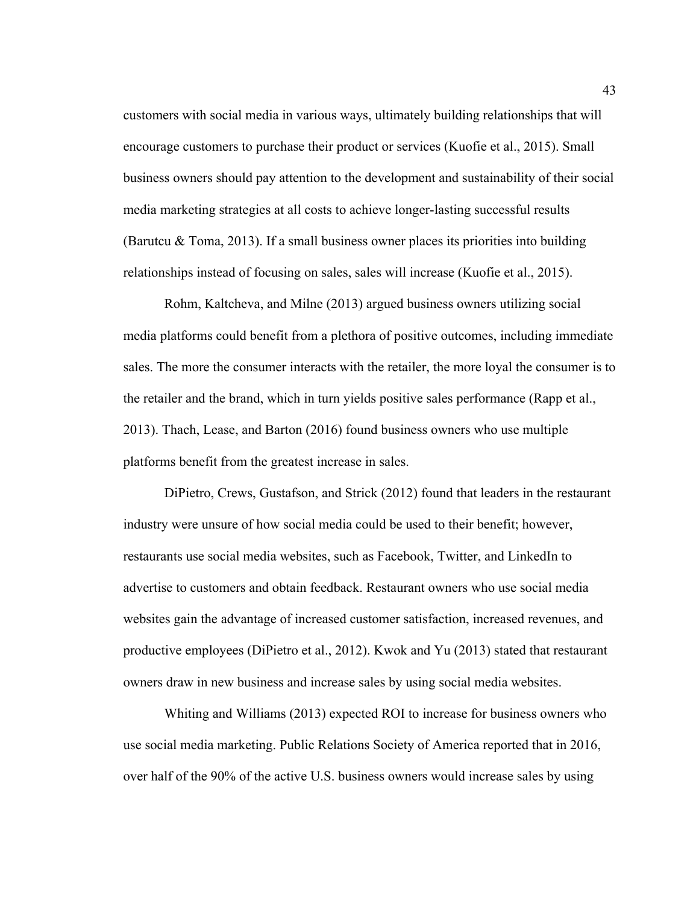customers with social media in various ways, ultimately building relationships that will encourage customers to purchase their product or services (Kuofie et al., 2015). Small business owners should pay attention to the development and sustainability of their social media marketing strategies at all costs to achieve longer-lasting successful results (Barutcu & Toma, 2013). If a small business owner places its priorities into building relationships instead of focusing on sales, sales will increase (Kuofie et al., 2015).

Rohm, Kaltcheva, and Milne (2013) argued business owners utilizing social media platforms could benefit from a plethora of positive outcomes, including immediate sales. The more the consumer interacts with the retailer, the more loyal the consumer is to the retailer and the brand, which in turn yields positive sales performance (Rapp et al., 2013). Thach, Lease, and Barton (2016) found business owners who use multiple platforms benefit from the greatest increase in sales.

DiPietro, Crews, Gustafson, and Strick (2012) found that leaders in the restaurant industry were unsure of how social media could be used to their benefit; however, restaurants use social media websites, such as Facebook, Twitter, and LinkedIn to advertise to customers and obtain feedback. Restaurant owners who use social media websites gain the advantage of increased customer satisfaction, increased revenues, and productive employees (DiPietro et al., 2012). Kwok and Yu (2013) stated that restaurant owners draw in new business and increase sales by using social media websites.

Whiting and Williams (2013) expected ROI to increase for business owners who use social media marketing. Public Relations Society of America reported that in 2016, over half of the 90% of the active U.S. business owners would increase sales by using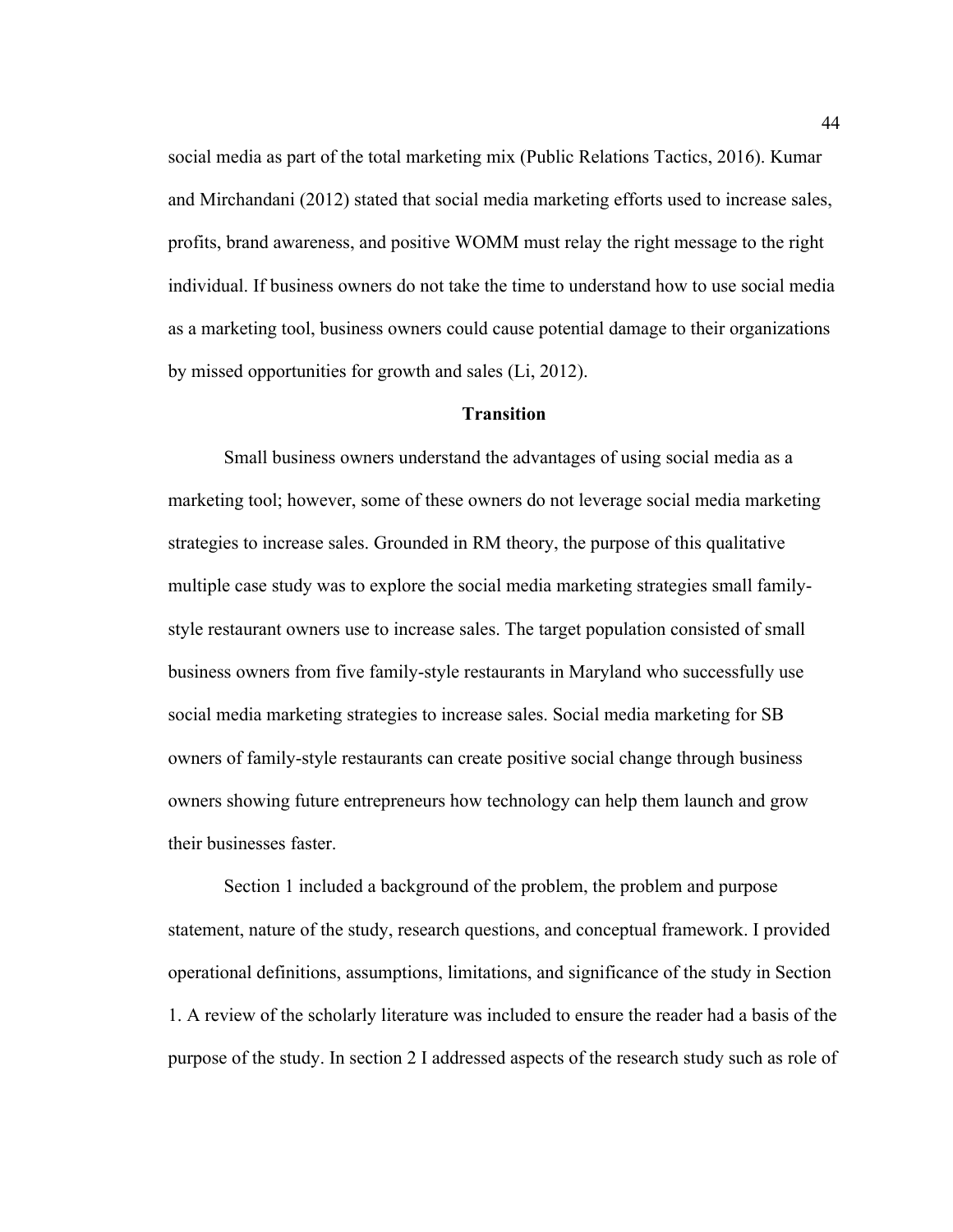social media as part of the total marketing mix (Public Relations Tactics, 2016). Kumar and Mirchandani (2012) stated that social media marketing efforts used to increase sales, profits, brand awareness, and positive WOMM must relay the right message to the right individual. If business owners do not take the time to understand how to use social media as a marketing tool, business owners could cause potential damage to their organizations by missed opportunities for growth and sales (Li, 2012).

## Transition

Small business owners understand the advantages of using social media as a marketing tool; however, some of these owners do not leverage social media marketing strategies to increase sales. Grounded in RM theory, the purpose of this qualitative multiple case study was to explore the social media marketing strategies small family-style restaurant owners use to increase sales. The target population consisted of small business owners from five family-style restaurants in Maryland who successfully use social media marketing strategies to increase sales. Social media marketing for SB owners of family-style restaurants can create positive social change through business owners showing future entrepreneurs how technology can help them launch and grow their businesses faster.

Section 1 included a background of the problem, the problem and purpose statement, nature of the study, research questions, and conceptual framework. I provided operational definitions, assumptions, limitations, and significance of the study in Section 1. A review of the scholarly literature was included to ensure the reader had a basis of the purpose of the study. In section 2 I addressed aspects of the research study such as role of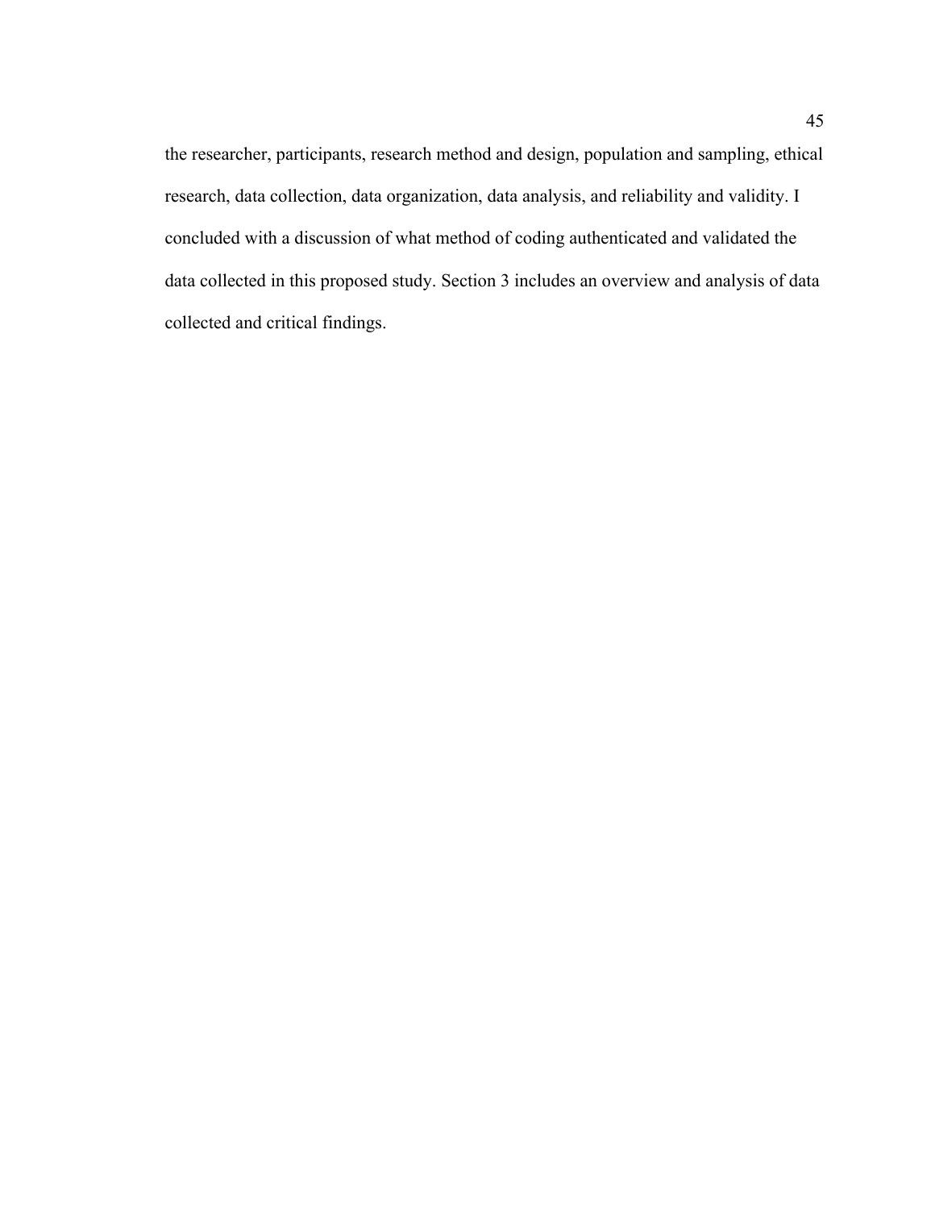the researcher, participants, research method and design, population and sampling, ethical research, data collection, data organization, data analysis, and reliability and validity. I concluded with a discussion of what method of coding authenticated and validated the data collected in this proposed study. Section 3 includes an overview and analysis of data collected and critical findings.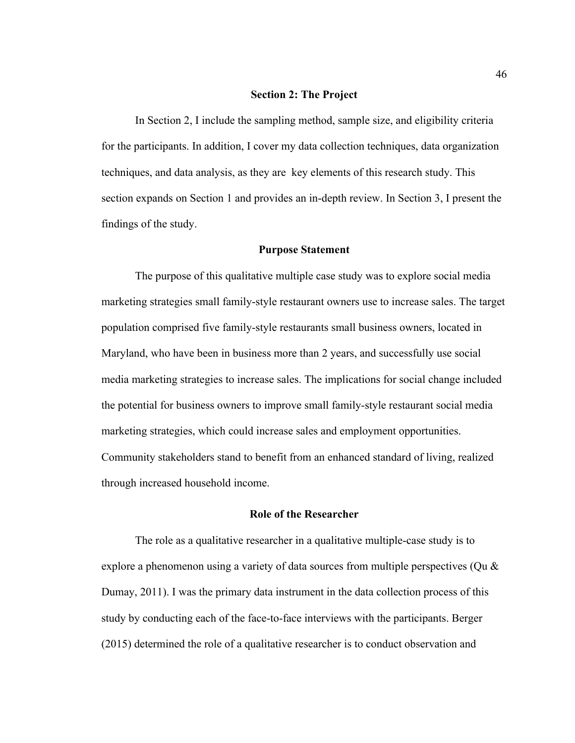## Section 2: The Project

In Section 2, I include the sampling method, sample size, and eligibility criteria for the participants. In addition, I cover my data collection techniques, data organization techniques, and data analysis, as they are key elements of this research study. This section expands on Section 1 and provides an in-depth review. In Section 3, I present the findings of the study.

### Purpose Statement

The purpose of this qualitative multiple case study was to explore social media marketing strategies small family-style restaurant owners use to increase sales. The target population comprised five family-style restaurants small business owners, located in Maryland, who have been in business more than 2 years, and successfully use social media marketing strategies to increase sales. The implications for social change included the potential for business owners to improve small family-style restaurant social media marketing strategies, which could increase sales and employment opportunities. Community stakeholders stand to benefit from an enhanced standard of living, realized through increased household income.

### Role of the Researcher

The role as a qualitative researcher in a qualitative multiple-case study is to explore a phenomenon using a variety of data sources from multiple perspectives (Qu & Dumay, 2011). I was the primary data instrument in the data collection process of this study by conducting each of the face-to-face interviews with the participants. Berger (2015) determined the role of a qualitative researcher is to conduct observation and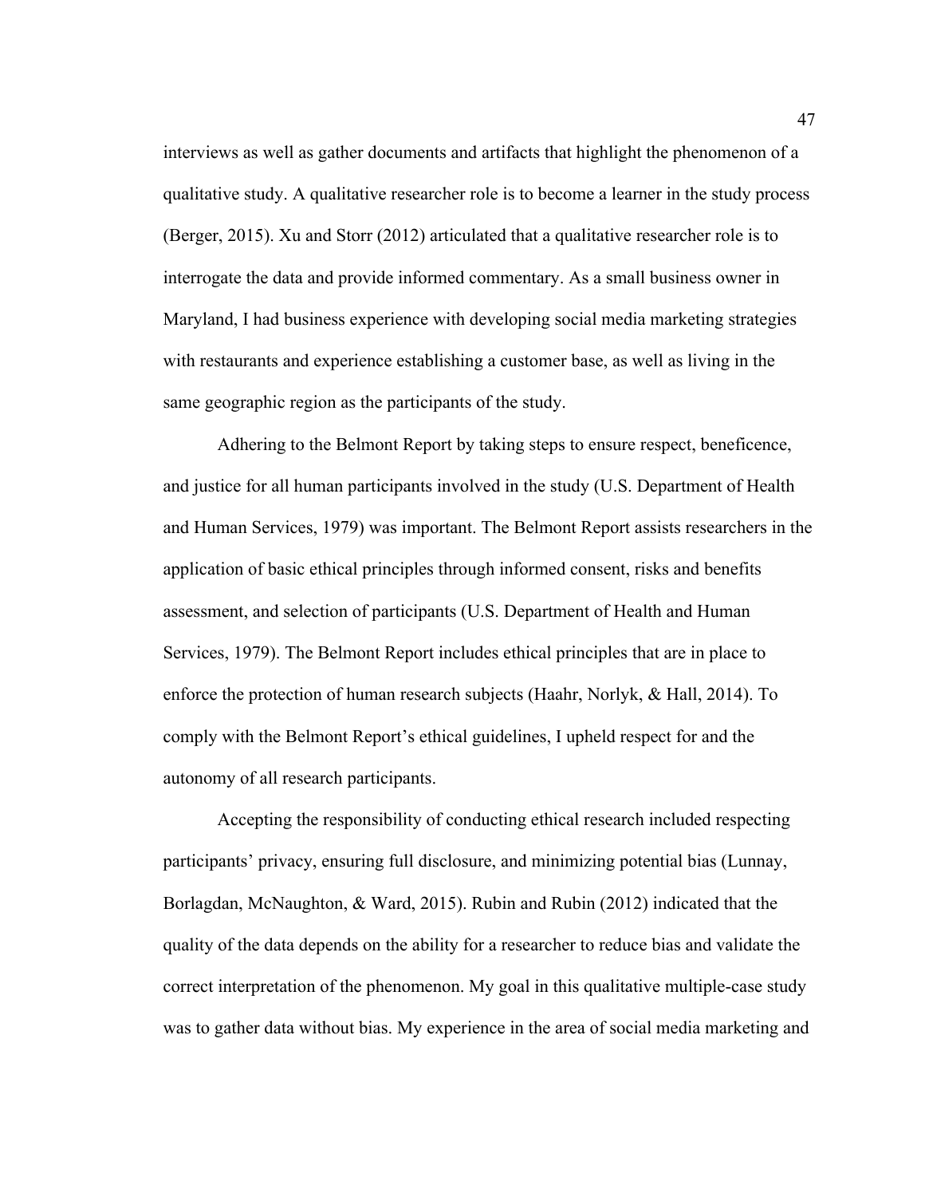interviews as well as gather documents and artifacts that highlight the phenomenon of a qualitative study. A qualitative researcher role is to become a learner in the study process (Berger, 2015). Xu and Storr (2012) articulated that a qualitative researcher role is to interrogate the data and provide informed commentary. As a small business owner in Maryland, I had business experience with developing social media marketing strategies with restaurants and experience establishing a customer base, as well as living in the same geographic region as the participants of the study.

Adhering to the Belmont Report by taking steps to ensure respect, beneficence, and justice for all human participants involved in the study (U.S. Department of Health and Human Services, 1979) was important. The Belmont Report assists researchers in the application of basic ethical principles through informed consent, risks and benefits assessment, and selection of participants (U.S. Department of Health and Human Services, 1979). The Belmont Report includes ethical principles that are in place to enforce the protection of human research subjects (Haahr, Norlyk, & Hall, 2014). To comply with the Belmont Report's ethical guidelines, I upheld respect for and the autonomy of all research participants.

Accepting the responsibility of conducting ethical research included respecting participants' privacy, ensuring full disclosure, and minimizing potential bias (Lunnay, Borlagdan, McNaughton, & Ward, 2015). Rubin and Rubin (2012) indicated that the quality of the data depends on the ability for a researcher to reduce bias and validate the correct interpretation of the phenomenon. My goal in this qualitative multiple-case study was to gather data without bias. My experience in the area of social media marketing and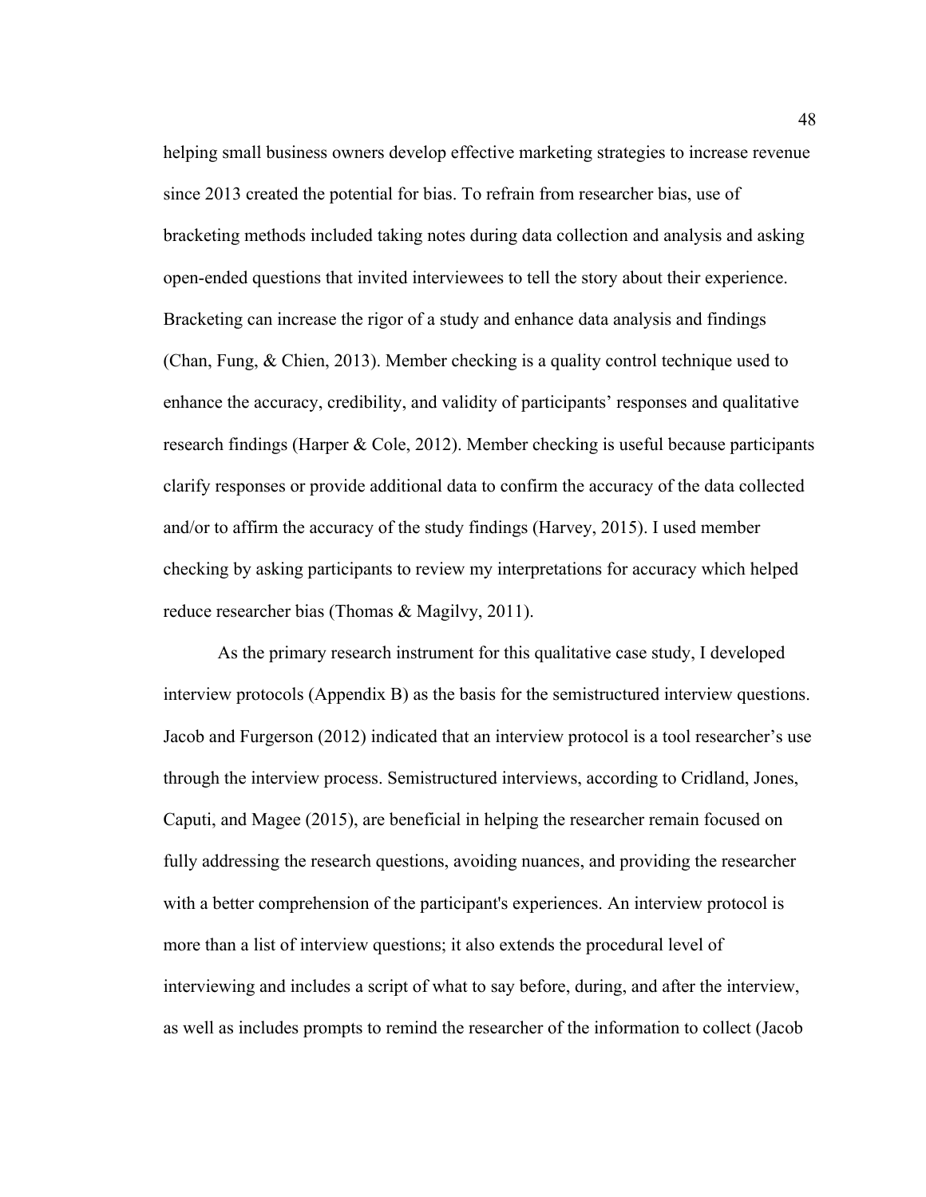helping small business owners develop effective marketing strategies to increase revenue since 2013 created the potential for bias. To refrain from researcher bias, use of bracketing methods included taking notes during data collection and analysis and asking open-ended questions that invited interviewees to tell the story about their experience. Bracketing can increase the rigor of a study and enhance data analysis and findings (Chan, Fung, & Chien, 2013). Member checking is a quality control technique used to enhance the accuracy, credibility, and validity of participants' responses and qualitative research findings (Harper & Cole, 2012). Member checking is useful because participants clarify responses or provide additional data to confirm the accuracy of the data collected and/or to affirm the accuracy of the study findings (Harvey, 2015). I used member checking by asking participants to review my interpretations for accuracy which helped reduce researcher bias (Thomas & Magilvy, 2011).

As the primary research instrument for this qualitative case study, I developed interview protocols (Appendix B) as the basis for the semistructured interview questions. Jacob and Furgerson (2012) indicated that an interview protocol is a tool researcher's use through the interview process. Semistructured interviews, according to Cridland, Jones, Caputi, and Magee (2015), are beneficial in helping the researcher remain focused on fully addressing the research questions, avoiding nuances, and providing the researcher with a better comprehension of the participant's experiences. An interview protocol is more than a list of interview questions; it also extends the procedural level of interviewing and includes a script of what to say before, during, and after the interview, as well as includes prompts to remind the researcher of the information to collect (Jacob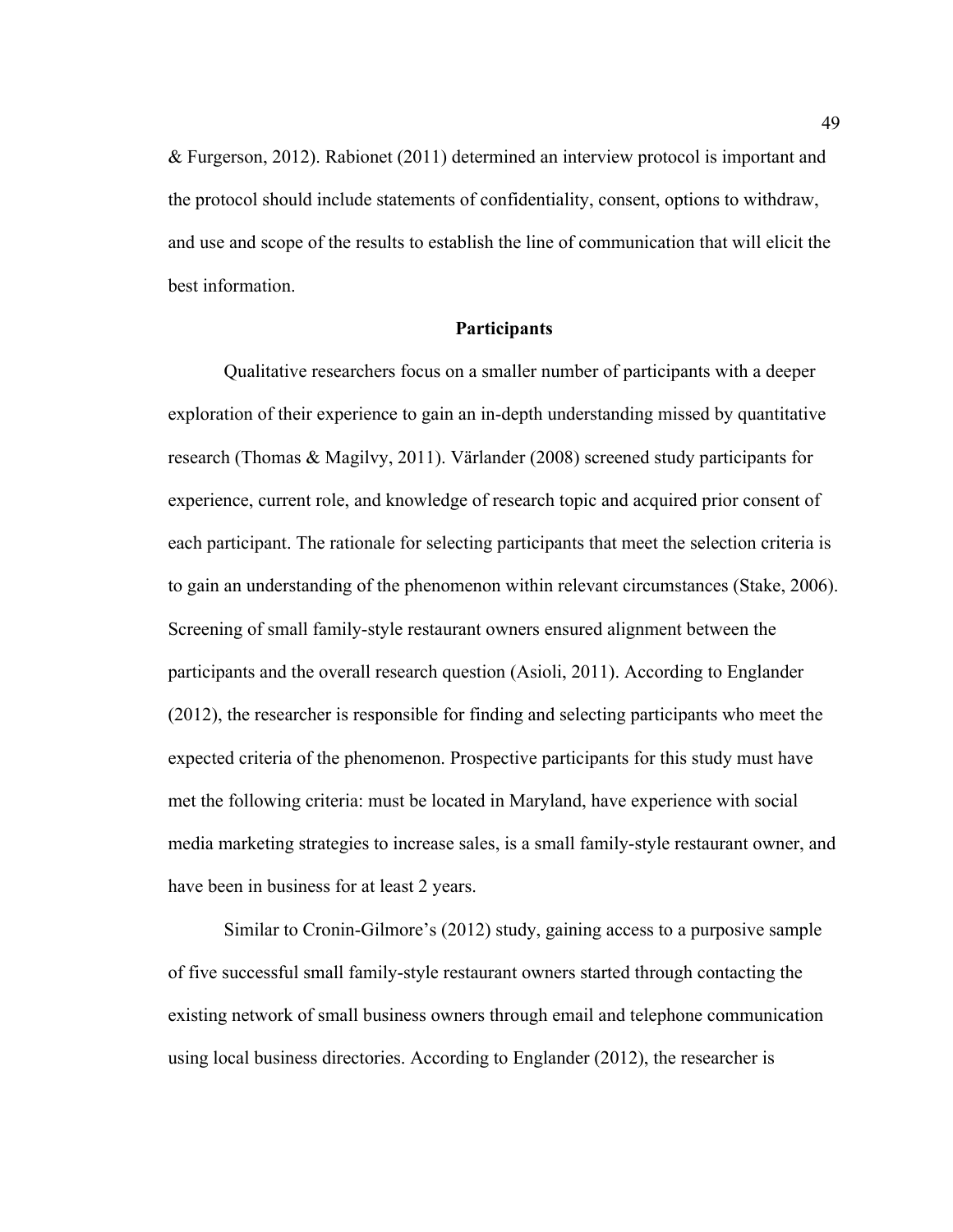& Furgerson, 2012). Rabionet (2011) determined an interview protocol is important and the protocol should include statements of confidentiality, consent, options to withdraw, and use and scope of the results to establish the line of communication that will elicit the best information.

## Participants

Qualitative researchers focus on a smaller number of participants with a deeper exploration of their experience to gain an in-depth understanding missed by quantitative research (Thomas & Magilvy, 2011). Värlander (2008) screened study participants for experience, current role, and knowledge of research topic and acquired prior consent of each participant. The rationale for selecting participants that meet the selection criteria is to gain an understanding of the phenomenon within relevant circumstances (Stake, 2006). Screening of small family-style restaurant owners ensured alignment between the participants and the overall research question (Asioli, 2011). According to Englander (2012), the researcher is responsible for finding and selecting participants who meet the expected criteria of the phenomenon. Prospective participants for this study must have met the following criteria: must be located in Maryland, have experience with social media marketing strategies to increase sales, is a small family-style restaurant owner, and have been in business for at least 2 years.

Similar to Cronin-Gilmore's (2012) study, gaining access to a purposive sample of five successful small family-style restaurant owners started through contacting the existing network of small business owners through email and telephone communication using local business directories. According to Englander (2012), the researcher is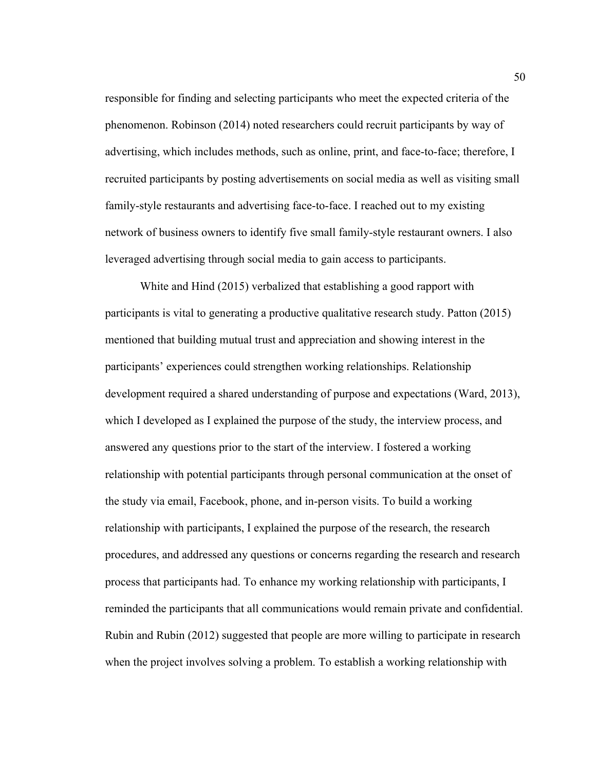responsible for finding and selecting participants who meet the expected criteria of the phenomenon. Robinson (2014) noted researchers could recruit participants by way of advertising, which includes methods, such as online, print, and face-to-face; therefore, I recruited participants by posting advertisements on social media as well as visiting small family-style restaurants and advertising face-to-face. I reached out to my existing network of business owners to identify five small family-style restaurant owners. I also leveraged advertising through social media to gain access to participants.

White and Hind (2015) verbalized that establishing a good rapport with participants is vital to generating a productive qualitative research study. Patton (2015) mentioned that building mutual trust and appreciation and showing interest in the participants' experiences could strengthen working relationships. Relationship development required a shared understanding of purpose and expectations (Ward, 2013), which I developed as I explained the purpose of the study, the interview process, and answered any questions prior to the start of the interview. I fostered a working relationship with potential participants through personal communication at the onset of the study via email, Facebook, phone, and in-person visits. To build a working relationship with participants, I explained the purpose of the research, the research procedures, and addressed any questions or concerns regarding the research and research process that participants had. To enhance my working relationship with participants, I reminded the participants that all communications would remain private and confidential. Rubin and Rubin (2012) suggested that people are more willing to participate in research when the project involves solving a problem. To establish a working relationship with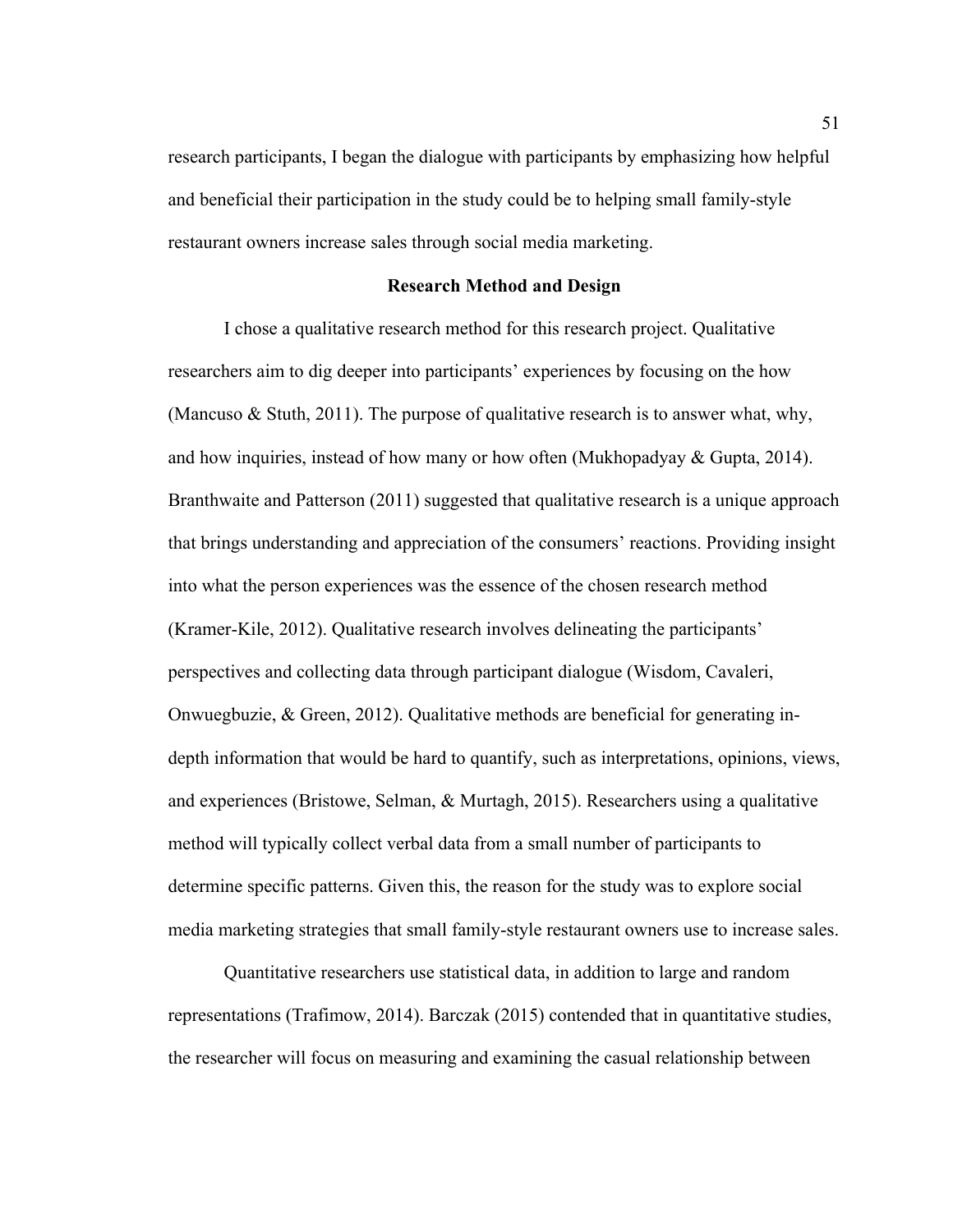research participants, I began the dialogue with participants by emphasizing how helpful and beneficial their participation in the study could be to helping small family-style restaurant owners increase sales through social media marketing.

## Research Method and Design

I chose a qualitative research method for this research project. Qualitative researchers aim to dig deeper into participants' experiences by focusing on the how (Mancuso & Stuth, 2011). The purpose of qualitative research is to answer what, why, and how inquiries, instead of how many or how often (Mukhopadyay & Gupta, 2014). Branthwaite and Patterson (2011) suggested that qualitative research is a unique approach that brings understanding and appreciation of the consumers' reactions. Providing insight into what the person experiences was the essence of the chosen research method (Kramer-Kile, 2012). Qualitative research involves delineating the participants' perspectives and collecting data through participant dialogue (Wisdom, Cavaleri, Onwuegbuzie, & Green, 2012). Qualitative methods are beneficial for generating in-depth information that would be hard to quantify, such as interpretations, opinions, views, and experiences (Bristowe, Selman, & Murtagh, 2015). Researchers using a qualitative method will typically collect verbal data from a small number of participants to determine specific patterns. Given this, the reason for the study was to explore social media marketing strategies that small family-style restaurant owners use to increase sales.

Quantitative researchers use statistical data, in addition to large and random representations (Trafimow, 2014). Barczak (2015) contended that in quantitative studies, the researcher will focus on measuring and examining the casual relationship between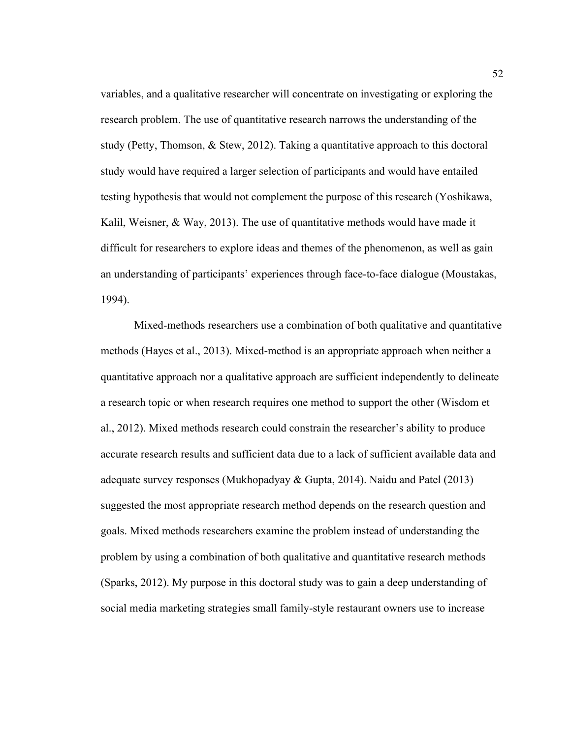variables, and a qualitative researcher will concentrate on investigating or exploring the research problem. The use of quantitative research narrows the understanding of the study (Petty, Thomson, & Stew, 2012). Taking a quantitative approach to this doctoral study would have required a larger selection of participants and would have entailed testing hypothesis that would not complement the purpose of this research (Yoshikawa, Kalil, Weisner, & Way, 2013). The use of quantitative methods would have made it difficult for researchers to explore ideas and themes of the phenomenon, as well as gain an understanding of participants' experiences through face-to-face dialogue (Moustakas, 1994).

Mixed-methods researchers use a combination of both qualitative and quantitative methods (Hayes et al., 2013). Mixed-method is an appropriate approach when neither a quantitative approach nor a qualitative approach are sufficient independently to delineate a research topic or when research requires one method to support the other (Wisdom et al., 2012). Mixed methods research could constrain the researcher's ability to produce accurate research results and sufficient data due to a lack of sufficient available data and adequate survey responses (Mukhopadyay & Gupta, 2014). Naidu and Patel (2013) suggested the most appropriate research method depends on the research question and goals. Mixed methods researchers examine the problem instead of understanding the problem by using a combination of both qualitative and quantitative research methods (Sparks, 2012). My purpose in this doctoral study was to gain a deep understanding of social media marketing strategies small family-style restaurant owners use to increase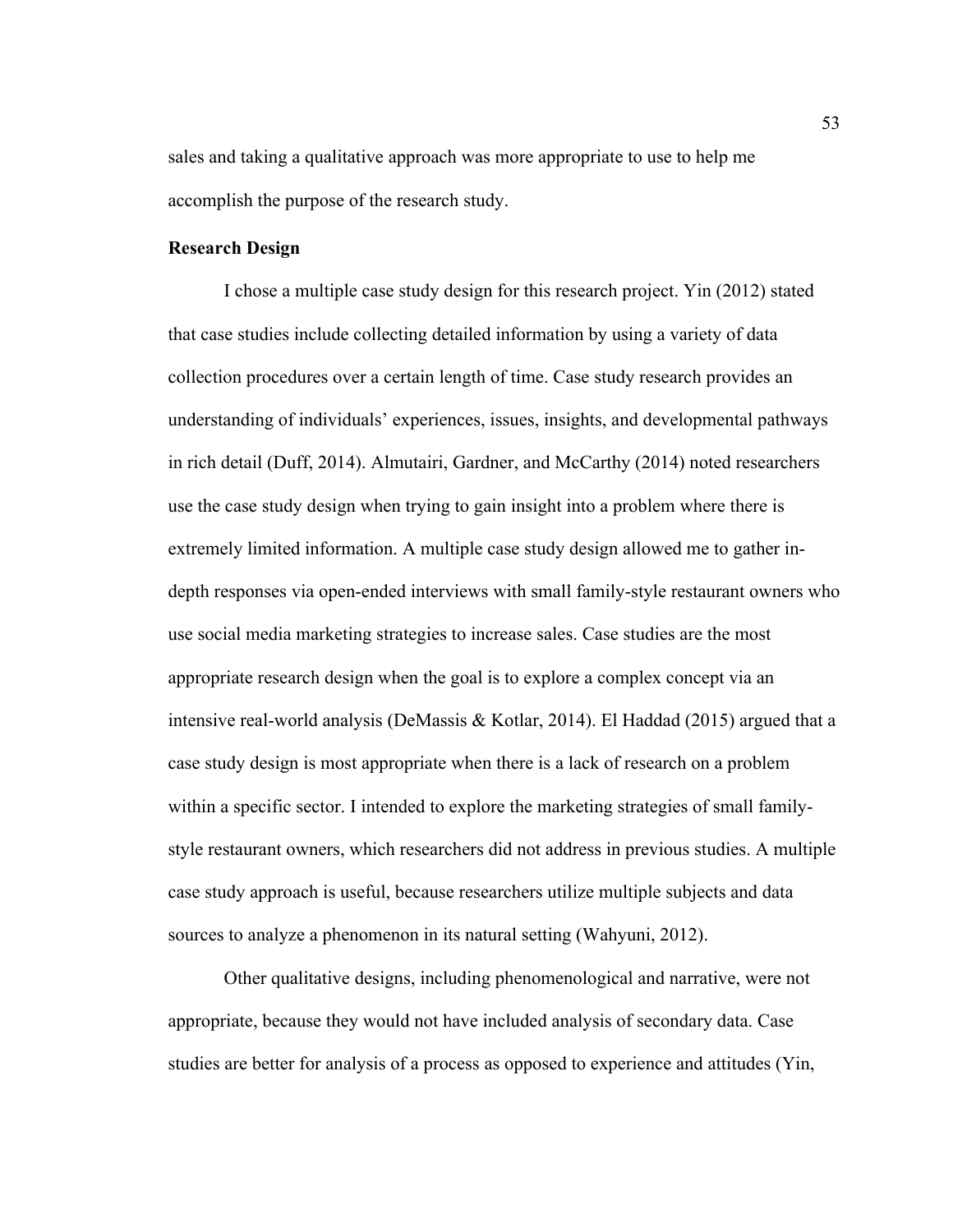sales and taking a qualitative approach was more appropriate to use to help me accomplish the purpose of the research study.

**Research Design**

I chose a multiple case study design for this research project. Yin (2012) stated that case studies include collecting detailed information by using a variety of data collection procedures over a certain length of time. Case study research provides an understanding of individuals' experiences, issues, insights, and developmental pathways in rich detail (Duff, 2014). Almutairi, Gardner, and McCarthy (2014) noted researchers use the case study design when trying to gain insight into a problem where there is extremely limited information. A multiple case study design allowed me to gather in-depth responses via open-ended interviews with small family-style restaurant owners who use social media marketing strategies to increase sales. Case studies are the most appropriate research design when the goal is to explore a complex concept via an intensive real-world analysis (DeMassis & Kotlar, 2014). El Haddad (2015) argued that a case study design is most appropriate when there is a lack of research on a problem within a specific sector. I intended to explore the marketing strategies of small family-style restaurant owners, which researchers did not address in previous studies. A multiple case study approach is useful, because researchers utilize multiple subjects and data sources to analyze a phenomenon in its natural setting (Wahyuni, 2012).

Other qualitative designs, including phenomenological and narrative, were not appropriate, because they would not have included analysis of secondary data. Case studies are better for analysis of a process as opposed to experience and attitudes (Yin,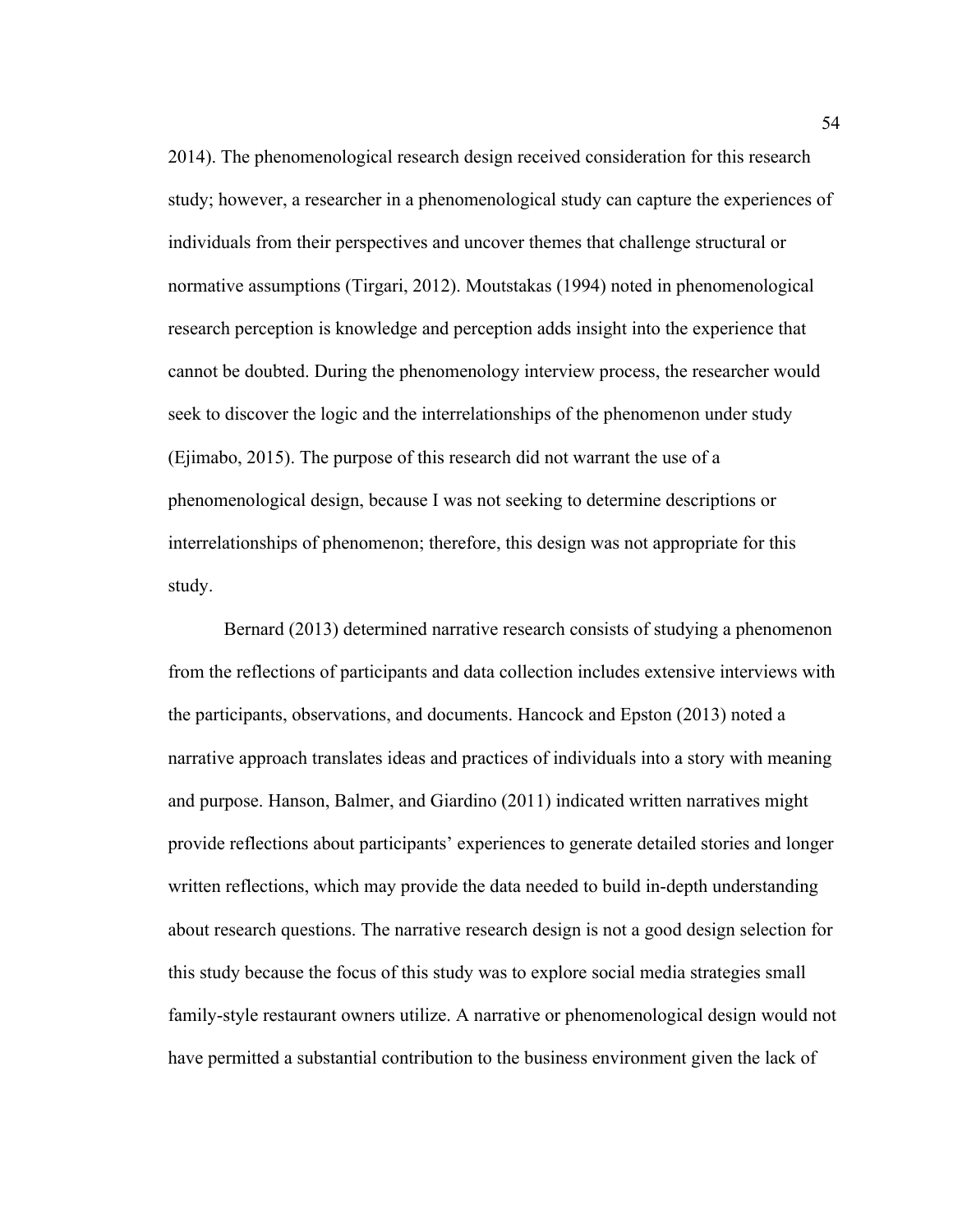2014). The phenomenological research design received consideration for this research study; however, a researcher in a phenomenological study can capture the experiences of individuals from their perspectives and uncover themes that challenge structural or normative assumptions (Tirgari, 2012). Moutstakas (1994) noted in phenomenological research perception is knowledge and perception adds insight into the experience that cannot be doubted. During the phenomenology interview process, the researcher would seek to discover the logic and the interrelationships of the phenomenon under study (Ejimabo, 2015). The purpose of this research did not warrant the use of a phenomenological design, because I was not seeking to determine descriptions or interrelationships of phenomenon; therefore, this design was not appropriate for this study.

Bernard (2013) determined narrative research consists of studying a phenomenon from the reflections of participants and data collection includes extensive interviews with the participants, observations, and documents. Hancock and Epston (2013) noted a narrative approach translates ideas and practices of individuals into a story with meaning and purpose. Hanson, Balmer, and Giardino (2011) indicated written narratives might provide reflections about participants' experiences to generate detailed stories and longer written reflections, which may provide the data needed to build in-depth understanding about research questions. The narrative research design is not a good design selection for this study because the focus of this study was to explore social media strategies small family-style restaurant owners utilize. A narrative or phenomenological design would not have permitted a substantial contribution to the business environment given the lack of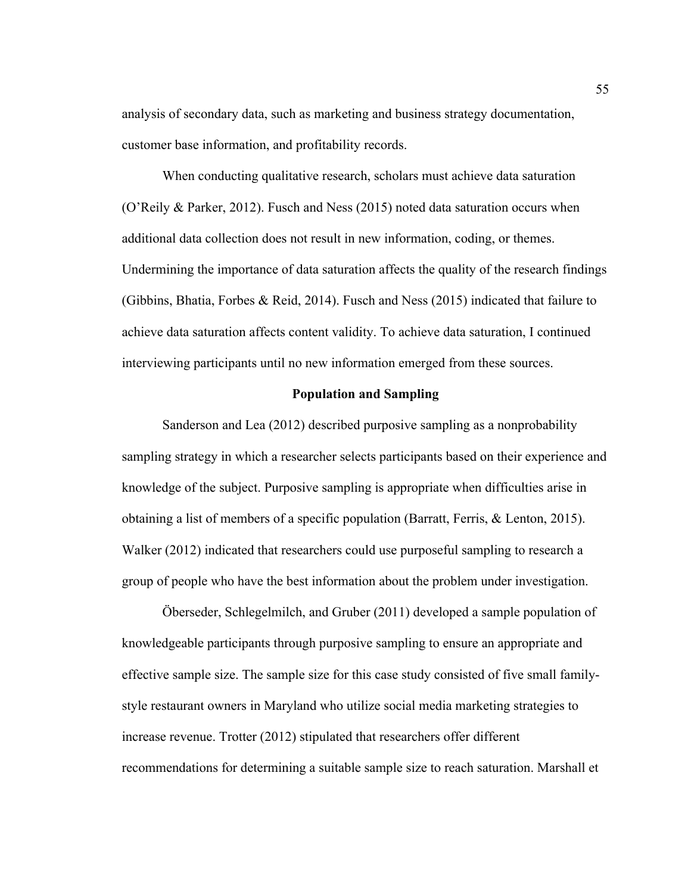analysis of secondary data, such as marketing and business strategy documentation, customer base information, and profitability records.

When conducting qualitative research, scholars must achieve data saturation (O'Reily & Parker, 2012). Fusch and Ness (2015) noted data saturation occurs when additional data collection does not result in new information, coding, or themes. Undermining the importance of data saturation affects the quality of the research findings (Gibbins, Bhatia, Forbes & Reid, 2014). Fusch and Ness (2015) indicated that failure to achieve data saturation affects content validity. To achieve data saturation, I continued interviewing participants until no new information emerged from these sources.

## Population and Sampling

Sanderson and Lea (2012) described purposive sampling as a nonprobability sampling strategy in which a researcher selects participants based on their experience and knowledge of the subject. Purposive sampling is appropriate when difficulties arise in obtaining a list of members of a specific population (Barratt, Ferris, & Lenton, 2015). Walker (2012) indicated that researchers could use purposeful sampling to research a group of people who have the best information about the problem under investigation.

Öberseder, Schlegelmilch, and Gruber (2011) developed a sample population of knowledgeable participants through purposive sampling to ensure an appropriate and effective sample size. The sample size for this case study consisted of five small family-style restaurant owners in Maryland who utilize social media marketing strategies to increase revenue. Trotter (2012) stipulated that researchers offer different recommendations for determining a suitable sample size to reach saturation. Marshall et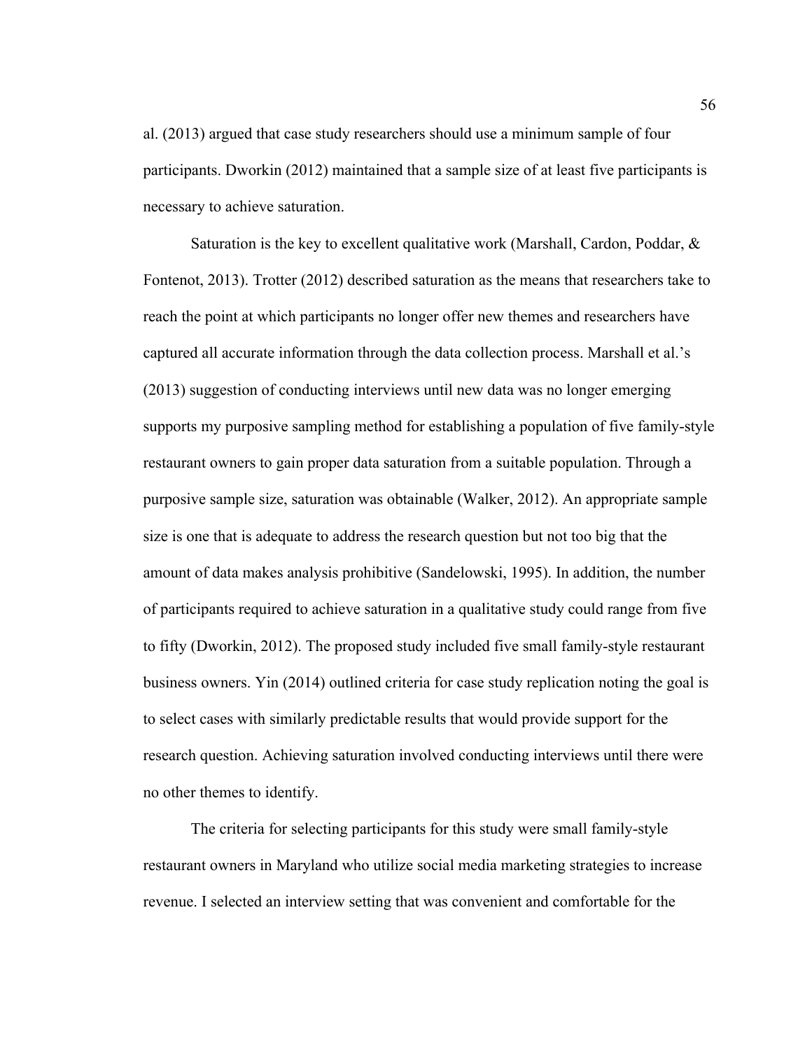al. (2013) argued that case study researchers should use a minimum sample of four participants. Dworkin (2012) maintained that a sample size of at least five participants is necessary to achieve saturation.

Saturation is the key to excellent qualitative work (Marshall, Cardon, Poddar, & Fontenot, 2013). Trotter (2012) described saturation as the means that researchers take to reach the point at which participants no longer offer new themes and researchers have captured all accurate information through the data collection process. Marshall et al.'s (2013) suggestion of conducting interviews until new data was no longer emerging supports my purposive sampling method for establishing a population of five family-style restaurant owners to gain proper data saturation from a suitable population. Through a purposive sample size, saturation was obtainable (Walker, 2012). An appropriate sample size is one that is adequate to address the research question but not too big that the amount of data makes analysis prohibitive (Sandelowski, 1995). In addition, the number of participants required to achieve saturation in a qualitative study could range from five to fifty (Dworkin, 2012). The proposed study included five small family-style restaurant business owners. Yin (2014) outlined criteria for case study replication noting the goal is to select cases with similarly predictable results that would provide support for the research question. Achieving saturation involved conducting interviews until there were no other themes to identify.

The criteria for selecting participants for this study were small family-style restaurant owners in Maryland who utilize social media marketing strategies to increase revenue. I selected an interview setting that was convenient and comfortable for the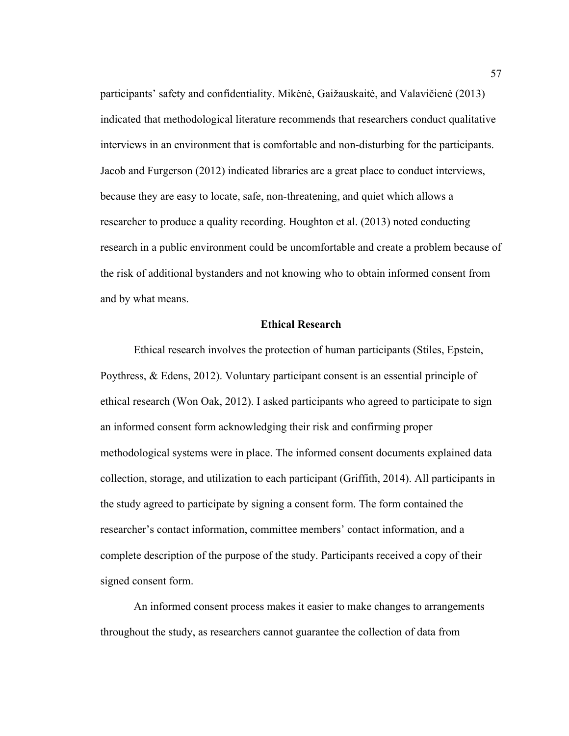participants' safety and confidentiality. Mikėnė, Gaižauskaitė, and Valavičienė (2013) indicated that methodological literature recommends that researchers conduct qualitative interviews in an environment that is comfortable and non-disturbing for the participants. Jacob and Furgerson (2012) indicated libraries are a great place to conduct interviews, because they are easy to locate, safe, non-threatening, and quiet which allows a researcher to produce a quality recording. Houghton et al. (2013) noted conducting research in a public environment could be uncomfortable and create a problem because of the risk of additional bystanders and not knowing who to obtain informed consent from and by what means.

## Ethical Research

Ethical research involves the protection of human participants (Stiles, Epstein, Poythress, & Edens, 2012). Voluntary participant consent is an essential principle of ethical research (Won Oak, 2012). I asked participants who agreed to participate to sign an informed consent form acknowledging their risk and confirming proper methodological systems were in place. The informed consent documents explained data collection, storage, and utilization to each participant (Griffith, 2014). All participants in the study agreed to participate by signing a consent form. The form contained the researcher's contact information, committee members' contact information, and a complete description of the purpose of the study. Participants received a copy of their signed consent form.

An informed consent process makes it easier to make changes to arrangements throughout the study, as researchers cannot guarantee the collection of data from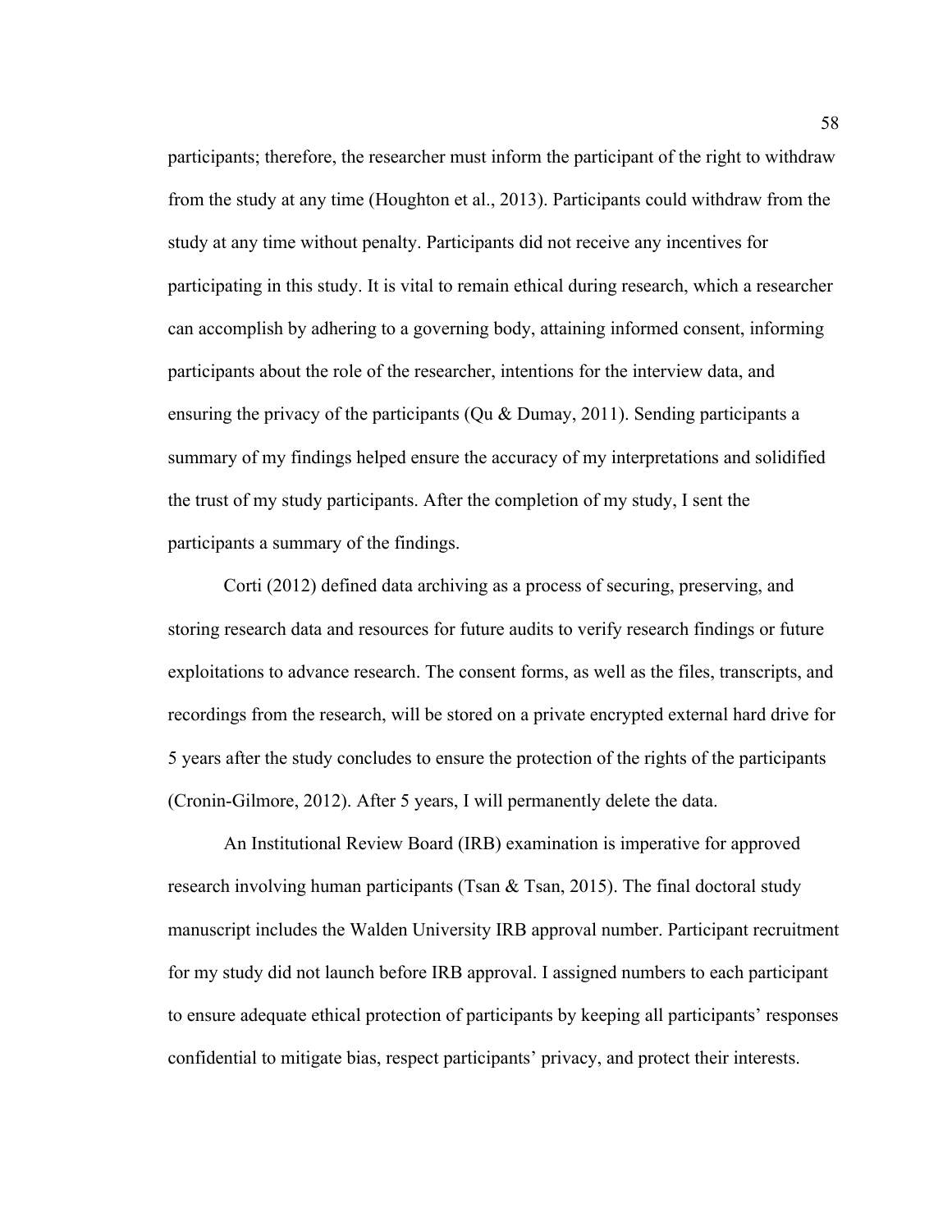participants; therefore, the researcher must inform the participant of the right to withdraw from the study at any time (Houghton et al., 2013). Participants could withdraw from the study at any time without penalty. Participants did not receive any incentives for participating in this study. It is vital to remain ethical during research, which a researcher can accomplish by adhering to a governing body, attaining informed consent, informing participants about the role of the researcher, intentions for the interview data, and ensuring the privacy of the participants (Qu & Dumay, 2011). Sending participants a summary of my findings helped ensure the accuracy of my interpretations and solidified the trust of my study participants. After the completion of my study, I sent the participants a summary of the findings.

Corti (2012) defined data archiving as a process of securing, preserving, and storing research data and resources for future audits to verify research findings or future exploitations to advance research. The consent forms, as well as the files, transcripts, and recordings from the research, will be stored on a private encrypted external hard drive for 5 years after the study concludes to ensure the protection of the rights of the participants (Cronin-Gilmore, 2012). After 5 years, I will permanently delete the data.

An Institutional Review Board (IRB) examination is imperative for approved research involving human participants (Tsan & Tsan, 2015). The final doctoral study manuscript includes the Walden University IRB approval number. Participant recruitment for my study did not launch before IRB approval. I assigned numbers to each participant to ensure adequate ethical protection of participants by keeping all participants' responses confidential to mitigate bias, respect participants' privacy, and protect their interests.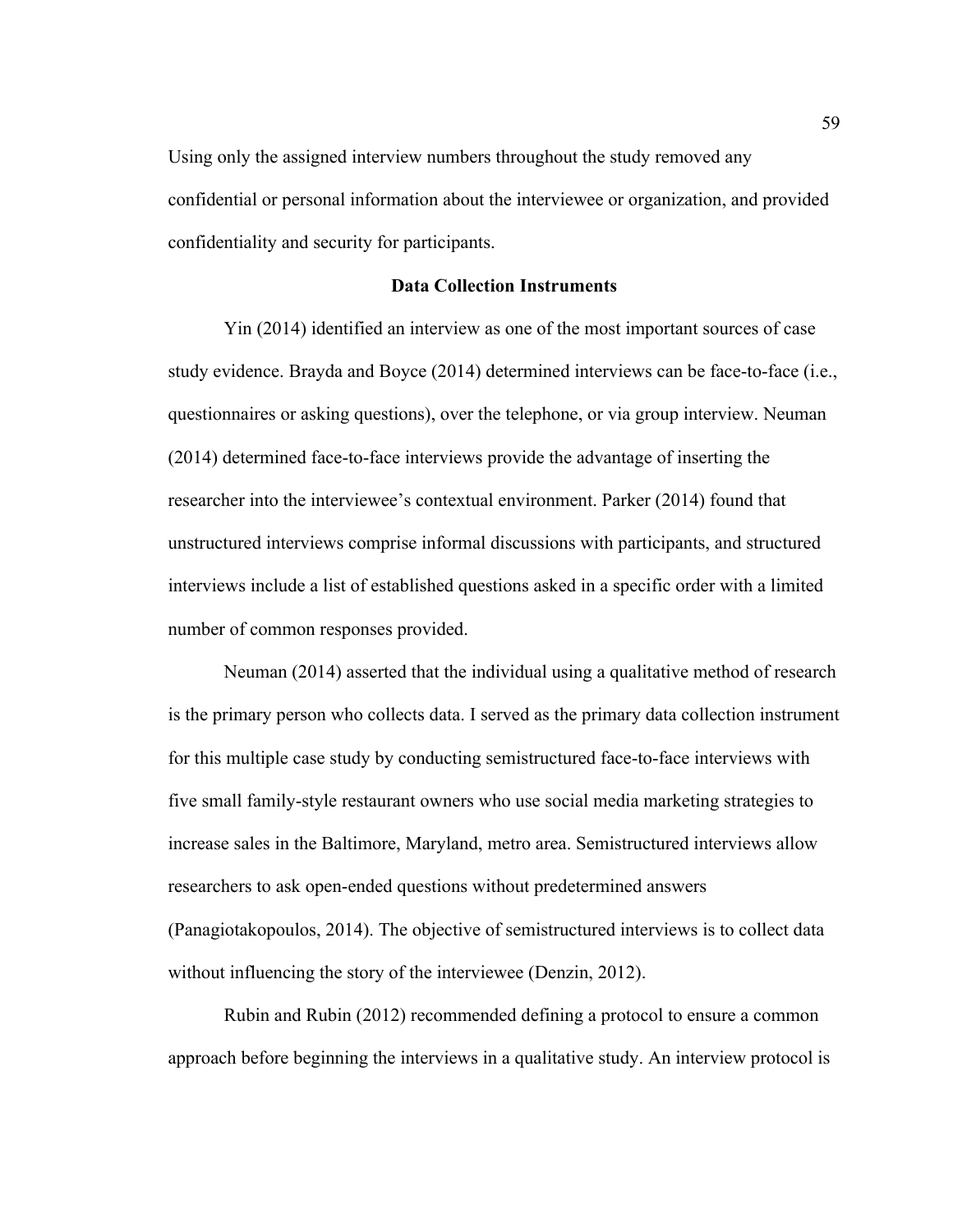Using only the assigned interview numbers throughout the study removed any confidential or personal information about the interviewee or organization, and provided confidentiality and security for participants.

## Data Collection Instruments

Yin (2014) identified an interview as one of the most important sources of case study evidence. Brayda and Boyce (2014) determined interviews can be face-to-face (i.e., questionnaires or asking questions), over the telephone, or via group interview. Neuman (2014) determined face-to-face interviews provide the advantage of inserting the researcher into the interviewee's contextual environment. Parker (2014) found that unstructured interviews comprise informal discussions with participants, and structured interviews include a list of established questions asked in a specific order with a limited number of common responses provided.

Neuman (2014) asserted that the individual using a qualitative method of research is the primary person who collects data. I served as the primary data collection instrument for this multiple case study by conducting semistructured face-to-face interviews with five small family-style restaurant owners who use social media marketing strategies to increase sales in the Baltimore, Maryland, metro area. Semistructured interviews allow researchers to ask open-ended questions without predetermined answers (Panagiotakopoulos, 2014). The objective of semistructured interviews is to collect data without influencing the story of the interviewee (Denzin, 2012).

Rubin and Rubin (2012) recommended defining a protocol to ensure a common approach before beginning the interviews in a qualitative study. An interview protocol is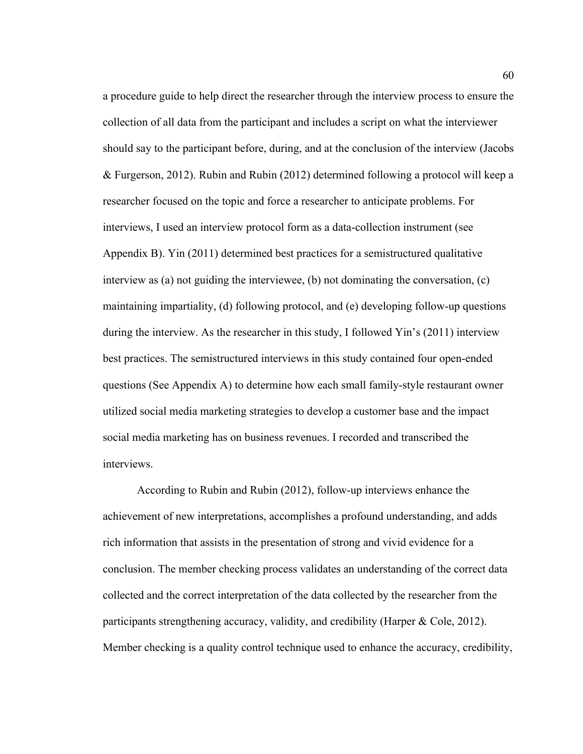a procedure guide to help direct the researcher through the interview process to ensure the collection of all data from the participant and includes a script on what the interviewer should say to the participant before, during, and at the conclusion of the interview (Jacobs & Furgerson, 2012). Rubin and Rubin (2012) determined following a protocol will keep a researcher focused on the topic and force a researcher to anticipate problems. For interviews, I used an interview protocol form as a data-collection instrument (see Appendix B). Yin (2011) determined best practices for a semistructured qualitative interview as (a) not guiding the interviewee, (b) not dominating the conversation, (c) maintaining impartiality, (d) following protocol, and (e) developing follow-up questions during the interview. As the researcher in this study, I followed Yin's (2011) interview best practices. The semistructured interviews in this study contained four open-ended questions (See Appendix A) to determine how each small family-style restaurant owner utilized social media marketing strategies to develop a customer base and the impact social media marketing has on business revenues. I recorded and transcribed the interviews.

According to Rubin and Rubin (2012), follow-up interviews enhance the achievement of new interpretations, accomplishes a profound understanding, and adds rich information that assists in the presentation of strong and vivid evidence for a conclusion. The member checking process validates an understanding of the correct data collected and the correct interpretation of the data collected by the researcher from the participants strengthening accuracy, validity, and credibility (Harper & Cole, 2012). Member checking is a quality control technique used to enhance the accuracy, credibility,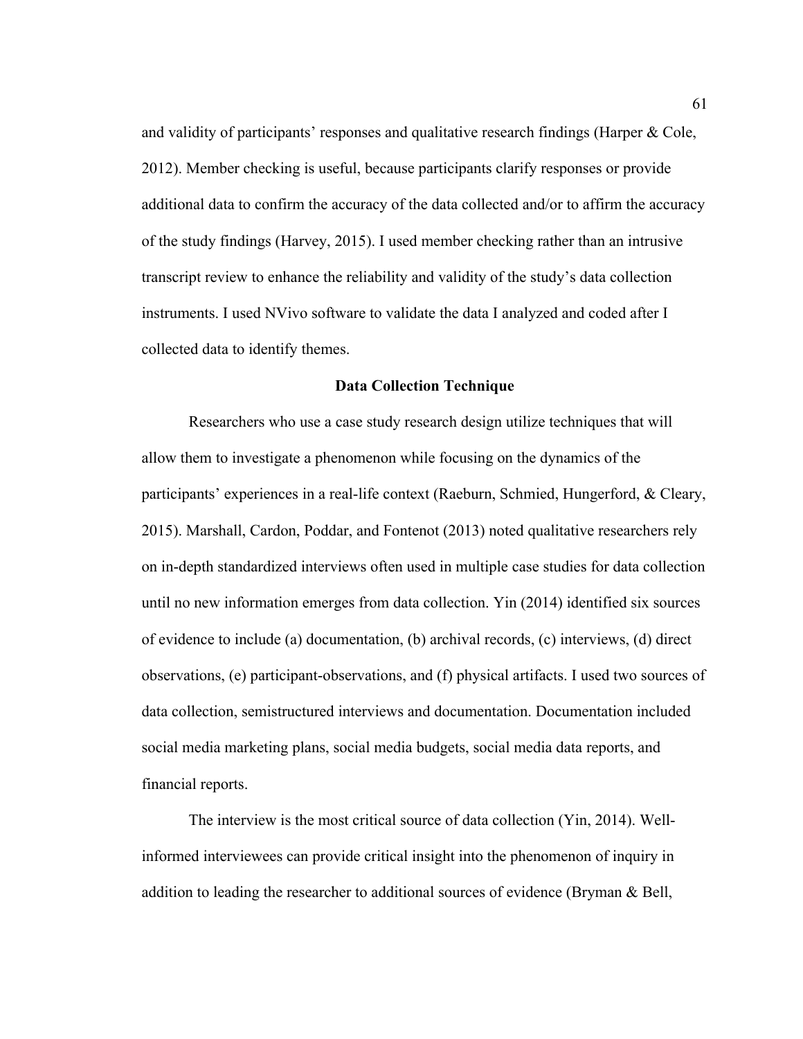and validity of participants' responses and qualitative research findings (Harper & Cole, 2012). Member checking is useful, because participants clarify responses or provide additional data to confirm the accuracy of the data collected and/or to affirm the accuracy of the study findings (Harvey, 2015). I used member checking rather than an intrusive transcript review to enhance the reliability and validity of the study's data collection instruments. I used NVivo software to validate the data I analyzed and coded after I collected data to identify themes.

## Data Collection Technique

Researchers who use a case study research design utilize techniques that will allow them to investigate a phenomenon while focusing on the dynamics of the participants' experiences in a real-life context (Raeburn, Schmied, Hungerford, & Cleary, 2015). Marshall, Cardon, Poddar, and Fontenot (2013) noted qualitative researchers rely on in-depth standardized interviews often used in multiple case studies for data collection until no new information emerges from data collection. Yin (2014) identified six sources of evidence to include (a) documentation, (b) archival records, (c) interviews, (d) direct observations, (e) participant-observations, and (f) physical artifacts. I used two sources of data collection, semistructured interviews and documentation. Documentation included social media marketing plans, social media budgets, social media data reports, and financial reports.

The interview is the most critical source of data collection (Yin, 2014). Well-informed interviewees can provide critical insight into the phenomenon of inquiry in addition to leading the researcher to additional sources of evidence (Bryman & Bell,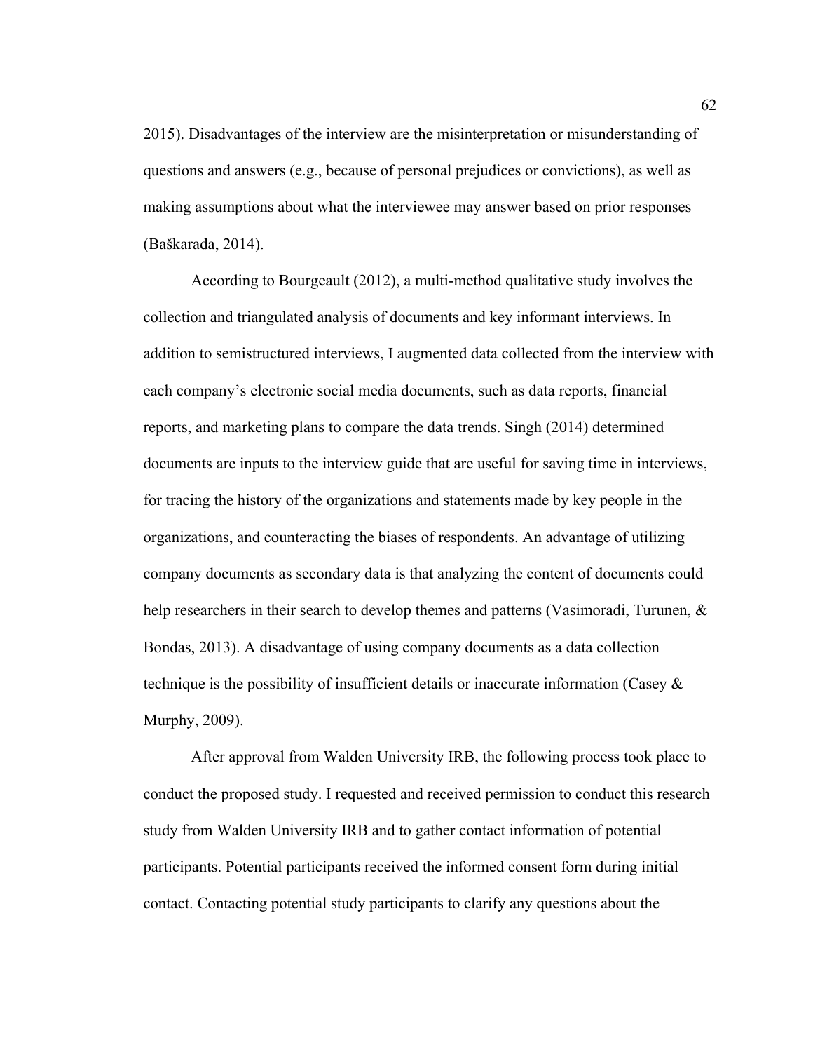2015). Disadvantages of the interview are the misinterpretation or misunderstanding of questions and answers (e.g., because of personal prejudices or convictions), as well as making assumptions about what the interviewee may answer based on prior responses (Baškarada, 2014).

According to Bourgeault (2012), a multi-method qualitative study involves the collection and triangulated analysis of documents and key informant interviews. In addition to semistructured interviews, I augmented data collected from the interview with each company's electronic social media documents, such as data reports, financial reports, and marketing plans to compare the data trends. Singh (2014) determined documents are inputs to the interview guide that are useful for saving time in interviews, for tracing the history of the organizations and statements made by key people in the organizations, and counteracting the biases of respondents. An advantage of utilizing company documents as secondary data is that analyzing the content of documents could help researchers in their search to develop themes and patterns (Vasimoradi, Turunen, & Bondas, 2013). A disadvantage of using company documents as a data collection technique is the possibility of insufficient details or inaccurate information (Casey & Murphy, 2009).

After approval from Walden University IRB, the following process took place to conduct the proposed study. I requested and received permission to conduct this research study from Walden University IRB and to gather contact information of potential participants. Potential participants received the informed consent form during initial contact. Contacting potential study participants to clarify any questions about the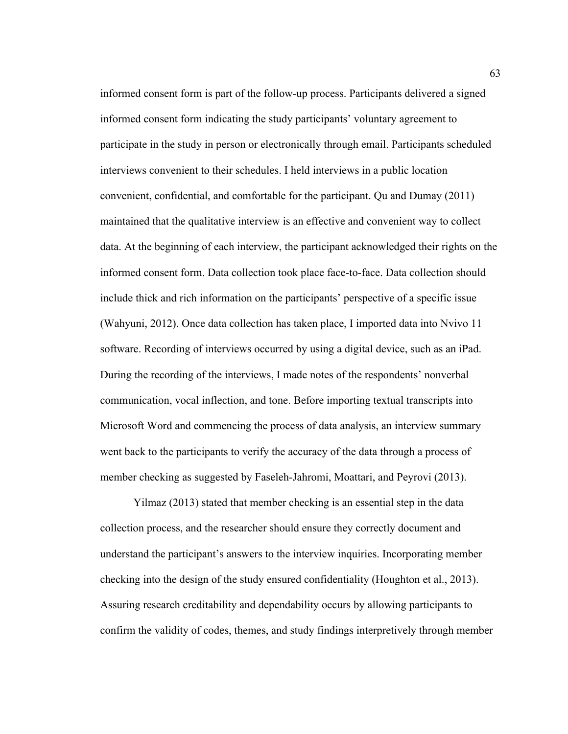informed consent form is part of the follow-up process. Participants delivered a signed informed consent form indicating the study participants' voluntary agreement to participate in the study in person or electronically through email. Participants scheduled interviews convenient to their schedules. I held interviews in a public location convenient, confidential, and comfortable for the participant. Qu and Dumay (2011) maintained that the qualitative interview is an effective and convenient way to collect data. At the beginning of each interview, the participant acknowledged their rights on the informed consent form. Data collection took place face-to-face. Data collection should include thick and rich information on the participants' perspective of a specific issue (Wahyuni, 2012). Once data collection has taken place, I imported data into Nvivo 11 software. Recording of interviews occurred by using a digital device, such as an iPad. During the recording of the interviews, I made notes of the respondents' nonverbal communication, vocal inflection, and tone. Before importing textual transcripts into Microsoft Word and commencing the process of data analysis, an interview summary went back to the participants to verify the accuracy of the data through a process of member checking as suggested by Faseleh-Jahromi, Moattari, and Peyrovi (2013).

Yilmaz (2013) stated that member checking is an essential step in the data collection process, and the researcher should ensure they correctly document and understand the participant's answers to the interview inquiries. Incorporating member checking into the design of the study ensured confidentiality (Houghton et al., 2013). Assuring research creditability and dependability occurs by allowing participants to confirm the validity of codes, themes, and study findings interpretively through member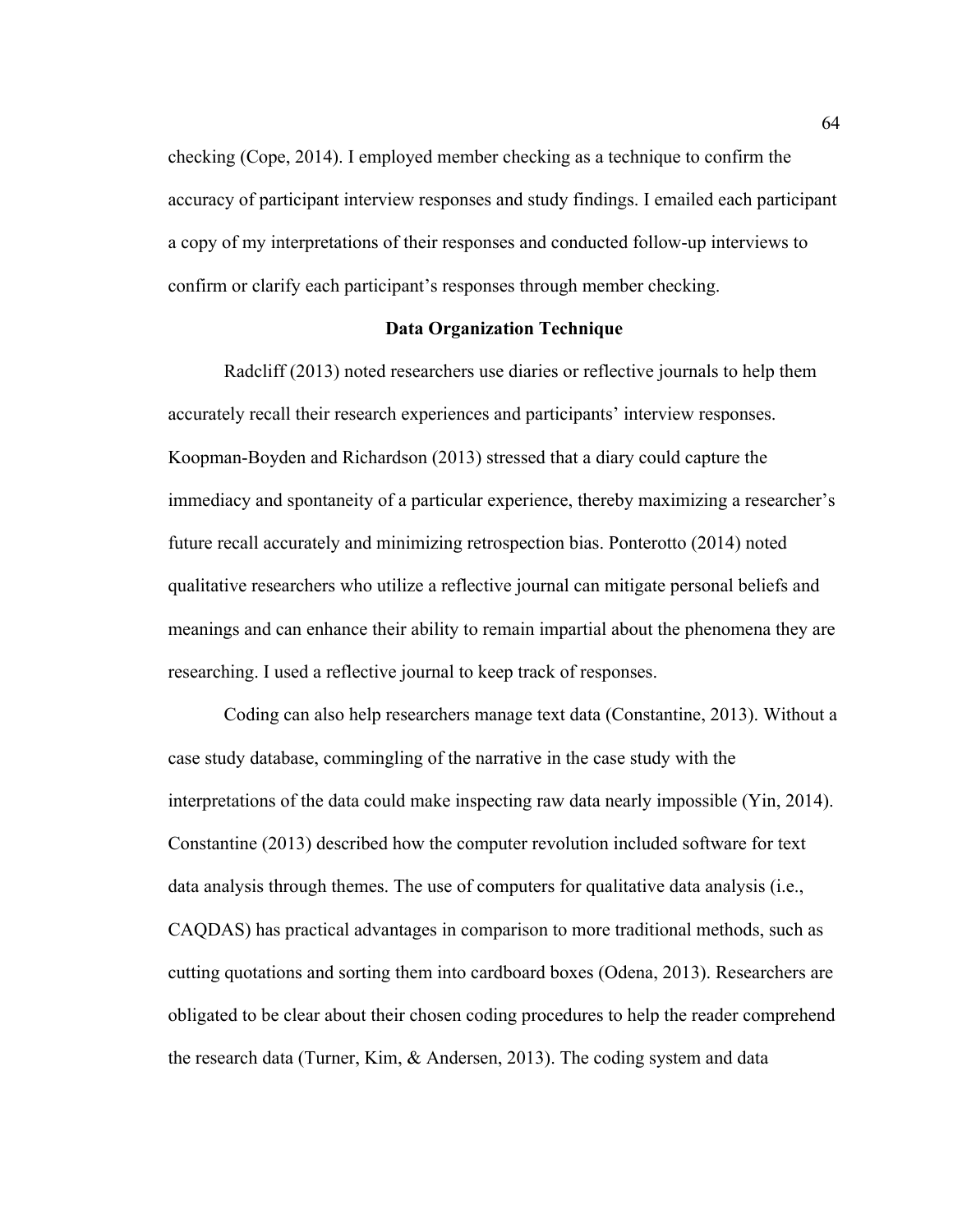checking (Cope, 2014). I employed member checking as a technique to confirm the accuracy of participant interview responses and study findings. I emailed each participant a copy of my interpretations of their responses and conducted follow-up interviews to confirm or clarify each participant's responses through member checking.

## Data Organization Technique

Radcliff (2013) noted researchers use diaries or reflective journals to help them accurately recall their research experiences and participants' interview responses. Koopman-Boyden and Richardson (2013) stressed that a diary could capture the immediacy and spontaneity of a particular experience, thereby maximizing a researcher's future recall accurately and minimizing retrospection bias. Ponterotto (2014) noted qualitative researchers who utilize a reflective journal can mitigate personal beliefs and meanings and can enhance their ability to remain impartial about the phenomena they are researching. I used a reflective journal to keep track of responses.

Coding can also help researchers manage text data (Constantine, 2013). Without a case study database, commingling of the narrative in the case study with the interpretations of the data could make inspecting raw data nearly impossible (Yin, 2014). Constantine (2013) described how the computer revolution included software for text data analysis through themes. The use of computers for qualitative data analysis (i.e., CAQDAS) has practical advantages in comparison to more traditional methods, such as cutting quotations and sorting them into cardboard boxes (Odena, 2013). Researchers are obligated to be clear about their chosen coding procedures to help the reader comprehend the research data (Turner, Kim, & Andersen, 2013). The coding system and data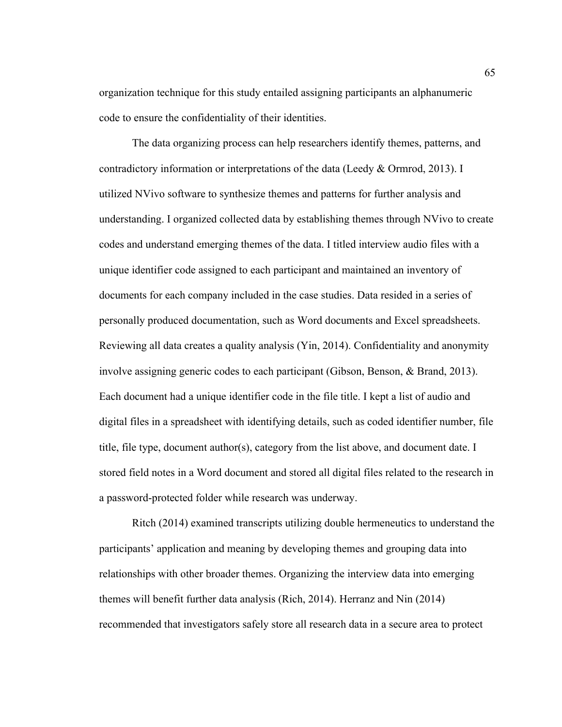organization technique for this study entailed assigning participants an alphanumeric code to ensure the confidentiality of their identities.

The data organizing process can help researchers identify themes, patterns, and contradictory information or interpretations of the data (Leedy & Ormrod, 2013). I utilized NVivo software to synthesize themes and patterns for further analysis and understanding. I organized collected data by establishing themes through NVivo to create codes and understand emerging themes of the data. I titled interview audio files with a unique identifier code assigned to each participant and maintained an inventory of documents for each company included in the case studies. Data resided in a series of personally produced documentation, such as Word documents and Excel spreadsheets. Reviewing all data creates a quality analysis (Yin, 2014). Confidentiality and anonymity involve assigning generic codes to each participant (Gibson, Benson, & Brand, 2013). Each document had a unique identifier code in the file title. I kept a list of audio and digital files in a spreadsheet with identifying details, such as coded identifier number, file title, file type, document author(s), category from the list above, and document date. I stored field notes in a Word document and stored all digital files related to the research in a password-protected folder while research was underway.

Ritch (2014) examined transcripts utilizing double hermeneutics to understand the participants' application and meaning by developing themes and grouping data into relationships with other broader themes. Organizing the interview data into emerging themes will benefit further data analysis (Rich, 2014). Herranz and Nin (2014) recommended that investigators safely store all research data in a secure area to protect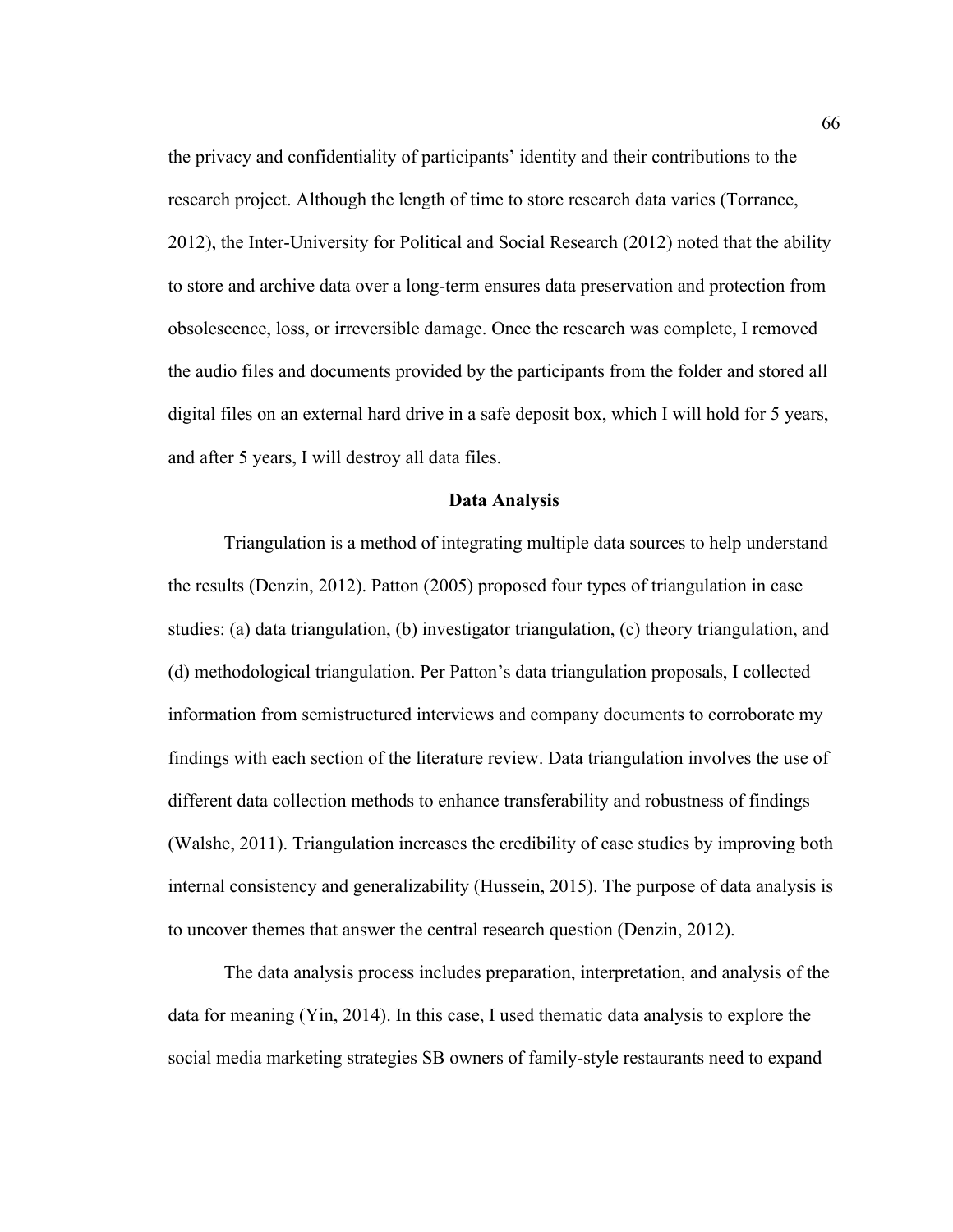the privacy and confidentiality of participants' identity and their contributions to the research project. Although the length of time to store research data varies (Torrance, 2012), the Inter-University for Political and Social Research (2012) noted that the ability to store and archive data over a long-term ensures data preservation and protection from obsolescence, loss, or irreversible damage. Once the research was complete, I removed the audio files and documents provided by the participants from the folder and stored all digital files on an external hard drive in a safe deposit box, which I will hold for 5 years, and after 5 years, I will destroy all data files.

## Data Analysis

Triangulation is a method of integrating multiple data sources to help understand the results (Denzin, 2012). Patton (2005) proposed four types of triangulation in case studies: (a) data triangulation, (b) investigator triangulation, (c) theory triangulation, and (d) methodological triangulation. Per Patton's data triangulation proposals, I collected information from semistructured interviews and company documents to corroborate my findings with each section of the literature review. Data triangulation involves the use of different data collection methods to enhance transferability and robustness of findings (Walshe, 2011). Triangulation increases the credibility of case studies by improving both internal consistency and generalizability (Hussein, 2015). The purpose of data analysis is to uncover themes that answer the central research question (Denzin, 2012).

The data analysis process includes preparation, interpretation, and analysis of the data for meaning (Yin, 2014). In this case, I used thematic data analysis to explore the social media marketing strategies SB owners of family-style restaurants need to expand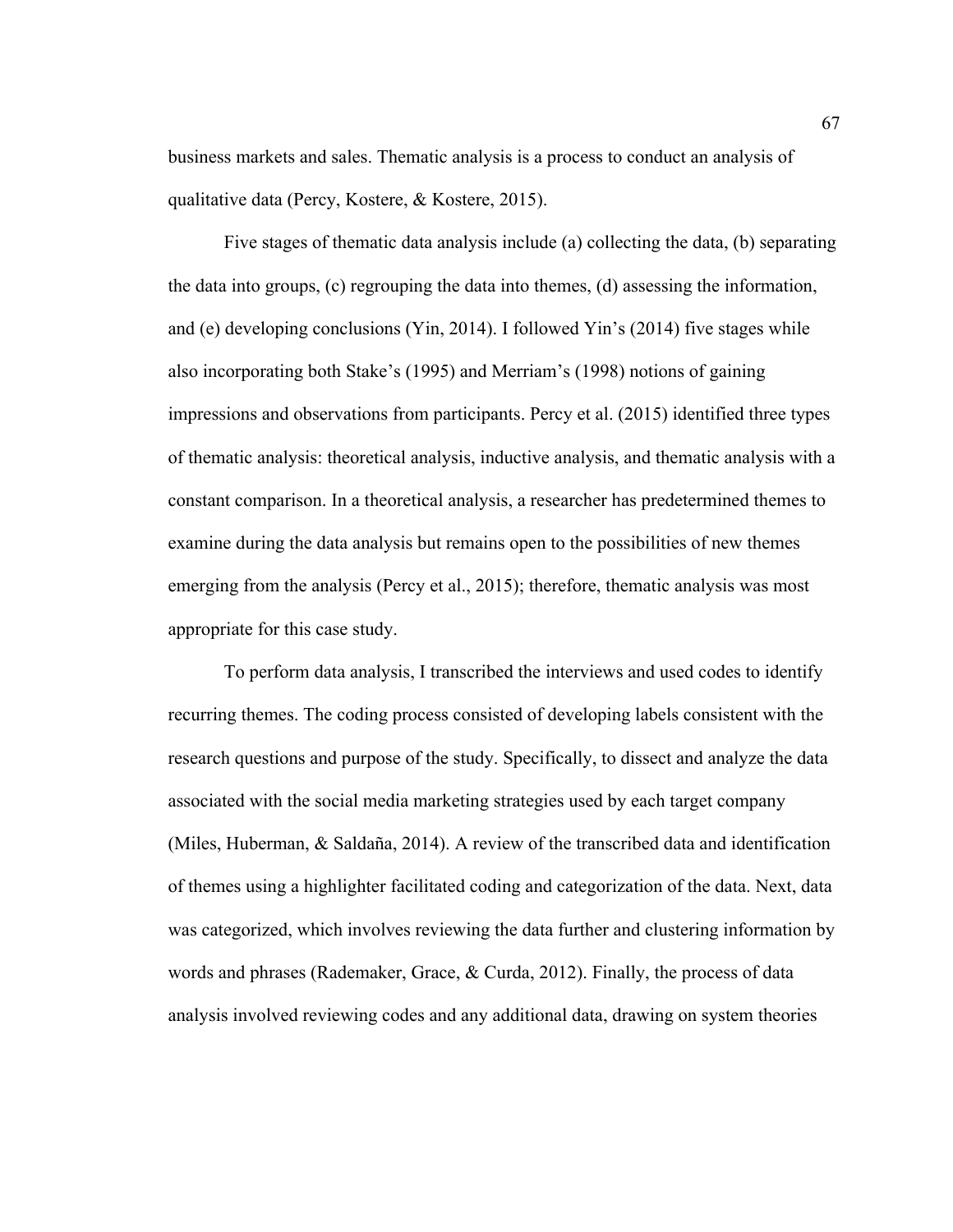business markets and sales. Thematic analysis is a process to conduct an analysis of qualitative data (Percy, Kostere, & Kostere, 2015).

Five stages of thematic data analysis include (a) collecting the data, (b) separating the data into groups, (c) regrouping the data into themes, (d) assessing the information, and (e) developing conclusions (Yin, 2014). I followed Yin's (2014) five stages while also incorporating both Stake's (1995) and Merriam's (1998) notions of gaining impressions and observations from participants. Percy et al. (2015) identified three types of thematic analysis: theoretical analysis, inductive analysis, and thematic analysis with a constant comparison. In a theoretical analysis, a researcher has predetermined themes to examine during the data analysis but remains open to the possibilities of new themes emerging from the analysis (Percy et al., 2015); therefore, thematic analysis was most appropriate for this case study.

To perform data analysis, I transcribed the interviews and used codes to identify recurring themes. The coding process consisted of developing labels consistent with the research questions and purpose of the study. Specifically, to dissect and analyze the data associated with the social media marketing strategies used by each target company (Miles, Huberman, & Saldaña, 2014). A review of the transcribed data and identification of themes using a highlighter facilitated coding and categorization of the data. Next, data was categorized, which involves reviewing the data further and clustering information by words and phrases (Rademaker, Grace, & Curda, 2012). Finally, the process of data analysis involved reviewing codes and any additional data, drawing on system theories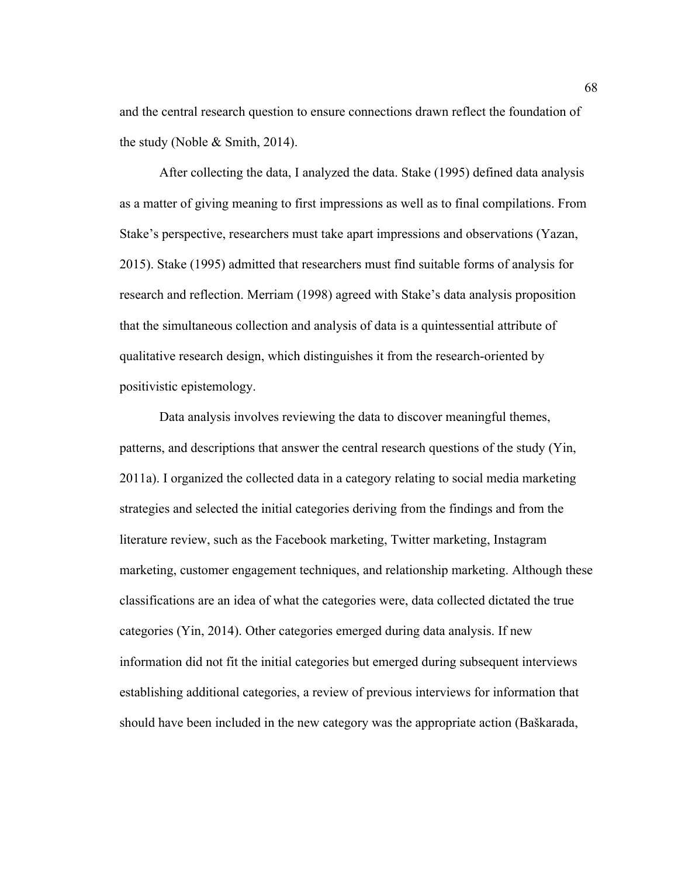and the central research question to ensure connections drawn reflect the foundation of the study (Noble & Smith, 2014).

After collecting the data, I analyzed the data. Stake (1995) defined data analysis as a matter of giving meaning to first impressions as well as to final compilations. From Stake's perspective, researchers must take apart impressions and observations (Yazan, 2015). Stake (1995) admitted that researchers must find suitable forms of analysis for research and reflection. Merriam (1998) agreed with Stake's data analysis proposition that the simultaneous collection and analysis of data is a quintessential attribute of qualitative research design, which distinguishes it from the research-oriented by positivistic epistemology.

Data analysis involves reviewing the data to discover meaningful themes, patterns, and descriptions that answer the central research questions of the study (Yin, 2011a). I organized the collected data in a category relating to social media marketing strategies and selected the initial categories deriving from the findings and from the literature review, such as the Facebook marketing, Twitter marketing, Instagram marketing, customer engagement techniques, and relationship marketing. Although these classifications are an idea of what the categories were, data collected dictated the true categories (Yin, 2014). Other categories emerged during data analysis. If new information did not fit the initial categories but emerged during subsequent interviews establishing additional categories, a review of previous interviews for information that should have been included in the new category was the appropriate action (Baškarada,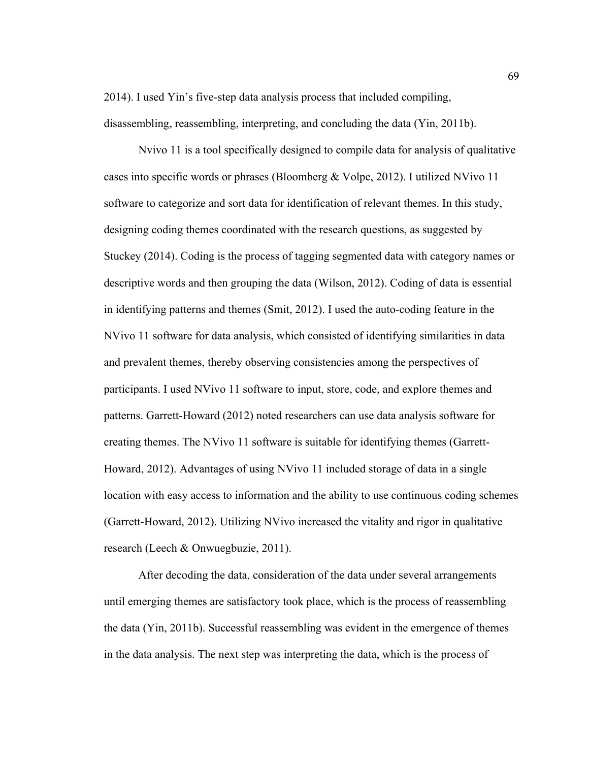2014). I used Yin's five-step data analysis process that included compiling, disassembling, reassembling, interpreting, and concluding the data (Yin, 2011b).

Nvivo 11 is a tool specifically designed to compile data for analysis of qualitative cases into specific words or phrases (Bloomberg & Volpe, 2012). I utilized NVivo 11 software to categorize and sort data for identification of relevant themes. In this study, designing coding themes coordinated with the research questions, as suggested by Stuckey (2014). Coding is the process of tagging segmented data with category names or descriptive words and then grouping the data (Wilson, 2012). Coding of data is essential in identifying patterns and themes (Smit, 2012). I used the auto-coding feature in the NVivo 11 software for data analysis, which consisted of identifying similarities in data and prevalent themes, thereby observing consistencies among the perspectives of participants. I used NVivo 11 software to input, store, code, and explore themes and patterns. Garrett-Howard (2012) noted researchers can use data analysis software for creating themes. The NVivo 11 software is suitable for identifying themes (Garrett-Howard, 2012). Advantages of using NVivo 11 included storage of data in a single location with easy access to information and the ability to use continuous coding schemes (Garrett-Howard, 2012). Utilizing NVivo increased the vitality and rigor in qualitative research (Leech & Onwuegbuzie, 2011).

After decoding the data, consideration of the data under several arrangements until emerging themes are satisfactory took place, which is the process of reassembling the data (Yin, 2011b). Successful reassembling was evident in the emergence of themes in the data analysis. The next step was interpreting the data, which is the process of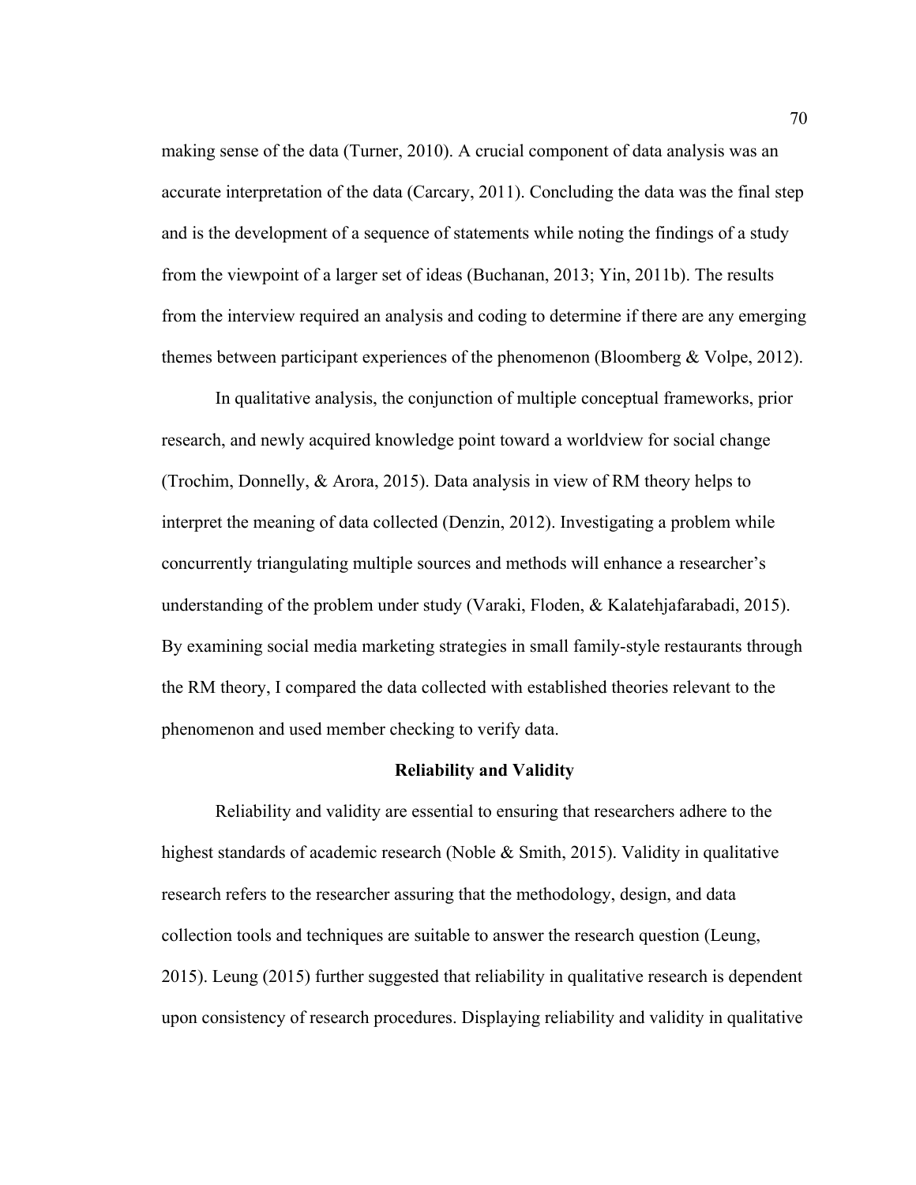making sense of the data (Turner, 2010). A crucial component of data analysis was an accurate interpretation of the data (Carcary, 2011). Concluding the data was the final step and is the development of a sequence of statements while noting the findings of a study from the viewpoint of a larger set of ideas (Buchanan, 2013; Yin, 2011b). The results from the interview required an analysis and coding to determine if there are any emerging themes between participant experiences of the phenomenon (Bloomberg & Volpe, 2012).

In qualitative analysis, the conjunction of multiple conceptual frameworks, prior research, and newly acquired knowledge point toward a worldview for social change (Trochim, Donnelly, & Arora, 2015). Data analysis in view of RM theory helps to interpret the meaning of data collected (Denzin, 2012). Investigating a problem while concurrently triangulating multiple sources and methods will enhance a researcher's understanding of the problem under study (Varaki, Floden, & Kalatehjafarabadi, 2015). By examining social media marketing strategies in small family-style restaurants through the RM theory, I compared the data collected with established theories relevant to the phenomenon and used member checking to verify data.

## Reliability and Validity

Reliability and validity are essential to ensuring that researchers adhere to the highest standards of academic research (Noble & Smith, 2015). Validity in qualitative research refers to the researcher assuring that the methodology, design, and data collection tools and techniques are suitable to answer the research question (Leung, 2015). Leung (2015) further suggested that reliability in qualitative research is dependent upon consistency of research procedures. Displaying reliability and validity in qualitative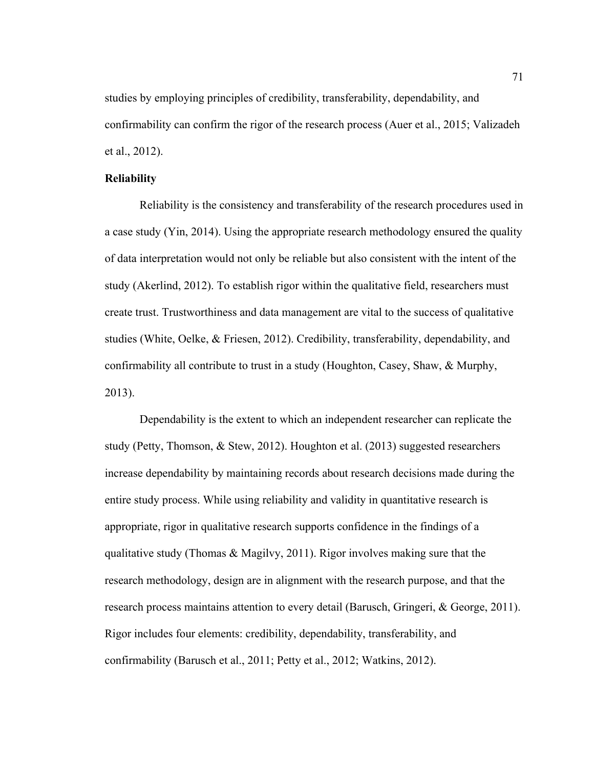studies by employing principles of credibility, transferability, dependability, and confirmability can confirm the rigor of the research process (Auer et al., 2015; Valizadeh et al., 2012).

**Reliability**

Reliability is the consistency and transferability of the research procedures used in a case study (Yin, 2014). Using the appropriate research methodology ensured the quality of data interpretation would not only be reliable but also consistent with the intent of the study (Akerlind, 2012). To establish rigor within the qualitative field, researchers must create trust. Trustworthiness and data management are vital to the success of qualitative studies (White, Oelke, & Friesen, 2012). Credibility, transferability, dependability, and confirmability all contribute to trust in a study (Houghton, Casey, Shaw, & Murphy, 2013).

Dependability is the extent to which an independent researcher can replicate the study (Petty, Thomson, & Stew, 2012). Houghton et al. (2013) suggested researchers increase dependability by maintaining records about research decisions made during the entire study process. While using reliability and validity in quantitative research is appropriate, rigor in qualitative research supports confidence in the findings of a qualitative study (Thomas & Magilvy, 2011). Rigor involves making sure that the research methodology, design are in alignment with the research purpose, and that the research process maintains attention to every detail (Barusch, Gringeri, & George, 2011). Rigor includes four elements: credibility, dependability, transferability, and confirmability (Barusch et al., 2011; Petty et al., 2012; Watkins, 2012).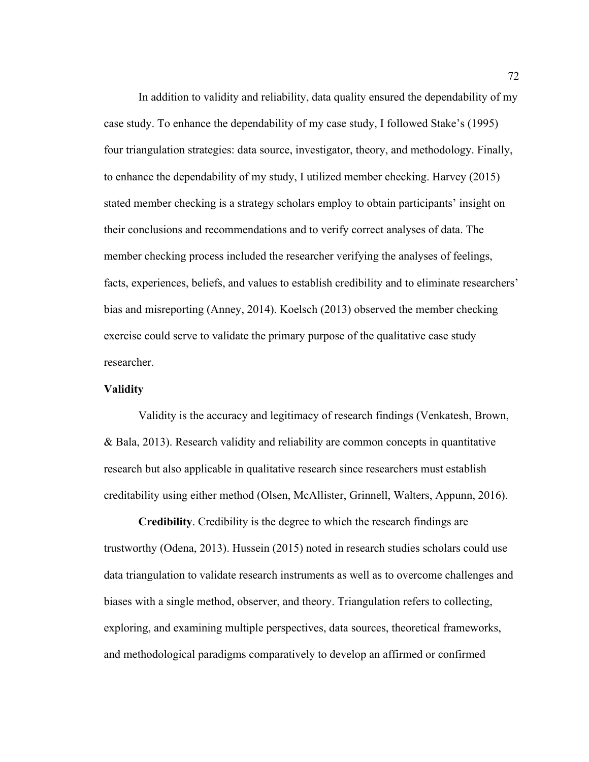In addition to validity and reliability, data quality ensured the dependability of my case study. To enhance the dependability of my case study, I followed Stake's (1995) four triangulation strategies: data source, investigator, theory, and methodology. Finally, to enhance the dependability of my study, I utilized member checking. Harvey (2015) stated member checking is a strategy scholars employ to obtain participants' insight on their conclusions and recommendations and to verify correct analyses of data. The member checking process included the researcher verifying the analyses of feelings, facts, experiences, beliefs, and values to establish credibility and to eliminate researchers' bias and misreporting (Anney, 2014). Koelsch (2013) observed the member checking exercise could serve to validate the primary purpose of the qualitative case study researcher.

## Validity

Validity is the accuracy and legitimacy of research findings (Venkatesh, Brown, & Bala, 2013). Research validity and reliability are common concepts in quantitative research but also applicable in qualitative research since researchers must establish creditability using either method (Olsen, McAllister, Grinnell, Walters, Appunn, 2016).

**Credibility**. Credibility is the degree to which the research findings are trustworthy (Odena, 2013). Hussein (2015) noted in research studies scholars could use data triangulation to validate research instruments as well as to overcome challenges and biases with a single method, observer, and theory. Triangulation refers to collecting, exploring, and examining multiple perspectives, data sources, theoretical frameworks, and methodological paradigms comparatively to develop an affirmed or confirmed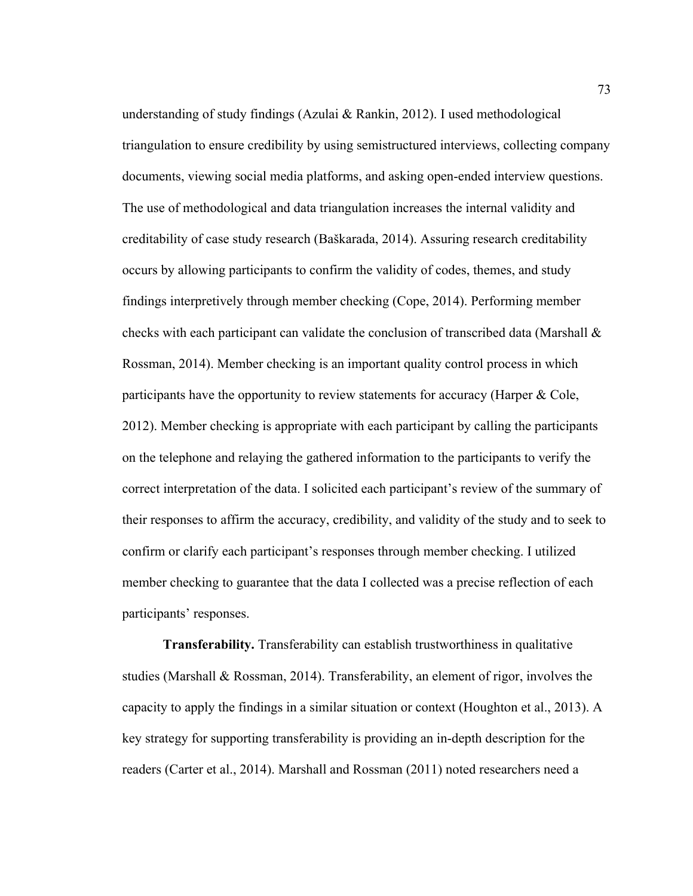understanding of study findings (Azulai & Rankin, 2012). I used methodological triangulation to ensure credibility by using semistructured interviews, collecting company documents, viewing social media platforms, and asking open-ended interview questions. The use of methodological and data triangulation increases the internal validity and creditability of case study research (Baškarada, 2014). Assuring research creditability occurs by allowing participants to confirm the validity of codes, themes, and study findings interpretively through member checking (Cope, 2014). Performing member checks with each participant can validate the conclusion of transcribed data (Marshall & Rossman, 2014). Member checking is an important quality control process in which participants have the opportunity to review statements for accuracy (Harper & Cole, 2012). Member checking is appropriate with each participant by calling the participants on the telephone and relaying the gathered information to the participants to verify the correct interpretation of the data. I solicited each participant's review of the summary of their responses to affirm the accuracy, credibility, and validity of the study and to seek to confirm or clarify each participant's responses through member checking. I utilized member checking to guarantee that the data I collected was a precise reflection of each participants' responses.

**Transferability.** Transferability can establish trustworthiness in qualitative studies (Marshall & Rossman, 2014). Transferability, an element of rigor, involves the capacity to apply the findings in a similar situation or context (Houghton et al., 2013). A key strategy for supporting transferability is providing an in-depth description for the readers (Carter et al., 2014). Marshall and Rossman (2011) noted researchers need a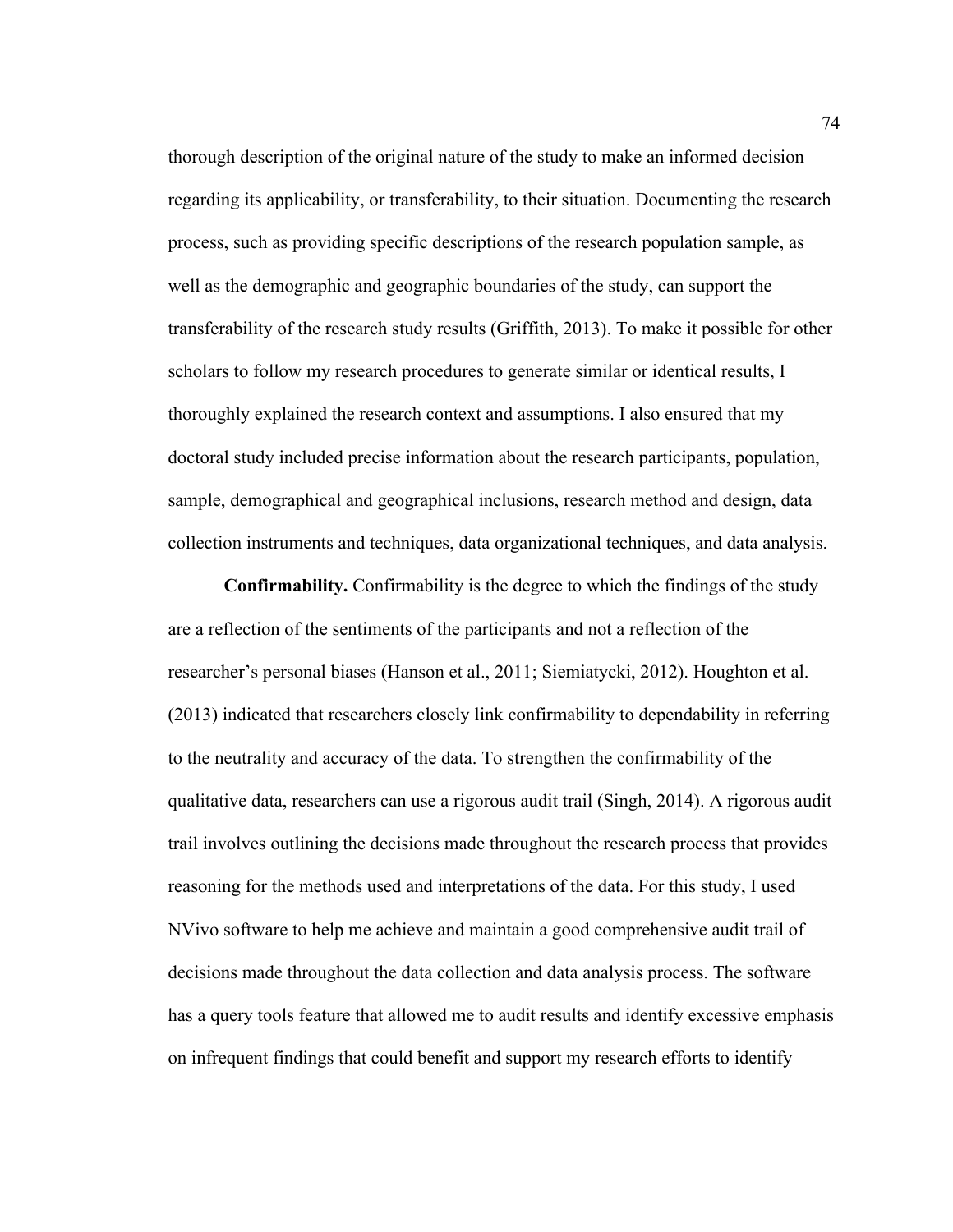thorough description of the original nature of the study to make an informed decision regarding its applicability, or transferability, to their situation. Documenting the research process, such as providing specific descriptions of the research population sample, as well as the demographic and geographic boundaries of the study, can support the transferability of the research study results (Griffith, 2013). To make it possible for other scholars to follow my research procedures to generate similar or identical results, I thoroughly explained the research context and assumptions. I also ensured that my doctoral study included precise information about the research participants, population, sample, demographical and geographical inclusions, research method and design, data collection instruments and techniques, data organizational techniques, and data analysis.

**Confirmability.** Confirmability is the degree to which the findings of the study are a reflection of the sentiments of the participants and not a reflection of the researcher's personal biases (Hanson et al., 2011; Siemiatycki, 2012). Houghton et al. (2013) indicated that researchers closely link confirmability to dependability in referring to the neutrality and accuracy of the data. To strengthen the confirmability of the qualitative data, researchers can use a rigorous audit trail (Singh, 2014). A rigorous audit trail involves outlining the decisions made throughout the research process that provides reasoning for the methods used and interpretations of the data. For this study, I used NVivo software to help me achieve and maintain a good comprehensive audit trail of decisions made throughout the data collection and data analysis process. The software has a query tools feature that allowed me to audit results and identify excessive emphasis on infrequent findings that could benefit and support my research efforts to identify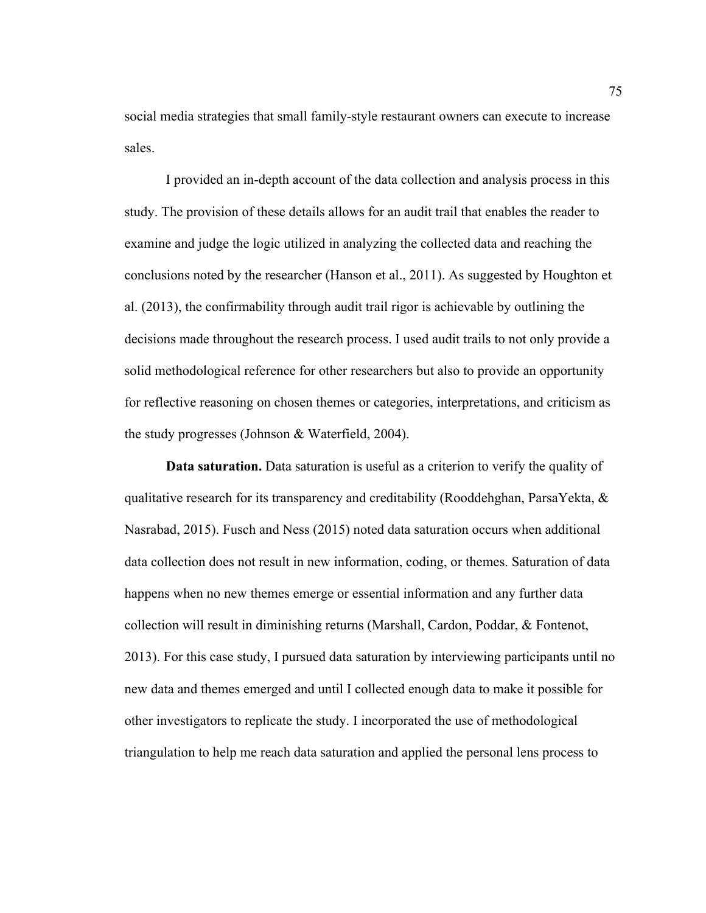social media strategies that small family-style restaurant owners can execute to increase sales.

I provided an in-depth account of the data collection and analysis process in this study. The provision of these details allows for an audit trail that enables the reader to examine and judge the logic utilized in analyzing the collected data and reaching the conclusions noted by the researcher (Hanson et al., 2011). As suggested by Houghton et al. (2013), the confirmability through audit trail rigor is achievable by outlining the decisions made throughout the research process. I used audit trails to not only provide a solid methodological reference for other researchers but also to provide an opportunity for reflective reasoning on chosen themes or categories, interpretations, and criticism as the study progresses (Johnson & Waterfield, 2004).

**Data saturation.** Data saturation is useful as a criterion to verify the quality of qualitative research for its transparency and creditability (Rooddehghan, ParsaYekta, & Nasrabad, 2015). Fusch and Ness (2015) noted data saturation occurs when additional data collection does not result in new information, coding, or themes. Saturation of data happens when no new themes emerge or essential information and any further data collection will result in diminishing returns (Marshall, Cardon, Poddar, & Fontenot, 2013). For this case study, I pursued data saturation by interviewing participants until no new data and themes emerged and until I collected enough data to make it possible for other investigators to replicate the study. I incorporated the use of methodological triangulation to help me reach data saturation and applied the personal lens process to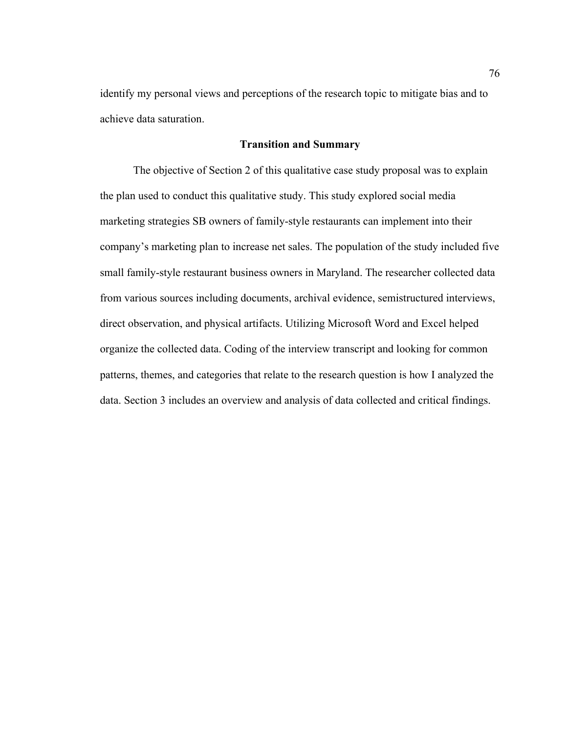identify my personal views and perceptions of the research topic to mitigate bias and to achieve data saturation.

## Transition and Summary

The objective of Section 2 of this qualitative case study proposal was to explain the plan used to conduct this qualitative study. This study explored social media marketing strategies SB owners of family-style restaurants can implement into their company's marketing plan to increase net sales. The population of the study included five small family-style restaurant business owners in Maryland. The researcher collected data from various sources including documents, archival evidence, semistructured interviews, direct observation, and physical artifacts. Utilizing Microsoft Word and Excel helped organize the collected data. Coding of the interview transcript and looking for common patterns, themes, and categories that relate to the research question is how I analyzed the data. Section 3 includes an overview and analysis of data collected and critical findings.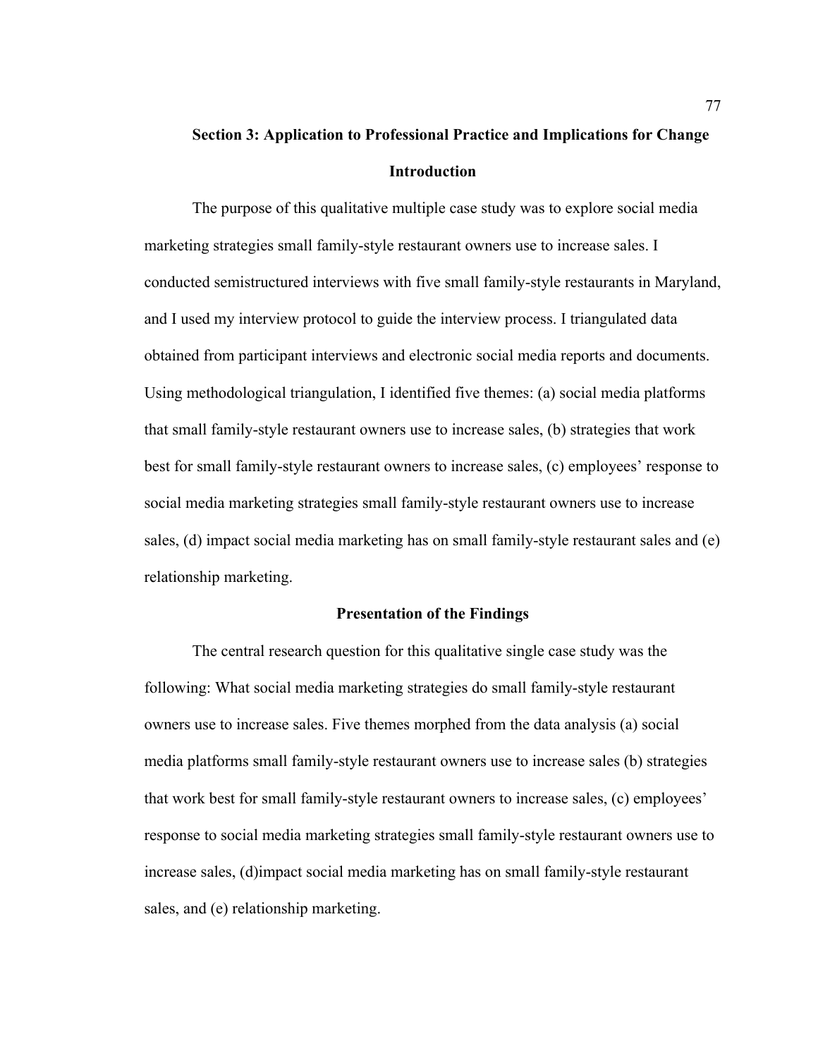# Section 3: Application to Professional Practice and Implications for Change

## Introduction

The purpose of this qualitative multiple case study was to explore social media marketing strategies small family-style restaurant owners use to increase sales. I conducted semistructured interviews with five small family-style restaurants in Maryland, and I used my interview protocol to guide the interview process. I triangulated data obtained from participant interviews and electronic social media reports and documents. Using methodological triangulation, I identified five themes: (a) social media platforms that small family-style restaurant owners use to increase sales, (b) strategies that work best for small family-style restaurant owners to increase sales, (c) employees' response to social media marketing strategies small family-style restaurant owners use to increase sales, (d) impact social media marketing has on small family-style restaurant sales and (e) relationship marketing.

## Presentation of the Findings

The central research question for this qualitative single case study was the following: What social media marketing strategies do small family-style restaurant owners use to increase sales. Five themes morphed from the data analysis (a) social media platforms small family-style restaurant owners use to increase sales (b) strategies that work best for small family-style restaurant owners to increase sales, (c) employees' response to social media marketing strategies small family-style restaurant owners use to increase sales, (d)impact social media marketing has on small family-style restaurant sales, and (e) relationship marketing.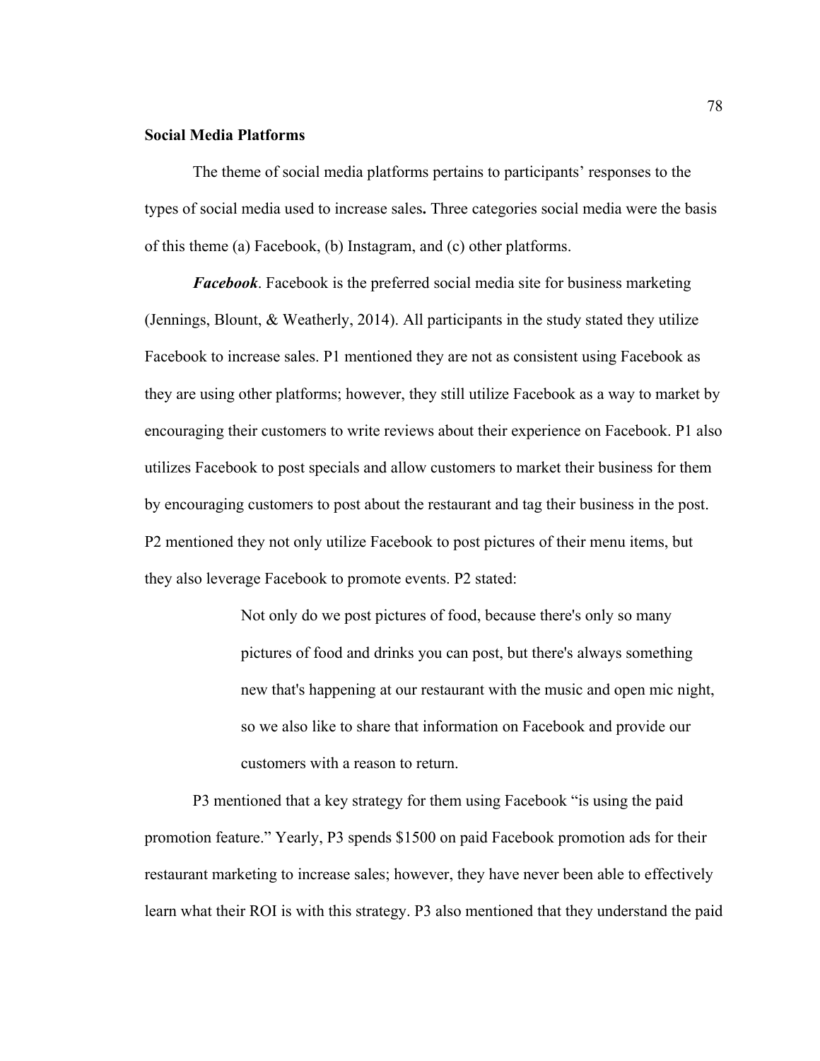## Social Media Platforms

The theme of social media platforms pertains to participants' responses to the types of social media used to increase sales**.** Three categories social media were the basis of this theme (a) Facebook, (b) Instagram, and (c) other platforms.

***Facebook***. Facebook is the preferred social media site for business marketing (Jennings, Blount, & Weatherly, 2014). All participants in the study stated they utilize Facebook to increase sales. P1 mentioned they are not as consistent using Facebook as they are using other platforms; however, they still utilize Facebook as a way to market by encouraging their customers to write reviews about their experience on Facebook. P1 also utilizes Facebook to post specials and allow customers to market their business for them by encouraging customers to post about the restaurant and tag their business in the post. P2 mentioned they not only utilize Facebook to post pictures of their menu items, but they also leverage Facebook to promote events. P2 stated:

> Not only do we post pictures of food, because there's only so many pictures of food and drinks you can post, but there's always something new that's happening at our restaurant with the music and open mic night, so we also like to share that information on Facebook and provide our customers with a reason to return.

P3 mentioned that a key strategy for them using Facebook "is using the paid promotion feature." Yearly, P3 spends $1500 on paid Facebook promotion ads for their restaurant marketing to increase sales; however, they have never been able to effectively learn what their ROI is with this strategy. P3 also mentioned that they understand the paid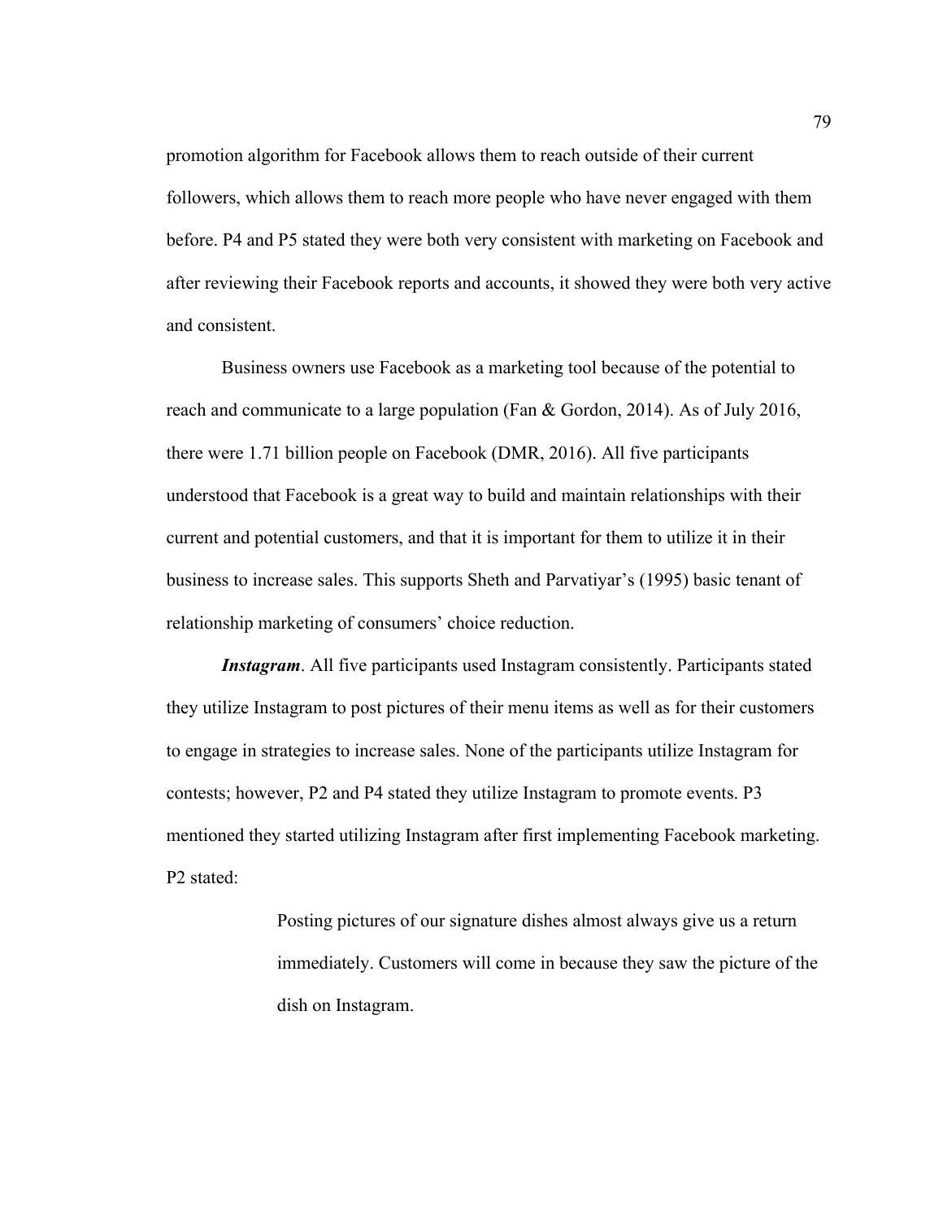promotion algorithm for Facebook allows them to reach outside of their current followers, which allows them to reach more people who have never engaged with them before. P4 and P5 stated they were both very consistent with marketing on Facebook and after reviewing their Facebook reports and accounts, it showed they were both very active and consistent.

Business owners use Facebook as a marketing tool because of the potential to reach and communicate to a large population (Fan & Gordon, 2014). As of July 2016, there were 1.71 billion people on Facebook (DMR, 2016). All five participants understood that Facebook is a great way to build and maintain relationships with their current and potential customers, and that it is important for them to utilize it in their business to increase sales. This supports Sheth and Parvatiyar's (1995) basic tenant of relationship marketing of consumers' choice reduction.

***Instagram***. All five participants used Instagram consistently. Participants stated they utilize Instagram to post pictures of their menu items as well as for their customers to engage in strategies to increase sales. None of the participants utilize Instagram for contests; however, P2 and P4 stated they utilize Instagram to promote events. P3 mentioned they started utilizing Instagram after first implementing Facebook marketing. P2 stated:

> Posting pictures of our signature dishes almost always give us a return immediately. Customers will come in because they saw the picture of the dish on Instagram.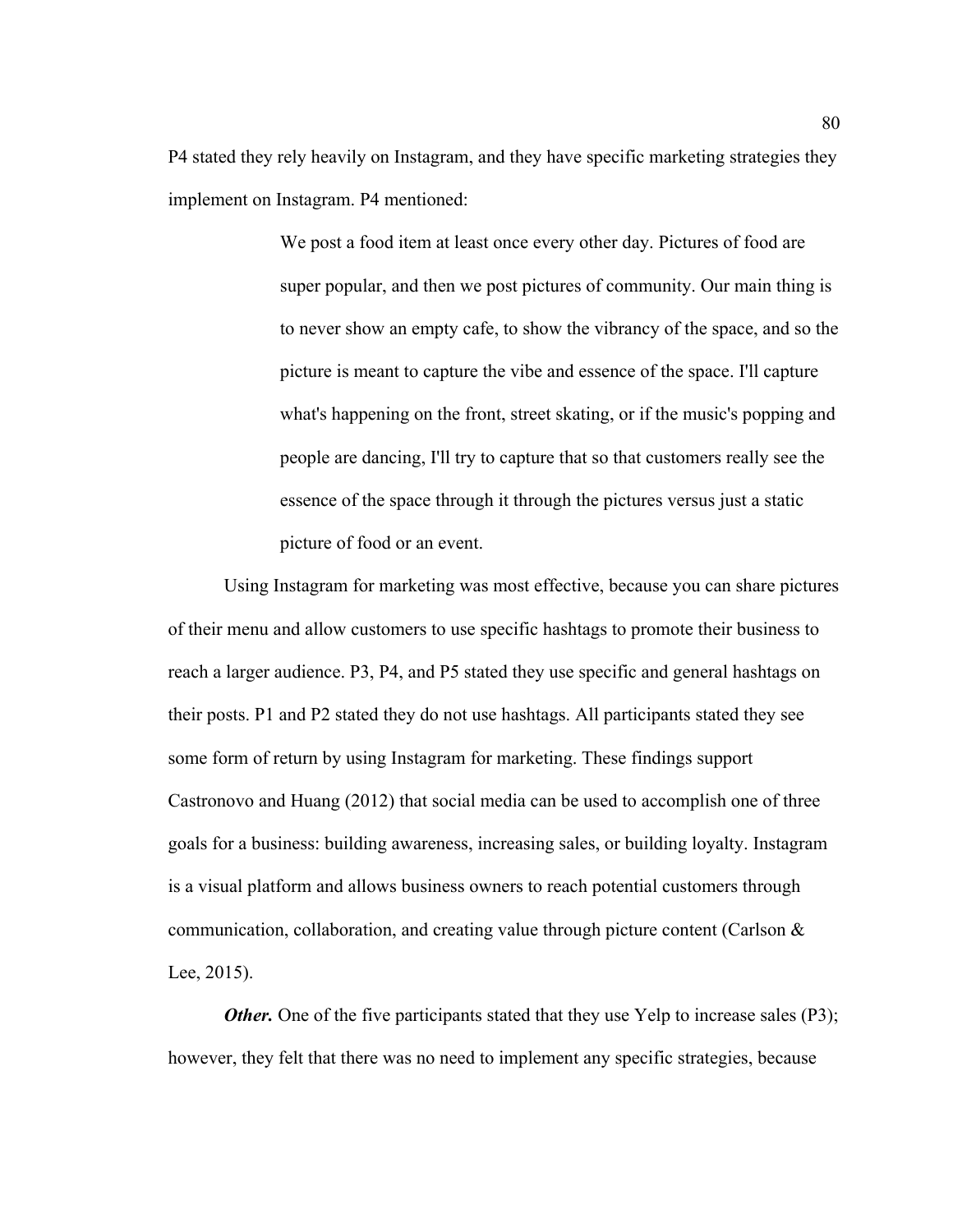P4 stated they rely heavily on Instagram, and they have specific marketing strategies they implement on Instagram. P4 mentioned:

> We post a food item at least once every other day. Pictures of food are super popular, and then we post pictures of community. Our main thing is to never show an empty cafe, to show the vibrancy of the space, and so the picture is meant to capture the vibe and essence of the space. I'll capture what's happening on the front, street skating, or if the music's popping and people are dancing, I'll try to capture that so that customers really see the essence of the space through it through the pictures versus just a static picture of food or an event.

Using Instagram for marketing was most effective, because you can share pictures of their menu and allow customers to use specific hashtags to promote their business to reach a larger audience. P3, P4, and P5 stated they use specific and general hashtags on their posts. P1 and P2 stated they do not use hashtags. All participants stated they see some form of return by using Instagram for marketing. These findings support Castronovo and Huang (2012) that social media can be used to accomplish one of three goals for a business: building awareness, increasing sales, or building loyalty. Instagram is a visual platform and allows business owners to reach potential customers through communication, collaboration, and creating value through picture content (Carlson & Lee, 2015).

***Other.*** One of the five participants stated that they use Yelp to increase sales (P3); however, they felt that there was no need to implement any specific strategies, because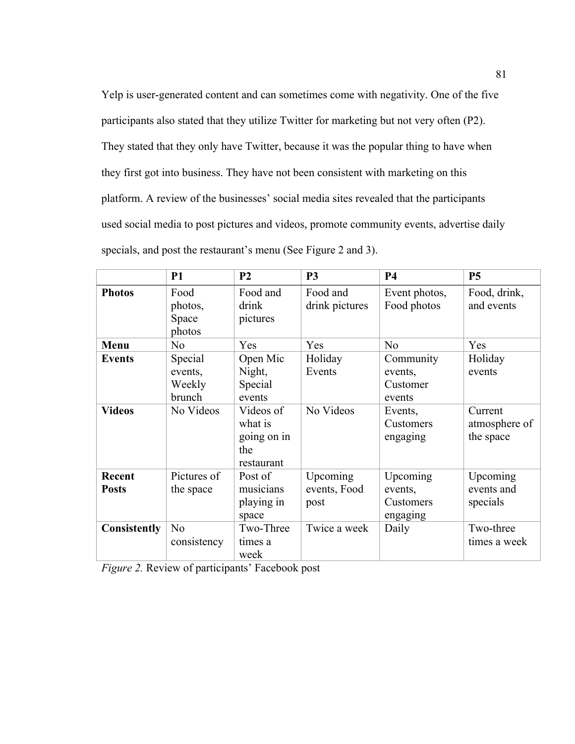Yelp is user-generated content and can sometimes come with negativity. One of the five participants also stated that they utilize Twitter for marketing but not very often (P2). They stated that they only have Twitter, because it was the popular thing to have when they first got into business. They have not been consistent with marketing on this platform. A review of the businesses' social media sites revealed that the participants used social media to post pictures and videos, promote community events, advertise daily specials, and post the restaurant's menu (See Figure 2 and 3).

| | **P1** | **P2** | **P3** | **P4** | **P5** |
|---|---|---|---|---|---|
| **Photos** | Food photos, Space photos | Food and drink pictures | Food and drink pictures | Event photos, Food photos | Food, drink, and events |
| **Menu** | No | Yes | Yes | No | Yes |
| **Events** | Special events, Weekly brunch | Open Mic Night, Special events | Holiday Events | Community events, Customer events | Holiday events |
| **Videos** | No Videos | Videos of what is going on in the restaurant | No Videos | Events, Customers engaging | Current atmosphere of the space |
| **Recent Posts** | Pictures of the space | Post of musicians playing in space | Upcoming events, Food post | Upcoming events, Customers engaging | Upcoming events and specials |
| **Consistently** | No consistency | Two-Three times a week | Twice a week | Daily | Two-three times a week |

*Figure 2.* Review of participants' Facebook post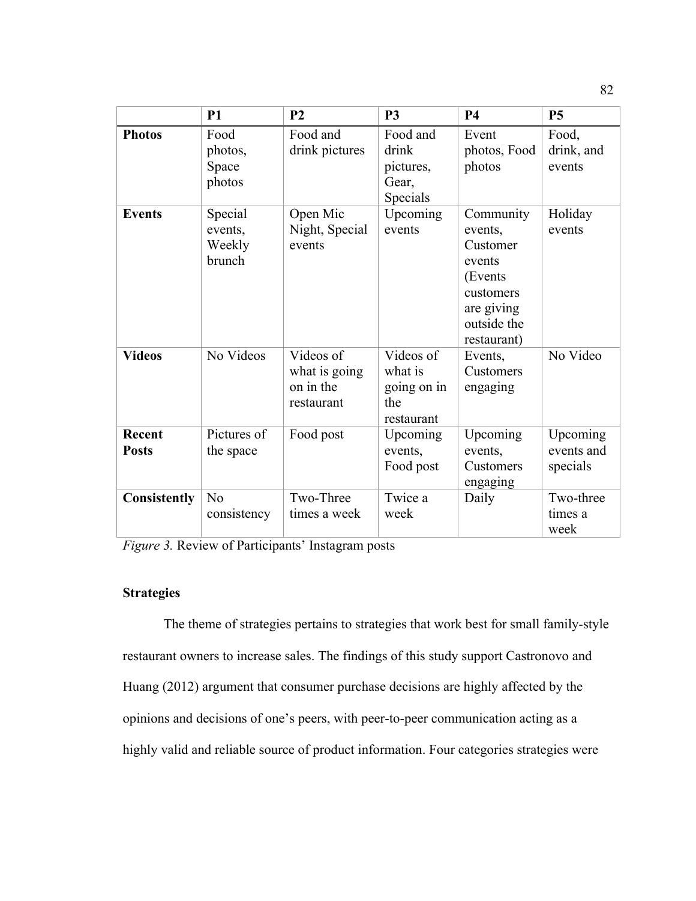| | P1 | P2 | P3 | P4 | P5 |
|---|---|---|---|---|---|
| **Photos** | Food photos, Space photos | Food and drink pictures | Food and drink pictures, Gear, Specials | Event photos, Food photos | Food, drink, and events |
| **Events** | Special events, Weekly brunch | Open Mic Night, Special events | Upcoming events | Community events, Customer events (Events customers are giving outside the restaurant) | Holiday events |
| **Videos** | No Videos | Videos of what is going on in the restaurant | Videos of what is going on in the restaurant | Events, Customers engaging | No Video |
| **Recent Posts** | Pictures of the space | Food post | Upcoming events, Food post | Upcoming events, Customers engaging | Upcoming events and specials |
| **Consistently** | No consistency | Two-Three times a week | Twice a week | Daily | Two-three times a week |

*Figure 3.* Review of Participants' Instagram posts

**Strategies**

The theme of strategies pertains to strategies that work best for small family-style restaurant owners to increase sales. The findings of this study support Castronovo and Huang (2012) argument that consumer purchase decisions are highly affected by the opinions and decisions of one's peers, with peer-to-peer communication acting as a highly valid and reliable source of product information. Four categories strategies were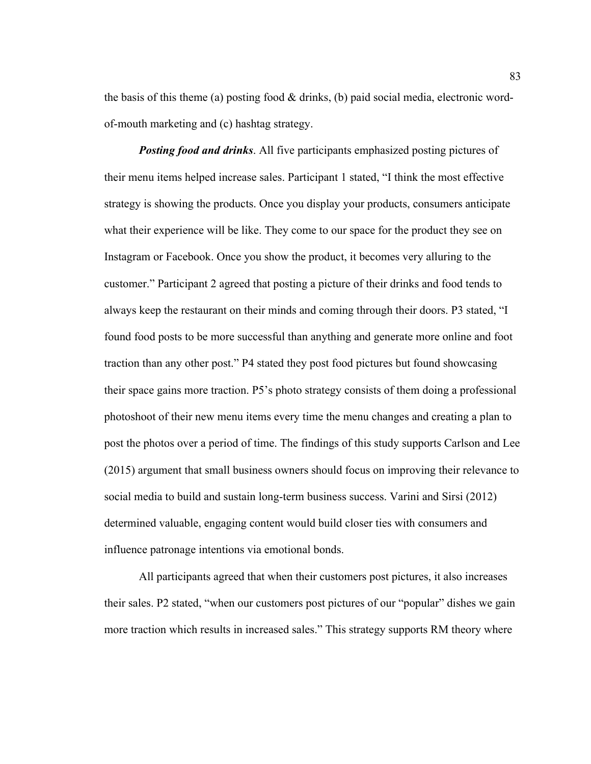the basis of this theme (a) posting food & drinks, (b) paid social media, electronic word-of-mouth marketing and (c) hashtag strategy.

***Posting food and drinks***. All five participants emphasized posting pictures of their menu items helped increase sales. Participant 1 stated, "I think the most effective strategy is showing the products. Once you display your products, consumers anticipate what their experience will be like. They come to our space for the product they see on Instagram or Facebook. Once you show the product, it becomes very alluring to the customer." Participant 2 agreed that posting a picture of their drinks and food tends to always keep the restaurant on their minds and coming through their doors. P3 stated, "I found food posts to be more successful than anything and generate more online and foot traction than any other post." P4 stated they post food pictures but found showcasing their space gains more traction. P5's photo strategy consists of them doing a professional photoshoot of their new menu items every time the menu changes and creating a plan to post the photos over a period of time. The findings of this study supports Carlson and Lee (2015) argument that small business owners should focus on improving their relevance to social media to build and sustain long-term business success. Varini and Sirsi (2012) determined valuable, engaging content would build closer ties with consumers and influence patronage intentions via emotional bonds.

All participants agreed that when their customers post pictures, it also increases their sales. P2 stated, "when our customers post pictures of our "popular" dishes we gain more traction which results in increased sales." This strategy supports RM theory where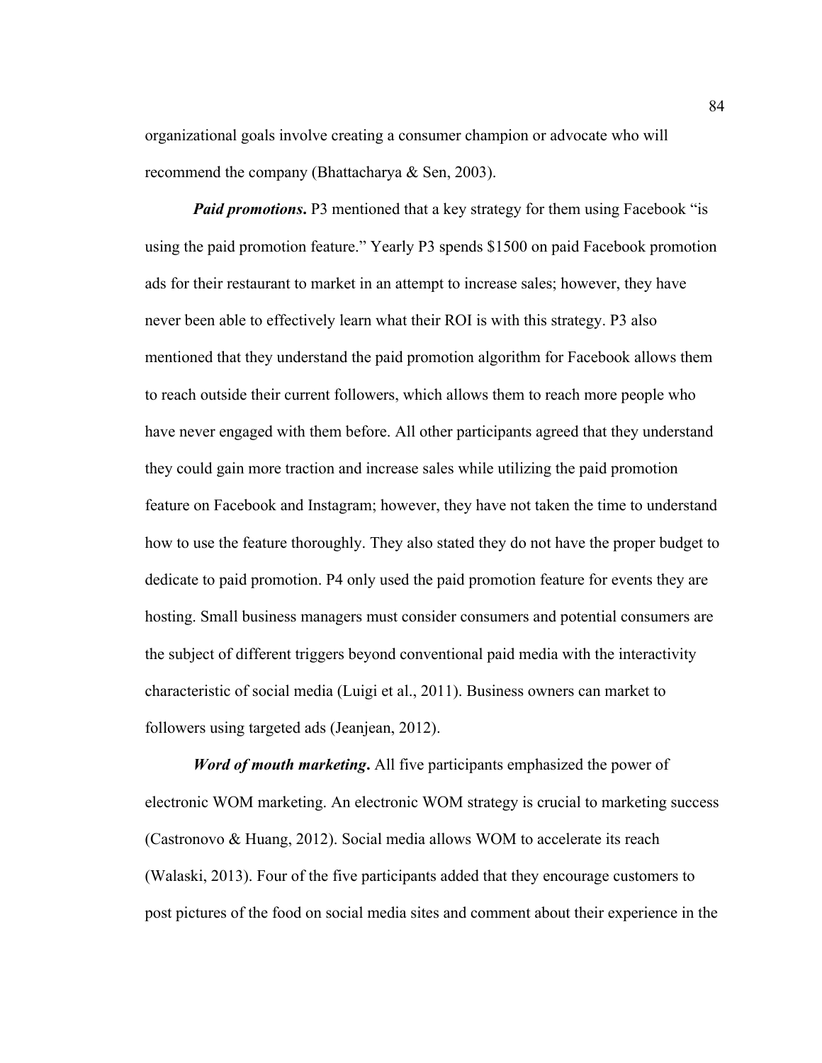organizational goals involve creating a consumer champion or advocate who will recommend the company (Bhattacharya & Sen, 2003).

***Paid promotions*.** P3 mentioned that a key strategy for them using Facebook "is using the paid promotion feature." Yearly P3 spends $1500 on paid Facebook promotion ads for their restaurant to market in an attempt to increase sales; however, they have never been able to effectively learn what their ROI is with this strategy. P3 also mentioned that they understand the paid promotion algorithm for Facebook allows them to reach outside their current followers, which allows them to reach more people who have never engaged with them before. All other participants agreed that they understand they could gain more traction and increase sales while utilizing the paid promotion feature on Facebook and Instagram; however, they have not taken the time to understand how to use the feature thoroughly. They also stated they do not have the proper budget to dedicate to paid promotion. P4 only used the paid promotion feature for events they are hosting. Small business managers must consider consumers and potential consumers are the subject of different triggers beyond conventional paid media with the interactivity characteristic of social media (Luigi et al., 2011). Business owners can market to followers using targeted ads (Jeanjean, 2012).

***Word of mouth marketing*.** All five participants emphasized the power of electronic WOM marketing. An electronic WOM strategy is crucial to marketing success (Castronovo & Huang, 2012). Social media allows WOM to accelerate its reach (Walaski, 2013). Four of the five participants added that they encourage customers to post pictures of the food on social media sites and comment about their experience in the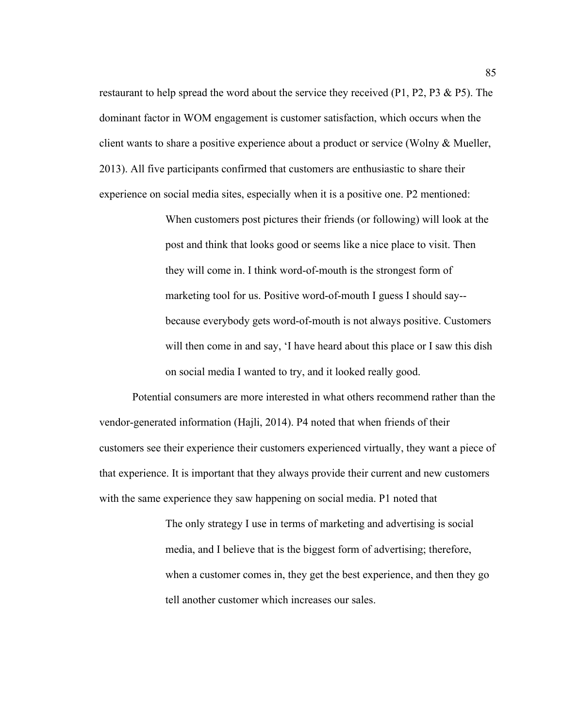restaurant to help spread the word about the service they received (P1, P2, P3 & P5). The dominant factor in WOM engagement is customer satisfaction, which occurs when the client wants to share a positive experience about a product or service (Wolny & Mueller, 2013). All five participants confirmed that customers are enthusiastic to share their experience on social media sites, especially when it is a positive one. P2 mentioned:

> When customers post pictures their friends (or following) will look at the post and think that looks good or seems like a nice place to visit. Then they will come in. I think word-of-mouth is the strongest form of marketing tool for us. Positive word-of-mouth I guess I should say--because everybody gets word-of-mouth is not always positive. Customers will then come in and say, 'I have heard about this place or I saw this dish on social media I wanted to try, and it looked really good.

Potential consumers are more interested in what others recommend rather than the vendor-generated information (Hajli, 2014). P4 noted that when friends of their customers see their experience their customers experienced virtually, they want a piece of that experience. It is important that they always provide their current and new customers with the same experience they saw happening on social media. P1 noted that

> The only strategy I use in terms of marketing and advertising is social media, and I believe that is the biggest form of advertising; therefore, when a customer comes in, they get the best experience, and then they go tell another customer which increases our sales.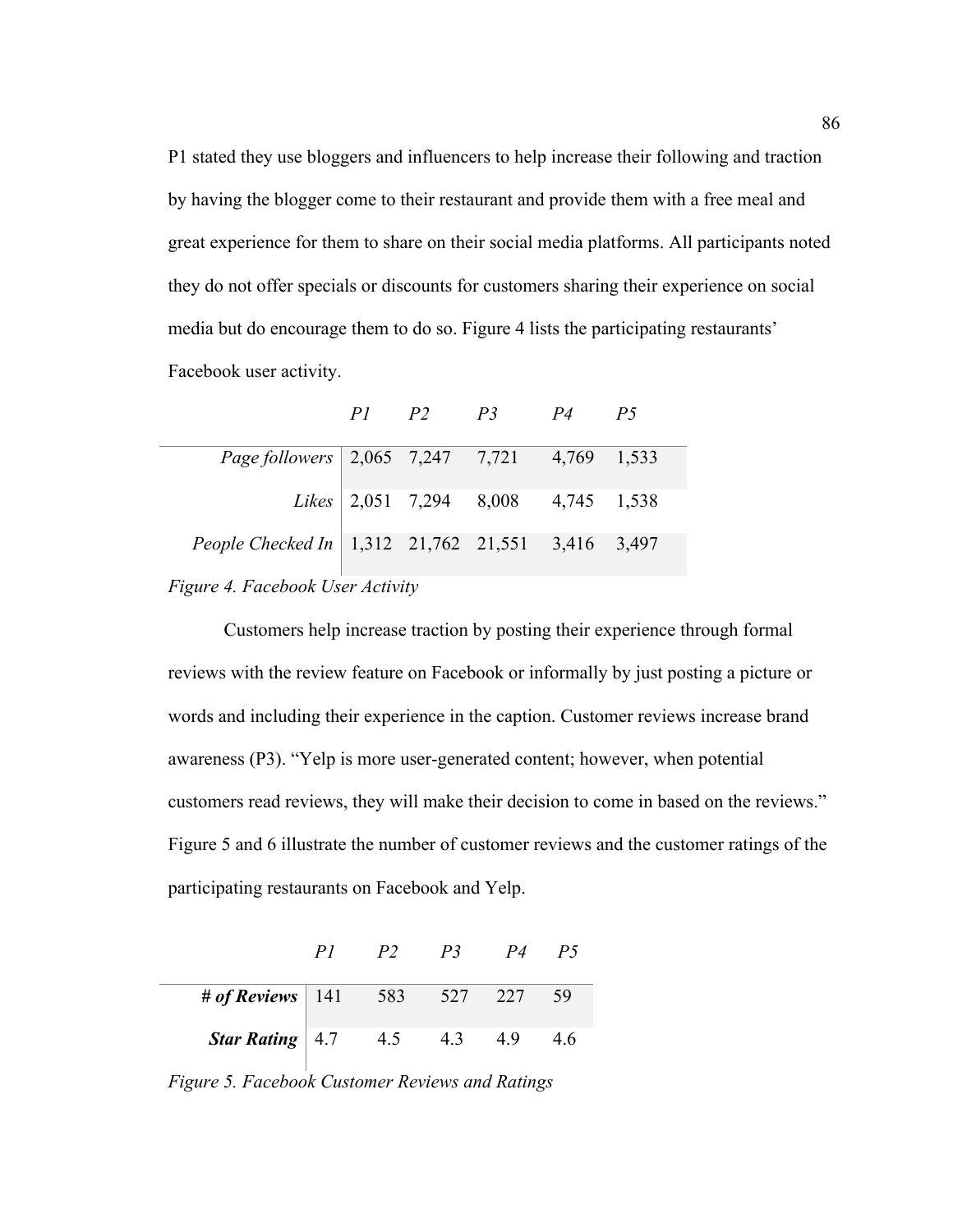P1 stated they use bloggers and influencers to help increase their following and traction by having the blogger come to their restaurant and provide them with a free meal and great experience for them to share on their social media platforms. All participants noted they do not offer specials or discounts for customers sharing their experience on social media but do encourage them to do so. Figure 4 lists the participating restaurants' Facebook user activity.

| | *P1* | *P2* | *P3* | *P4* | *P5* |
|---|---|---|---|---|---|
| *Page followers* | 2,065 | 7,247 | 7,721 | 4,769 | 1,533 |
| *Likes* | 2,051 | 7,294 | 8,008 | 4,745 | 1,538 |
| *People Checked In* | 1,312 | 21,762 | 21,551 | 3,416 | 3,497 |

*Figure 4. Facebook User Activity*

Customers help increase traction by posting their experience through formal reviews with the review feature on Facebook or informally by just posting a picture or words and including their experience in the caption. Customer reviews increase brand awareness (P3). "Yelp is more user-generated content; however, when potential customers read reviews, they will make their decision to come in based on the reviews." Figure 5 and 6 illustrate the number of customer reviews and the customer ratings of the participating restaurants on Facebook and Yelp.

| | *P1* | *P2* | *P3* | *P4* | *P5* |
|---|---|---|---|---|---|
| ***# of Reviews*** | 141 | 583 | 527 | 227 | 59 |
| ***Star Rating*** | 4.7 | 4.5 | 4.3 | 4.9 | 4.6 |

*Figure 5. Facebook Customer Reviews and Ratings*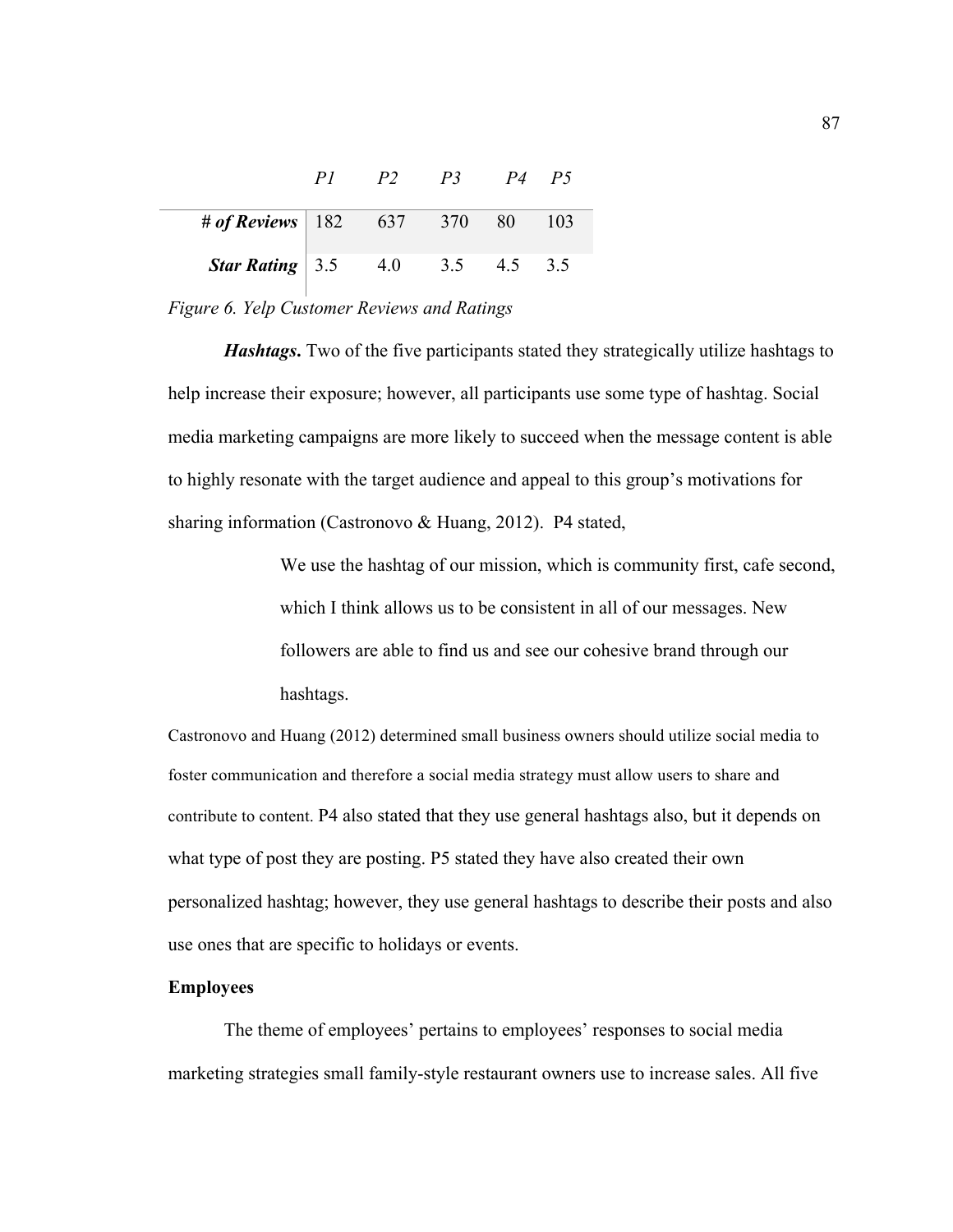| | *P1* | *P2* | *P3* | *P4* | *P5* |
|---|---|---|---|---|---|
| ***# of Reviews*** | 182 | 637 | 370 | 80 | 103 |
| ***Star Rating*** | 3.5 | 4.0 | 3.5 | 4.5 | 3.5 |

*Figure 6. Yelp Customer Reviews and Ratings*

***Hashtags*.** Two of the five participants stated they strategically utilize hashtags to help increase their exposure; however, all participants use some type of hashtag. Social media marketing campaigns are more likely to succeed when the message content is able to highly resonate with the target audience and appeal to this group's motivations for sharing information (Castronovo & Huang, 2012). P4 stated,

> We use the hashtag of our mission, which is community first, cafe second, which I think allows us to be consistent in all of our messages. New followers are able to find us and see our cohesive brand through our hashtags.

Castronovo and Huang (2012) determined small business owners should utilize social media to foster communication and therefore a social media strategy must allow users to share and contribute to content. P4 also stated that they use general hashtags also, but it depends on what type of post they are posting. P5 stated they have also created their own personalized hashtag; however, they use general hashtags to describe their posts and also use ones that are specific to holidays or events.

**Employees**

The theme of employees' pertains to employees' responses to social media marketing strategies small family-style restaurant owners use to increase sales. All five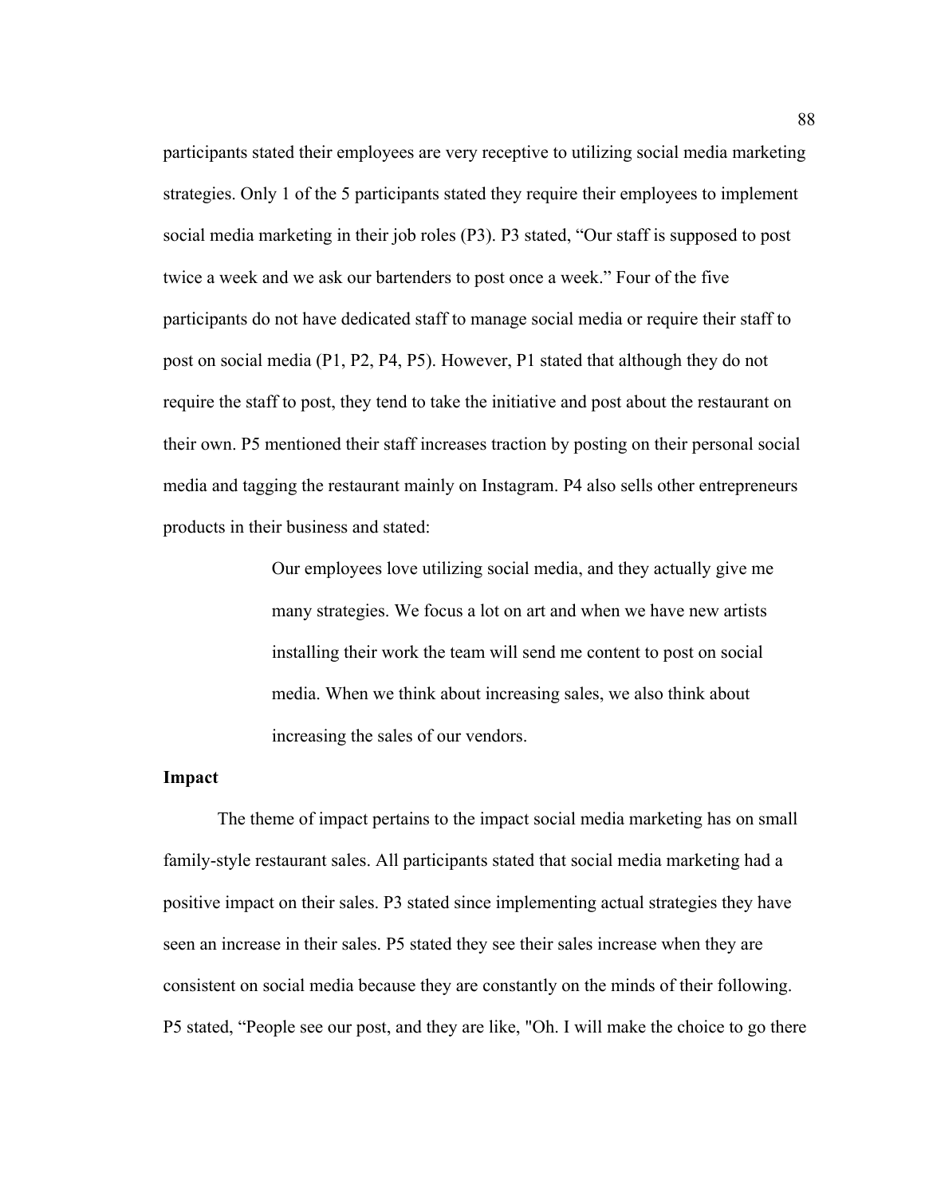participants stated their employees are very receptive to utilizing social media marketing strategies. Only 1 of the 5 participants stated they require their employees to implement social media marketing in their job roles (P3). P3 stated, "Our staff is supposed to post twice a week and we ask our bartenders to post once a week." Four of the five participants do not have dedicated staff to manage social media or require their staff to post on social media (P1, P2, P4, P5). However, P1 stated that although they do not require the staff to post, they tend to take the initiative and post about the restaurant on their own. P5 mentioned their staff increases traction by posting on their personal social media and tagging the restaurant mainly on Instagram. P4 also sells other entrepreneurs products in their business and stated:

> Our employees love utilizing social media, and they actually give me many strategies. We focus a lot on art and when we have new artists installing their work the team will send me content to post on social media. When we think about increasing sales, we also think about increasing the sales of our vendors.

**Impact**

The theme of impact pertains to the impact social media marketing has on small family-style restaurant sales. All participants stated that social media marketing had a positive impact on their sales. P3 stated since implementing actual strategies they have seen an increase in their sales. P5 stated they see their sales increase when they are consistent on social media because they are constantly on the minds of their following. P5 stated, "People see our post, and they are like, "Oh. I will make the choice to go there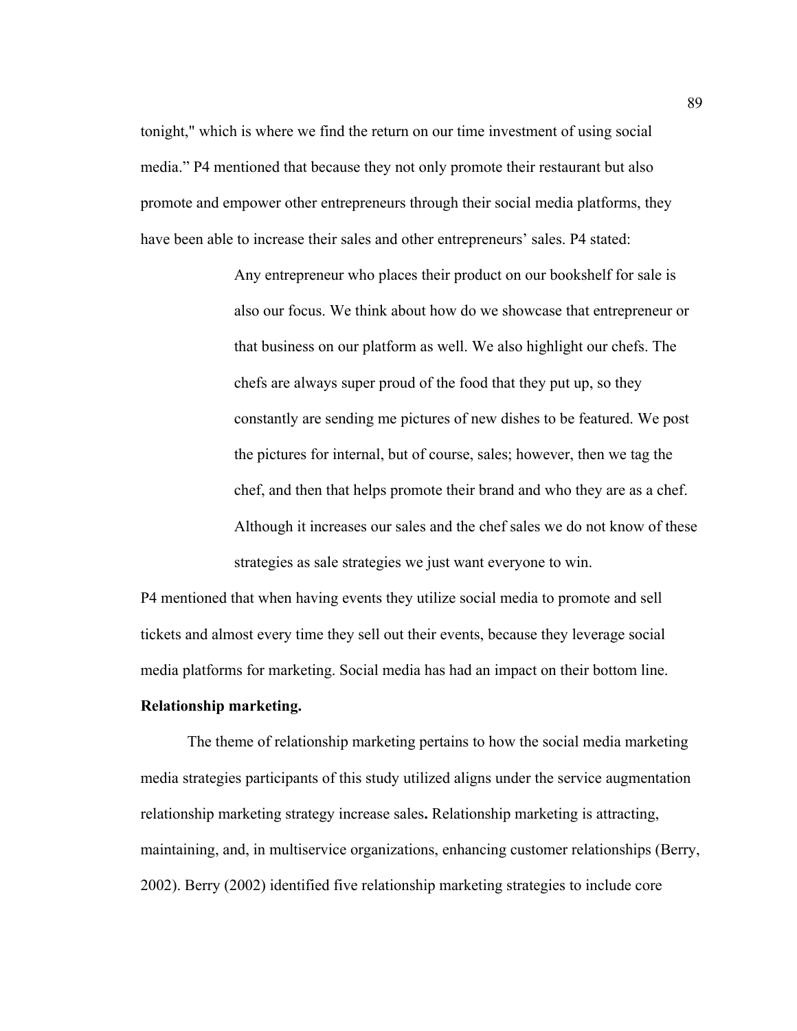tonight," which is where we find the return on our time investment of using social media." P4 mentioned that because they not only promote their restaurant but also promote and empower other entrepreneurs through their social media platforms, they have been able to increase their sales and other entrepreneurs' sales. P4 stated:

> Any entrepreneur who places their product on our bookshelf for sale is also our focus. We think about how do we showcase that entrepreneur or that business on our platform as well. We also highlight our chefs. The chefs are always super proud of the food that they put up, so they constantly are sending me pictures of new dishes to be featured. We post the pictures for internal, but of course, sales; however, then we tag the chef, and then that helps promote their brand and who they are as a chef. Although it increases our sales and the chef sales we do not know of these strategies as sale strategies we just want everyone to win.

P4 mentioned that when having events they utilize social media to promote and sell tickets and almost every time they sell out their events, because they leverage social media platforms for marketing. Social media has had an impact on their bottom line.

**Relationship marketing.**

The theme of relationship marketing pertains to how the social media marketing media strategies participants of this study utilized aligns under the service augmentation relationship marketing strategy increase sales**.** Relationship marketing is attracting, maintaining, and, in multiservice organizations, enhancing customer relationships (Berry, 2002). Berry (2002) identified five relationship marketing strategies to include core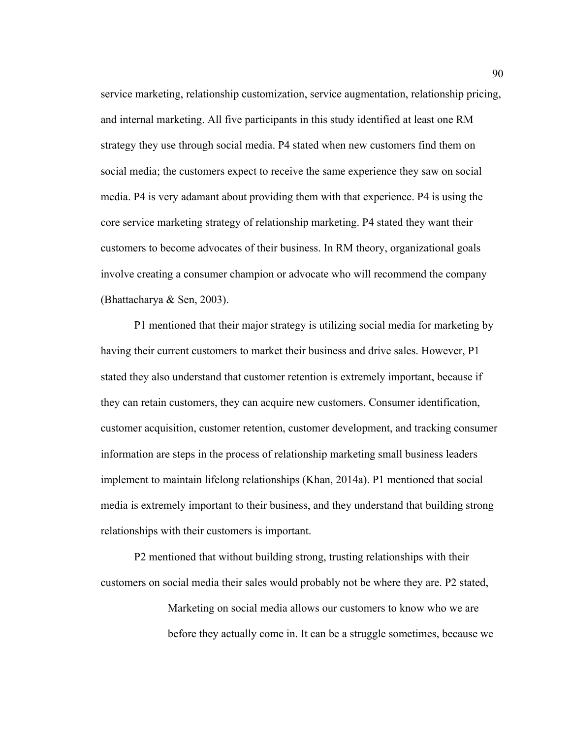service marketing, relationship customization, service augmentation, relationship pricing, and internal marketing. All five participants in this study identified at least one RM strategy they use through social media. P4 stated when new customers find them on social media; the customers expect to receive the same experience they saw on social media. P4 is very adamant about providing them with that experience. P4 is using the core service marketing strategy of relationship marketing. P4 stated they want their customers to become advocates of their business. In RM theory, organizational goals involve creating a consumer champion or advocate who will recommend the company (Bhattacharya & Sen, 2003).

P1 mentioned that their major strategy is utilizing social media for marketing by having their current customers to market their business and drive sales. However, P1 stated they also understand that customer retention is extremely important, because if they can retain customers, they can acquire new customers. Consumer identification, customer acquisition, customer retention, customer development, and tracking consumer information are steps in the process of relationship marketing small business leaders implement to maintain lifelong relationships (Khan, 2014a). P1 mentioned that social media is extremely important to their business, and they understand that building strong relationships with their customers is important.

P2 mentioned that without building strong, trusting relationships with their customers on social media their sales would probably not be where they are. P2 stated,

> Marketing on social media allows our customers to know who we are before they actually come in. It can be a struggle sometimes, because we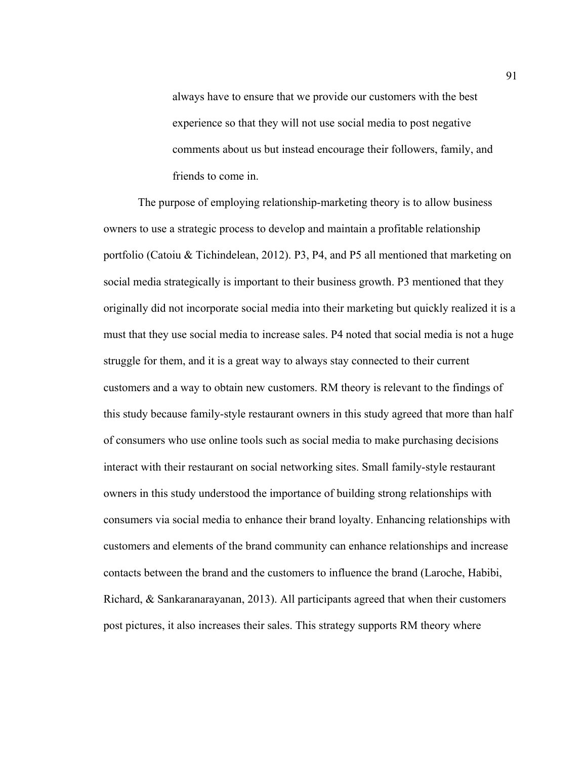> always have to ensure that we provide our customers with the best experience so that they will not use social media to post negative comments about us but instead encourage their followers, family, and friends to come in.

The purpose of employing relationship-marketing theory is to allow business owners to use a strategic process to develop and maintain a profitable relationship portfolio (Catoiu & Tichindelean, 2012). P3, P4, and P5 all mentioned that marketing on social media strategically is important to their business growth. P3 mentioned that they originally did not incorporate social media into their marketing but quickly realized it is a must that they use social media to increase sales. P4 noted that social media is not a huge struggle for them, and it is a great way to always stay connected to their current customers and a way to obtain new customers. RM theory is relevant to the findings of this study because family-style restaurant owners in this study agreed that more than half of consumers who use online tools such as social media to make purchasing decisions interact with their restaurant on social networking sites. Small family-style restaurant owners in this study understood the importance of building strong relationships with consumers via social media to enhance their brand loyalty. Enhancing relationships with customers and elements of the brand community can enhance relationships and increase contacts between the brand and the customers to influence the brand (Laroche, Habibi, Richard, & Sankaranarayanan, 2013). All participants agreed that when their customers post pictures, it also increases their sales. This strategy supports RM theory where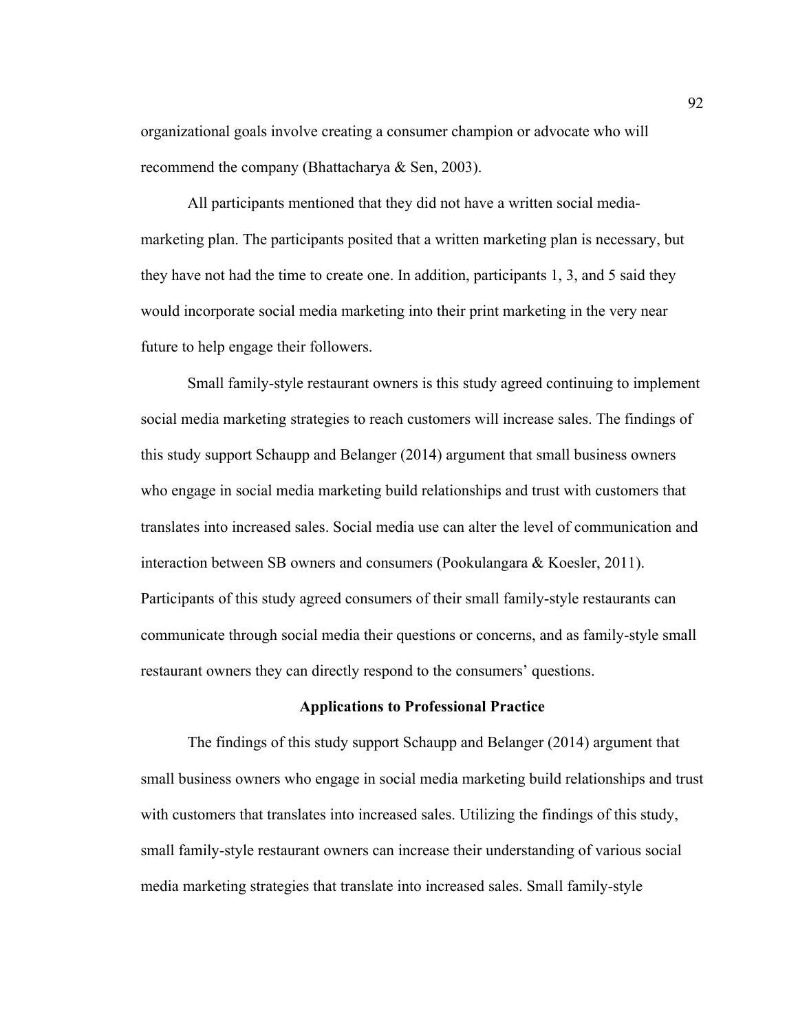organizational goals involve creating a consumer champion or advocate who will recommend the company (Bhattacharya & Sen, 2003).

All participants mentioned that they did not have a written social media-marketing plan. The participants posited that a written marketing plan is necessary, but they have not had the time to create one. In addition, participants 1, 3, and 5 said they would incorporate social media marketing into their print marketing in the very near future to help engage their followers.

Small family-style restaurant owners is this study agreed continuing to implement social media marketing strategies to reach customers will increase sales. The findings of this study support Schaupp and Belanger (2014) argument that small business owners who engage in social media marketing build relationships and trust with customers that translates into increased sales. Social media use can alter the level of communication and interaction between SB owners and consumers (Pookulangara & Koesler, 2011). Participants of this study agreed consumers of their small family-style restaurants can communicate through social media their questions or concerns, and as family-style small restaurant owners they can directly respond to the consumers' questions.

## Applications to Professional Practice

The findings of this study support Schaupp and Belanger (2014) argument that small business owners who engage in social media marketing build relationships and trust with customers that translates into increased sales. Utilizing the findings of this study, small family-style restaurant owners can increase their understanding of various social media marketing strategies that translate into increased sales. Small family-style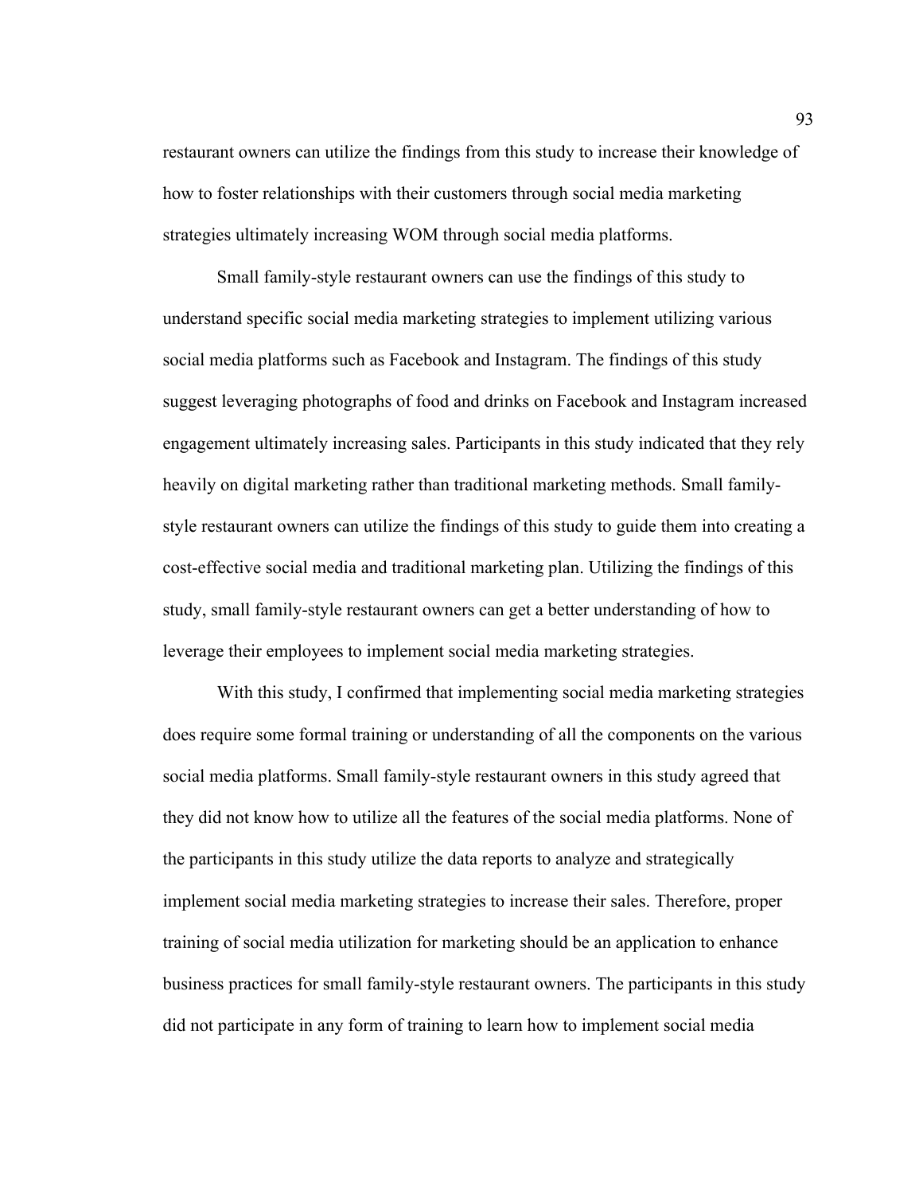restaurant owners can utilize the findings from this study to increase their knowledge of how to foster relationships with their customers through social media marketing strategies ultimately increasing WOM through social media platforms.

Small family-style restaurant owners can use the findings of this study to understand specific social media marketing strategies to implement utilizing various social media platforms such as Facebook and Instagram. The findings of this study suggest leveraging photographs of food and drinks on Facebook and Instagram increased engagement ultimately increasing sales. Participants in this study indicated that they rely heavily on digital marketing rather than traditional marketing methods. Small family-style restaurant owners can utilize the findings of this study to guide them into creating a cost-effective social media and traditional marketing plan. Utilizing the findings of this study, small family-style restaurant owners can get a better understanding of how to leverage their employees to implement social media marketing strategies.

With this study, I confirmed that implementing social media marketing strategies does require some formal training or understanding of all the components on the various social media platforms. Small family-style restaurant owners in this study agreed that they did not know how to utilize all the features of the social media platforms. None of the participants in this study utilize the data reports to analyze and strategically implement social media marketing strategies to increase their sales. Therefore, proper training of social media utilization for marketing should be an application to enhance business practices for small family-style restaurant owners. The participants in this study did not participate in any form of training to learn how to implement social media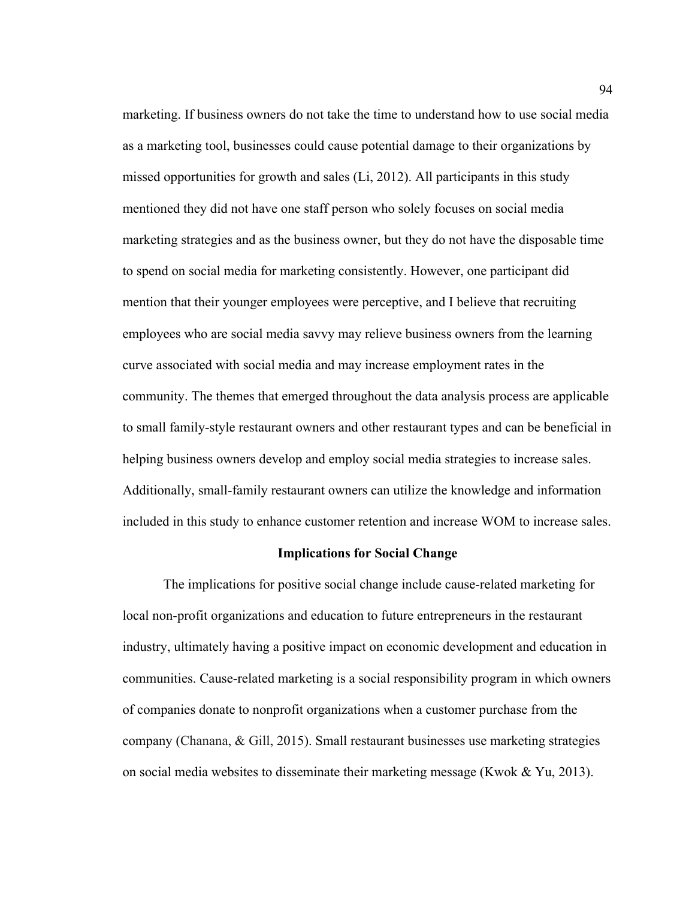marketing. If business owners do not take the time to understand how to use social media as a marketing tool, businesses could cause potential damage to their organizations by missed opportunities for growth and sales (Li, 2012). All participants in this study mentioned they did not have one staff person who solely focuses on social media marketing strategies and as the business owner, but they do not have the disposable time to spend on social media for marketing consistently. However, one participant did mention that their younger employees were perceptive, and I believe that recruiting employees who are social media savvy may relieve business owners from the learning curve associated with social media and may increase employment rates in the community. The themes that emerged throughout the data analysis process are applicable to small family-style restaurant owners and other restaurant types and can be beneficial in helping business owners develop and employ social media strategies to increase sales. Additionally, small-family restaurant owners can utilize the knowledge and information included in this study to enhance customer retention and increase WOM to increase sales.

## Implications for Social Change

The implications for positive social change include cause-related marketing for local non-profit organizations and education to future entrepreneurs in the restaurant industry, ultimately having a positive impact on economic development and education in communities. Cause-related marketing is a social responsibility program in which owners of companies donate to nonprofit organizations when a customer purchase from the company (Chanana, & Gill, 2015). Small restaurant businesses use marketing strategies on social media websites to disseminate their marketing message (Kwok & Yu, 2013).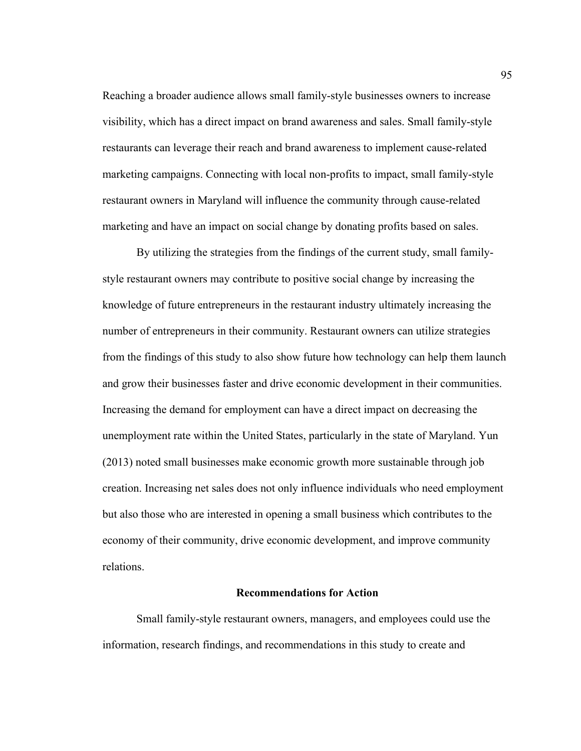Reaching a broader audience allows small family-style businesses owners to increase visibility, which has a direct impact on brand awareness and sales. Small family-style restaurants can leverage their reach and brand awareness to implement cause-related marketing campaigns. Connecting with local non-profits to impact, small family-style restaurant owners in Maryland will influence the community through cause-related marketing and have an impact on social change by donating profits based on sales.

By utilizing the strategies from the findings of the current study, small family-style restaurant owners may contribute to positive social change by increasing the knowledge of future entrepreneurs in the restaurant industry ultimately increasing the number of entrepreneurs in their community. Restaurant owners can utilize strategies from the findings of this study to also show future how technology can help them launch and grow their businesses faster and drive economic development in their communities. Increasing the demand for employment can have a direct impact on decreasing the unemployment rate within the United States, particularly in the state of Maryland. Yun (2013) noted small businesses make economic growth more sustainable through job creation. Increasing net sales does not only influence individuals who need employment but also those who are interested in opening a small business which contributes to the economy of their community, drive economic development, and improve community relations.

## Recommendations for Action

Small family-style restaurant owners, managers, and employees could use the information, research findings, and recommendations in this study to create and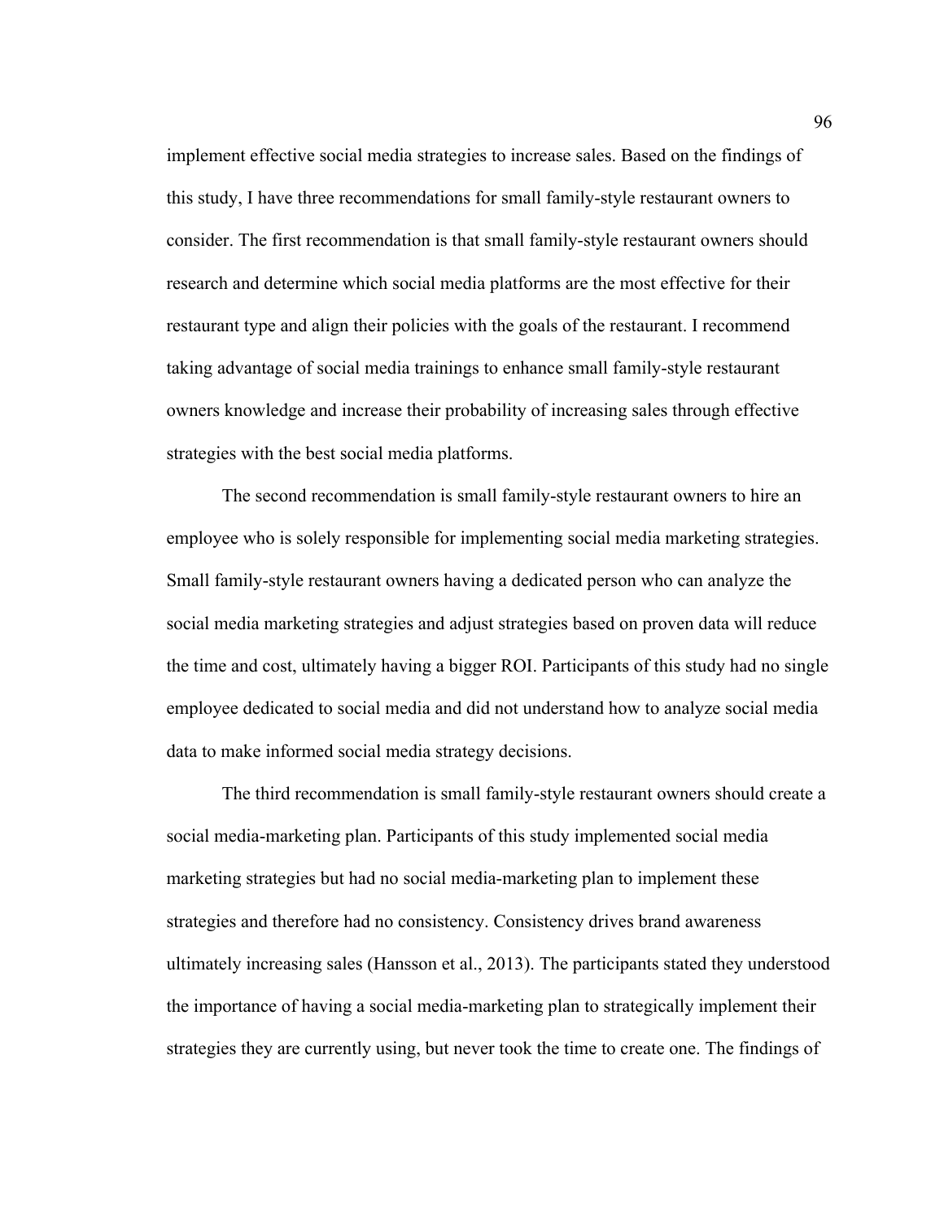implement effective social media strategies to increase sales. Based on the findings of this study, I have three recommendations for small family-style restaurant owners to consider. The first recommendation is that small family-style restaurant owners should research and determine which social media platforms are the most effective for their restaurant type and align their policies with the goals of the restaurant. I recommend taking advantage of social media trainings to enhance small family-style restaurant owners knowledge and increase their probability of increasing sales through effective strategies with the best social media platforms.

The second recommendation is small family-style restaurant owners to hire an employee who is solely responsible for implementing social media marketing strategies. Small family-style restaurant owners having a dedicated person who can analyze the social media marketing strategies and adjust strategies based on proven data will reduce the time and cost, ultimately having a bigger ROI. Participants of this study had no single employee dedicated to social media and did not understand how to analyze social media data to make informed social media strategy decisions.

The third recommendation is small family-style restaurant owners should create a social media-marketing plan. Participants of this study implemented social media marketing strategies but had no social media-marketing plan to implement these strategies and therefore had no consistency. Consistency drives brand awareness ultimately increasing sales (Hansson et al., 2013). The participants stated they understood the importance of having a social media-marketing plan to strategically implement their strategies they are currently using, but never took the time to create one. The findings of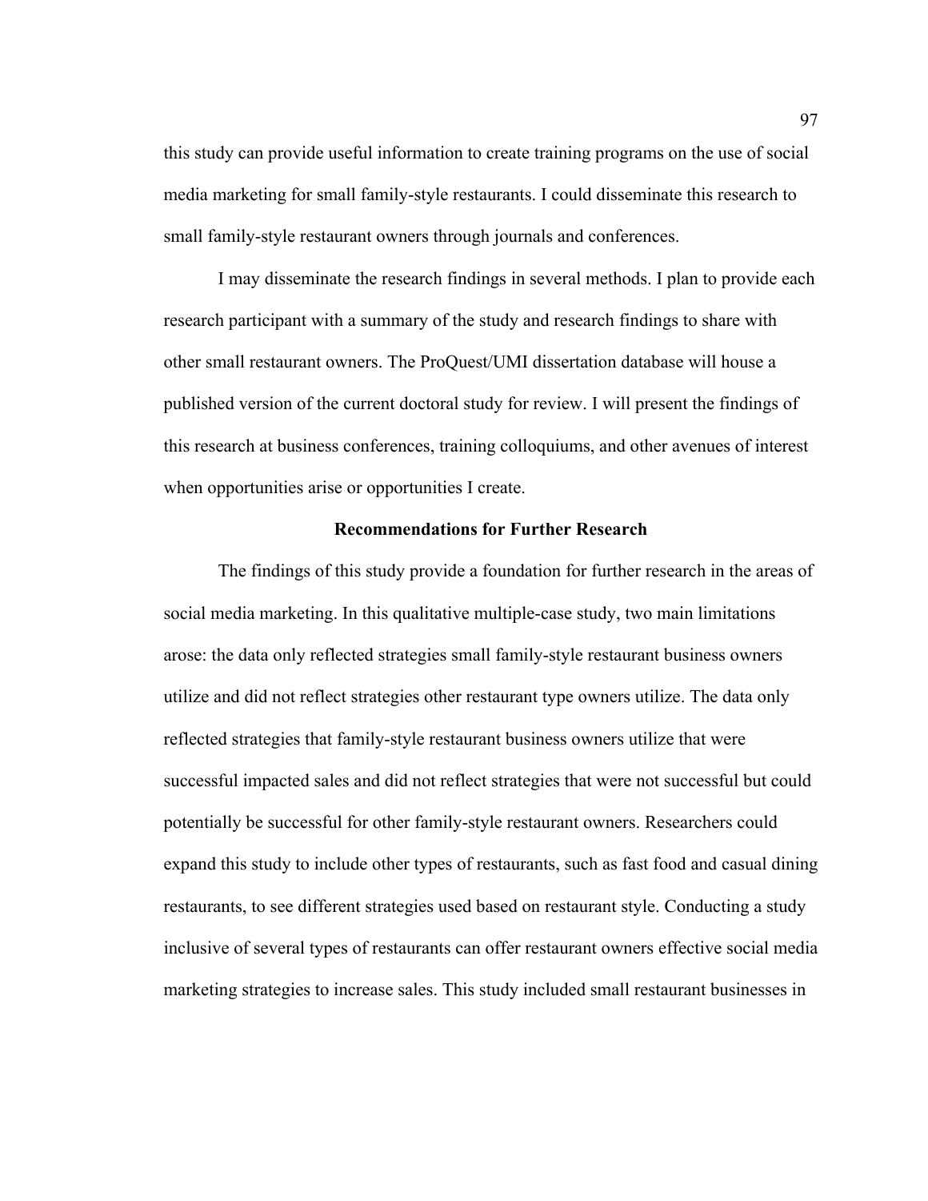this study can provide useful information to create training programs on the use of social media marketing for small family-style restaurants. I could disseminate this research to small family-style restaurant owners through journals and conferences.

I may disseminate the research findings in several methods. I plan to provide each research participant with a summary of the study and research findings to share with other small restaurant owners. The ProQuest/UMI dissertation database will house a published version of the current doctoral study for review. I will present the findings of this research at business conferences, training colloquiums, and other avenues of interest when opportunities arise or opportunities I create.

## Recommendations for Further Research

The findings of this study provide a foundation for further research in the areas of social media marketing. In this qualitative multiple-case study, two main limitations arose: the data only reflected strategies small family-style restaurant business owners utilize and did not reflect strategies other restaurant type owners utilize. The data only reflected strategies that family-style restaurant business owners utilize that were successful impacted sales and did not reflect strategies that were not successful but could potentially be successful for other family-style restaurant owners. Researchers could expand this study to include other types of restaurants, such as fast food and casual dining restaurants, to see different strategies used based on restaurant style. Conducting a study inclusive of several types of restaurants can offer restaurant owners effective social media marketing strategies to increase sales. This study included small restaurant businesses in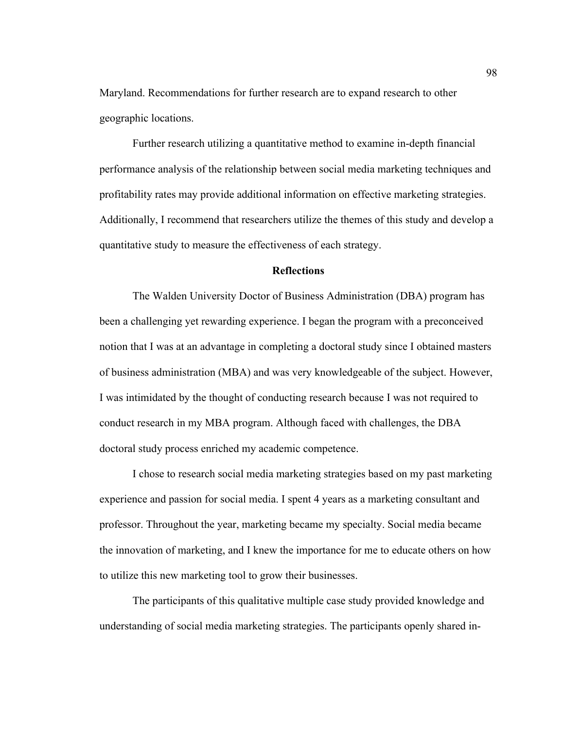Maryland. Recommendations for further research are to expand research to other geographic locations.

Further research utilizing a quantitative method to examine in-depth financial performance analysis of the relationship between social media marketing techniques and profitability rates may provide additional information on effective marketing strategies. Additionally, I recommend that researchers utilize the themes of this study and develop a quantitative study to measure the effectiveness of each strategy.

## Reflections

The Walden University Doctor of Business Administration (DBA) program has been a challenging yet rewarding experience. I began the program with a preconceived notion that I was at an advantage in completing a doctoral study since I obtained masters of business administration (MBA) and was very knowledgeable of the subject. However, I was intimidated by the thought of conducting research because I was not required to conduct research in my MBA program. Although faced with challenges, the DBA doctoral study process enriched my academic competence.

I chose to research social media marketing strategies based on my past marketing experience and passion for social media. I spent 4 years as a marketing consultant and professor. Throughout the year, marketing became my specialty. Social media became the innovation of marketing, and I knew the importance for me to educate others on how to utilize this new marketing tool to grow their businesses.

The participants of this qualitative multiple case study provided knowledge and understanding of social media marketing strategies. The participants openly shared in-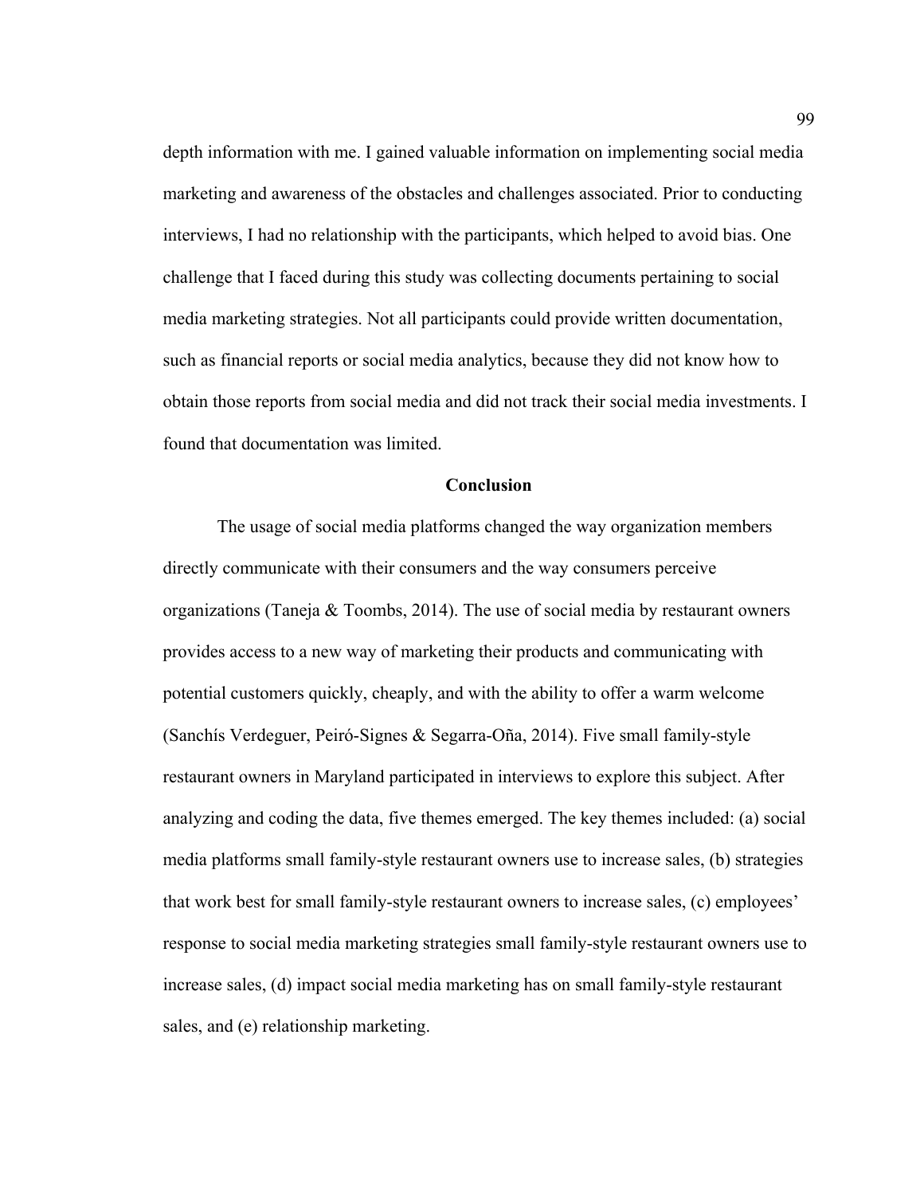depth information with me. I gained valuable information on implementing social media marketing and awareness of the obstacles and challenges associated. Prior to conducting interviews, I had no relationship with the participants, which helped to avoid bias. One challenge that I faced during this study was collecting documents pertaining to social media marketing strategies. Not all participants could provide written documentation, such as financial reports or social media analytics, because they did not know how to obtain those reports from social media and did not track their social media investments. I found that documentation was limited.

## Conclusion

The usage of social media platforms changed the way organization members directly communicate with their consumers and the way consumers perceive organizations (Taneja & Toombs, 2014). The use of social media by restaurant owners provides access to a new way of marketing their products and communicating with potential customers quickly, cheaply, and with the ability to offer a warm welcome (Sanchís Verdeguer, Peiró-Signes & Segarra-Oña, 2014). Five small family-style restaurant owners in Maryland participated in interviews to explore this subject. After analyzing and coding the data, five themes emerged. The key themes included: (a) social media platforms small family-style restaurant owners use to increase sales, (b) strategies that work best for small family-style restaurant owners to increase sales, (c) employees' response to social media marketing strategies small family-style restaurant owners use to increase sales, (d) impact social media marketing has on small family-style restaurant sales, and (e) relationship marketing.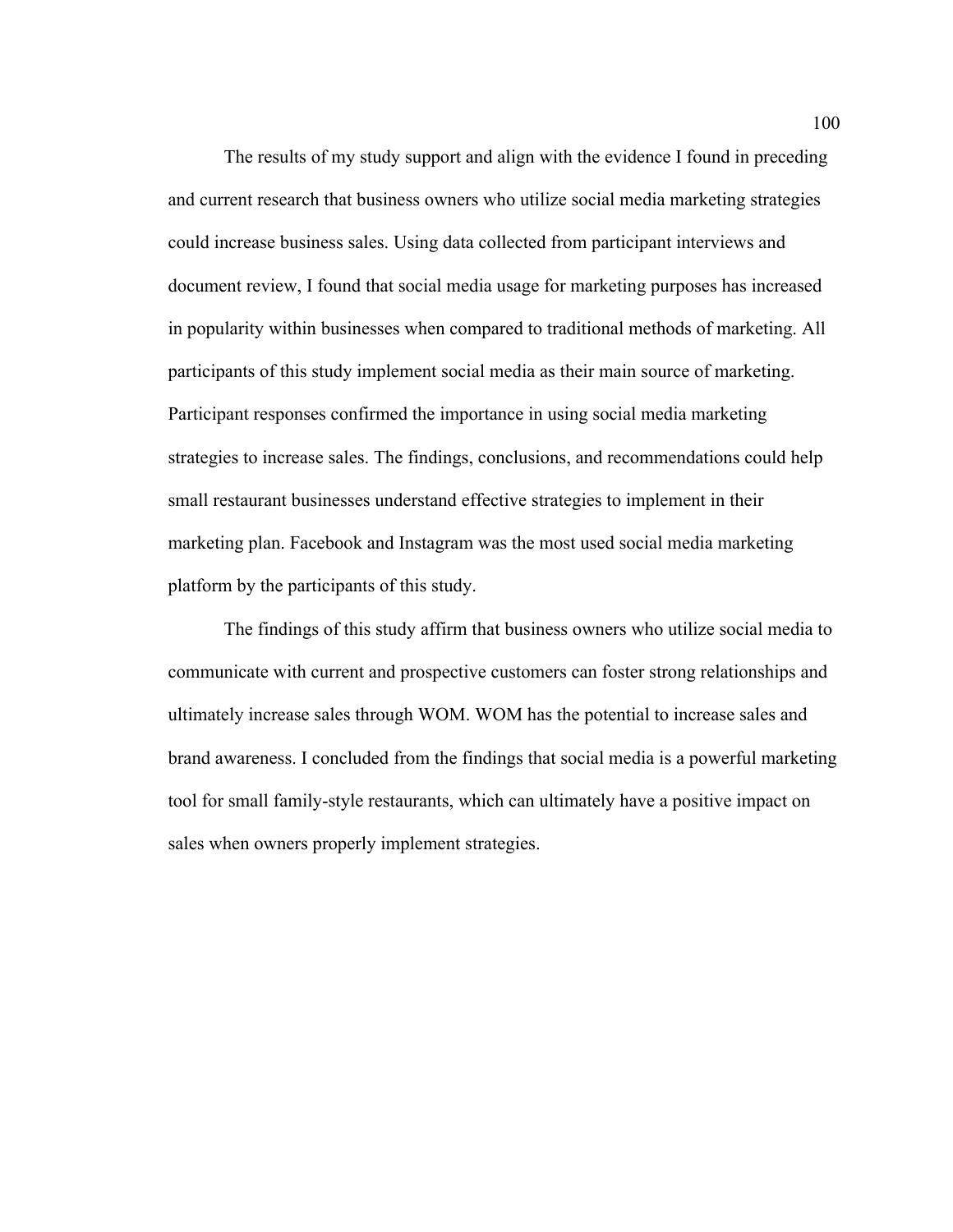The results of my study support and align with the evidence I found in preceding and current research that business owners who utilize social media marketing strategies could increase business sales. Using data collected from participant interviews and document review, I found that social media usage for marketing purposes has increased in popularity within businesses when compared to traditional methods of marketing. All participants of this study implement social media as their main source of marketing. Participant responses confirmed the importance in using social media marketing strategies to increase sales. The findings, conclusions, and recommendations could help small restaurant businesses understand effective strategies to implement in their marketing plan. Facebook and Instagram was the most used social media marketing platform by the participants of this study.

The findings of this study affirm that business owners who utilize social media to communicate with current and prospective customers can foster strong relationships and ultimately increase sales through WOM. WOM has the potential to increase sales and brand awareness. I concluded from the findings that social media is a powerful marketing tool for small family-style restaurants, which can ultimately have a positive impact on sales when owners properly implement strategies.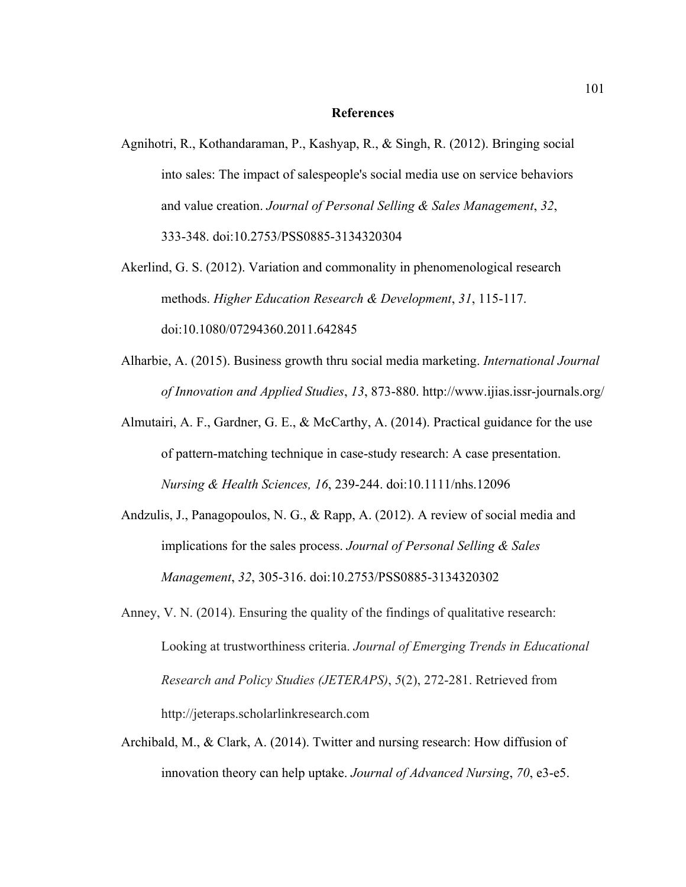# References

Agnihotri, R., Kothandaraman, P., Kashyap, R., & Singh, R. (2012). Bringing social into sales: The impact of salespeople's social media use on service behaviors and value creation. *Journal of Personal Selling & Sales Management*, *32*, 333-348. doi:10.2753/PSS0885-3134320304

Akerlind, G. S. (2012). Variation and commonality in phenomenological research methods. *Higher Education Research & Development*, *31*, 115-117. doi:10.1080/07294360.2011.642845

Alharbie, A. (2015). Business growth thru social media marketing. *International Journal of Innovation and Applied Studies*, *13*, 873-880. http://www.ijias.issr-journals.org/

Almutairi, A. F., Gardner, G. E., & McCarthy, A. (2014). Practical guidance for the use of pattern-matching technique in case-study research: A case presentation. *Nursing & Health Sciences, 16*, 239-244. doi:10.1111/nhs.12096

Andzulis, J., Panagopoulos, N. G., & Rapp, A. (2012). A review of social media and implications for the sales process. *Journal of Personal Selling & Sales Management*, *32*, 305-316. doi:10.2753/PSS0885-3134320302

Anney, V. N. (2014). Ensuring the quality of the findings of qualitative research: Looking at trustworthiness criteria. *Journal of Emerging Trends in Educational Research and Policy Studies (JETERAPS)*, *5*(2), 272-281. Retrieved from http://jeteraps.scholarlinkresearch.com

Archibald, M., & Clark, A. (2014). Twitter and nursing research: How diffusion of innovation theory can help uptake. *Journal of Advanced Nursing*, *70*, e3-e5.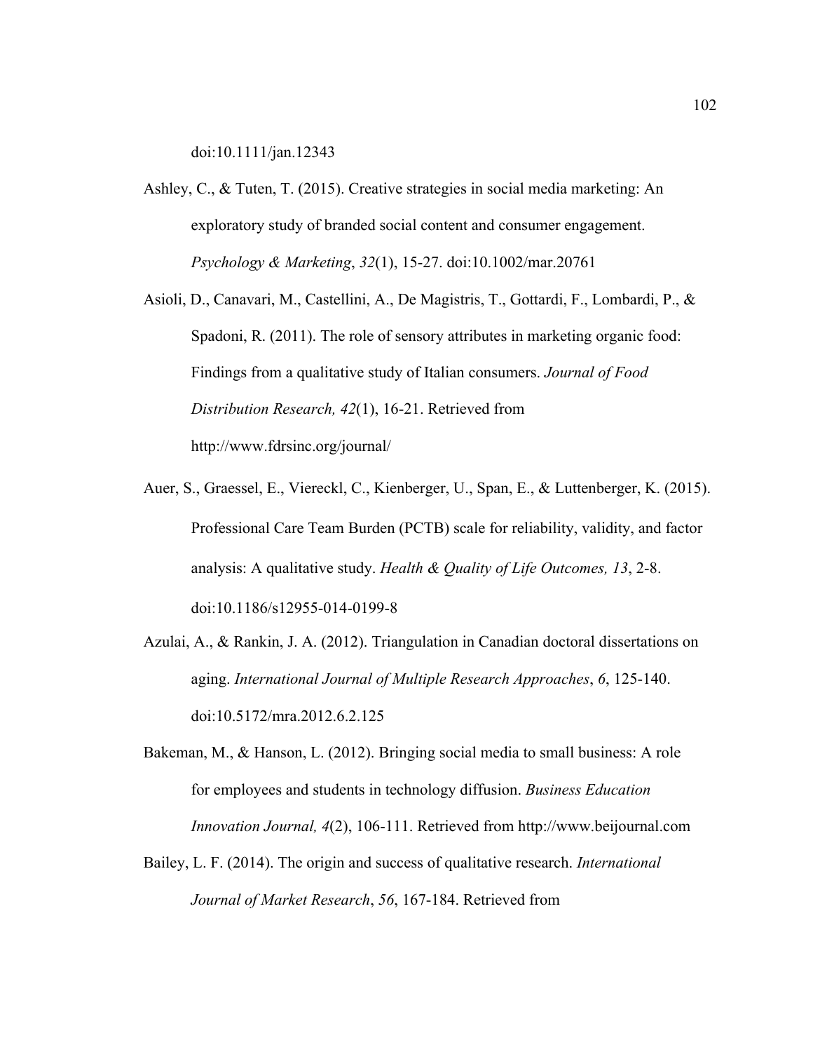doi:10.1111/jan.12343

Ashley, C., & Tuten, T. (2015). Creative strategies in social media marketing: An exploratory study of branded social content and consumer engagement. *Psychology & Marketing*, *32*(1), 15-27. doi:10.1002/mar.20761

Asioli, D., Canavari, M., Castellini, A., De Magistris, T., Gottardi, F., Lombardi, P., & Spadoni, R. (2011). The role of sensory attributes in marketing organic food: Findings from a qualitative study of Italian consumers. *Journal of Food Distribution Research, 42*(1), 16-21. Retrieved from http://www.fdrsinc.org/journal/

Auer, S., Graessel, E., Viereckl, C., Kienberger, U., Span, E., & Luttenberger, K. (2015). Professional Care Team Burden (PCTB) scale for reliability, validity, and factor analysis: A qualitative study. *Health & Quality of Life Outcomes, 13*, 2-8. doi:10.1186/s12955-014-0199-8

Azulai, A., & Rankin, J. A. (2012). Triangulation in Canadian doctoral dissertations on aging. *International Journal of Multiple Research Approaches*, *6*, 125-140. doi:10.5172/mra.2012.6.2.125

Bakeman, M., & Hanson, L. (2012). Bringing social media to small business: A role for employees and students in technology diffusion. *Business Education Innovation Journal, 4*(2), 106-111. Retrieved from http://www.beijournal.com

Bailey, L. F. (2014). The origin and success of qualitative research. *International Journal of Market Research*, *56*, 167-184. Retrieved from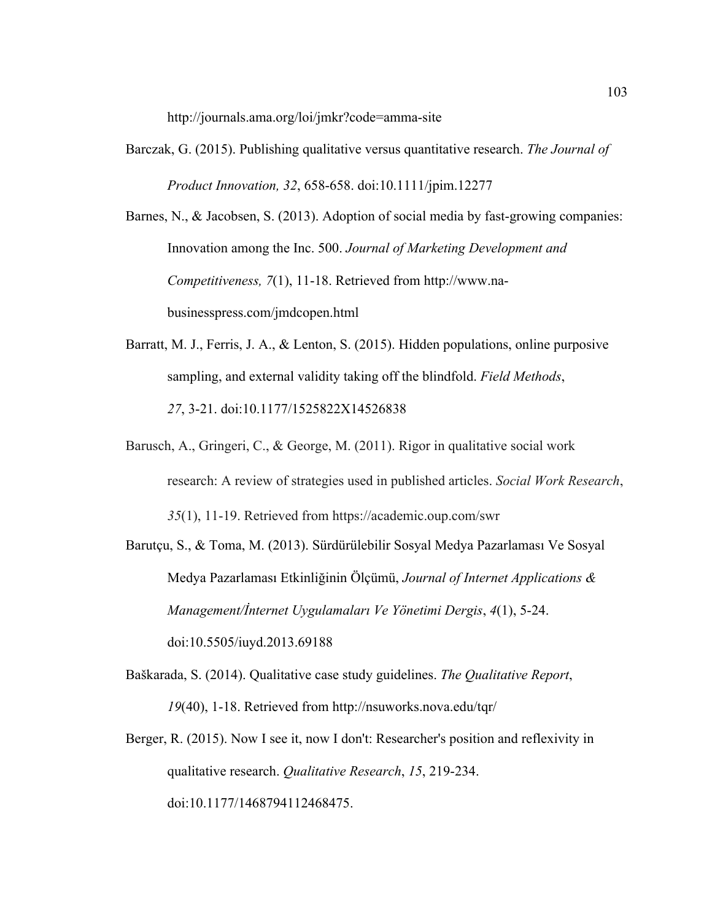http://journals.ama.org/loi/jmkr?code=amma-site

Barczak, G. (2015). Publishing qualitative versus quantitative research. *The Journal of Product Innovation, 32*, 658-658. doi:10.1111/jpim.12277

Barnes, N., & Jacobsen, S. (2013). Adoption of social media by fast-growing companies: Innovation among the Inc. 500. *Journal of Marketing Development and Competitiveness, 7*(1), 11-18. Retrieved from http://www.na-businesspress.com/jmdcopen.html

Barratt, M. J., Ferris, J. A., & Lenton, S. (2015). Hidden populations, online purposive sampling, and external validity taking off the blindfold. *Field Methods*, *27*, 3-21. doi:10.1177/1525822X14526838

Barusch, A., Gringeri, C., & George, M. (2011). Rigor in qualitative social work research: A review of strategies used in published articles. *Social Work Research*, *35*(1), 11-19. Retrieved from https://academic.oup.com/swr

Barutçu, S., & Toma, M. (2013). Sürdürülebilir Sosyal Medya Pazarlaması Ve Sosyal Medya Pazarlaması Etkinliğinin Ölçümü, *Journal of Internet Applications & Management/İnternet Uygulamaları Ve Yönetimi Dergis*, *4*(1), 5-24. doi:10.5505/iuyd.2013.69188

Baškarada, S. (2014). Qualitative case study guidelines. *The Qualitative Report*, *19*(40), 1-18. Retrieved from http://nsuworks.nova.edu/tqr/

Berger, R. (2015). Now I see it, now I don't: Researcher's position and reflexivity in qualitative research. *Qualitative Research*, *15*, 219-234. doi:10.1177/1468794112468475.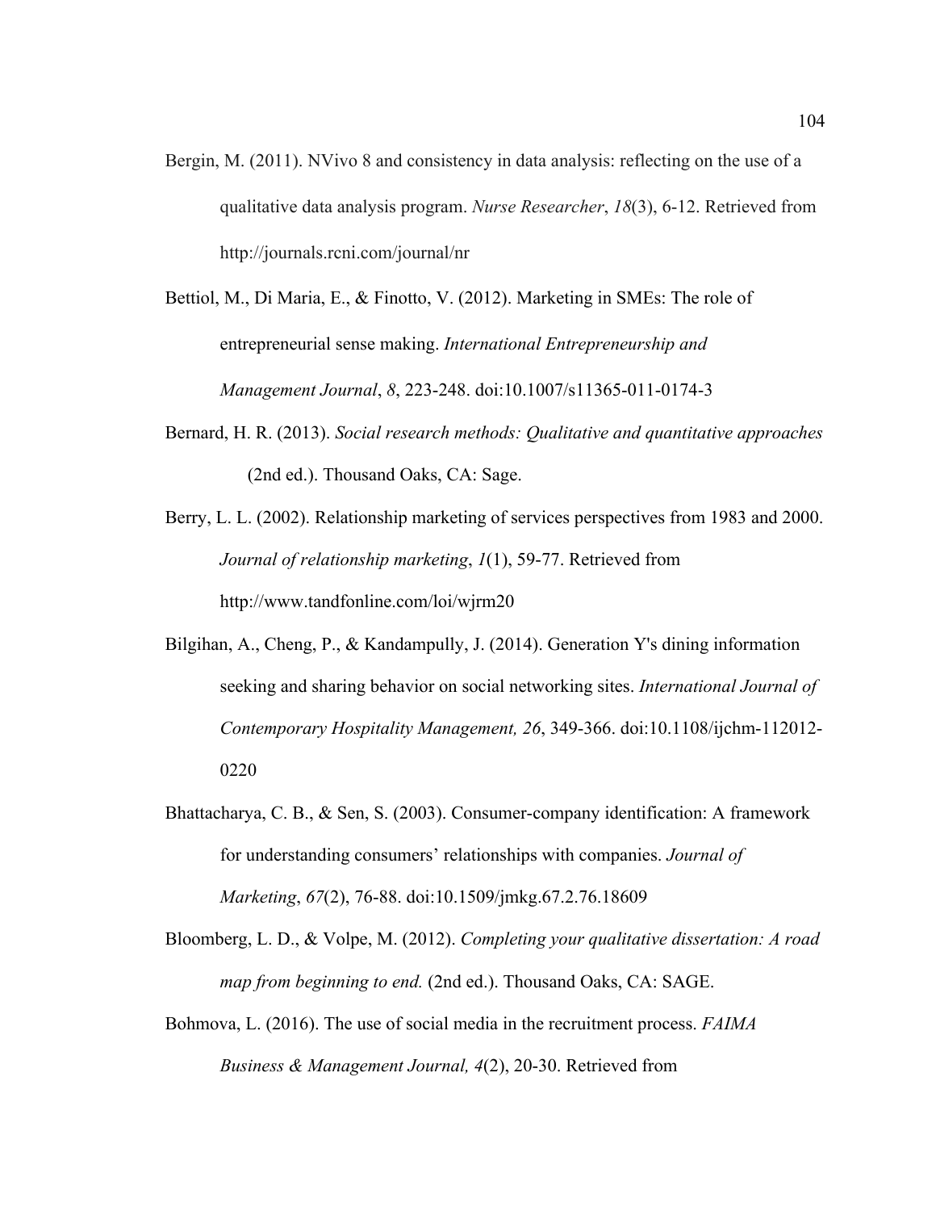Bergin, M. (2011). NVivo 8 and consistency in data analysis: reflecting on the use of a qualitative data analysis program. *Nurse Researcher*, *18*(3), 6-12. Retrieved from http://journals.rcni.com/journal/nr

Bettiol, M., Di Maria, E., & Finotto, V. (2012). Marketing in SMEs: The role of entrepreneurial sense making. *International Entrepreneurship and Management Journal*, *8*, 223-248. doi:10.1007/s11365-011-0174-3

Bernard, H. R. (2013). *Social research methods: Qualitative and quantitative approaches* (2nd ed.). Thousand Oaks, CA: Sage.

Berry, L. L. (2002). Relationship marketing of services perspectives from 1983 and 2000. *Journal of relationship marketing*, *1*(1), 59-77. Retrieved from http://www.tandfonline.com/loi/wjrm20

Bilgihan, A., Cheng, P., & Kandampully, J. (2014). Generation Y's dining information seeking and sharing behavior on social networking sites. *International Journal of Contemporary Hospitality Management, 26*, 349-366. doi:10.1108/ijchm-112012-0220

Bhattacharya, C. B., & Sen, S. (2003). Consumer-company identification: A framework for understanding consumers' relationships with companies. *Journal of Marketing*, *67*(2), 76-88. doi:10.1509/jmkg.67.2.76.18609

Bloomberg, L. D., & Volpe, M. (2012). *Completing your qualitative dissertation: A road map from beginning to end.* (2nd ed.). Thousand Oaks, CA: SAGE.

Bohmova, L. (2016). The use of social media in the recruitment process. *FAIMA Business & Management Journal, 4*(2), 20-30. Retrieved from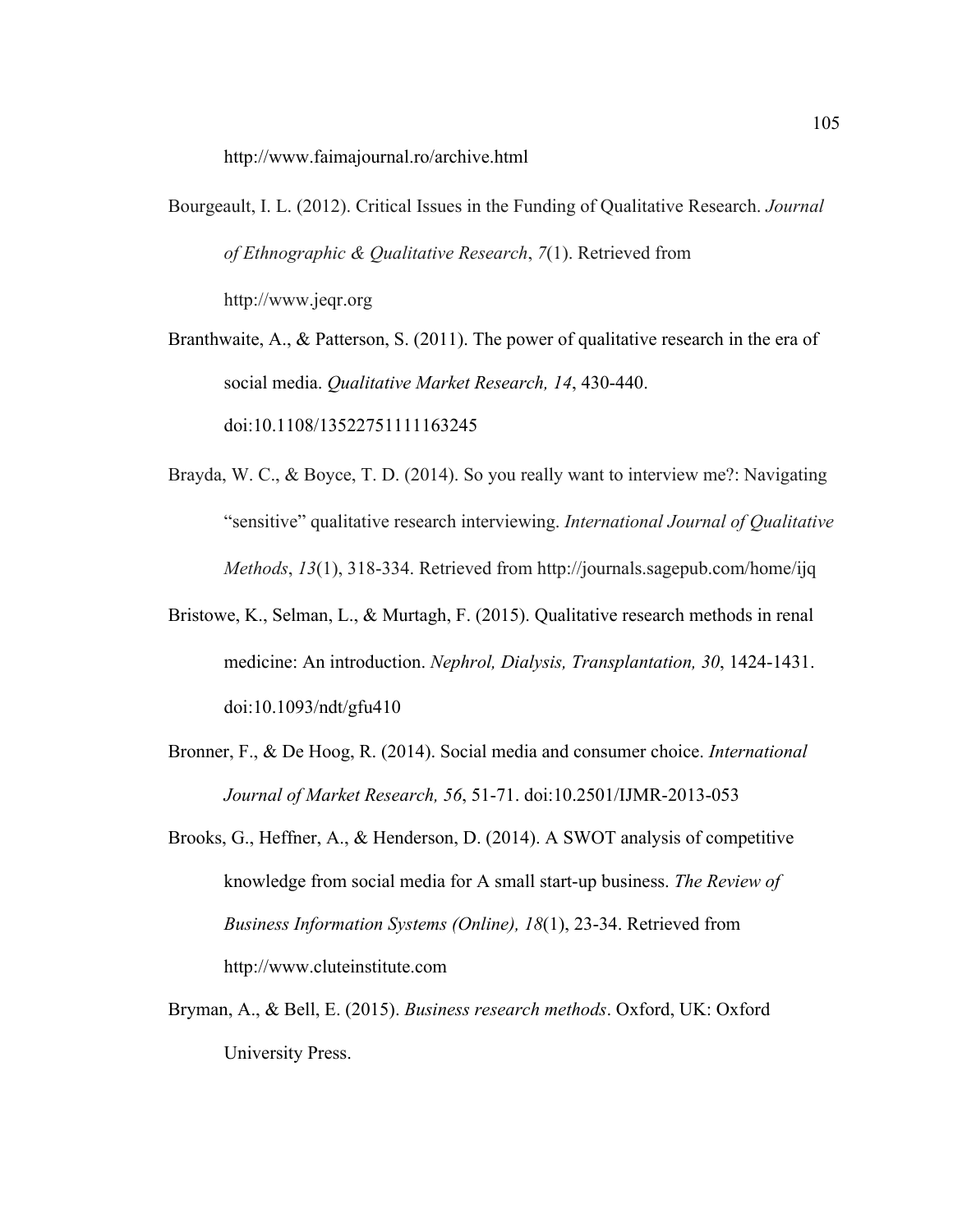http://www.faimajournal.ro/archive.html

Bourgeault, I. L. (2012). Critical Issues in the Funding of Qualitative Research. *Journal of Ethnographic & Qualitative Research*, *7*(1). Retrieved from http://www.jeqr.org

Branthwaite, A., & Patterson, S. (2011). The power of qualitative research in the era of social media. *Qualitative Market Research, 14*, 430-440. doi:10.1108/13522751111163245

Brayda, W. C., & Boyce, T. D. (2014). So you really want to interview me?: Navigating "sensitive" qualitative research interviewing. *International Journal of Qualitative Methods*, *13*(1), 318-334. Retrieved from http://journals.sagepub.com/home/ijq

Bristowe, K., Selman, L., & Murtagh, F. (2015). Qualitative research methods in renal medicine: An introduction. *Nephrol, Dialysis, Transplantation, 30*, 1424-1431. doi:10.1093/ndt/gfu410

Bronner, F., & De Hoog, R. (2014). Social media and consumer choice. *International Journal of Market Research, 56*, 51-71. doi:10.2501/IJMR-2013-053

Brooks, G., Heffner, A., & Henderson, D. (2014). A SWOT analysis of competitive knowledge from social media for A small start-up business. *The Review of Business Information Systems (Online), 18*(1), 23-34. Retrieved from http://www.cluteinstitute.com

Bryman, A., & Bell, E. (2015). *Business research methods*. Oxford, UK: Oxford University Press.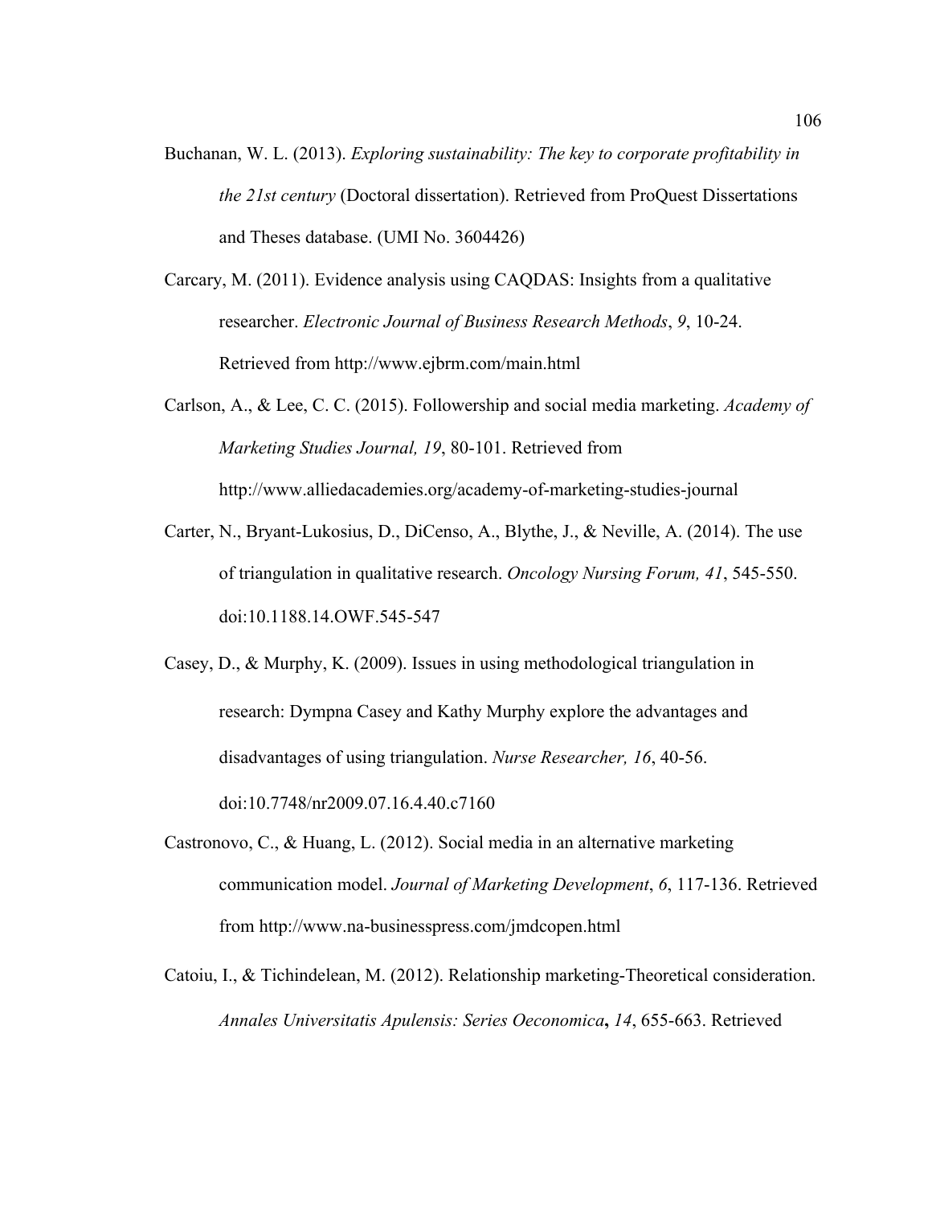Buchanan, W. L. (2013). *Exploring sustainability: The key to corporate profitability in the 21st century* (Doctoral dissertation). Retrieved from ProQuest Dissertations and Theses database. (UMI No. 3604426)

Carcary, M. (2011). Evidence analysis using CAQDAS: Insights from a qualitative researcher. *Electronic Journal of Business Research Methods*, *9*, 10-24. Retrieved from http://www.ejbrm.com/main.html

Carlson, A., & Lee, C. C. (2015). Followership and social media marketing. *Academy of Marketing Studies Journal, 19*, 80-101. Retrieved from http://www.alliedacademies.org/academy-of-marketing-studies-journal

Carter, N., Bryant-Lukosius, D., DiCenso, A., Blythe, J., & Neville, A. (2014). The use of triangulation in qualitative research. *Oncology Nursing Forum, 41*, 545-550. doi:10.1188.14.OWF.545-547

Casey, D., & Murphy, K. (2009). Issues in using methodological triangulation in research: Dympna Casey and Kathy Murphy explore the advantages and disadvantages of using triangulation. *Nurse Researcher, 16*, 40-56. doi:10.7748/nr2009.07.16.4.40.c7160

Castronovo, C., & Huang, L. (2012). Social media in an alternative marketing communication model. *Journal of Marketing Development*, *6*, 117-136. Retrieved from http://www.na-businesspress.com/jmdcopen.html

Catoiu, I., & Tichindelean, M. (2012). Relationship marketing-Theoretical consideration. *Annales Universitatis Apulensis: Series Oeconomica***,** *14*, 655-663. Retrieved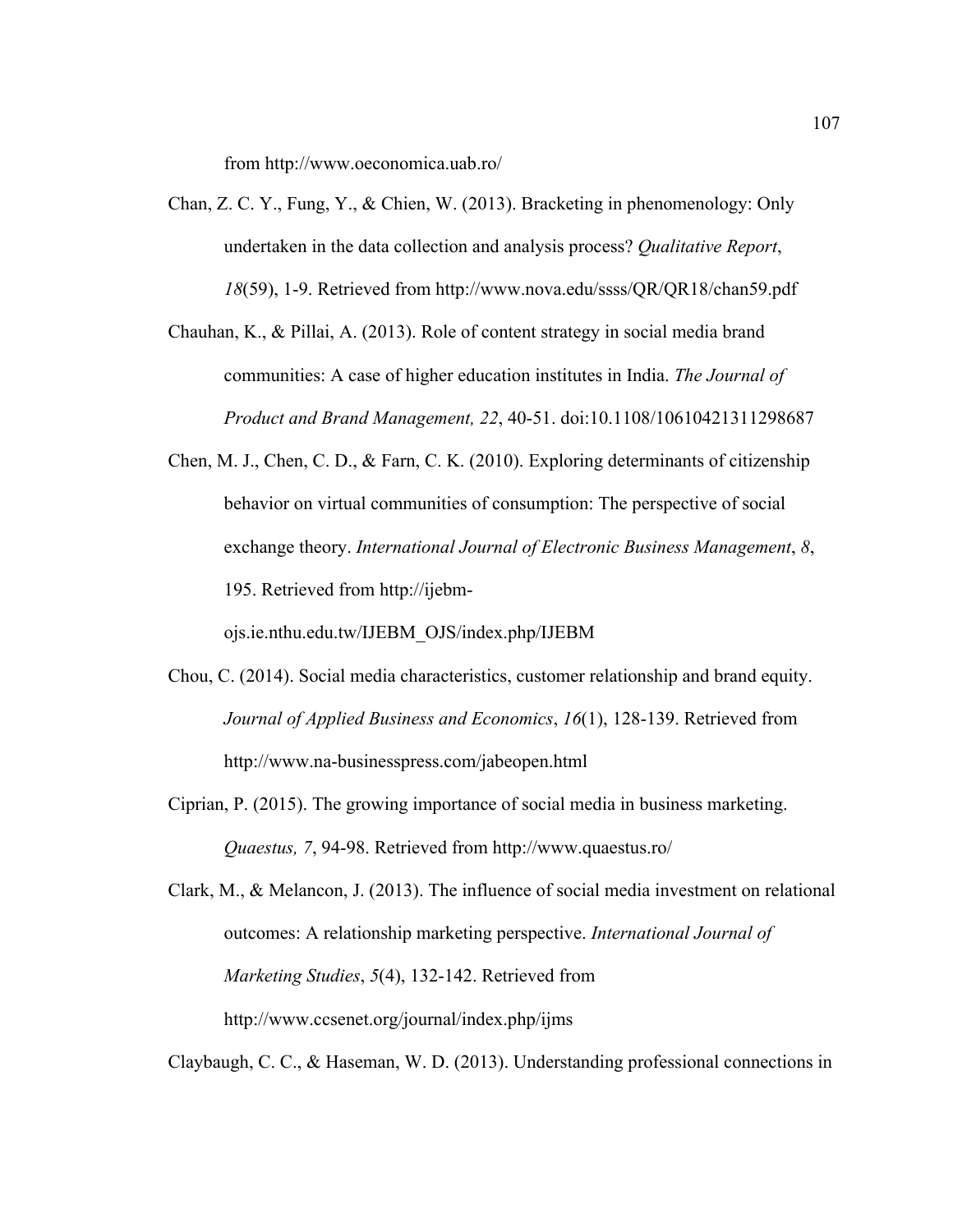from http://www.oeconomica.uab.ro/

Chan, Z. C. Y., Fung, Y., & Chien, W. (2013). Bracketing in phenomenology: Only undertaken in the data collection and analysis process? *Qualitative Report*, *18*(59), 1-9. Retrieved from http://www.nova.edu/ssss/QR/QR18/chan59.pdf

Chauhan, K., & Pillai, A. (2013). Role of content strategy in social media brand communities: A case of higher education institutes in India. *The Journal of Product and Brand Management, 22*, 40-51. doi:10.1108/10610421311298687

Chen, M. J., Chen, C. D., & Farn, C. K. (2010). Exploring determinants of citizenship behavior on virtual communities of consumption: The perspective of social exchange theory. *International Journal of Electronic Business Management*, *8*, 195. Retrieved from http://ijebm-ojs.ie.nthu.edu.tw/IJEBM_OJS/index.php/IJEBM

Chou, C. (2014). Social media characteristics, customer relationship and brand equity. *Journal of Applied Business and Economics*, *16*(1), 128-139. Retrieved from http://www.na-businesspress.com/jabeopen.html

Ciprian, P. (2015). The growing importance of social media in business marketing. *Quaestus, 7*, 94-98. Retrieved from http://www.quaestus.ro/

Clark, M., & Melancon, J. (2013). The influence of social media investment on relational outcomes: A relationship marketing perspective. *International Journal of Marketing Studies*, *5*(4), 132-142. Retrieved from http://www.ccsenet.org/journal/index.php/ijms

Claybaugh, C. C., & Haseman, W. D. (2013). Understanding professional connections in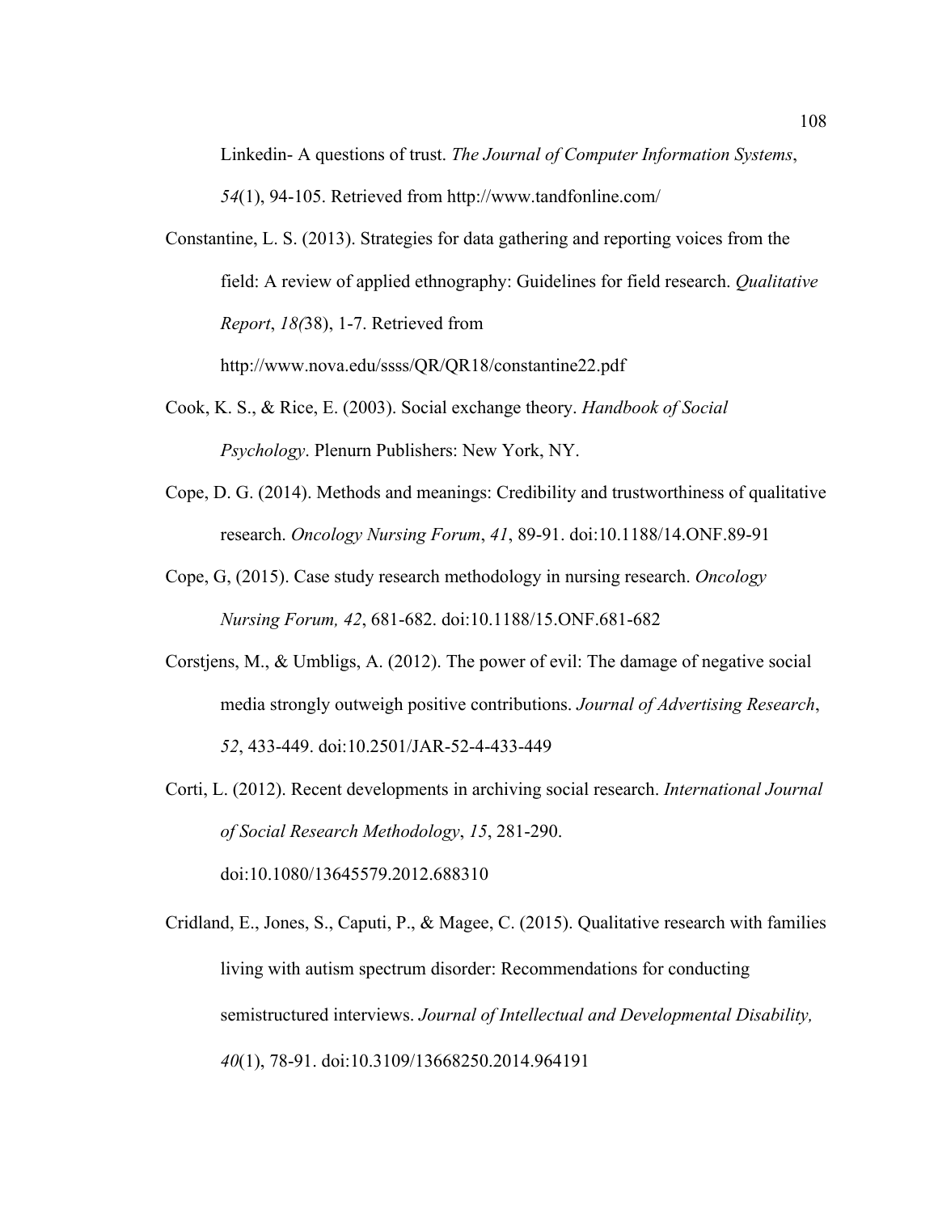Linkedin- A questions of trust. *The Journal of Computer Information Systems*, *54*(1), 94-105. Retrieved from http://www.tandfonline.com/

Constantine, L. S. (2013). Strategies for data gathering and reporting voices from the field: A review of applied ethnography: Guidelines for field research. *Qualitative Report*, *18(*38), 1-7. Retrieved from http://www.nova.edu/ssss/QR/QR18/constantine22.pdf

Cook, K. S., & Rice, E. (2003). Social exchange theory. *Handbook of Social Psychology*. Plenurn Publishers: New York, NY.

Cope, D. G. (2014). Methods and meanings: Credibility and trustworthiness of qualitative research. *Oncology Nursing Forum*, *41*, 89-91. doi:10.1188/14.ONF.89-91

Cope, G, (2015). Case study research methodology in nursing research. *Oncology Nursing Forum, 42*, 681-682. doi:10.1188/15.ONF.681-682

Corstjens, M., & Umbligs, A. (2012). The power of evil: The damage of negative social media strongly outweigh positive contributions. *Journal of Advertising Research*, *52*, 433-449. doi:10.2501/JAR-52-4-433-449

Corti, L. (2012). Recent developments in archiving social research. *International Journal of Social Research Methodology*, *15*, 281-290. doi:10.1080/13645579.2012.688310

Cridland, E., Jones, S., Caputi, P., & Magee, C. (2015). Qualitative research with families living with autism spectrum disorder: Recommendations for conducting semistructured interviews. *Journal of Intellectual and Developmental Disability, 40*(1), 78-91. doi:10.3109/13668250.2014.964191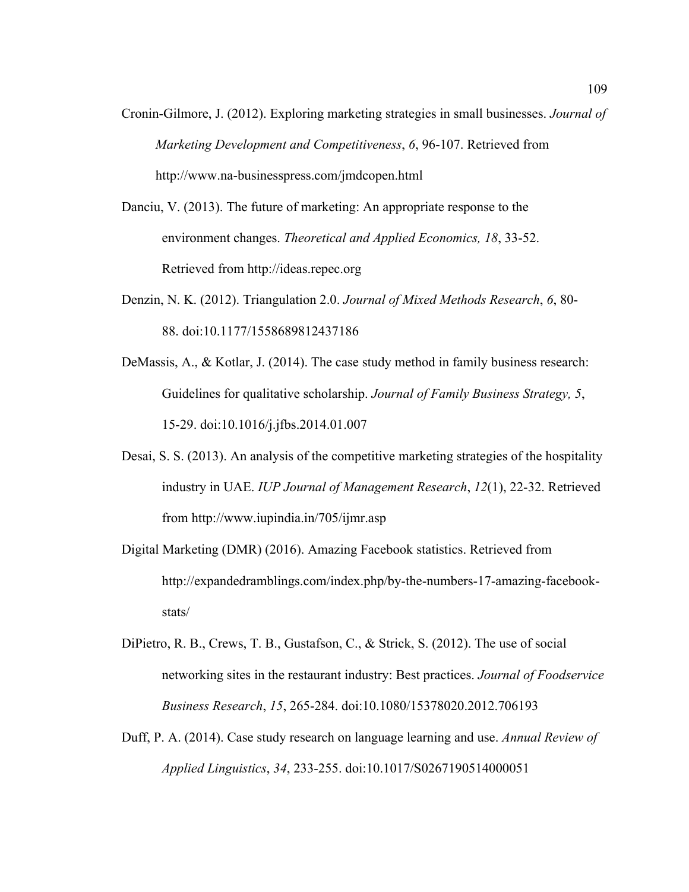Cronin-Gilmore, J. (2012). Exploring marketing strategies in small businesses. *Journal of Marketing Development and Competitiveness*, *6*, 96-107. Retrieved from http://www.na-businesspress.com/jmdcopen.html

Danciu, V. (2013). The future of marketing: An appropriate response to the environment changes. *Theoretical and Applied Economics, 18*, 33-52. Retrieved from http://ideas.repec.org

Denzin, N. K. (2012). Triangulation 2.0. *Journal of Mixed Methods Research*, *6*, 80-88. doi:10.1177/1558689812437186

DeMassis, A., & Kotlar, J. (2014). The case study method in family business research: Guidelines for qualitative scholarship. *Journal of Family Business Strategy, 5*, 15-29. doi:10.1016/j.jfbs.2014.01.007

Desai, S. S. (2013). An analysis of the competitive marketing strategies of the hospitality industry in UAE. *IUP Journal of Management Research*, *12*(1), 22-32. Retrieved from http://www.iupindia.in/705/ijmr.asp

Digital Marketing (DMR) (2016). Amazing Facebook statistics. Retrieved from http://expandedramblings.com/index.php/by-the-numbers-17-amazing-facebook-stats/

DiPietro, R. B., Crews, T. B., Gustafson, C., & Strick, S. (2012). The use of social networking sites in the restaurant industry: Best practices. *Journal of Foodservice Business Research*, *15*, 265-284. doi:10.1080/15378020.2012.706193

Duff, P. A. (2014). Case study research on language learning and use. *Annual Review of Applied Linguistics*, *34*, 233-255. doi:10.1017/S0267190514000051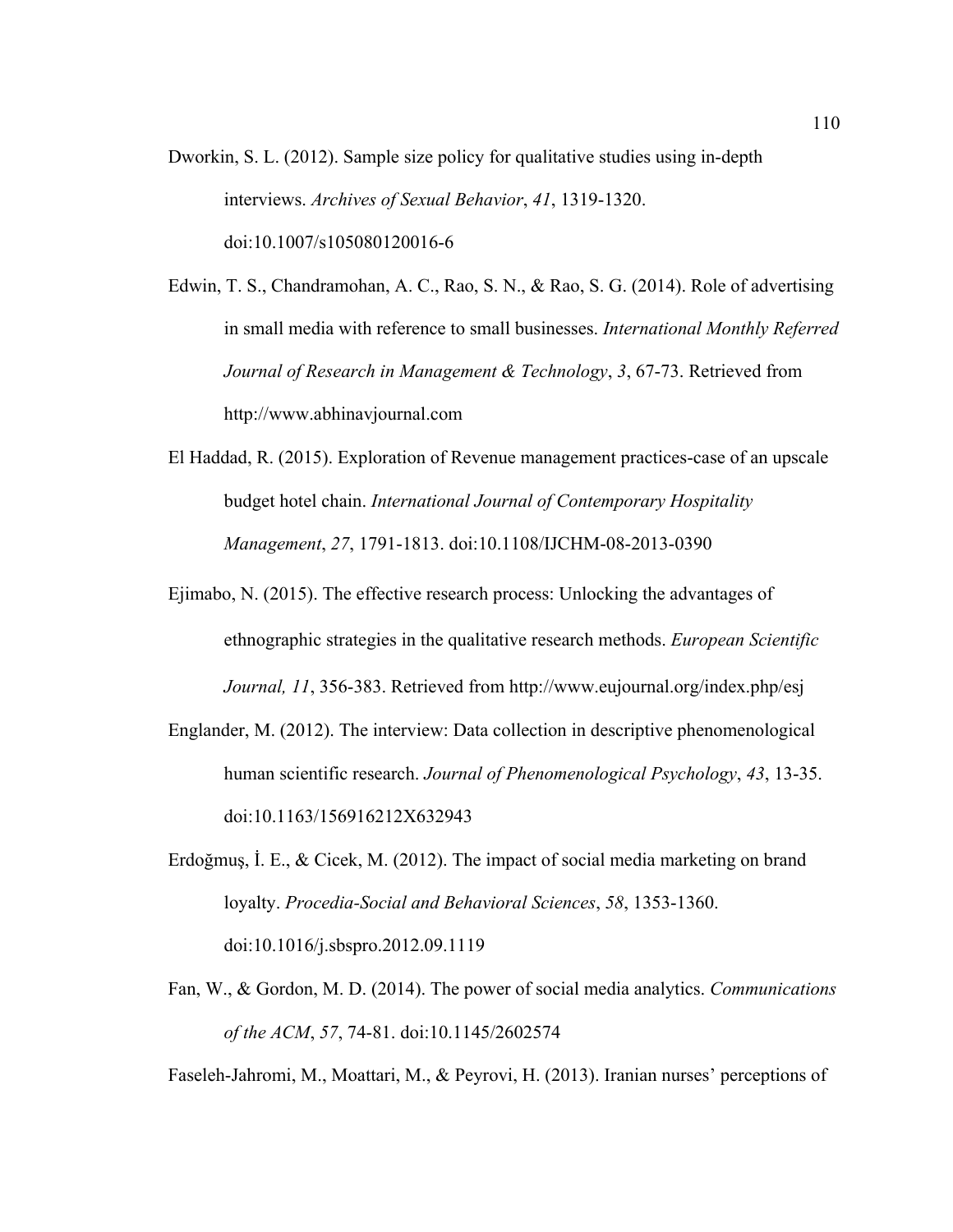Dworkin, S. L. (2012). Sample size policy for qualitative studies using in-depth interviews. *Archives of Sexual Behavior*, *41*, 1319-1320. doi:10.1007/s105080120016-6

Edwin, T. S., Chandramohan, A. C., Rao, S. N., & Rao, S. G. (2014). Role of advertising in small media with reference to small businesses. *International Monthly Referred Journal of Research in Management & Technology*, *3*, 67-73. Retrieved from http://www.abhinavjournal.com

El Haddad, R. (2015). Exploration of Revenue management practices-case of an upscale budget hotel chain. *International Journal of Contemporary Hospitality Management*, *27*, 1791-1813. doi:10.1108/IJCHM-08-2013-0390

Ejimabo, N. (2015). The effective research process: Unlocking the advantages of ethnographic strategies in the qualitative research methods. *European Scientific Journal, 11*, 356-383. Retrieved from http://www.eujournal.org/index.php/esj

Englander, M. (2012). The interview: Data collection in descriptive phenomenological human scientific research. *Journal of Phenomenological Psychology*, *43*, 13-35. doi:10.1163/156916212X632943

Erdoğmuş, İ. E., & Cicek, M. (2012). The impact of social media marketing on brand loyalty. *Procedia-Social and Behavioral Sciences*, *58*, 1353-1360. doi:10.1016/j.sbspro.2012.09.1119

Fan, W., & Gordon, M. D. (2014). The power of social media analytics. *Communications of the ACM*, *57*, 74-81. doi:10.1145/2602574

Faseleh-Jahromi, M., Moattari, M., & Peyrovi, H. (2013). Iranian nurses' perceptions of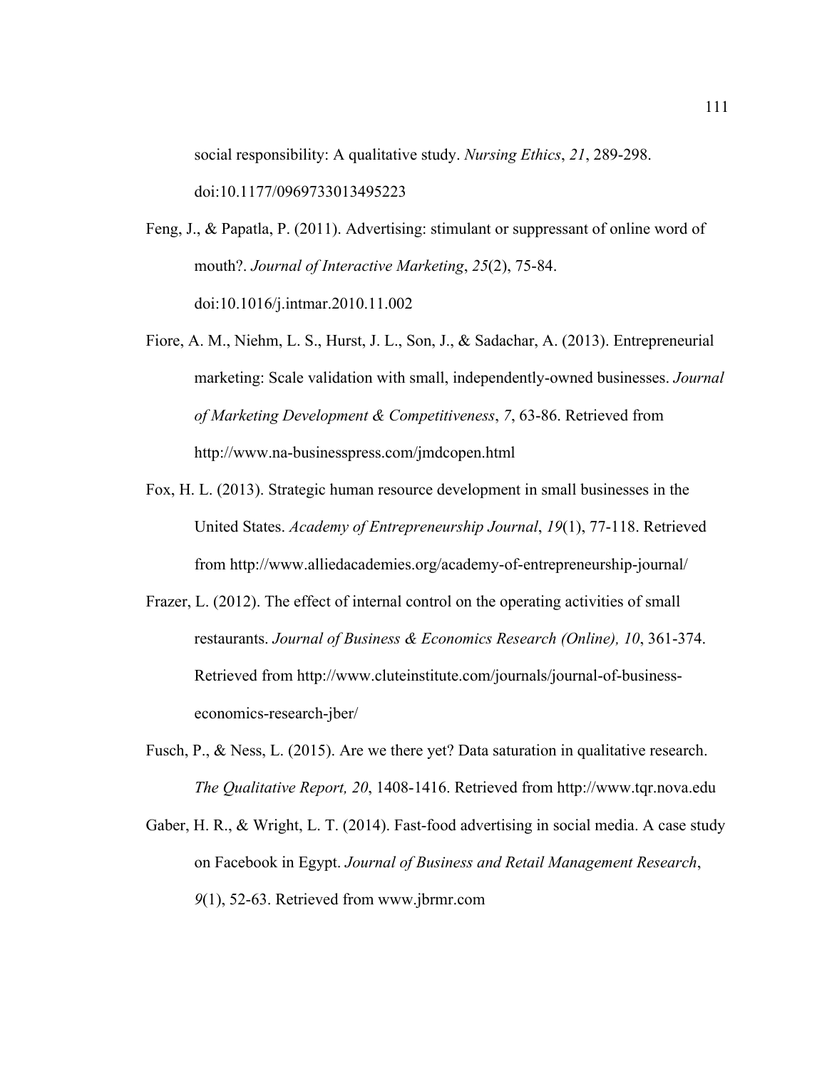social responsibility: A qualitative study. *Nursing Ethics*, *21*, 289-298. doi:10.1177/0969733013495223

Feng, J., & Papatla, P. (2011). Advertising: stimulant or suppressant of online word of mouth?. *Journal of Interactive Marketing*, *25*(2), 75-84. doi:10.1016/j.intmar.2010.11.002

Fiore, A. M., Niehm, L. S., Hurst, J. L., Son, J., & Sadachar, A. (2013). Entrepreneurial marketing: Scale validation with small, independently-owned businesses. *Journal of Marketing Development & Competitiveness*, *7*, 63-86. Retrieved from http://www.na-businesspress.com/jmdcopen.html

Fox, H. L. (2013). Strategic human resource development in small businesses in the United States. *Academy of Entrepreneurship Journal*, *19*(1), 77-118. Retrieved from http://www.alliedacademies.org/academy-of-entrepreneurship-journal/

Frazer, L. (2012). The effect of internal control on the operating activities of small restaurants. *Journal of Business & Economics Research (Online), 10*, 361-374. Retrieved from http://www.cluteinstitute.com/journals/journal-of-business-economics-research-jber/

Fusch, P., & Ness, L. (2015). Are we there yet? Data saturation in qualitative research. *The Qualitative Report, 20*, 1408-1416. Retrieved from http://www.tqr.nova.edu

Gaber, H. R., & Wright, L. T. (2014). Fast-food advertising in social media. A case study on Facebook in Egypt. *Journal of Business and Retail Management Research*, *9*(1), 52-63. Retrieved from www.jbrmr.com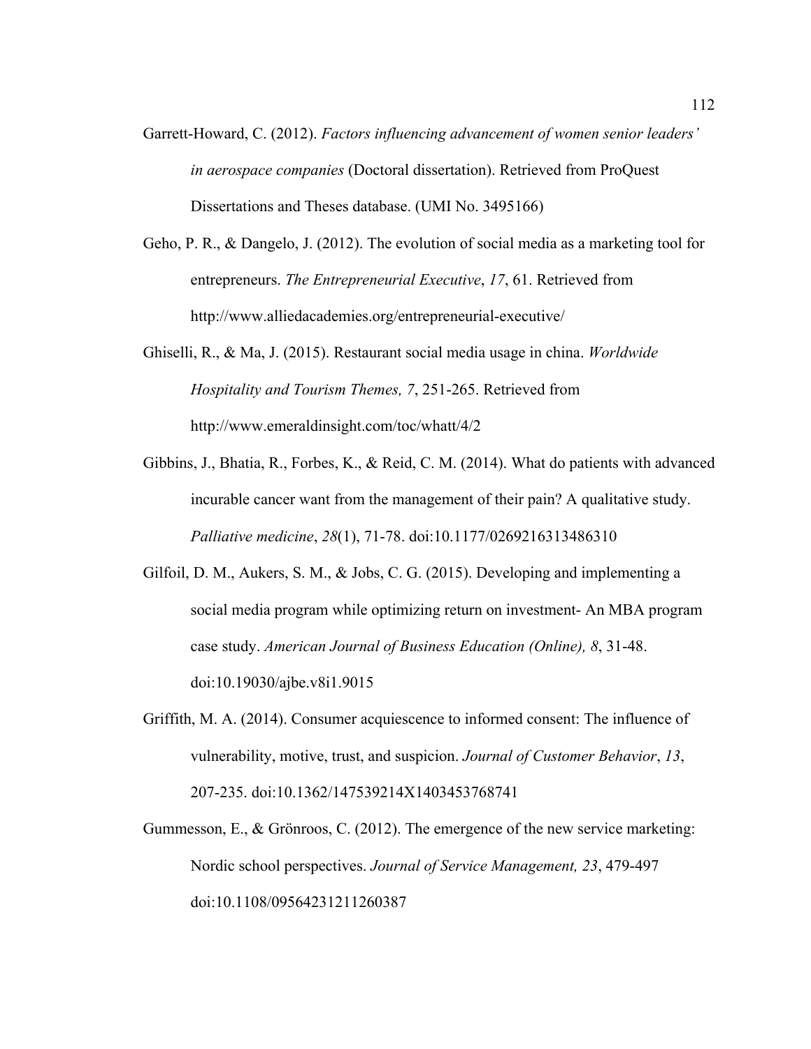Garrett-Howard, C. (2012). *Factors influencing advancement of women senior leaders' in aerospace companies* (Doctoral dissertation). Retrieved from ProQuest Dissertations and Theses database. (UMI No. 3495166)

Geho, P. R., & Dangelo, J. (2012). The evolution of social media as a marketing tool for entrepreneurs. *The Entrepreneurial Executive*, *17*, 61. Retrieved from http://www.alliedacademies.org/entrepreneurial-executive/

Ghiselli, R., & Ma, J. (2015). Restaurant social media usage in china. *Worldwide Hospitality and Tourism Themes, 7*, 251-265. Retrieved from http://www.emeraldinsight.com/toc/whatt/4/2

Gibbins, J., Bhatia, R., Forbes, K., & Reid, C. M. (2014). What do patients with advanced incurable cancer want from the management of their pain? A qualitative study. *Palliative medicine*, *28*(1), 71-78. doi:10.1177/0269216313486310

Gilfoil, D. M., Aukers, S. M., & Jobs, C. G. (2015). Developing and implementing a social media program while optimizing return on investment- An MBA program case study. *American Journal of Business Education (Online), 8*, 31-48. doi:10.19030/ajbe.v8i1.9015

Griffith, M. A. (2014). Consumer acquiescence to informed consent: The influence of vulnerability, motive, trust, and suspicion. *Journal of Customer Behavior*, *13*, 207-235. doi:10.1362/147539214X1403453768741

Gummesson, E., & Grönroos, C. (2012). The emergence of the new service marketing: Nordic school perspectives. *Journal of Service Management, 23*, 479-497 doi:10.1108/09564231211260387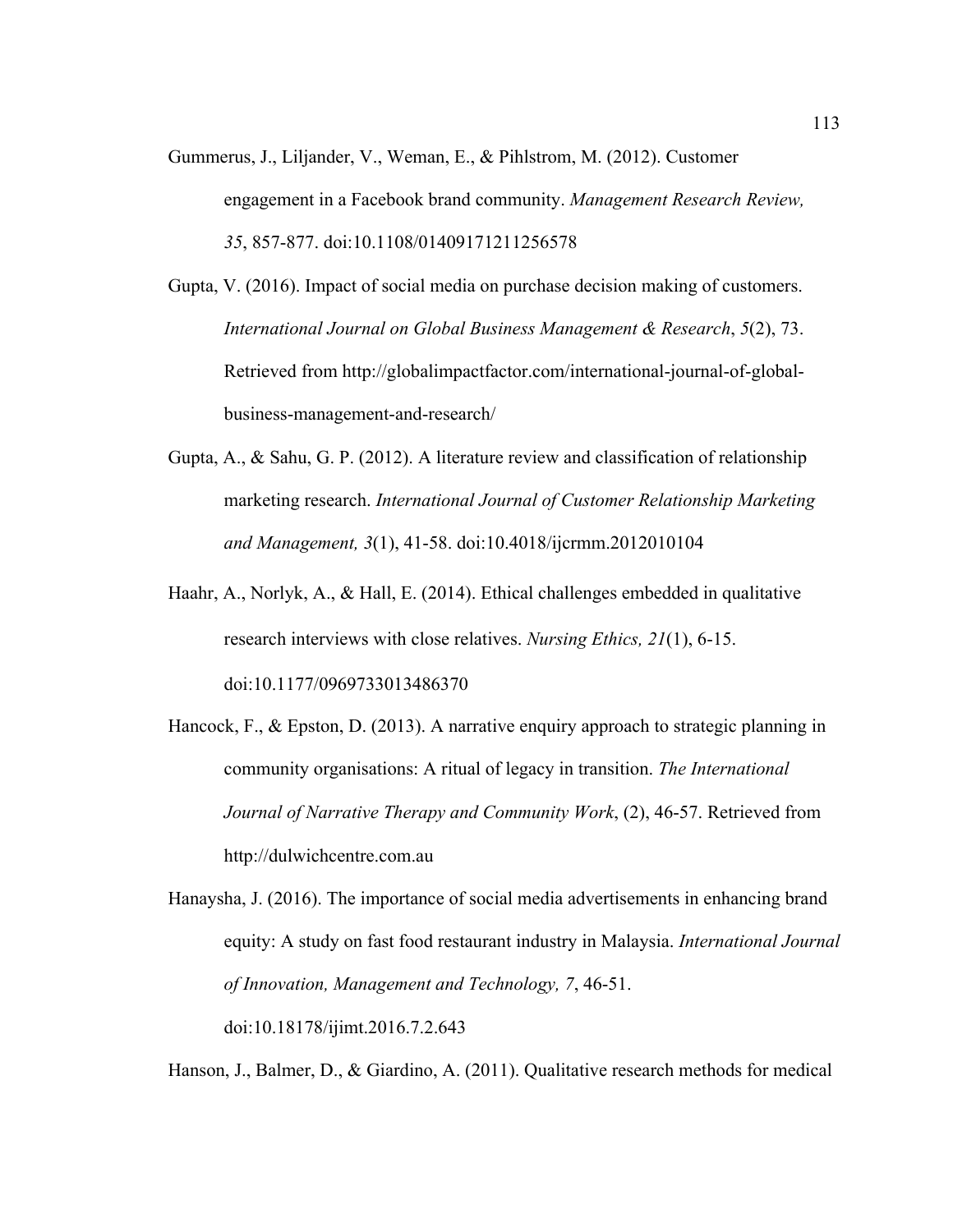Gummerus, J., Liljander, V., Weman, E., & Pihlstrom, M. (2012). Customer engagement in a Facebook brand community. *Management Research Review, 35*, 857-877. doi:10.1108/01409171211256578

Gupta, V. (2016). Impact of social media on purchase decision making of customers. *International Journal on Global Business Management & Research*, *5*(2), 73. Retrieved from http://globalimpactfactor.com/international-journal-of-global-business-management-and-research/

Gupta, A., & Sahu, G. P. (2012). A literature review and classification of relationship marketing research. *International Journal of Customer Relationship Marketing and Management, 3*(1), 41-58. doi:10.4018/ijcrmm.2012010104

Haahr, A., Norlyk, A., & Hall, E. (2014). Ethical challenges embedded in qualitative research interviews with close relatives. *Nursing Ethics, 21*(1), 6-15. doi:10.1177/0969733013486370

Hancock, F., & Epston, D. (2013). A narrative enquiry approach to strategic planning in community organisations: A ritual of legacy in transition. *The International Journal of Narrative Therapy and Community Work*, (2), 46-57. Retrieved from http://dulwichcentre.com.au

Hanaysha, J. (2016). The importance of social media advertisements in enhancing brand equity: A study on fast food restaurant industry in Malaysia. *International Journal of Innovation, Management and Technology, 7*, 46-51. doi:10.18178/ijimt.2016.7.2.643

Hanson, J., Balmer, D., & Giardino, A. (2011). Qualitative research methods for medical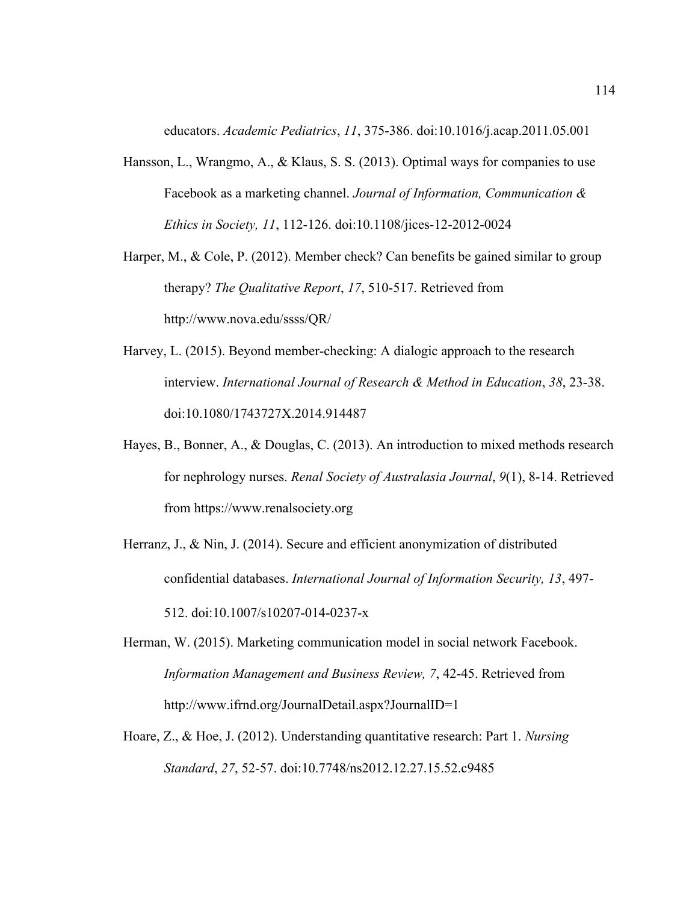educators. *Academic Pediatrics*, *11*, 375-386. doi:10.1016/j.acap.2011.05.001

Hansson, L., Wrangmo, A., & Klaus, S. S. (2013). Optimal ways for companies to use Facebook as a marketing channel. *Journal of Information, Communication & Ethics in Society, 11*, 112-126. doi:10.1108/jices-12-2012-0024

Harper, M., & Cole, P. (2012). Member check? Can benefits be gained similar to group therapy? *The Qualitative Report*, *17*, 510-517. Retrieved from http://www.nova.edu/ssss/QR/

Harvey, L. (2015). Beyond member-checking: A dialogic approach to the research interview. *International Journal of Research & Method in Education*, *38*, 23-38. doi:10.1080/1743727X.2014.914487

Hayes, B., Bonner, A., & Douglas, C. (2013). An introduction to mixed methods research for nephrology nurses. *Renal Society of Australasia Journal*, *9*(1), 8-14. Retrieved from https://www.renalsociety.org

Herranz, J., & Nin, J. (2014). Secure and efficient anonymization of distributed confidential databases. *International Journal of Information Security, 13*, 497-512. doi:10.1007/s10207-014-0237-x

Herman, W. (2015). Marketing communication model in social network Facebook. *Information Management and Business Review, 7*, 42-45. Retrieved from http://www.ifrnd.org/JournalDetail.aspx?JournalID=1

Hoare, Z., & Hoe, J. (2012). Understanding quantitative research: Part 1. *Nursing Standard*, *27*, 52-57. doi:10.7748/ns2012.12.27.15.52.c9485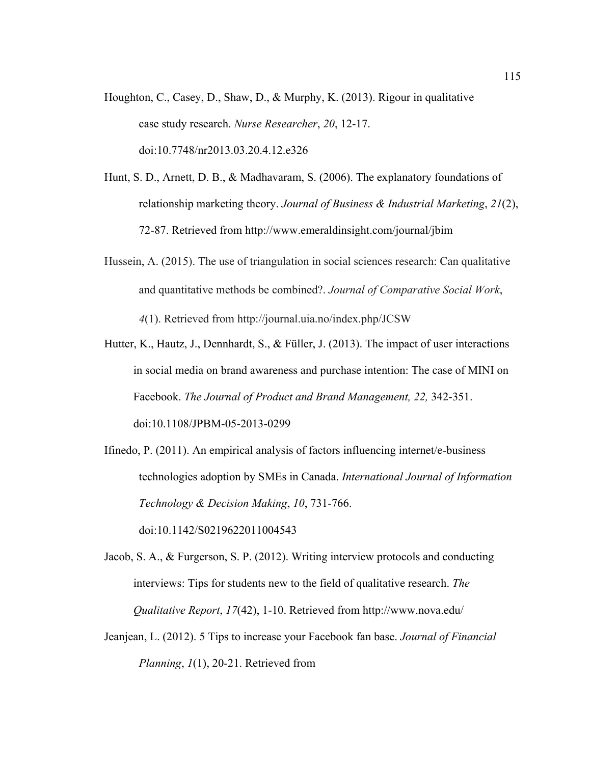Houghton, C., Casey, D., Shaw, D., & Murphy, K. (2013). Rigour in qualitative case study research. *Nurse Researcher*, *20*, 12-17. doi:10.7748/nr2013.03.20.4.12.e326

Hunt, S. D., Arnett, D. B., & Madhavaram, S. (2006). The explanatory foundations of relationship marketing theory. *Journal of Business & Industrial Marketing*, *21*(2), 72-87. Retrieved from http://www.emeraldinsight.com/journal/jbim

Hussein, A. (2015). The use of triangulation in social sciences research: Can qualitative and quantitative methods be combined?. *Journal of Comparative Social Work*, *4*(1). Retrieved from http://journal.uia.no/index.php/JCSW

Hutter, K., Hautz, J., Dennhardt, S., & Füller, J. (2013). The impact of user interactions in social media on brand awareness and purchase intention: The case of MINI on Facebook. *The Journal of Product and Brand Management, 22,* 342-351. doi:10.1108/JPBM-05-2013-0299

Ifinedo, P. (2011). An empirical analysis of factors influencing internet/e-business technologies adoption by SMEs in Canada. *International Journal of Information Technology & Decision Making*, *10*, 731-766. doi:10.1142/S0219622011004543

Jacob, S. A., & Furgerson, S. P. (2012). Writing interview protocols and conducting interviews: Tips for students new to the field of qualitative research. *The Qualitative Report*, *17*(42), 1-10. Retrieved from http://www.nova.edu/

Jeanjean, L. (2012). 5 Tips to increase your Facebook fan base. *Journal of Financial Planning*, *1*(1), 20-21. Retrieved from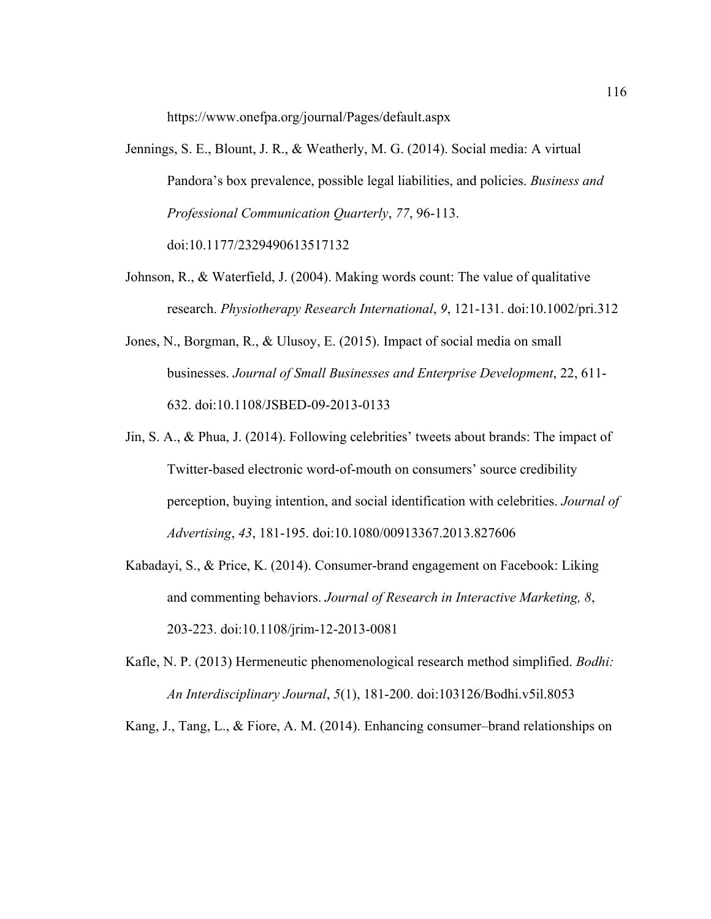https://www.onefpa.org/journal/Pages/default.aspx

Jennings, S. E., Blount, J. R., & Weatherly, M. G. (2014). Social media: A virtual Pandora's box prevalence, possible legal liabilities, and policies. *Business and Professional Communication Quarterly*, *77*, 96-113. doi:10.1177/2329490613517132

Johnson, R., & Waterfield, J. (2004). Making words count: The value of qualitative research. *Physiotherapy Research International*, *9*, 121-131. doi:10.1002/pri.312

Jones, N., Borgman, R., & Ulusoy, E. (2015). Impact of social media on small businesses. *Journal of Small Businesses and Enterprise Development*, 22, 611-632. doi:10.1108/JSBED-09-2013-0133

Jin, S. A., & Phua, J. (2014). Following celebrities' tweets about brands: The impact of Twitter-based electronic word-of-mouth on consumers' source credibility perception, buying intention, and social identification with celebrities. *Journal of Advertising*, *43*, 181-195. doi:10.1080/00913367.2013.827606

Kabadayi, S., & Price, K. (2014). Consumer-brand engagement on Facebook: Liking and commenting behaviors. *Journal of Research in Interactive Marketing, 8*, 203-223. doi:10.1108/jrim-12-2013-0081

Kafle, N. P. (2013) Hermeneutic phenomenological research method simplified. *Bodhi: An Interdisciplinary Journal*, *5*(1), 181-200. doi:103126/Bodhi.v5il.8053

Kang, J., Tang, L., & Fiore, A. M. (2014). Enhancing consumer–brand relationships on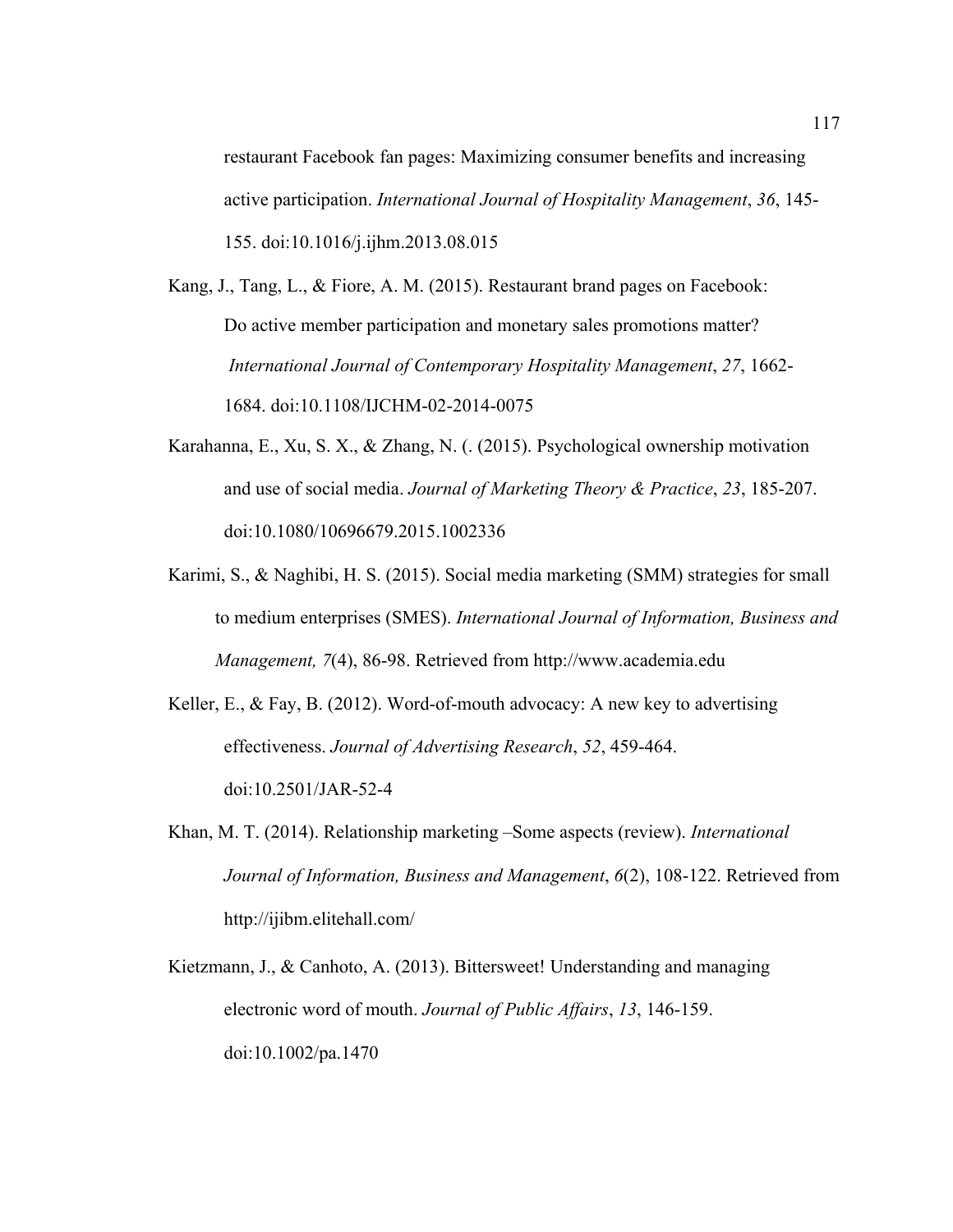restaurant Facebook fan pages: Maximizing consumer benefits and increasing active participation. *International Journal of Hospitality Management*, *36*, 145-155. doi:10.1016/j.ijhm.2013.08.015

Kang, J., Tang, L., & Fiore, A. M. (2015). Restaurant brand pages on Facebook: Do active member participation and monetary sales promotions matter? *International Journal of Contemporary Hospitality Management*, *27*, 1662-1684. doi:10.1108/IJCHM-02-2014-0075

Karahanna, E., Xu, S. X., & Zhang, N. (. (2015). Psychological ownership motivation and use of social media. *Journal of Marketing Theory & Practice*, *23*, 185-207. doi:10.1080/10696679.2015.1002336

Karimi, S., & Naghibi, H. S. (2015). Social media marketing (SMM) strategies for small to medium enterprises (SMES). *International Journal of Information, Business and Management, 7*(4), 86-98. Retrieved from http://www.academia.edu

Keller, E., & Fay, B. (2012). Word-of-mouth advocacy: A new key to advertising effectiveness. *Journal of Advertising Research*, *52*, 459-464. doi:10.2501/JAR-52-4

Khan, M. T. (2014). Relationship marketing –Some aspects (review). *International Journal of Information, Business and Management*, *6*(2), 108-122. Retrieved from http://ijibm.elitehall.com/

Kietzmann, J., & Canhoto, A. (2013). Bittersweet! Understanding and managing electronic word of mouth. *Journal of Public Affairs*, *13*, 146-159. doi:10.1002/pa.1470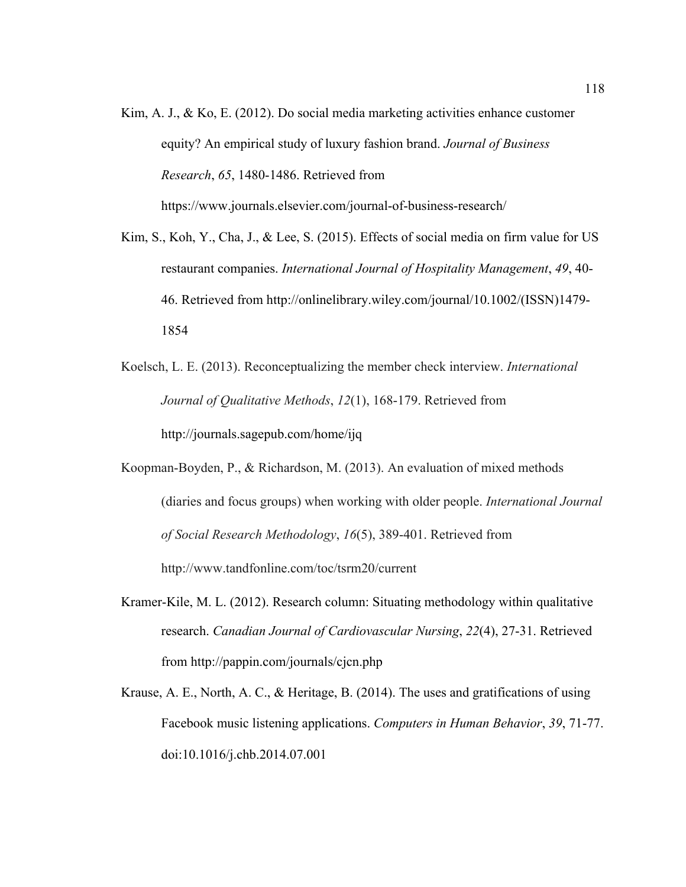Kim, A. J., & Ko, E. (2012). Do social media marketing activities enhance customer equity? An empirical study of luxury fashion brand. *Journal of Business Research*, *65*, 1480-1486. Retrieved from https://www.journals.elsevier.com/journal-of-business-research/

Kim, S., Koh, Y., Cha, J., & Lee, S. (2015). Effects of social media on firm value for US restaurant companies. *International Journal of Hospitality Management*, *49*, 40-46. Retrieved from http://onlinelibrary.wiley.com/journal/10.1002/(ISSN)1479-1854

Koelsch, L. E. (2013). Reconceptualizing the member check interview. *International Journal of Qualitative Methods*, *12*(1), 168-179. Retrieved from http://journals.sagepub.com/home/ijq

Koopman-Boyden, P., & Richardson, M. (2013). An evaluation of mixed methods (diaries and focus groups) when working with older people. *International Journal of Social Research Methodology*, *16*(5), 389-401. Retrieved from http://www.tandfonline.com/toc/tsrm20/current

Kramer-Kile, M. L. (2012). Research column: Situating methodology within qualitative research. *Canadian Journal of Cardiovascular Nursing*, *22*(4), 27-31. Retrieved from http://pappin.com/journals/cjcn.php

Krause, A. E., North, A. C., & Heritage, B. (2014). The uses and gratifications of using Facebook music listening applications. *Computers in Human Behavior*, *39*, 71-77. doi:10.1016/j.chb.2014.07.001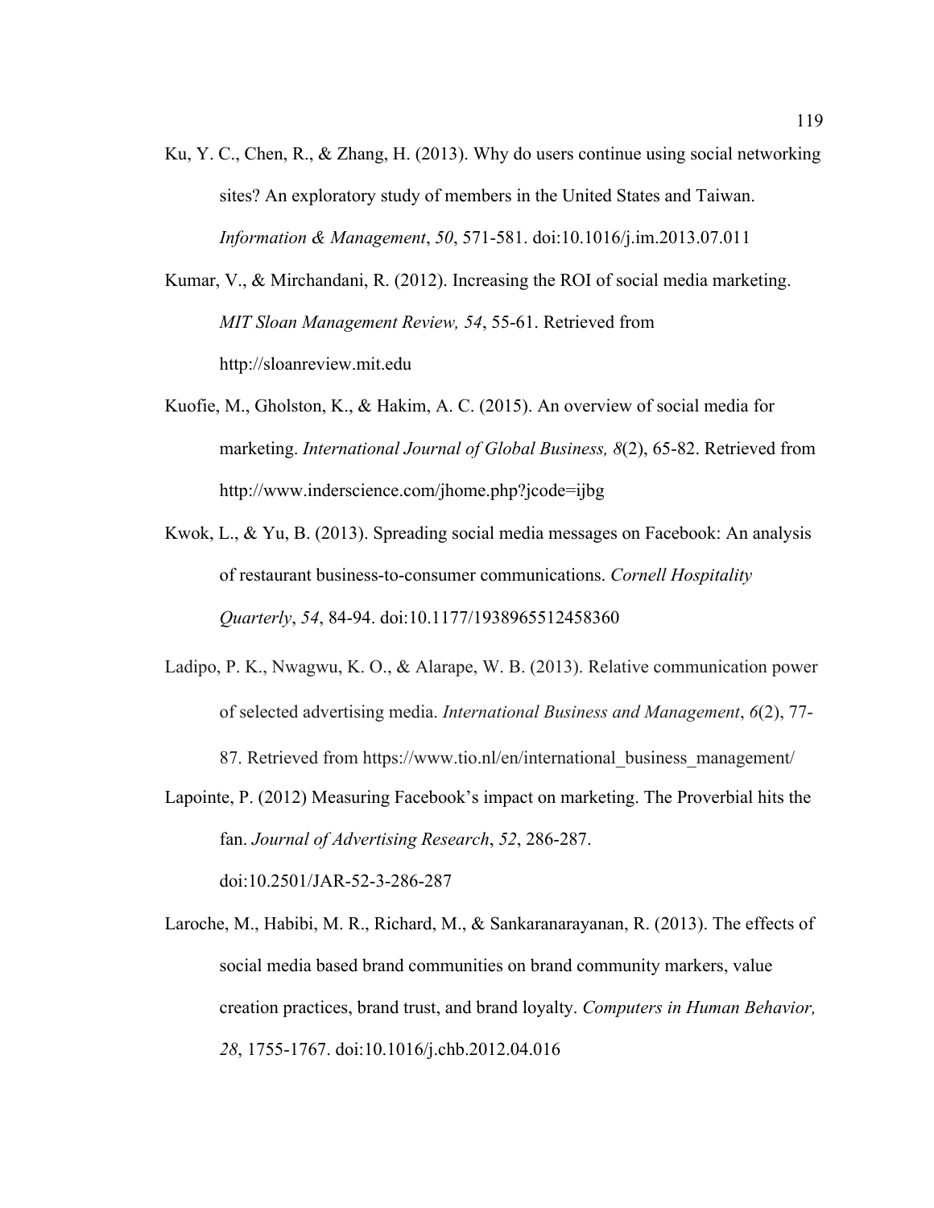Ku, Y. C., Chen, R., & Zhang, H. (2013). Why do users continue using social networking sites? An exploratory study of members in the United States and Taiwan. *Information & Management*, *50*, 571-581. doi:10.1016/j.im.2013.07.011

Kumar, V., & Mirchandani, R. (2012). Increasing the ROI of social media marketing. *MIT Sloan Management Review, 54*, 55-61. Retrieved from http://sloanreview.mit.edu

Kuofie, M., Gholston, K., & Hakim, A. C. (2015). An overview of social media for marketing. *International Journal of Global Business, 8*(2), 65-82. Retrieved from http://www.inderscience.com/jhome.php?jcode=ijbg

Kwok, L., & Yu, B. (2013). Spreading social media messages on Facebook: An analysis of restaurant business-to-consumer communications. *Cornell Hospitality Quarterly*, *54*, 84-94. doi:10.1177/1938965512458360

Ladipo, P. K., Nwagwu, K. O., & Alarape, W. B. (2013). Relative communication power of selected advertising media. *International Business and Management*, *6*(2), 77-87. Retrieved from https://www.tio.nl/en/international_business_management/

Lapointe, P. (2012) Measuring Facebook's impact on marketing. The Proverbial hits the fan. *Journal of Advertising Research*, *52*, 286-287. doi:10.2501/JAR-52-3-286-287

Laroche, M., Habibi, M. R., Richard, M., & Sankaranarayanan, R. (2013). The effects of social media based brand communities on brand community markers, value creation practices, brand trust, and brand loyalty. *Computers in Human Behavior, 28*, 1755-1767. doi:10.1016/j.chb.2012.04.016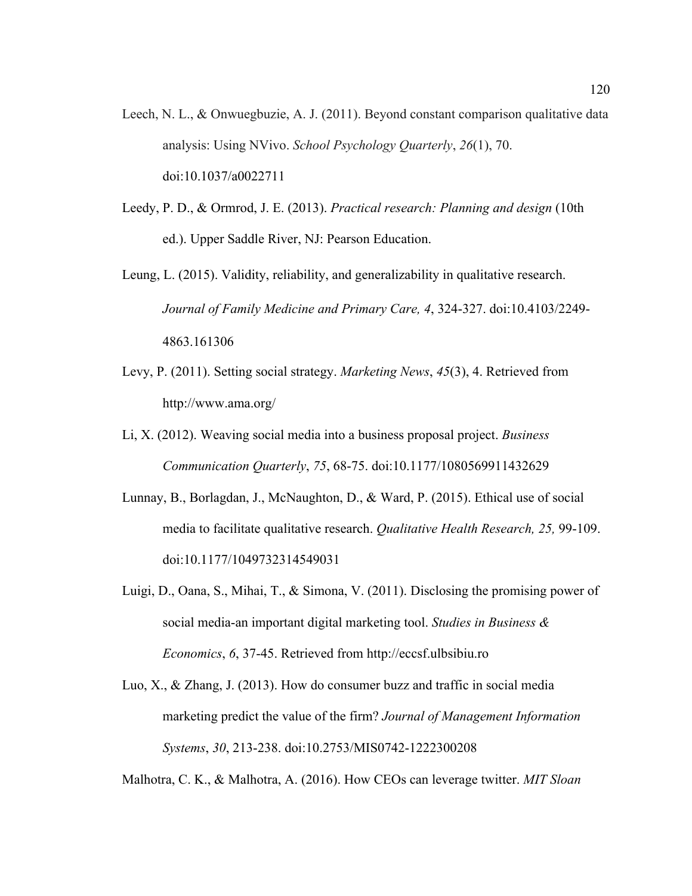Leech, N. L., & Onwuegbuzie, A. J. (2011). Beyond constant comparison qualitative data analysis: Using NVivo. *School Psychology Quarterly*, *26*(1), 70. doi:10.1037/a0022711

Leedy, P. D., & Ormrod, J. E. (2013). *Practical research: Planning and design* (10th ed.). Upper Saddle River, NJ: Pearson Education.

Leung, L. (2015). Validity, reliability, and generalizability in qualitative research. *Journal of Family Medicine and Primary Care, 4*, 324-327. doi:10.4103/2249-4863.161306

Levy, P. (2011). Setting social strategy. *Marketing News*, *45*(3), 4. Retrieved from http://www.ama.org/

Li, X. (2012). Weaving social media into a business proposal project. *Business Communication Quarterly*, *75*, 68-75. doi:10.1177/1080569911432629

Lunnay, B., Borlagdan, J., McNaughton, D., & Ward, P. (2015). Ethical use of social media to facilitate qualitative research. *Qualitative Health Research, 25,* 99-109. doi:10.1177/1049732314549031

Luigi, D., Oana, S., Mihai, T., & Simona, V. (2011). Disclosing the promising power of social media-an important digital marketing tool. *Studies in Business & Economics*, *6*, 37-45. Retrieved from http://eccsf.ulbsibiu.ro

Luo, X., & Zhang, J. (2013). How do consumer buzz and traffic in social media marketing predict the value of the firm? *Journal of Management Information Systems*, *30*, 213-238. doi:10.2753/MIS0742-1222300208

Malhotra, C. K., & Malhotra, A. (2016). How CEOs can leverage twitter. *MIT Sloan*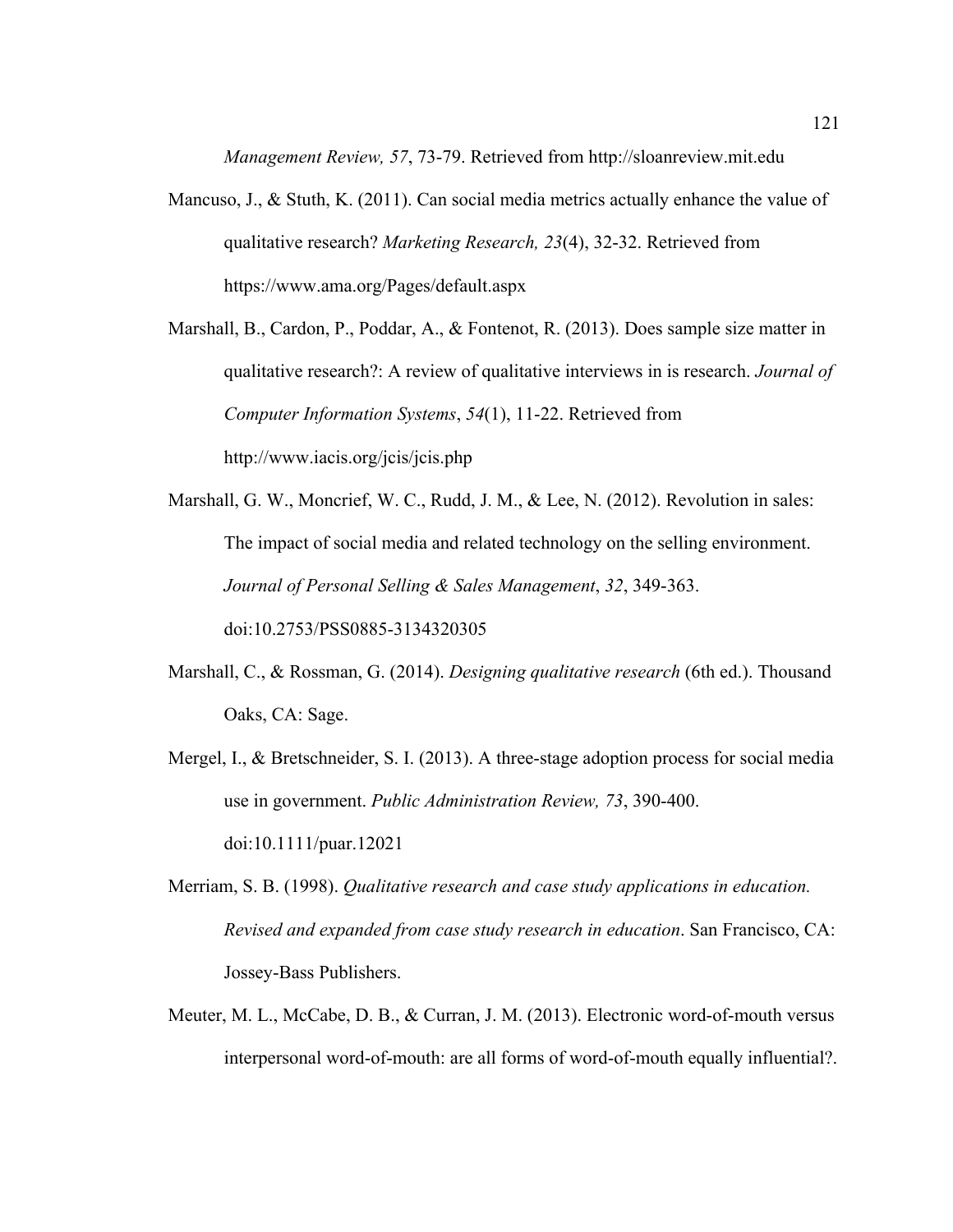*Management Review, 57*, 73-79. Retrieved from http://sloanreview.mit.edu

Mancuso, J., & Stuth, K. (2011). Can social media metrics actually enhance the value of qualitative research? *Marketing Research, 23*(4), 32-32. Retrieved from https://www.ama.org/Pages/default.aspx

Marshall, B., Cardon, P., Poddar, A., & Fontenot, R. (2013). Does sample size matter in qualitative research?: A review of qualitative interviews in is research. *Journal of Computer Information Systems*, *54*(1), 11-22. Retrieved from http://www.iacis.org/jcis/jcis.php

Marshall, G. W., Moncrief, W. C., Rudd, J. M., & Lee, N. (2012). Revolution in sales: The impact of social media and related technology on the selling environment. *Journal of Personal Selling & Sales Management*, *32*, 349-363. doi:10.2753/PSS0885-3134320305

Marshall, C., & Rossman, G. (2014). *Designing qualitative research* (6th ed.). Thousand Oaks, CA: Sage.

Mergel, I., & Bretschneider, S. I. (2013). A three-stage adoption process for social media use in government. *Public Administration Review, 73*, 390-400. doi:10.1111/puar.12021

Merriam, S. B. (1998). *Qualitative research and case study applications in education. Revised and expanded from case study research in education*. San Francisco, CA: Jossey-Bass Publishers.

Meuter, M. L., McCabe, D. B., & Curran, J. M. (2013). Electronic word-of-mouth versus interpersonal word-of-mouth: are all forms of word-of-mouth equally influential?.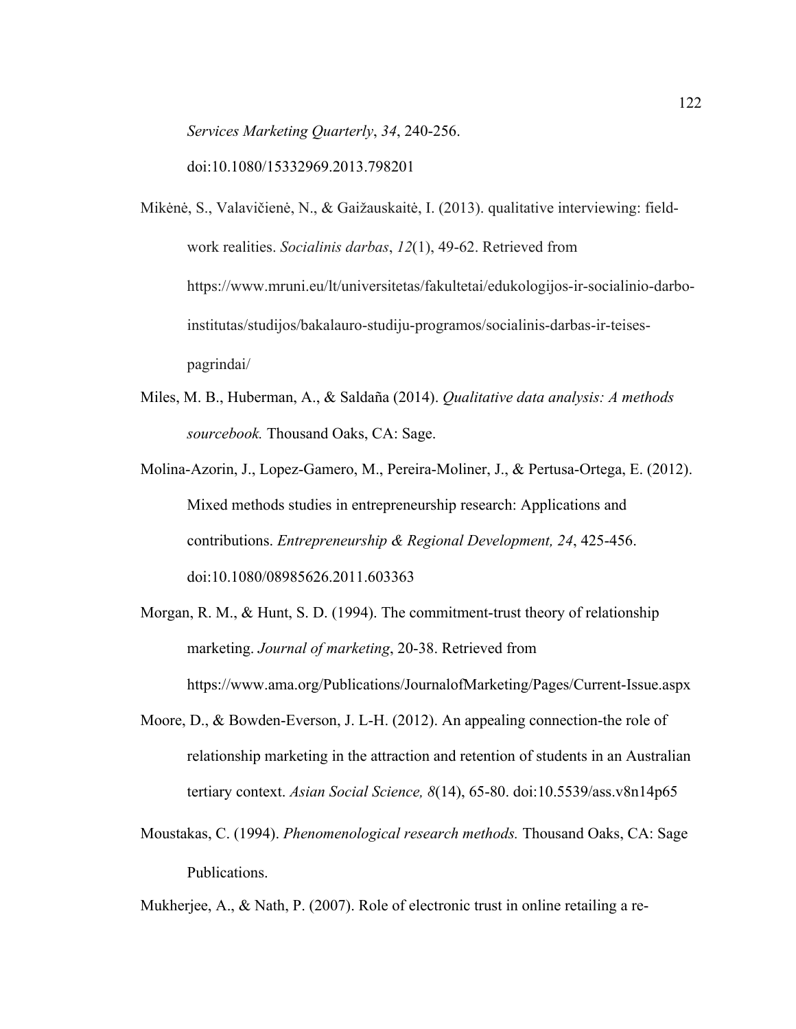*Services Marketing Quarterly*, *34*, 240-256. doi:10.1080/15332969.2013.798201

Mikėnė, S., Valavičienė, N., & Gaižauskaitė, I. (2013). qualitative interviewing: field-work realities. *Socialinis darbas*, *12*(1), 49-62. Retrieved from https://www.mruni.eu/lt/universitetas/fakultetai/edukologijos-ir-socialinio-darbo-institutas/studijos/bakalauro-studiju-programos/socialinis-darbas-ir-teises-pagrindai/

Miles, M. B., Huberman, A., & Saldaña (2014). *Qualitative data analysis: A methods sourcebook.* Thousand Oaks, CA: Sage.

Molina-Azorin, J., Lopez-Gamero, M., Pereira-Moliner, J., & Pertusa-Ortega, E. (2012). Mixed methods studies in entrepreneurship research: Applications and contributions. *Entrepreneurship & Regional Development, 24*, 425-456. doi:10.1080/08985626.2011.603363

Morgan, R. M., & Hunt, S. D. (1994). The commitment-trust theory of relationship marketing. *Journal of marketing*, 20-38. Retrieved from https://www.ama.org/Publications/JournalofMarketing/Pages/Current-Issue.aspx

Moore, D., & Bowden-Everson, J. L-H. (2012). An appealing connection-the role of relationship marketing in the attraction and retention of students in an Australian tertiary context. *Asian Social Science, 8*(14), 65-80. doi:10.5539/ass.v8n14p65

Moustakas, C. (1994). *Phenomenological research methods.* Thousand Oaks, CA: Sage Publications.

Mukherjee, A., & Nath, P. (2007). Role of electronic trust in online retailing a re-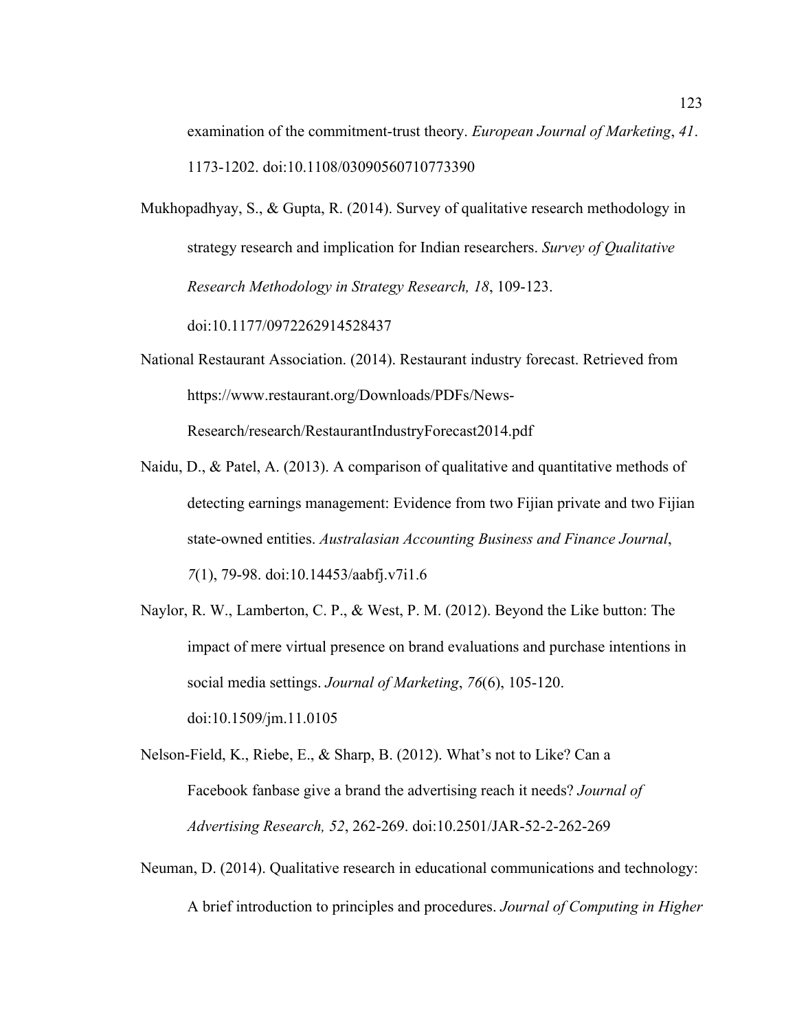examination of the commitment-trust theory. *European Journal of Marketing*, *41*. 1173-1202. doi:10.1108/03090560710773390

Mukhopadhyay, S., & Gupta, R. (2014). Survey of qualitative research methodology in strategy research and implication for Indian researchers. *Survey of Qualitative Research Methodology in Strategy Research, 18*, 109-123. doi:10.1177/0972262914528437

National Restaurant Association. (2014). Restaurant industry forecast. Retrieved from https://www.restaurant.org/Downloads/PDFs/News-Research/research/RestaurantIndustryForecast2014.pdf

Naidu, D., & Patel, A. (2013). A comparison of qualitative and quantitative methods of detecting earnings management: Evidence from two Fijian private and two Fijian state-owned entities. *Australasian Accounting Business and Finance Journal*, *7*(1), 79-98. doi:10.14453/aabfj.v7i1.6

Naylor, R. W., Lamberton, C. P., & West, P. M. (2012). Beyond the Like button: The impact of mere virtual presence on brand evaluations and purchase intentions in social media settings. *Journal of Marketing*, *76*(6), 105-120. doi:10.1509/jm.11.0105

Nelson-Field, K., Riebe, E., & Sharp, B. (2012). What's not to Like? Can a Facebook fanbase give a brand the advertising reach it needs? *Journal of Advertising Research, 52*, 262-269. doi:10.2501/JAR-52-2-262-269

Neuman, D. (2014). Qualitative research in educational communications and technology: A brief introduction to principles and procedures. *Journal of Computing in Higher*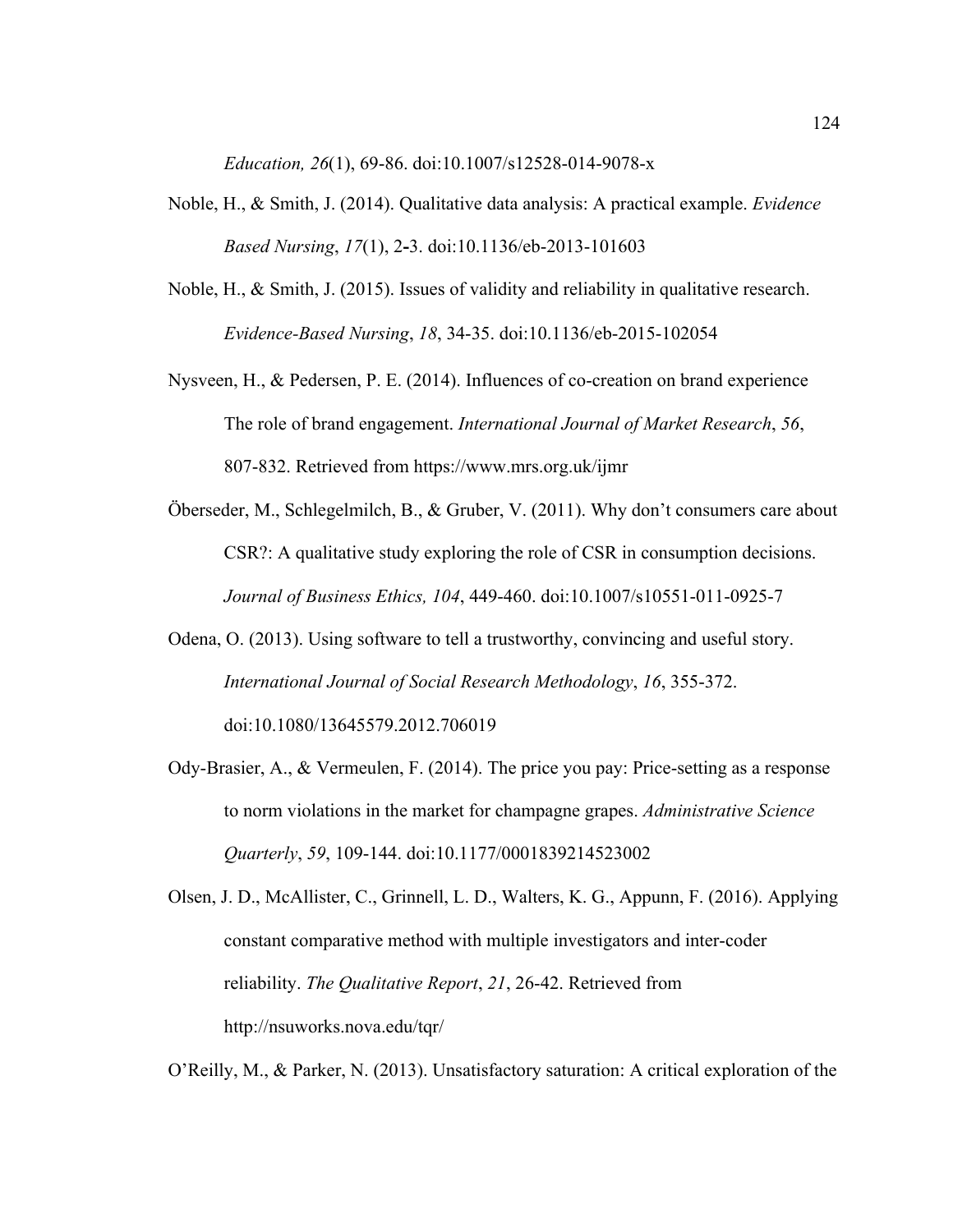*Education, 26*(1), 69-86. doi:10.1007/s12528-014-9078-x

Noble, H., & Smith, J. (2014). Qualitative data analysis: A practical example. *Evidence Based Nursing*, *17*(1), 2-3. doi:10.1136/eb-2013-101603

Noble, H., & Smith, J. (2015). Issues of validity and reliability in qualitative research. *Evidence-Based Nursing*, *18*, 34-35. doi:10.1136/eb-2015-102054

Nysveen, H., & Pedersen, P. E. (2014). Influences of co-creation on brand experience The role of brand engagement. *International Journal of Market Research*, *56*, 807-832. Retrieved from https://www.mrs.org.uk/ijmr

Öberseder, M., Schlegelmilch, B., & Gruber, V. (2011). Why don't consumers care about CSR?: A qualitative study exploring the role of CSR in consumption decisions. *Journal of Business Ethics, 104*, 449-460. doi:10.1007/s10551-011-0925-7

Odena, O. (2013). Using software to tell a trustworthy, convincing and useful story. *International Journal of Social Research Methodology*, *16*, 355-372. doi:10.1080/13645579.2012.706019

Ody-Brasier, A., & Vermeulen, F. (2014). The price you pay: Price-setting as a response to norm violations in the market for champagne grapes. *Administrative Science Quarterly*, *59*, 109-144. doi:10.1177/0001839214523002

Olsen, J. D., McAllister, C., Grinnell, L. D., Walters, K. G., Appunn, F. (2016). Applying constant comparative method with multiple investigators and inter-coder reliability. *The Qualitative Report*, *21*, 26-42. Retrieved from http://nsuworks.nova.edu/tqr/

O'Reilly, M., & Parker, N. (2013). Unsatisfactory saturation: A critical exploration of the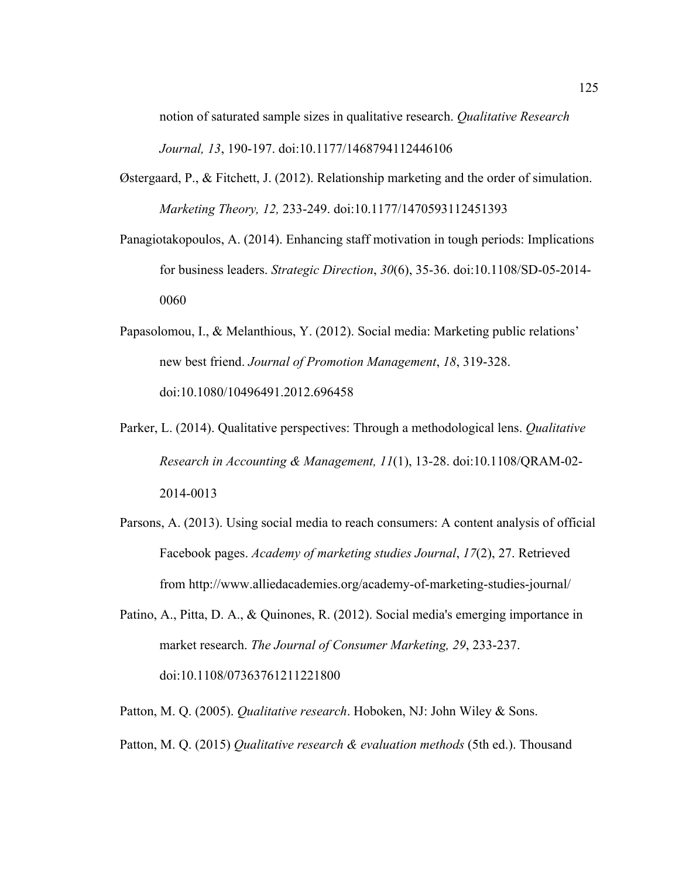notion of saturated sample sizes in qualitative research. *Qualitative Research Journal, 13*, 190-197. doi:10.1177/1468794112446106

Østergaard, P., & Fitchett, J. (2012). Relationship marketing and the order of simulation. *Marketing Theory, 12,* 233-249. doi:10.1177/1470593112451393

Panagiotakopoulos, A. (2014). Enhancing staff motivation in tough periods: Implications for business leaders. *Strategic Direction*, *30*(6), 35-36. doi:10.1108/SD-05-2014-0060

Papasolomou, I., & Melanthious, Y. (2012). Social media: Marketing public relations' new best friend. *Journal of Promotion Management*, *18*, 319-328. doi:10.1080/10496491.2012.696458

Parker, L. (2014). Qualitative perspectives: Through a methodological lens. *Qualitative Research in Accounting & Management, 11*(1), 13-28. doi:10.1108/QRAM-02-2014-0013

Parsons, A. (2013). Using social media to reach consumers: A content analysis of official Facebook pages. *Academy of marketing studies Journal*, *17*(2), 27. Retrieved from http://www.alliedacademies.org/academy-of-marketing-studies-journal/

Patino, A., Pitta, D. A., & Quinones, R. (2012). Social media's emerging importance in market research. *The Journal of Consumer Marketing, 29*, 233-237. doi:10.1108/07363761211221800

Patton, M. Q. (2005). *Qualitative research*. Hoboken, NJ: John Wiley & Sons.

Patton, M. Q. (2015) *Qualitative research & evaluation methods* (5th ed.). Thousand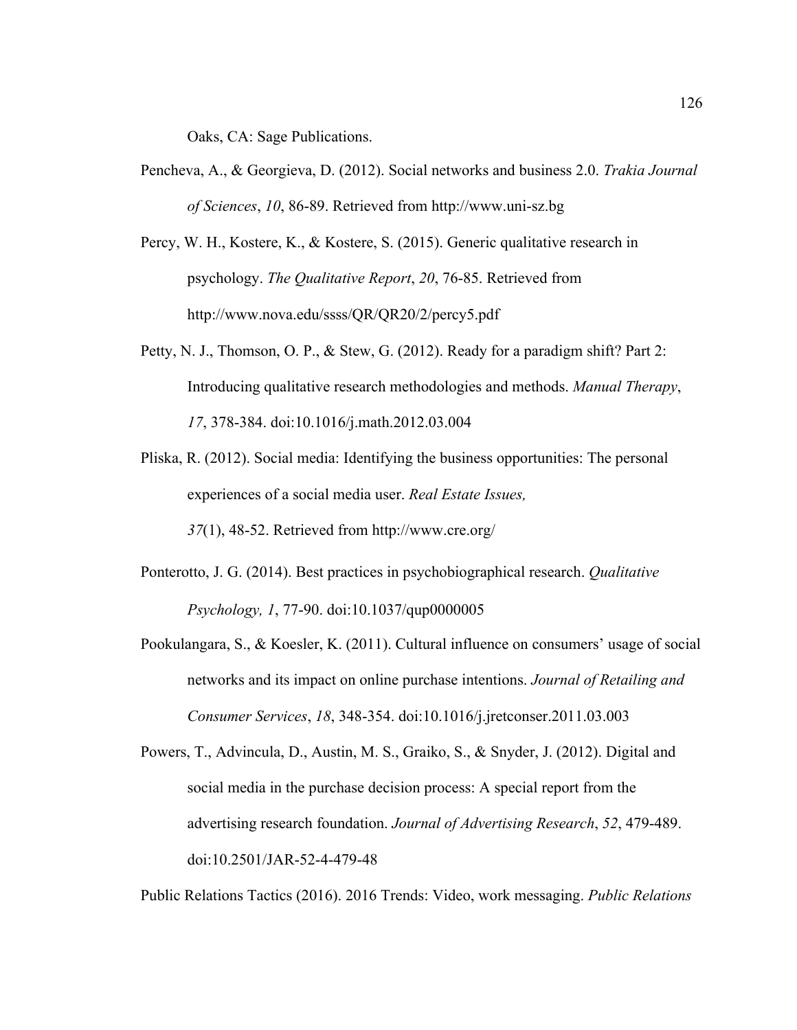Oaks, CA: Sage Publications.

Pencheva, A., & Georgieva, D. (2012). Social networks and business 2.0. *Trakia Journal of Sciences*, *10*, 86-89. Retrieved from http://www.uni-sz.bg

Percy, W. H., Kostere, K., & Kostere, S. (2015). Generic qualitative research in psychology. *The Qualitative Report*, *20*, 76-85. Retrieved from http://www.nova.edu/ssss/QR/QR20/2/percy5.pdf

Petty, N. J., Thomson, O. P., & Stew, G. (2012). Ready for a paradigm shift? Part 2: Introducing qualitative research methodologies and methods. *Manual Therapy*, *17*, 378-384. doi:10.1016/j.math.2012.03.004

Pliska, R. (2012). Social media: Identifying the business opportunities: The personal experiences of a social media user. *Real Estate Issues, 37*(1), 48-52. Retrieved from http://www.cre.org/

Ponterotto, J. G. (2014). Best practices in psychobiographical research. *Qualitative Psychology, 1*, 77-90. doi:10.1037/qup0000005

Pookulangara, S., & Koesler, K. (2011). Cultural influence on consumers' usage of social networks and its impact on online purchase intentions. *Journal of Retailing and Consumer Services*, *18*, 348-354. doi:10.1016/j.jretconser.2011.03.003

Powers, T., Advincula, D., Austin, M. S., Graiko, S., & Snyder, J. (2012). Digital and social media in the purchase decision process: A special report from the advertising research foundation. *Journal of Advertising Research*, *52*, 479-489. doi:10.2501/JAR-52-4-479-48

Public Relations Tactics (2016). 2016 Trends: Video, work messaging. *Public Relations*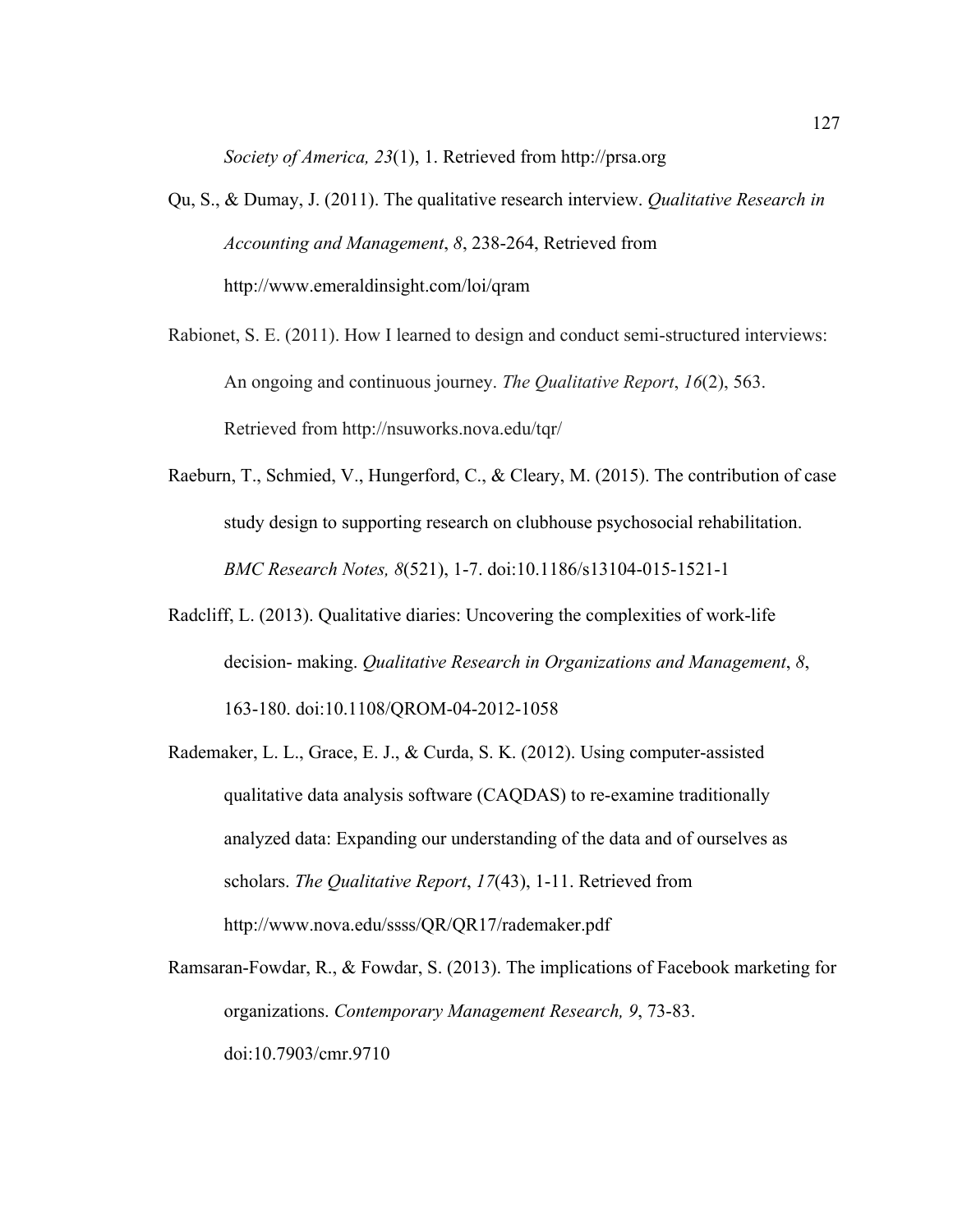*Society of America, 23*(1), 1. Retrieved from http://prsa.org

Qu, S., & Dumay, J. (2011). The qualitative research interview. *Qualitative Research in Accounting and Management*, *8*, 238-264, Retrieved from http://www.emeraldinsight.com/loi/qram

Rabionet, S. E. (2011). How I learned to design and conduct semi-structured interviews: An ongoing and continuous journey. *The Qualitative Report*, *16*(2), 563. Retrieved from http://nsuworks.nova.edu/tqr/

Raeburn, T., Schmied, V., Hungerford, C., & Cleary, M. (2015). The contribution of case study design to supporting research on clubhouse psychosocial rehabilitation. *BMC Research Notes, 8*(521), 1-7. doi:10.1186/s13104-015-1521-1

Radcliff, L. (2013). Qualitative diaries: Uncovering the complexities of work-life decision- making. *Qualitative Research in Organizations and Management*, *8*, 163-180. doi:10.1108/QROM-04-2012-1058

Rademaker, L. L., Grace, E. J., & Curda, S. K. (2012). Using computer-assisted qualitative data analysis software (CAQDAS) to re-examine traditionally analyzed data: Expanding our understanding of the data and of ourselves as scholars. *The Qualitative Report*, *17*(43), 1-11. Retrieved from http://www.nova.edu/ssss/QR/QR17/rademaker.pdf

Ramsaran-Fowdar, R., & Fowdar, S. (2013). The implications of Facebook marketing for organizations. *Contemporary Management Research, 9*, 73-83. doi:10.7903/cmr.9710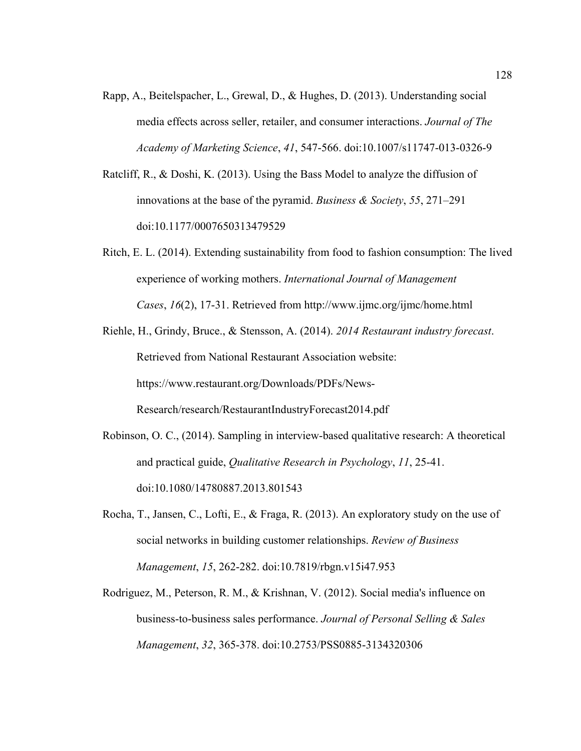Rapp, A., Beitelspacher, L., Grewal, D., & Hughes, D. (2013). Understanding social media effects across seller, retailer, and consumer interactions. *Journal of The Academy of Marketing Science*, *41*, 547-566. doi:10.1007/s11747-013-0326-9

Ratcliff, R., & Doshi, K. (2013). Using the Bass Model to analyze the diffusion of innovations at the base of the pyramid. *Business & Society*, *55*, 271–291 doi:10.1177/0007650313479529

Ritch, E. L. (2014). Extending sustainability from food to fashion consumption: The lived experience of working mothers. *International Journal of Management Cases*, *16*(2), 17-31. Retrieved from http://www.ijmc.org/ijmc/home.html

Riehle, H., Grindy, Bruce., & Stensson, A. (2014). *2014 Restaurant industry forecast*. Retrieved from National Restaurant Association website: https://www.restaurant.org/Downloads/PDFs/News-Research/research/RestaurantIndustryForecast2014.pdf

Robinson, O. C., (2014). Sampling in interview-based qualitative research: A theoretical and practical guide, *Qualitative Research in Psychology*, *11*, 25-41. doi:10.1080/14780887.2013.801543

Rocha, T., Jansen, C., Lofti, E., & Fraga, R. (2013). An exploratory study on the use of social networks in building customer relationships. *Review of Business Management*, *15*, 262-282. doi:10.7819/rbgn.v15i47.953

Rodriguez, M., Peterson, R. M., & Krishnan, V. (2012). Social media's influence on business-to-business sales performance. *Journal of Personal Selling & Sales Management*, *32*, 365-378. doi:10.2753/PSS0885-3134320306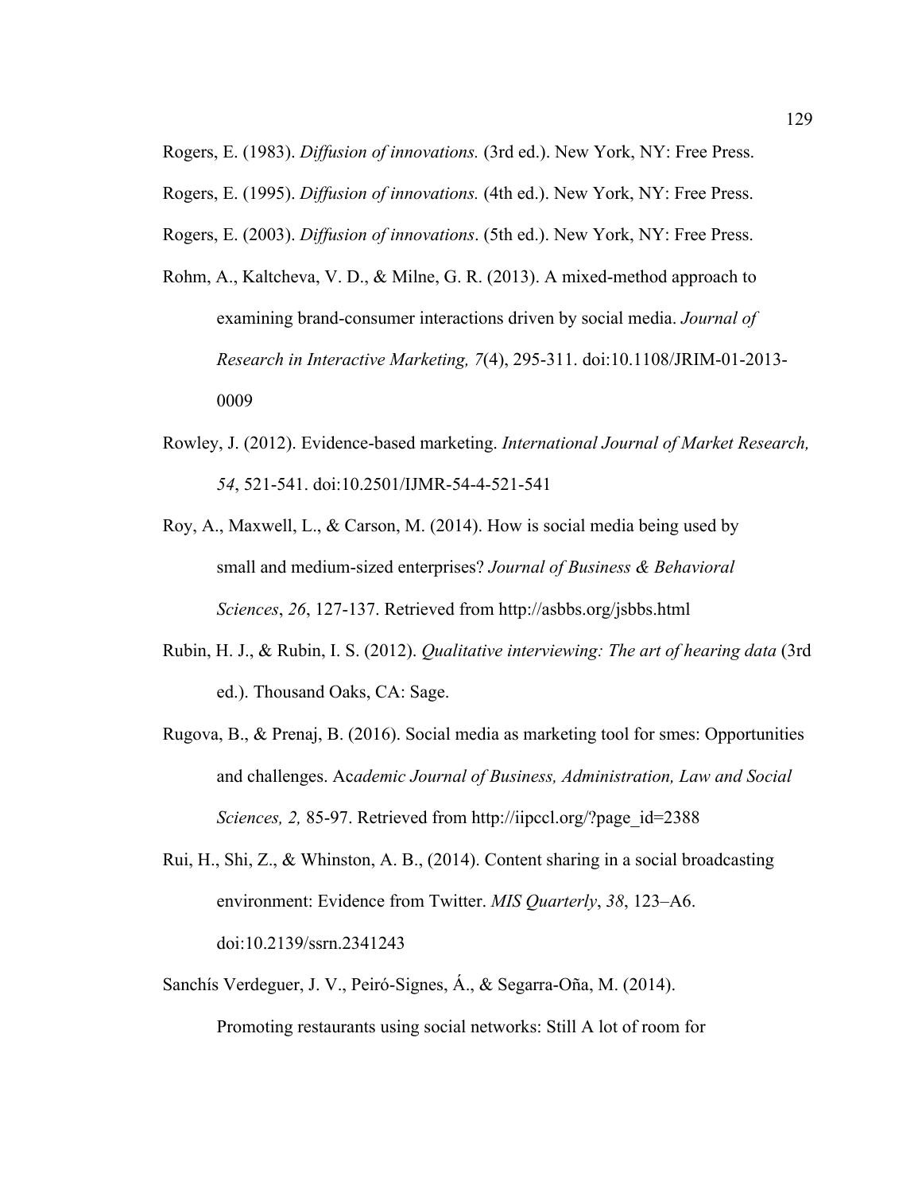Rogers, E. (1983). *Diffusion of innovations.* (3rd ed.). New York, NY: Free Press.

Rogers, E. (1995). *Diffusion of innovations.* (4th ed.). New York, NY: Free Press.

Rogers, E. (2003). *Diffusion of innovations*. (5th ed.). New York, NY: Free Press.

Rohm, A., Kaltcheva, V. D., & Milne, G. R. (2013). A mixed-method approach to examining brand-consumer interactions driven by social media. *Journal of Research in Interactive Marketing, 7*(4), 295-311. doi:10.1108/JRIM-01-2013-0009

Rowley, J. (2012). Evidence-based marketing. *International Journal of Market Research, 54*, 521-541. doi:10.2501/IJMR-54-4-521-541

Roy, A., Maxwell, L., & Carson, M. (2014). How is social media being used by small and medium-sized enterprises? *Journal of Business & Behavioral Sciences*, *26*, 127-137. Retrieved from http://asbbs.org/jsbbs.html

Rubin, H. J., & Rubin, I. S. (2012). *Qualitative interviewing: The art of hearing data* (3rd ed.). Thousand Oaks, CA: Sage.

Rugova, B., & Prenaj, B. (2016). Social media as marketing tool for smes: Opportunities and challenges. Ac*ademic Journal of Business, Administration, Law and Social Sciences, 2,* 85-97. Retrieved from http://iipccl.org/?page_id=2388

Rui, H., Shi, Z., & Whinston, A. B., (2014). Content sharing in a social broadcasting environment: Evidence from Twitter. *MIS Quarterly*, *38*, 123–A6. doi:10.2139/ssrn.2341243

Sanchís Verdeguer, J. V., Peiró-Signes, Á., & Segarra-Oña, M. (2014). Promoting restaurants using social networks: Still A lot of room for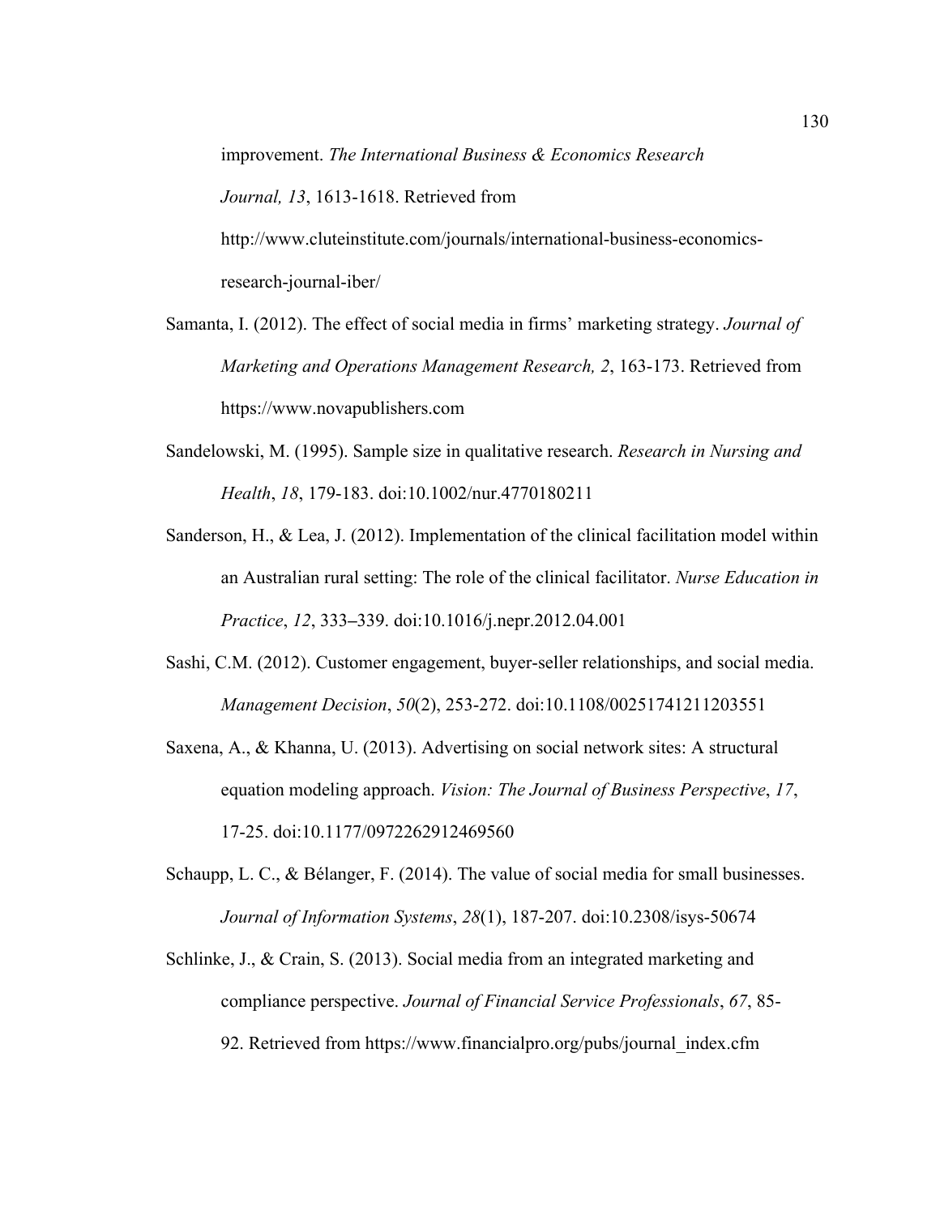improvement. *The International Business & Economics Research Journal, 13*, 1613-1618. Retrieved from http://www.cluteinstitute.com/journals/international-business-economics-research-journal-iber/

Samanta, I. (2012). The effect of social media in firms' marketing strategy. *Journal of Marketing and Operations Management Research, 2*, 163-173. Retrieved from https://www.novapublishers.com

Sandelowski, M. (1995). Sample size in qualitative research. *Research in Nursing and Health*, *18*, 179-183. doi:10.1002/nur.4770180211

Sanderson, H., & Lea, J. (2012). Implementation of the clinical facilitation model within an Australian rural setting: The role of the clinical facilitator. *Nurse Education in Practice*, *12*, 333–339. doi:10.1016/j.nepr.2012.04.001

Sashi, C.M. (2012). Customer engagement, buyer-seller relationships, and social media. *Management Decision*, *50*(2), 253-272. doi:10.1108/00251741211203551

Saxena, A., & Khanna, U. (2013). Advertising on social network sites: A structural equation modeling approach. *Vision: The Journal of Business Perspective*, *17*, 17-25. doi:10.1177/0972262912469560

Schaupp, L. C., & Bélanger, F. (2014). The value of social media for small businesses. *Journal of Information Systems*, *28*(1), 187-207. doi:10.2308/isys-50674

Schlinke, J., & Crain, S. (2013). Social media from an integrated marketing and compliance perspective. *Journal of Financial Service Professionals*, *67*, 85-92. Retrieved from https://www.financialpro.org/pubs/journal_index.cfm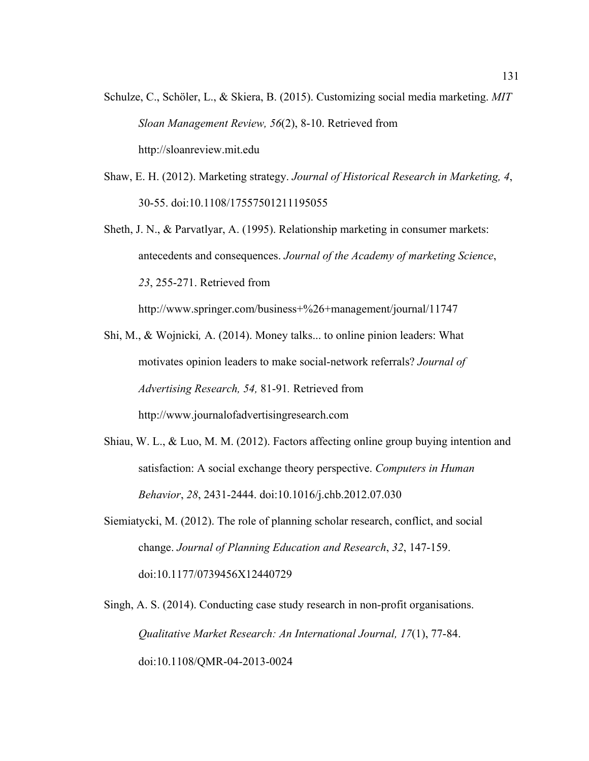Schulze, C., Schöler, L., & Skiera, B. (2015). Customizing social media marketing. *MIT Sloan Management Review, 56*(2), 8-10. Retrieved from http://sloanreview.mit.edu

Shaw, E. H. (2012). Marketing strategy. *Journal of Historical Research in Marketing, 4*, 30-55. doi:10.1108/17557501211195055

Sheth, J. N., & Parvatlyar, A. (1995). Relationship marketing in consumer markets: antecedents and consequences. *Journal of the Academy of marketing Science*, *23*, 255-271. Retrieved from http://www.springer.com/business+%26+management/journal/11747

Shi, M., & Wojnicki*,* A. (2014). Money talks... to online pinion leaders: What motivates opinion leaders to make social-network referrals? *Journal of Advertising Research, 54,* 81-91*.* Retrieved from http://www.journalofadvertisingresearch.com

Shiau, W. L., & Luo, M. M. (2012). Factors affecting online group buying intention and satisfaction: A social exchange theory perspective. *Computers in Human Behavior*, *28*, 2431-2444. doi:10.1016/j.chb.2012.07.030

Siemiatycki, M. (2012). The role of planning scholar research, conflict, and social change. *Journal of Planning Education and Research*, *32*, 147-159. doi:10.1177/0739456X12440729

Singh, A. S. (2014). Conducting case study research in non-profit organisations. *Qualitative Market Research: An International Journal, 17*(1), 77-84. doi:10.1108/QMR-04-2013-0024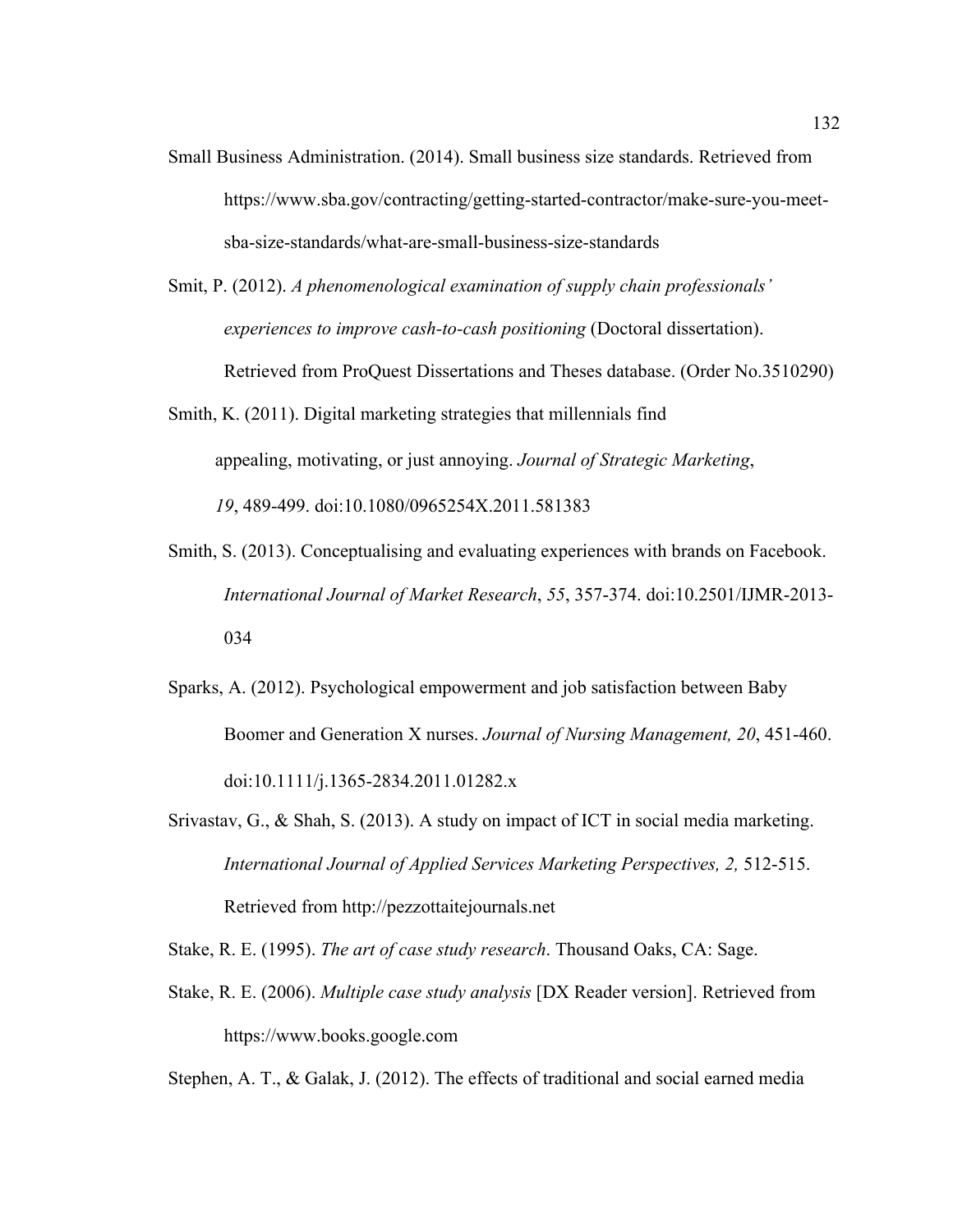Small Business Administration. (2014). Small business size standards. Retrieved from https://www.sba.gov/contracting/getting-started-contractor/make-sure-you-meet-sba-size-standards/what-are-small-business-size-standards

Smit, P. (2012). *A phenomenological examination of supply chain professionals' experiences to improve cash-to-cash positioning* (Doctoral dissertation). Retrieved from ProQuest Dissertations and Theses database. (Order No.3510290)

Smith, K. (2011). Digital marketing strategies that millennials find appealing, motivating, or just annoying. *Journal of Strategic Marketing*, *19*, 489-499. doi:10.1080/0965254X.2011.581383

Smith, S. (2013). Conceptualising and evaluating experiences with brands on Facebook. *International Journal of Market Research*, *55*, 357-374. doi:10.2501/IJMR-2013-034

Sparks, A. (2012). Psychological empowerment and job satisfaction between Baby Boomer and Generation X nurses. *Journal of Nursing Management, 20*, 451-460. doi:10.1111/j.1365-2834.2011.01282.x

Srivastav, G., & Shah, S. (2013). A study on impact of ICT in social media marketing. *International Journal of Applied Services Marketing Perspectives, 2,* 512-515. Retrieved from http://pezzottaitejournals.net

Stake, R. E. (1995). *The art of case study research*. Thousand Oaks, CA: Sage.

Stake, R. E. (2006). *Multiple case study analysis* [DX Reader version]. Retrieved from https://www.books.google.com

Stephen, A. T., & Galak, J. (2012). The effects of traditional and social earned media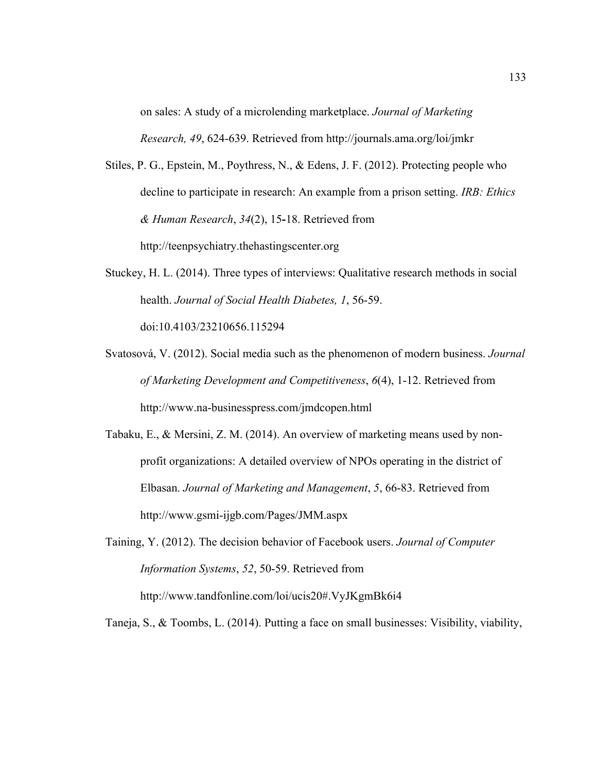on sales: A study of a microlending marketplace. *Journal of Marketing Research, 49*, 624-639. Retrieved from http://journals.ama.org/loi/jmkr

Stiles, P. G., Epstein, M., Poythress, N., & Edens, J. F. (2012). Protecting people who decline to participate in research: An example from a prison setting. *IRB: Ethics & Human Research*, *34*(2), 15-18. Retrieved from http://teenpsychiatry.thehastingscenter.org

Stuckey, H. L. (2014). Three types of interviews: Qualitative research methods in social health. *Journal of Social Health Diabetes, 1*, 56-59. doi:10.4103/23210656.115294

Svatosová, V. (2012). Social media such as the phenomenon of modern business. *Journal of Marketing Development and Competitiveness*, *6*(4), 1-12. Retrieved from http://www.na-businesspress.com/jmdcopen.html

Tabaku, E., & Mersini, Z. M. (2014). An overview of marketing means used by non-profit organizations: A detailed overview of NPOs operating in the district of Elbasan. *Journal of Marketing and Management*, *5*, 66-83. Retrieved from http://www.gsmi-ijgb.com/Pages/JMM.aspx

Taining, Y. (2012). The decision behavior of Facebook users. *Journal of Computer Information Systems*, *52*, 50-59. Retrieved from http://www.tandfonline.com/loi/ucis20#.VyJKgmBk6i4

Taneja, S., & Toombs, L. (2014). Putting a face on small businesses: Visibility, viability,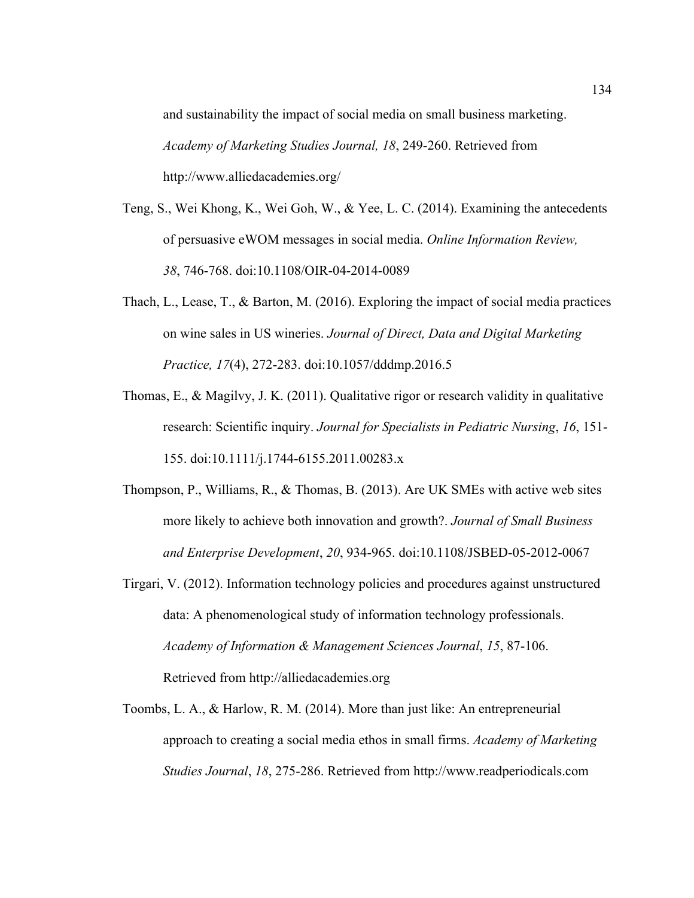and sustainability the impact of social media on small business marketing. *Academy of Marketing Studies Journal, 18*, 249-260. Retrieved from http://www.alliedacademies.org/

Teng, S., Wei Khong, K., Wei Goh, W., & Yee, L. C. (2014). Examining the antecedents of persuasive eWOM messages in social media. *Online Information Review, 38*, 746-768. doi:10.1108/OIR-04-2014-0089

Thach, L., Lease, T., & Barton, M. (2016). Exploring the impact of social media practices on wine sales in US wineries. *Journal of Direct, Data and Digital Marketing Practice, 17*(4), 272-283. doi:10.1057/dddmp.2016.5

Thomas, E., & Magilvy, J. K. (2011). Qualitative rigor or research validity in qualitative research: Scientific inquiry. *Journal for Specialists in Pediatric Nursing*, *16*, 151-155. doi:10.1111/j.1744-6155.2011.00283.x

Thompson, P., Williams, R., & Thomas, B. (2013). Are UK SMEs with active web sites more likely to achieve both innovation and growth?. *Journal of Small Business and Enterprise Development*, *20*, 934-965. doi:10.1108/JSBED-05-2012-0067

Tirgari, V. (2012). Information technology policies and procedures against unstructured data: A phenomenological study of information technology professionals. *Academy of Information & Management Sciences Journal*, *15*, 87-106. Retrieved from http://alliedacademies.org

Toombs, L. A., & Harlow, R. M. (2014). More than just like: An entrepreneurial approach to creating a social media ethos in small firms. *Academy of Marketing Studies Journal*, *18*, 275-286. Retrieved from http://www.readperiodicals.com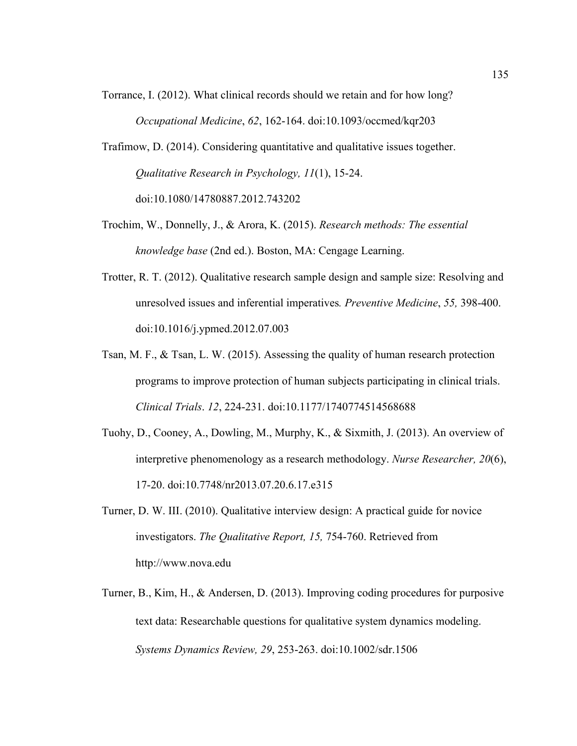Torrance, I. (2012). What clinical records should we retain and for how long? *Occupational Medicine*, *62*, 162-164. doi:10.1093/occmed/kqr203

Trafimow, D. (2014). Considering quantitative and qualitative issues together. *Qualitative Research in Psychology, 11*(1), 15-24. doi:10.1080/14780887.2012.743202

Trochim, W., Donnelly, J., & Arora, K. (2015). *Research methods: The essential knowledge base* (2nd ed.). Boston, MA: Cengage Learning.

Trotter, R. T. (2012). Qualitative research sample design and sample size: Resolving and unresolved issues and inferential imperatives*. Preventive Medicine*, *55,* 398-400. doi:10.1016/j.ypmed.2012.07.003

Tsan, M. F., & Tsan, L. W. (2015). Assessing the quality of human research protection programs to improve protection of human subjects participating in clinical trials. *Clinical Trials*. *12*, 224-231. doi:10.1177/1740774514568688

Tuohy, D., Cooney, A., Dowling, M., Murphy, K., & Sixmith, J. (2013). An overview of interpretive phenomenology as a research methodology. *Nurse Researcher, 20*(6), 17-20. doi:10.7748/nr2013.07.20.6.17.e315

Turner, D. W. III. (2010). Qualitative interview design: A practical guide for novice investigators. *The Qualitative Report, 15,* 754-760. Retrieved from http://www.nova.edu

Turner, B., Kim, H., & Andersen, D. (2013). Improving coding procedures for purposive text data: Researchable questions for qualitative system dynamics modeling. *Systems Dynamics Review, 29*, 253-263. doi:10.1002/sdr.1506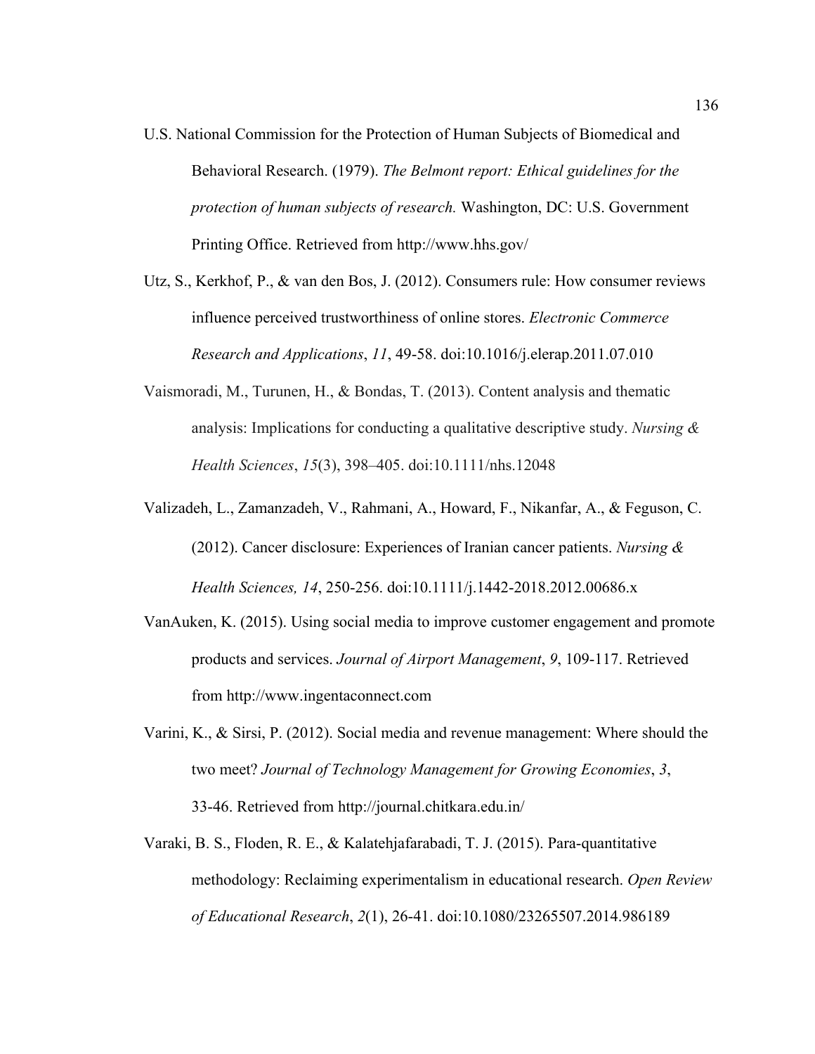U.S. National Commission for the Protection of Human Subjects of Biomedical and Behavioral Research. (1979). *The Belmont report: Ethical guidelines for the protection of human subjects of research.* Washington, DC: U.S. Government Printing Office. Retrieved from http://www.hhs.gov/

Utz, S., Kerkhof, P., & van den Bos, J. (2012). Consumers rule: How consumer reviews influence perceived trustworthiness of online stores. *Electronic Commerce Research and Applications*, *11*, 49-58. doi:10.1016/j.elerap.2011.07.010

Vaismoradi, M., Turunen, H., & Bondas, T. (2013). Content analysis and thematic analysis: Implications for conducting a qualitative descriptive study. *Nursing & Health Sciences*, *15*(3), 398–405. doi:10.1111/nhs.12048

Valizadeh, L., Zamanzadeh, V., Rahmani, A., Howard, F., Nikanfar, A., & Feguson, C. (2012). Cancer disclosure: Experiences of Iranian cancer patients. *Nursing & Health Sciences, 14*, 250-256. doi:10.1111/j.1442-2018.2012.00686.x

VanAuken, K. (2015). Using social media to improve customer engagement and promote products and services. *Journal of Airport Management*, *9*, 109-117. Retrieved from http://www.ingentaconnect.com

Varini, K., & Sirsi, P. (2012). Social media and revenue management: Where should the two meet? *Journal of Technology Management for Growing Economies*, *3*, 33-46. Retrieved from http://journal.chitkara.edu.in/

Varaki, B. S., Floden, R. E., & Kalatehjafarabadi, T. J. (2015). Para-quantitative methodology: Reclaiming experimentalism in educational research. *Open Review of Educational Research*, *2*(1), 26-41. doi:10.1080/23265507.2014.986189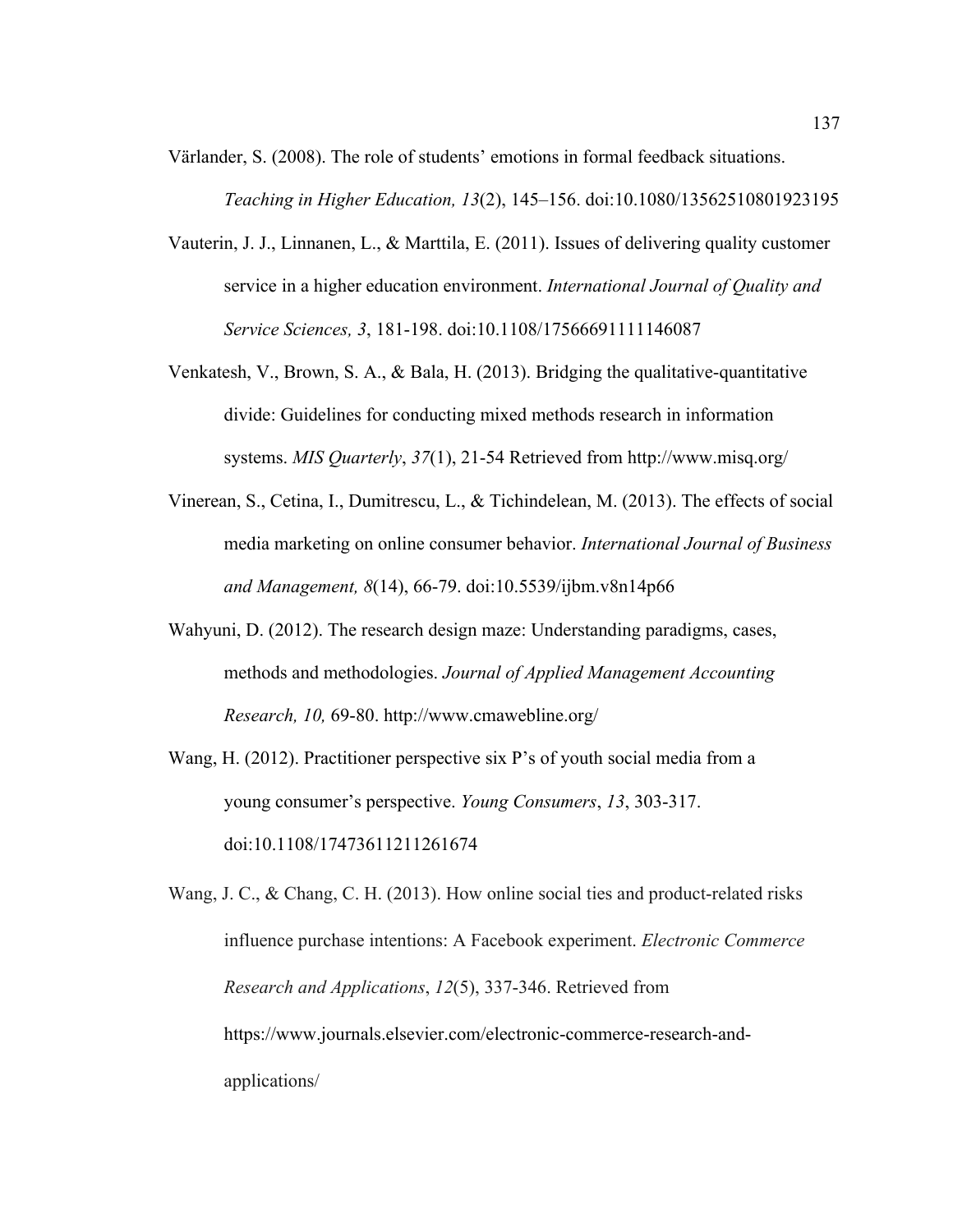Värlander, S. (2008). The role of students' emotions in formal feedback situations. *Teaching in Higher Education, 13*(2), 145–156. doi:10.1080/13562510801923195

Vauterin, J. J., Linnanen, L., & Marttila, E. (2011). Issues of delivering quality customer service in a higher education environment. *International Journal of Quality and Service Sciences, 3*, 181-198. doi:10.1108/17566691111146087

Venkatesh, V., Brown, S. A., & Bala, H. (2013). Bridging the qualitative-quantitative divide: Guidelines for conducting mixed methods research in information systems. *MIS Quarterly*, *37*(1), 21-54 Retrieved from http://www.misq.org/

Vinerean, S., Cetina, I., Dumitrescu, L., & Tichindelean, M. (2013). The effects of social media marketing on online consumer behavior. *International Journal of Business and Management, 8*(14), 66-79. doi:10.5539/ijbm.v8n14p66

Wahyuni, D. (2012). The research design maze: Understanding paradigms, cases, methods and methodologies. *Journal of Applied Management Accounting Research, 10,* 69-80. http://www.cmawebline.org/

Wang, H. (2012). Practitioner perspective six P's of youth social media from a young consumer's perspective. *Young Consumers*, *13*, 303-317. doi:10.1108/17473611211261674

Wang, J. C., & Chang, C. H. (2013). How online social ties and product-related risks influence purchase intentions: A Facebook experiment. *Electronic Commerce Research and Applications*, *12*(5), 337-346. Retrieved from https://www.journals.elsevier.com/electronic-commerce-research-and-applications/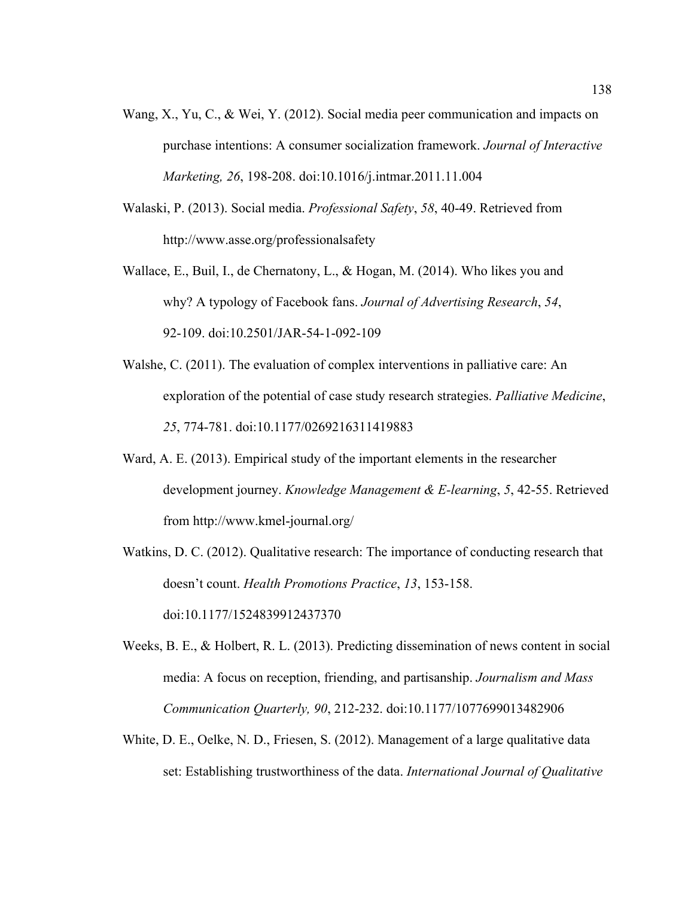Wang, X., Yu, C., & Wei, Y. (2012). Social media peer communication and impacts on purchase intentions: A consumer socialization framework. *Journal of Interactive Marketing, 26*, 198-208. doi:10.1016/j.intmar.2011.11.004

Walaski, P. (2013). Social media. *Professional Safety*, *58*, 40-49. Retrieved from http://www.asse.org/professionalsafety

Wallace, E., Buil, I., de Chernatony, L., & Hogan, M. (2014). Who likes you and why? A typology of Facebook fans. *Journal of Advertising Research*, *54*, 92-109. doi:10.2501/JAR-54-1-092-109

Walshe, C. (2011). The evaluation of complex interventions in palliative care: An exploration of the potential of case study research strategies. *Palliative Medicine*, *25*, 774-781. doi:10.1177/0269216311419883

Ward, A. E. (2013). Empirical study of the important elements in the researcher development journey. *Knowledge Management & E-learning*, *5*, 42-55. Retrieved from http://www.kmel-journal.org/

Watkins, D. C. (2012). Qualitative research: The importance of conducting research that doesn't count. *Health Promotions Practice*, *13*, 153-158. doi:10.1177/1524839912437370

Weeks, B. E., & Holbert, R. L. (2013). Predicting dissemination of news content in social media: A focus on reception, friending, and partisanship. *Journalism and Mass Communication Quarterly, 90*, 212-232. doi:10.1177/1077699013482906

White, D. E., Oelke, N. D., Friesen, S. (2012). Management of a large qualitative data set: Establishing trustworthiness of the data. *International Journal of Qualitative*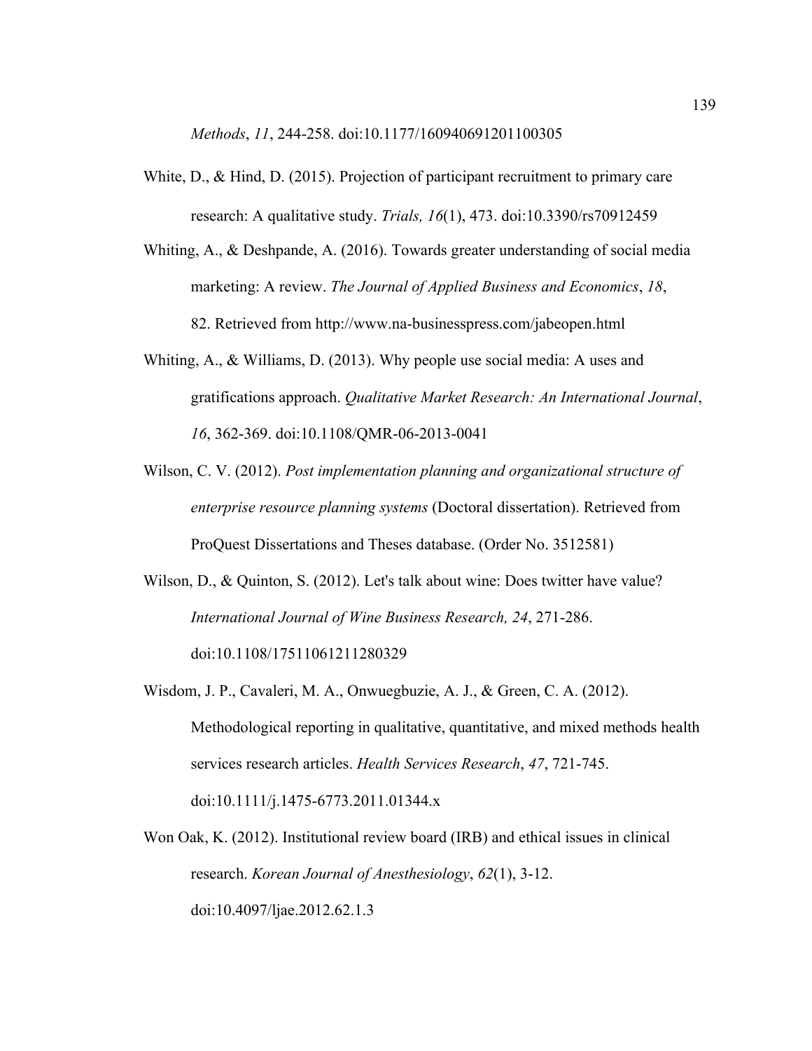*Methods*, *11*, 244-258. doi:10.1177/160940691201100305

White, D., & Hind, D. (2015). Projection of participant recruitment to primary care research: A qualitative study. *Trials, 16*(1), 473. doi:10.3390/rs70912459

Whiting, A., & Deshpande, A. (2016). Towards greater understanding of social media marketing: A review. *The Journal of Applied Business and Economics*, *18*, 82. Retrieved from http://www.na-businesspress.com/jabeopen.html

Whiting, A., & Williams, D. (2013). Why people use social media: A uses and gratifications approach. *Qualitative Market Research: An International Journal*, *16*, 362-369. doi:10.1108/QMR-06-2013-0041

Wilson, C. V. (2012). *Post implementation planning and organizational structure of enterprise resource planning systems* (Doctoral dissertation). Retrieved from ProQuest Dissertations and Theses database. (Order No. 3512581)

Wilson, D., & Quinton, S. (2012). Let's talk about wine: Does twitter have value? *International Journal of Wine Business Research, 24*, 271-286. doi:10.1108/17511061211280329

Wisdom, J. P., Cavaleri, M. A., Onwuegbuzie, A. J., & Green, C. A. (2012). Methodological reporting in qualitative, quantitative, and mixed methods health services research articles. *Health Services Research*, *47*, 721-745. doi:10.1111/j.1475-6773.2011.01344.x

Won Oak, K. (2012). Institutional review board (IRB) and ethical issues in clinical research. *Korean Journal of Anesthesiology*, *62*(1), 3-12. doi:10.4097/ljae.2012.62.1.3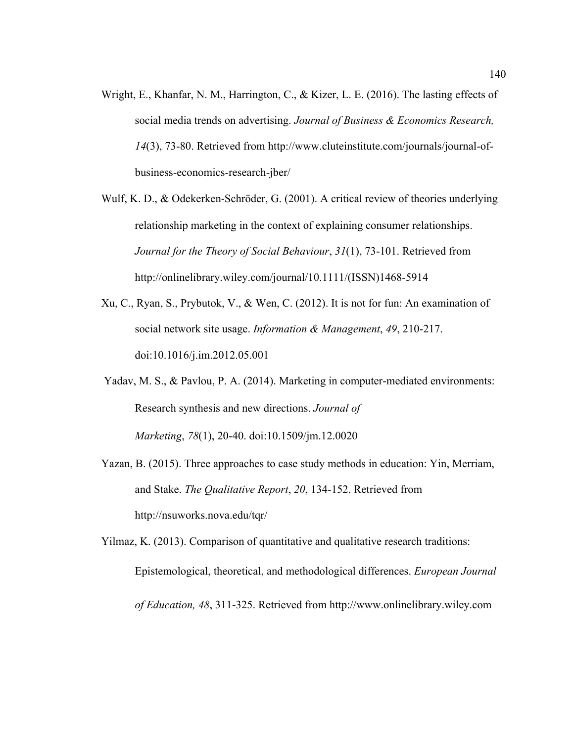Wright, E., Khanfar, N. M., Harrington, C., & Kizer, L. E. (2016). The lasting effects of social media trends on advertising. *Journal of Business & Economics Research, 14*(3), 73-80. Retrieved from http://www.cluteinstitute.com/journals/journal-of-business-economics-research-jber/

Wulf, K. D., & Odekerken-Schröder, G. (2001). A critical review of theories underlying relationship marketing in the context of explaining consumer relationships. *Journal for the Theory of Social Behaviour*, *31*(1), 73-101. Retrieved from http://onlinelibrary.wiley.com/journal/10.1111/(ISSN)1468-5914

Xu, C., Ryan, S., Prybutok, V., & Wen, C. (2012). It is not for fun: An examination of social network site usage. *Information & Management*, *49*, 210-217. doi:10.1016/j.im.2012.05.001

Yadav, M. S., & Pavlou, P. A. (2014). Marketing in computer-mediated environments: Research synthesis and new directions. *Journal of Marketing*, *78*(1), 20-40. doi:10.1509/jm.12.0020

Yazan, B. (2015). Three approaches to case study methods in education: Yin, Merriam, and Stake. *The Qualitative Report*, *20*, 134-152. Retrieved from http://nsuworks.nova.edu/tqr/

Yilmaz, K. (2013). Comparison of quantitative and qualitative research traditions: Epistemological, theoretical, and methodological differences. *European Journal of Education, 48*, 311-325. Retrieved from http://www.onlinelibrary.wiley.com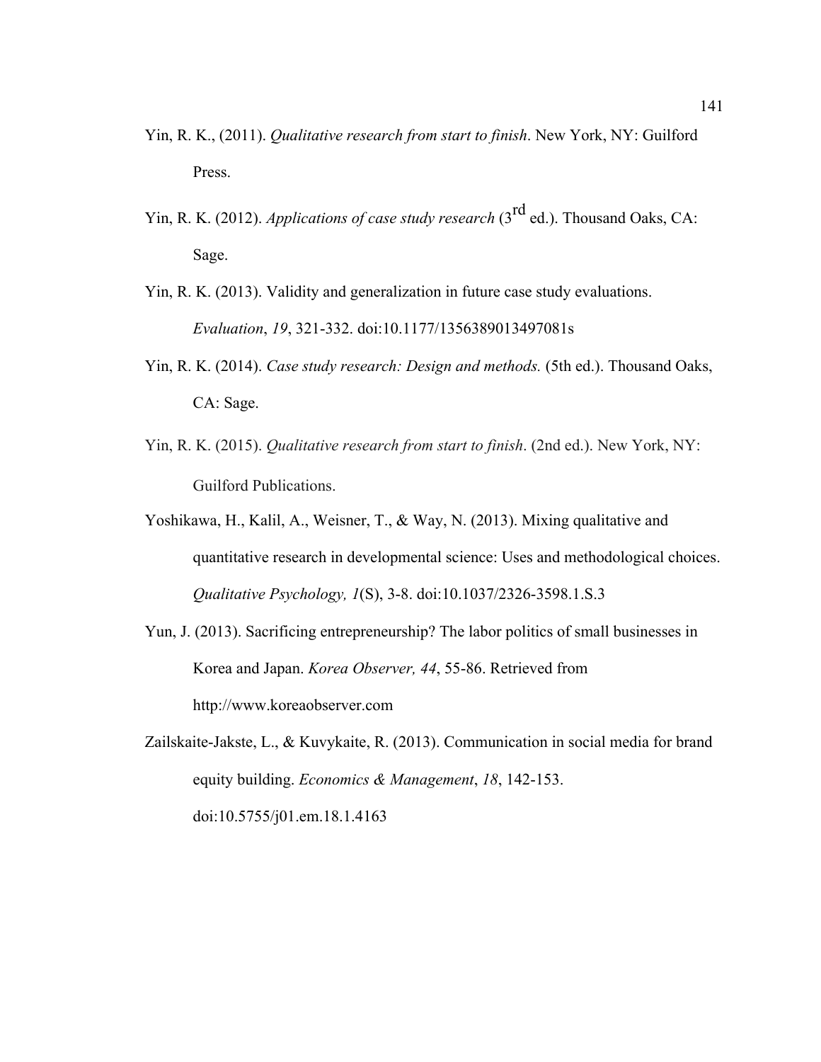Yin, R. K., (2011). *Qualitative research from start to finish*. New York, NY: Guilford Press.

Yin, R. K. (2012). *Applications of case study research* (3rd ed.). Thousand Oaks, CA: Sage.

Yin, R. K. (2013). Validity and generalization in future case study evaluations. *Evaluation*, *19*, 321-332. doi:10.1177/1356389013497081s

Yin, R. K. (2014). *Case study research: Design and methods.* (5th ed.). Thousand Oaks, CA: Sage.

Yin, R. K. (2015). *Qualitative research from start to finish*. (2nd ed.). New York, NY: Guilford Publications.

Yoshikawa, H., Kalil, A., Weisner, T., & Way, N. (2013). Mixing qualitative and quantitative research in developmental science: Uses and methodological choices. *Qualitative Psychology, 1*(S), 3-8. doi:10.1037/2326-3598.1.S.3

Yun, J. (2013). Sacrificing entrepreneurship? The labor politics of small businesses in Korea and Japan. *Korea Observer, 44*, 55-86. Retrieved from http://www.koreaobserver.com

Zailskaite-Jakste, L., & Kuvykaite, R. (2013). Communication in social media for brand equity building. *Economics & Management*, *18*, 142-153. doi:10.5755/j01.em.18.1.4163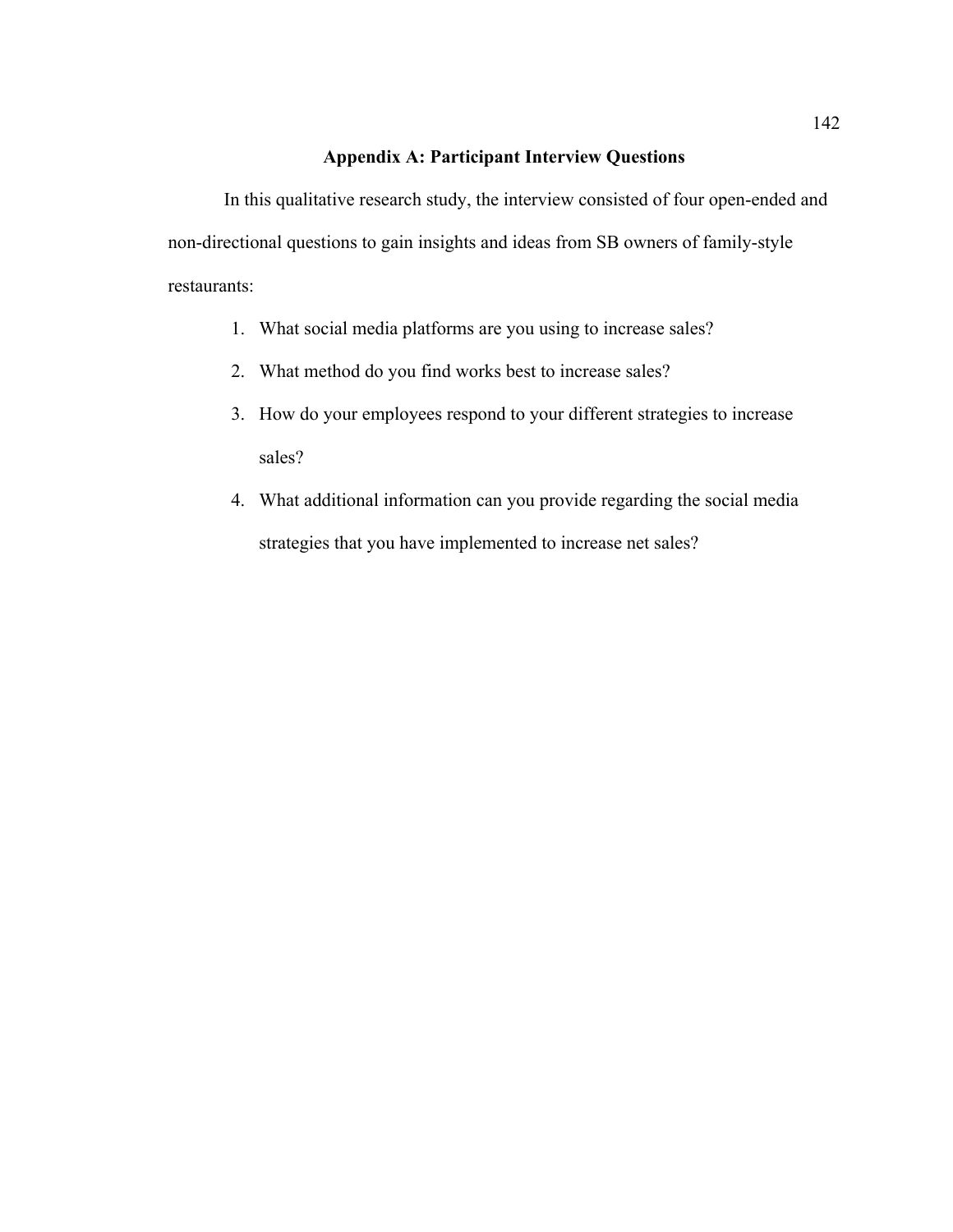# Appendix A: Participant Interview Questions

In this qualitative research study, the interview consisted of four open-ended and non-directional questions to gain insights and ideas from SB owners of family-style restaurants:

1. What social media platforms are you using to increase sales?
2. What method do you find works best to increase sales?
3. How do your employees respond to your different strategies to increase sales?
4. What additional information can you provide regarding the social media strategies that you have implemented to increase net sales?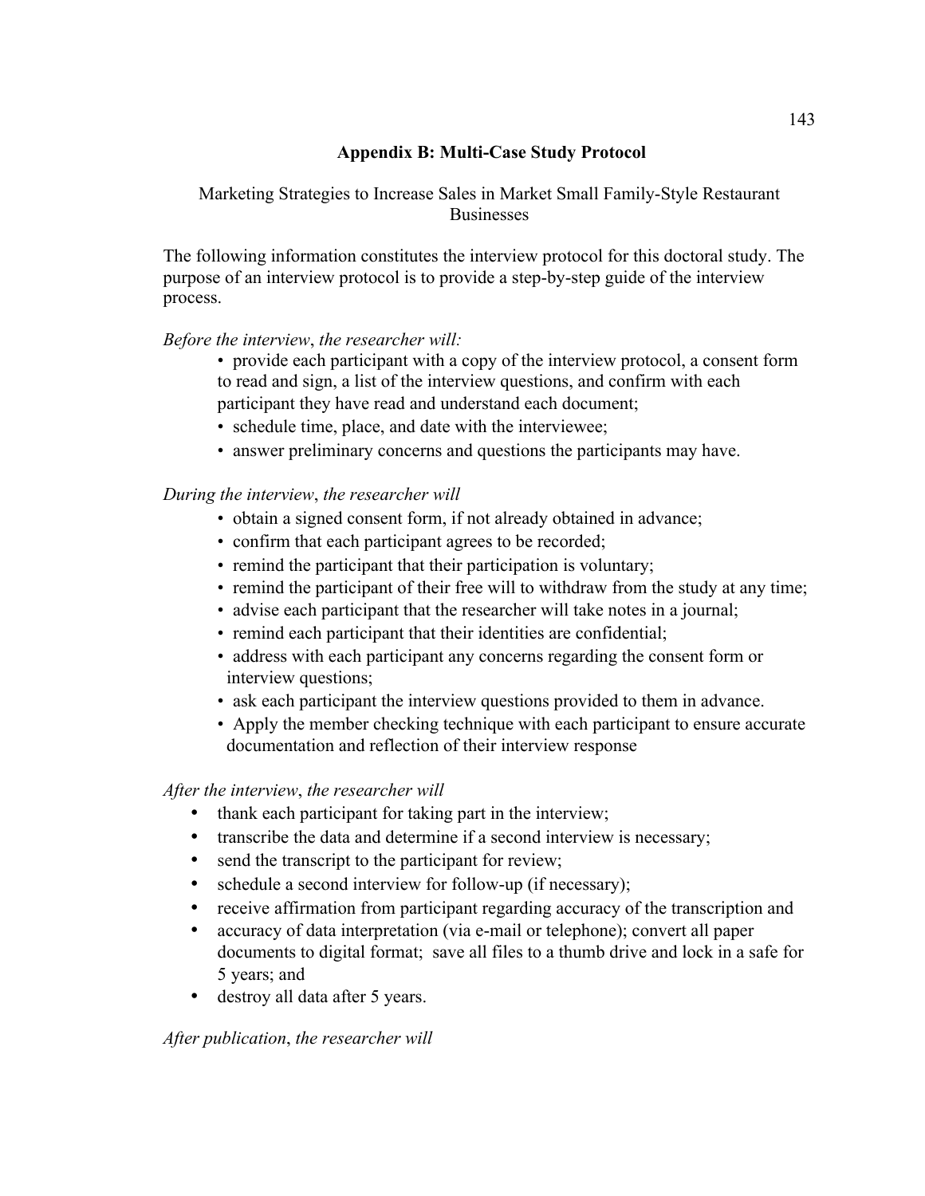## Appendix B: Multi-Case Study Protocol

Marketing Strategies to Increase Sales in Market Small Family-Style Restaurant Businesses

The following information constitutes the interview protocol for this doctoral study. The purpose of an interview protocol is to provide a step-by-step guide of the interview process.

*Before the interview*, *the researcher will:*

- provide each participant with a copy of the interview protocol, a consent form to read and sign, a list of the interview questions, and confirm with each participant they have read and understand each document;
- schedule time, place, and date with the interviewee;
- answer preliminary concerns and questions the participants may have.

*During the interview*, *the researcher will*

- obtain a signed consent form, if not already obtained in advance;
- confirm that each participant agrees to be recorded;
- remind the participant that their participation is voluntary;
- remind the participant of their free will to withdraw from the study at any time;
- advise each participant that the researcher will take notes in a journal;
- remind each participant that their identities are confidential;
- address with each participant any concerns regarding the consent form or interview questions;
- ask each participant the interview questions provided to them in advance.
- Apply the member checking technique with each participant to ensure accurate documentation and reflection of their interview response

*After the interview*, *the researcher will*

- thank each participant for taking part in the interview;
- transcribe the data and determine if a second interview is necessary;
- send the transcript to the participant for review;
- schedule a second interview for follow-up (if necessary);
- receive affirmation from participant regarding accuracy of the transcription and
- accuracy of data interpretation (via e-mail or telephone); convert all paper documents to digital format; save all files to a thumb drive and lock in a safe for 5 years; and
- destroy all data after 5 years.

*After publication*, *the researcher will*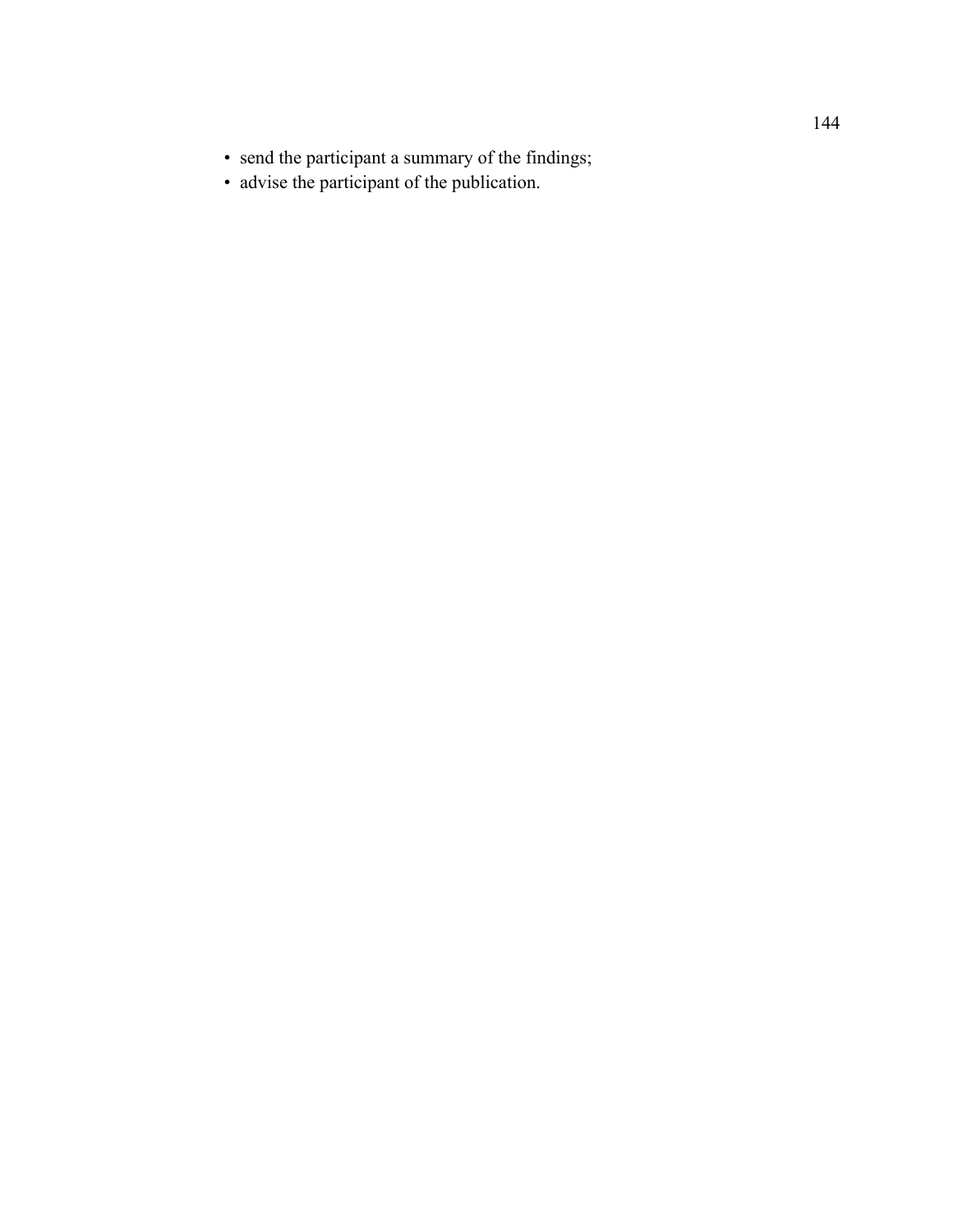- send the participant a summary of the findings;
- advise the participant of the publication.